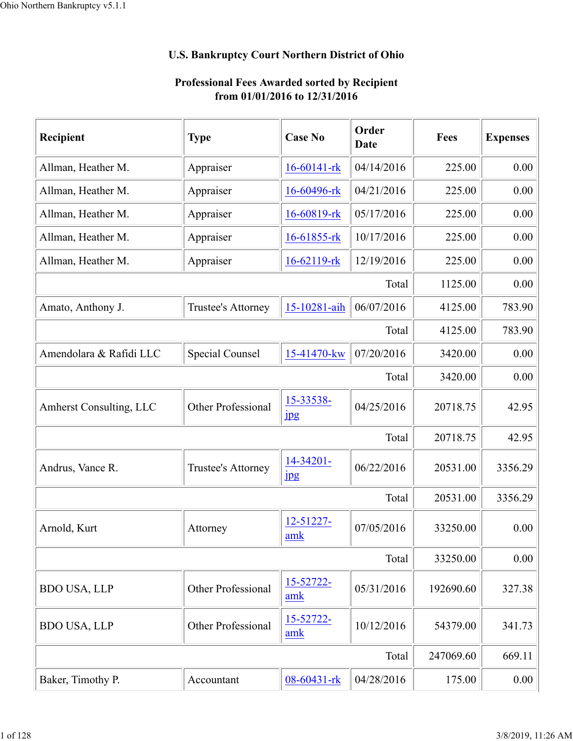## U.S. Bankruptcy Court Northern District of Ohio

### Professional Fees Awarded sorted by Recipient
### from 01/01/2016 to 12/31/2016

| Recipient | Type | Case No | Order Date | Fees | Expenses |
|---|---|---|---|---|---|
| Allman, Heather M. | Appraiser | 16-60141-rk | 04/14/2016 | 225.00 | 0.00 |
| Allman, Heather M. | Appraiser | 16-60496-rk | 04/21/2016 | 225.00 | 0.00 |
| Allman, Heather M. | Appraiser | 16-60819-rk | 05/17/2016 | 225.00 | 0.00 |
| Allman, Heather M. | Appraiser | 16-61855-rk | 10/17/2016 | 225.00 | 0.00 |
| Allman, Heather M. | Appraiser | 16-62119-rk | 12/19/2016 | 225.00 | 0.00 |
| | | | Total | 1125.00 | 0.00 |
| Amato, Anthony J. | Trustee's Attorney | 15-10281-aih | 06/07/2016 | 4125.00 | 783.90 |
| | | | Total | 4125.00 | 783.90 |
| Amendolara & Rafidi LLC | Special Counsel | 15-41470-kw | 07/20/2016 | 3420.00 | 0.00 |
| | | | Total | 3420.00 | 0.00 |
| Amherst Consulting, LLC | Other Professional | 15-33538-jpg | 04/25/2016 | 20718.75 | 42.95 |
| | | | Total | 20718.75 | 42.95 |
| Andrus, Vance R. | Trustee's Attorney | 14-34201-jpg | 06/22/2016 | 20531.00 | 3356.29 |
| | | | Total | 20531.00 | 3356.29 |
| Arnold, Kurt | Attorney | 12-51227-amk | 07/05/2016 | 33250.00 | 0.00 |
| | | | Total | 33250.00 | 0.00 |
| BDO USA, LLP | Other Professional | 15-52722-amk | 05/31/2016 | 192690.60 | 327.38 |
| BDO USA, LLP | Other Professional | 15-52722-amk | 10/12/2016 | 54379.00 | 341.73 |
| | | | Total | 247069.60 | 669.11 |
| Baker, Timothy P. | Accountant | 08-60431-rk | 04/28/2016 | 175.00 | 0.00 |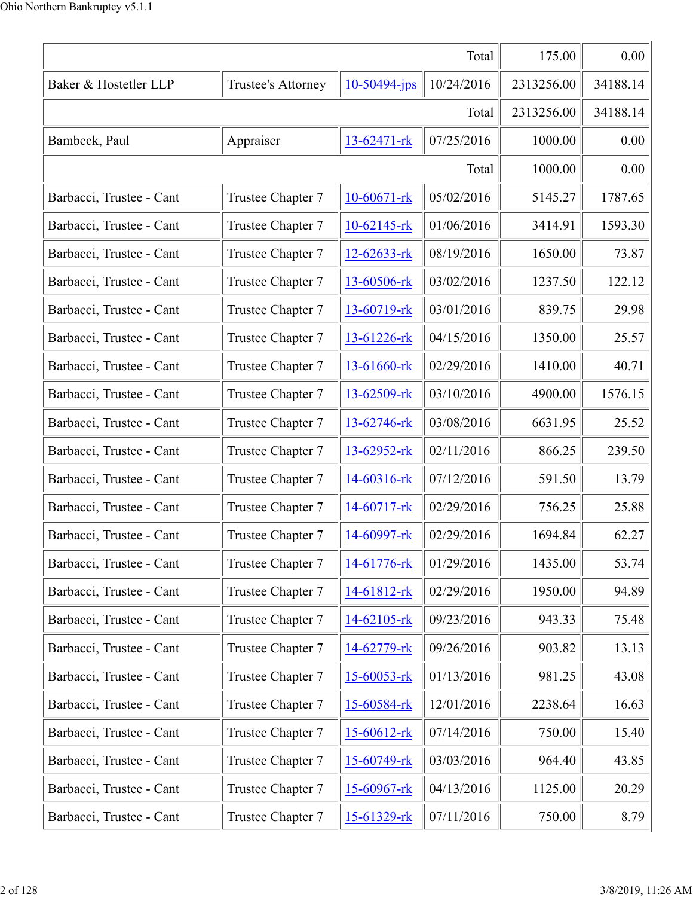| | | | Total | 175.00 | 0.00 |
|---|---|---|---|---|---|
| Baker & Hostetler LLP | Trustee's Attorney | 10-50494-jps | 10/24/2016 | 2313256.00 | 34188.14 |
| | | | Total | 2313256.00 | 34188.14 |
| Bambeck, Paul | Appraiser | 13-62471-rk | 07/25/2016 | 1000.00 | 0.00 |
| | | | Total | 1000.00 | 0.00 |
| Barbacci, Trustee - Cant | Trustee Chapter 7 | 10-60671-rk | 05/02/2016 | 5145.27 | 1787.65 |
| Barbacci, Trustee - Cant | Trustee Chapter 7 | 10-62145-rk | 01/06/2016 | 3414.91 | 1593.30 |
| Barbacci, Trustee - Cant | Trustee Chapter 7 | 12-62633-rk | 08/19/2016 | 1650.00 | 73.87 |
| Barbacci, Trustee - Cant | Trustee Chapter 7 | 13-60506-rk | 03/02/2016 | 1237.50 | 122.12 |
| Barbacci, Trustee - Cant | Trustee Chapter 7 | 13-60719-rk | 03/01/2016 | 839.75 | 29.98 |
| Barbacci, Trustee - Cant | Trustee Chapter 7 | 13-61226-rk | 04/15/2016 | 1350.00 | 25.57 |
| Barbacci, Trustee - Cant | Trustee Chapter 7 | 13-61660-rk | 02/29/2016 | 1410.00 | 40.71 |
| Barbacci, Trustee - Cant | Trustee Chapter 7 | 13-62509-rk | 03/10/2016 | 4900.00 | 1576.15 |
| Barbacci, Trustee - Cant | Trustee Chapter 7 | 13-62746-rk | 03/08/2016 | 6631.95 | 25.52 |
| Barbacci, Trustee - Cant | Trustee Chapter 7 | 13-62952-rk | 02/11/2016 | 866.25 | 239.50 |
| Barbacci, Trustee - Cant | Trustee Chapter 7 | 14-60316-rk | 07/12/2016 | 591.50 | 13.79 |
| Barbacci, Trustee - Cant | Trustee Chapter 7 | 14-60717-rk | 02/29/2016 | 756.25 | 25.88 |
| Barbacci, Trustee - Cant | Trustee Chapter 7 | 14-60997-rk | 02/29/2016 | 1694.84 | 62.27 |
| Barbacci, Trustee - Cant | Trustee Chapter 7 | 14-61776-rk | 01/29/2016 | 1435.00 | 53.74 |
| Barbacci, Trustee - Cant | Trustee Chapter 7 | 14-61812-rk | 02/29/2016 | 1950.00 | 94.89 |
| Barbacci, Trustee - Cant | Trustee Chapter 7 | 14-62105-rk | 09/23/2016 | 943.33 | 75.48 |
| Barbacci, Trustee - Cant | Trustee Chapter 7 | 14-62779-rk | 09/26/2016 | 903.82 | 13.13 |
| Barbacci, Trustee - Cant | Trustee Chapter 7 | 15-60053-rk | 01/13/2016 | 981.25 | 43.08 |
| Barbacci, Trustee - Cant | Trustee Chapter 7 | 15-60584-rk | 12/01/2016 | 2238.64 | 16.63 |
| Barbacci, Trustee - Cant | Trustee Chapter 7 | 15-60612-rk | 07/14/2016 | 750.00 | 15.40 |
| Barbacci, Trustee - Cant | Trustee Chapter 7 | 15-60749-rk | 03/03/2016 | 964.40 | 43.85 |
| Barbacci, Trustee - Cant | Trustee Chapter 7 | 15-60967-rk | 04/13/2016 | 1125.00 | 20.29 |
| Barbacci, Trustee - Cant | Trustee Chapter 7 | 15-61329-rk | 07/11/2016 | 750.00 | 8.79 |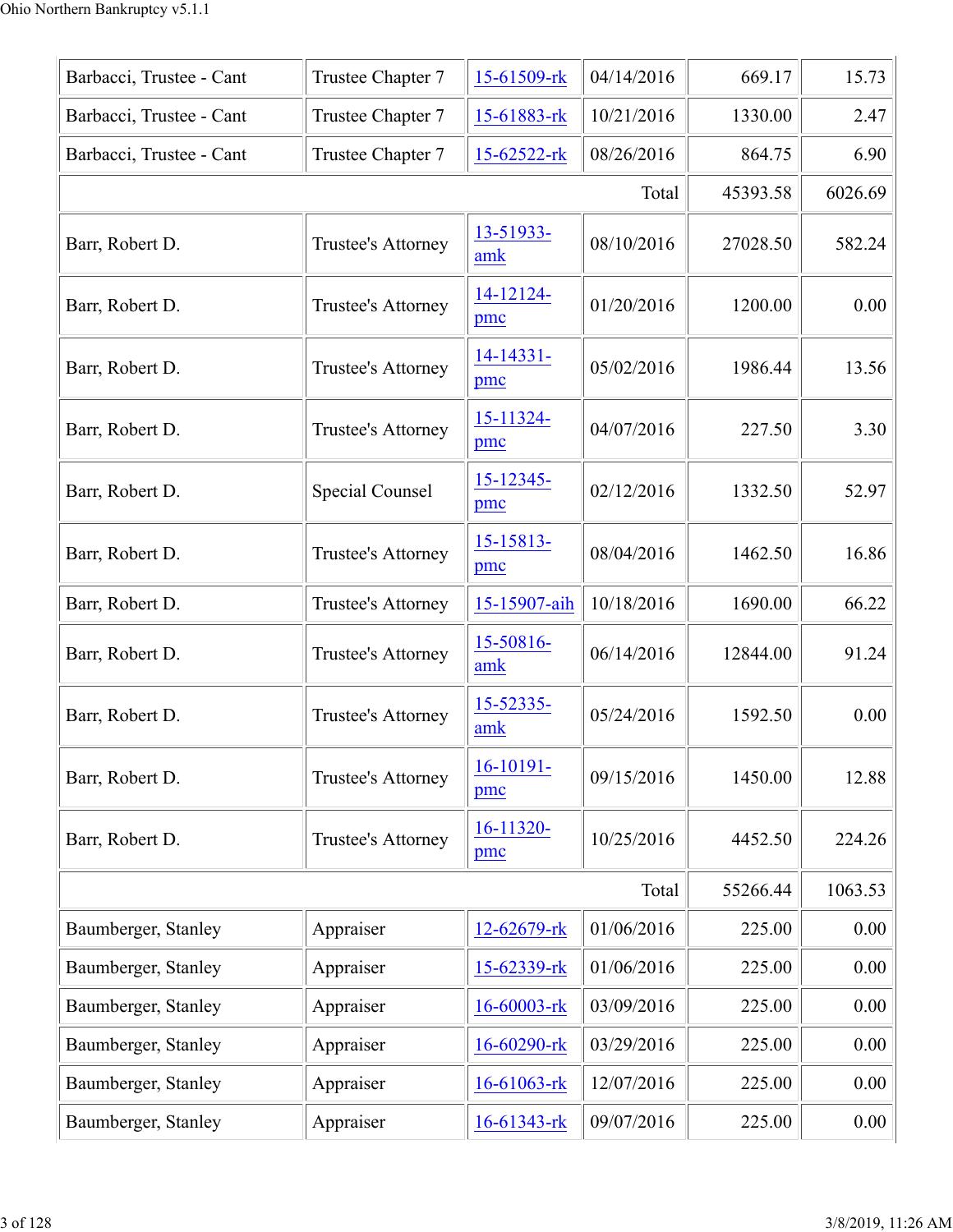| | | | | | |
|---|---|---|---|---|---|
| Barbacci, Trustee - Cant | Trustee Chapter 7 | 15-61509-rk | 04/14/2016 | 669.17 | 15.73 |
| Barbacci, Trustee - Cant | Trustee Chapter 7 | 15-61883-rk | 10/21/2016 | 1330.00 | 2.47 |
| Barbacci, Trustee - Cant | Trustee Chapter 7 | 15-62522-rk | 08/26/2016 | 864.75 | 6.90 |
| | | | Total | 45393.58 | 6026.69 |
| Barr, Robert D. | Trustee's Attorney | 13-51933-amk | 08/10/2016 | 27028.50 | 582.24 |
| Barr, Robert D. | Trustee's Attorney | 14-12124-pmc | 01/20/2016 | 1200.00 | 0.00 |
| Barr, Robert D. | Trustee's Attorney | 14-14331-pmc | 05/02/2016 | 1986.44 | 13.56 |
| Barr, Robert D. | Trustee's Attorney | 15-11324-pmc | 04/07/2016 | 227.50 | 3.30 |
| Barr, Robert D. | Special Counsel | 15-12345-pmc | 02/12/2016 | 1332.50 | 52.97 |
| Barr, Robert D. | Trustee's Attorney | 15-15813-pmc | 08/04/2016 | 1462.50 | 16.86 |
| Barr, Robert D. | Trustee's Attorney | 15-15907-aih | 10/18/2016 | 1690.00 | 66.22 |
| Barr, Robert D. | Trustee's Attorney | 15-50816-amk | 06/14/2016 | 12844.00 | 91.24 |
| Barr, Robert D. | Trustee's Attorney | 15-52335-amk | 05/24/2016 | 1592.50 | 0.00 |
| Barr, Robert D. | Trustee's Attorney | 16-10191-pmc | 09/15/2016 | 1450.00 | 12.88 |
| Barr, Robert D. | Trustee's Attorney | 16-11320-pmc | 10/25/2016 | 4452.50 | 224.26 |
| | | | Total | 55266.44 | 1063.53 |
| Baumberger, Stanley | Appraiser | 12-62679-rk | 01/06/2016 | 225.00 | 0.00 |
| Baumberger, Stanley | Appraiser | 15-62339-rk | 01/06/2016 | 225.00 | 0.00 |
| Baumberger, Stanley | Appraiser | 16-60003-rk | 03/09/2016 | 225.00 | 0.00 |
| Baumberger, Stanley | Appraiser | 16-60290-rk | 03/29/2016 | 225.00 | 0.00 |
| Baumberger, Stanley | Appraiser | 16-61063-rk | 12/07/2016 | 225.00 | 0.00 |
| Baumberger, Stanley | Appraiser | 16-61343-rk | 09/07/2016 | 225.00 | 0.00 |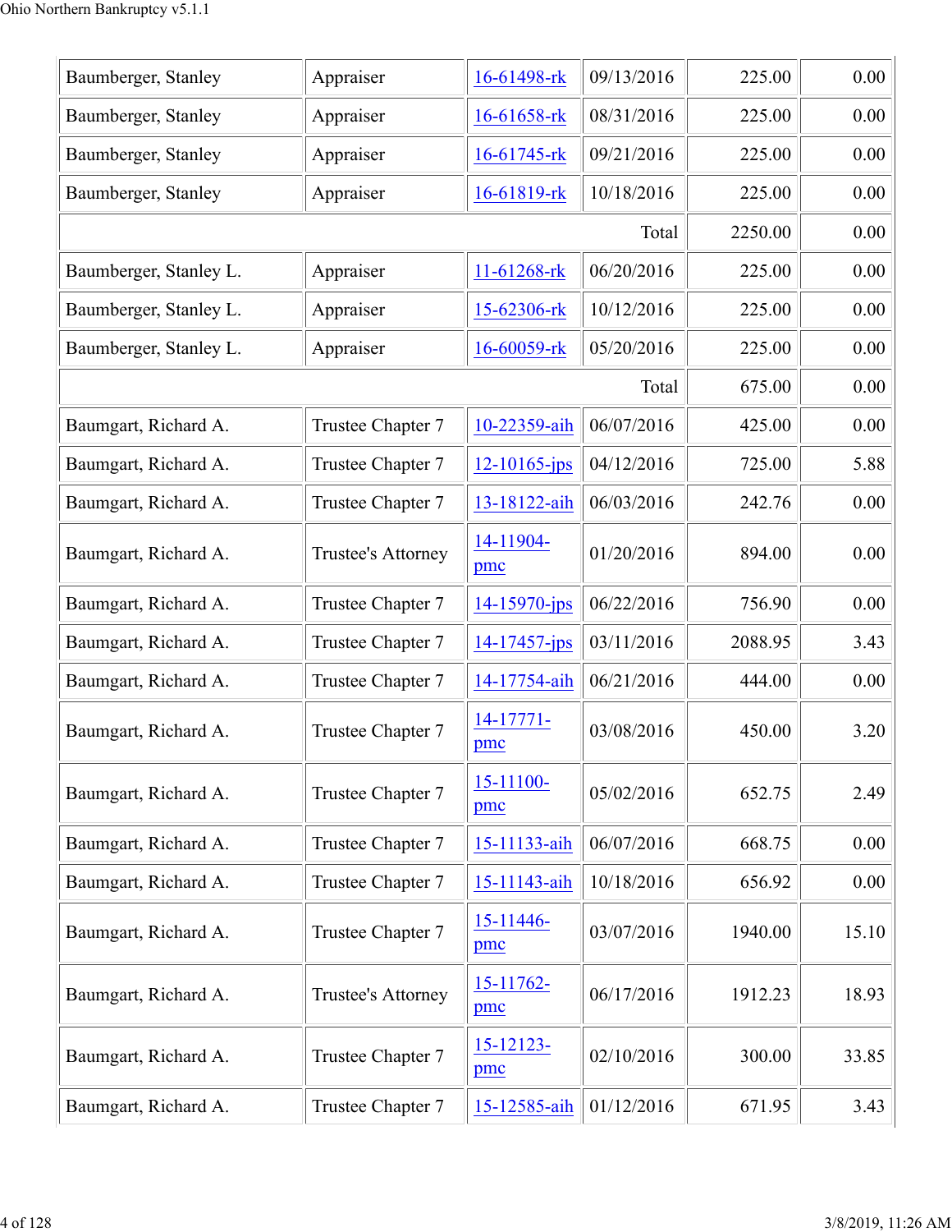| | | | | | |
|---|---|---|---|---|---|
| Baumberger, Stanley | Appraiser | 16-61498-rk | 09/13/2016 | 225.00 | 0.00 |
| Baumberger, Stanley | Appraiser | 16-61658-rk | 08/31/2016 | 225.00 | 0.00 |
| Baumberger, Stanley | Appraiser | 16-61745-rk | 09/21/2016 | 225.00 | 0.00 |
| Baumberger, Stanley | Appraiser | 16-61819-rk | 10/18/2016 | 225.00 | 0.00 |
| | | | Total | 2250.00 | 0.00 |
| Baumberger, Stanley L. | Appraiser | 11-61268-rk | 06/20/2016 | 225.00 | 0.00 |
| Baumberger, Stanley L. | Appraiser | 15-62306-rk | 10/12/2016 | 225.00 | 0.00 |
| Baumberger, Stanley L. | Appraiser | 16-60059-rk | 05/20/2016 | 225.00 | 0.00 |
| | | | Total | 675.00 | 0.00 |
| Baumgart, Richard A. | Trustee Chapter 7 | 10-22359-aih | 06/07/2016 | 425.00 | 0.00 |
| Baumgart, Richard A. | Trustee Chapter 7 | 12-10165-jps | 04/12/2016 | 725.00 | 5.88 |
| Baumgart, Richard A. | Trustee Chapter 7 | 13-18122-aih | 06/03/2016 | 242.76 | 0.00 |
| Baumgart, Richard A. | Trustee's Attorney | 14-11904-pmc | 01/20/2016 | 894.00 | 0.00 |
| Baumgart, Richard A. | Trustee Chapter 7 | 14-15970-jps | 06/22/2016 | 756.90 | 0.00 |
| Baumgart, Richard A. | Trustee Chapter 7 | 14-17457-jps | 03/11/2016 | 2088.95 | 3.43 |
| Baumgart, Richard A. | Trustee Chapter 7 | 14-17754-aih | 06/21/2016 | 444.00 | 0.00 |
| Baumgart, Richard A. | Trustee Chapter 7 | 14-17771-pmc | 03/08/2016 | 450.00 | 3.20 |
| Baumgart, Richard A. | Trustee Chapter 7 | 15-11100-pmc | 05/02/2016 | 652.75 | 2.49 |
| Baumgart, Richard A. | Trustee Chapter 7 | 15-11133-aih | 06/07/2016 | 668.75 | 0.00 |
| Baumgart, Richard A. | Trustee Chapter 7 | 15-11143-aih | 10/18/2016 | 656.92 | 0.00 |
| Baumgart, Richard A. | Trustee Chapter 7 | 15-11446-pmc | 03/07/2016 | 1940.00 | 15.10 |
| Baumgart, Richard A. | Trustee's Attorney | 15-11762-pmc | 06/17/2016 | 1912.23 | 18.93 |
| Baumgart, Richard A. | Trustee Chapter 7 | 15-12123-pmc | 02/10/2016 | 300.00 | 33.85 |
| Baumgart, Richard A. | Trustee Chapter 7 | 15-12585-aih | 01/12/2016 | 671.95 | 3.43 |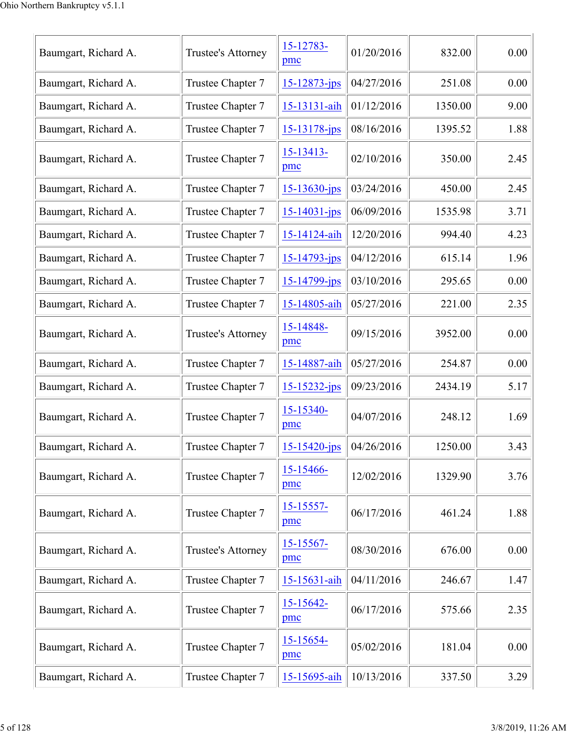| | | | | | |
|---|---|---|---|---|---|
| Baumgart, Richard A. | Trustee's Attorney | 15-12783-pmc | 01/20/2016 | 832.00 | 0.00 |
| Baumgart, Richard A. | Trustee Chapter 7 | 15-12873-jps | 04/27/2016 | 251.08 | 0.00 |
| Baumgart, Richard A. | Trustee Chapter 7 | 15-13131-aih | 01/12/2016 | 1350.00 | 9.00 |
| Baumgart, Richard A. | Trustee Chapter 7 | 15-13178-jps | 08/16/2016 | 1395.52 | 1.88 |
| Baumgart, Richard A. | Trustee Chapter 7 | 15-13413-pmc | 02/10/2016 | 350.00 | 2.45 |
| Baumgart, Richard A. | Trustee Chapter 7 | 15-13630-jps | 03/24/2016 | 450.00 | 2.45 |
| Baumgart, Richard A. | Trustee Chapter 7 | 15-14031-jps | 06/09/2016 | 1535.98 | 3.71 |
| Baumgart, Richard A. | Trustee Chapter 7 | 15-14124-aih | 12/20/2016 | 994.40 | 4.23 |
| Baumgart, Richard A. | Trustee Chapter 7 | 15-14793-jps | 04/12/2016 | 615.14 | 1.96 |
| Baumgart, Richard A. | Trustee Chapter 7 | 15-14799-jps | 03/10/2016 | 295.65 | 0.00 |
| Baumgart, Richard A. | Trustee Chapter 7 | 15-14805-aih | 05/27/2016 | 221.00 | 2.35 |
| Baumgart, Richard A. | Trustee's Attorney | 15-14848-pmc | 09/15/2016 | 3952.00 | 0.00 |
| Baumgart, Richard A. | Trustee Chapter 7 | 15-14887-aih | 05/27/2016 | 254.87 | 0.00 |
| Baumgart, Richard A. | Trustee Chapter 7 | 15-15232-jps | 09/23/2016 | 2434.19 | 5.17 |
| Baumgart, Richard A. | Trustee Chapter 7 | 15-15340-pmc | 04/07/2016 | 248.12 | 1.69 |
| Baumgart, Richard A. | Trustee Chapter 7 | 15-15420-jps | 04/26/2016 | 1250.00 | 3.43 |
| Baumgart, Richard A. | Trustee Chapter 7 | 15-15466-pmc | 12/02/2016 | 1329.90 | 3.76 |
| Baumgart, Richard A. | Trustee Chapter 7 | 15-15557-pmc | 06/17/2016 | 461.24 | 1.88 |
| Baumgart, Richard A. | Trustee's Attorney | 15-15567-pmc | 08/30/2016 | 676.00 | 0.00 |
| Baumgart, Richard A. | Trustee Chapter 7 | 15-15631-aih | 04/11/2016 | 246.67 | 1.47 |
| Baumgart, Richard A. | Trustee Chapter 7 | 15-15642-pmc | 06/17/2016 | 575.66 | 2.35 |
| Baumgart, Richard A. | Trustee Chapter 7 | 15-15654-pmc | 05/02/2016 | 181.04 | 0.00 |
| Baumgart, Richard A. | Trustee Chapter 7 | 15-15695-aih | 10/13/2016 | 337.50 | 3.29 |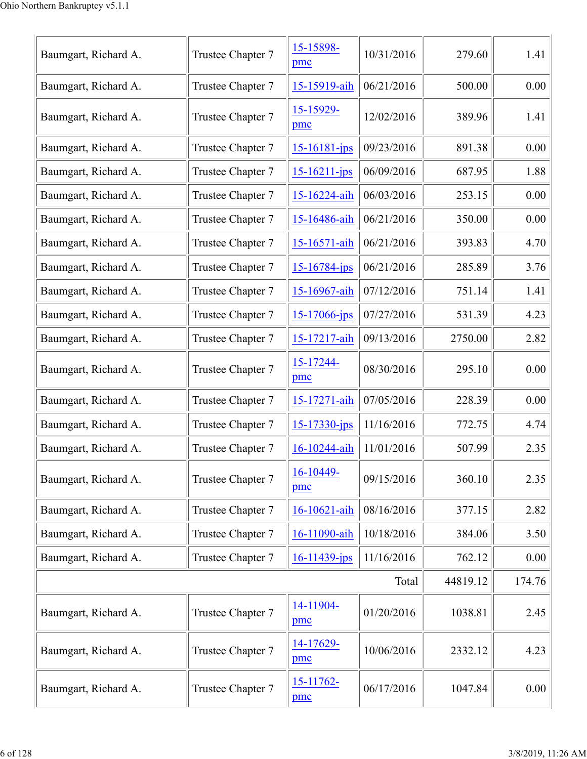| | | | | | |
|---|---|---|---|---|---|
| Baumgart, Richard A. | Trustee Chapter 7 | 15-15898-pmc | 10/31/2016 | 279.60 | 1.41 |
| Baumgart, Richard A. | Trustee Chapter 7 | 15-15919-aih | 06/21/2016 | 500.00 | 0.00 |
| Baumgart, Richard A. | Trustee Chapter 7 | 15-15929-pmc | 12/02/2016 | 389.96 | 1.41 |
| Baumgart, Richard A. | Trustee Chapter 7 | 15-16181-jps | 09/23/2016 | 891.38 | 0.00 |
| Baumgart, Richard A. | Trustee Chapter 7 | 15-16211-jps | 06/09/2016 | 687.95 | 1.88 |
| Baumgart, Richard A. | Trustee Chapter 7 | 15-16224-aih | 06/03/2016 | 253.15 | 0.00 |
| Baumgart, Richard A. | Trustee Chapter 7 | 15-16486-aih | 06/21/2016 | 350.00 | 0.00 |
| Baumgart, Richard A. | Trustee Chapter 7 | 15-16571-aih | 06/21/2016 | 393.83 | 4.70 |
| Baumgart, Richard A. | Trustee Chapter 7 | 15-16784-jps | 06/21/2016 | 285.89 | 3.76 |
| Baumgart, Richard A. | Trustee Chapter 7 | 15-16967-aih | 07/12/2016 | 751.14 | 1.41 |
| Baumgart, Richard A. | Trustee Chapter 7 | 15-17066-jps | 07/27/2016 | 531.39 | 4.23 |
| Baumgart, Richard A. | Trustee Chapter 7 | 15-17217-aih | 09/13/2016 | 2750.00 | 2.82 |
| Baumgart, Richard A. | Trustee Chapter 7 | 15-17244-pmc | 08/30/2016 | 295.10 | 0.00 |
| Baumgart, Richard A. | Trustee Chapter 7 | 15-17271-aih | 07/05/2016 | 228.39 | 0.00 |
| Baumgart, Richard A. | Trustee Chapter 7 | 15-17330-jps | 11/16/2016 | 772.75 | 4.74 |
| Baumgart, Richard A. | Trustee Chapter 7 | 16-10244-aih | 11/01/2016 | 507.99 | 2.35 |
| Baumgart, Richard A. | Trustee Chapter 7 | 16-10449-pmc | 09/15/2016 | 360.10 | 2.35 |
| Baumgart, Richard A. | Trustee Chapter 7 | 16-10621-aih | 08/16/2016 | 377.15 | 2.82 |
| Baumgart, Richard A. | Trustee Chapter 7 | 16-11090-aih | 10/18/2016 | 384.06 | 3.50 |
| Baumgart, Richard A. | Trustee Chapter 7 | 16-11439-jps | 11/16/2016 | 762.12 | 0.00 |
| | | | Total | 44819.12 | 174.76 |
| Baumgart, Richard A. | Trustee Chapter 7 | 14-11904-pmc | 01/20/2016 | 1038.81 | 2.45 |
| Baumgart, Richard A. | Trustee Chapter 7 | 14-17629-pmc | 10/06/2016 | 2332.12 | 4.23 |
| Baumgart, Richard A. | Trustee Chapter 7 | 15-11762-pmc | 06/17/2016 | 1047.84 | 0.00 |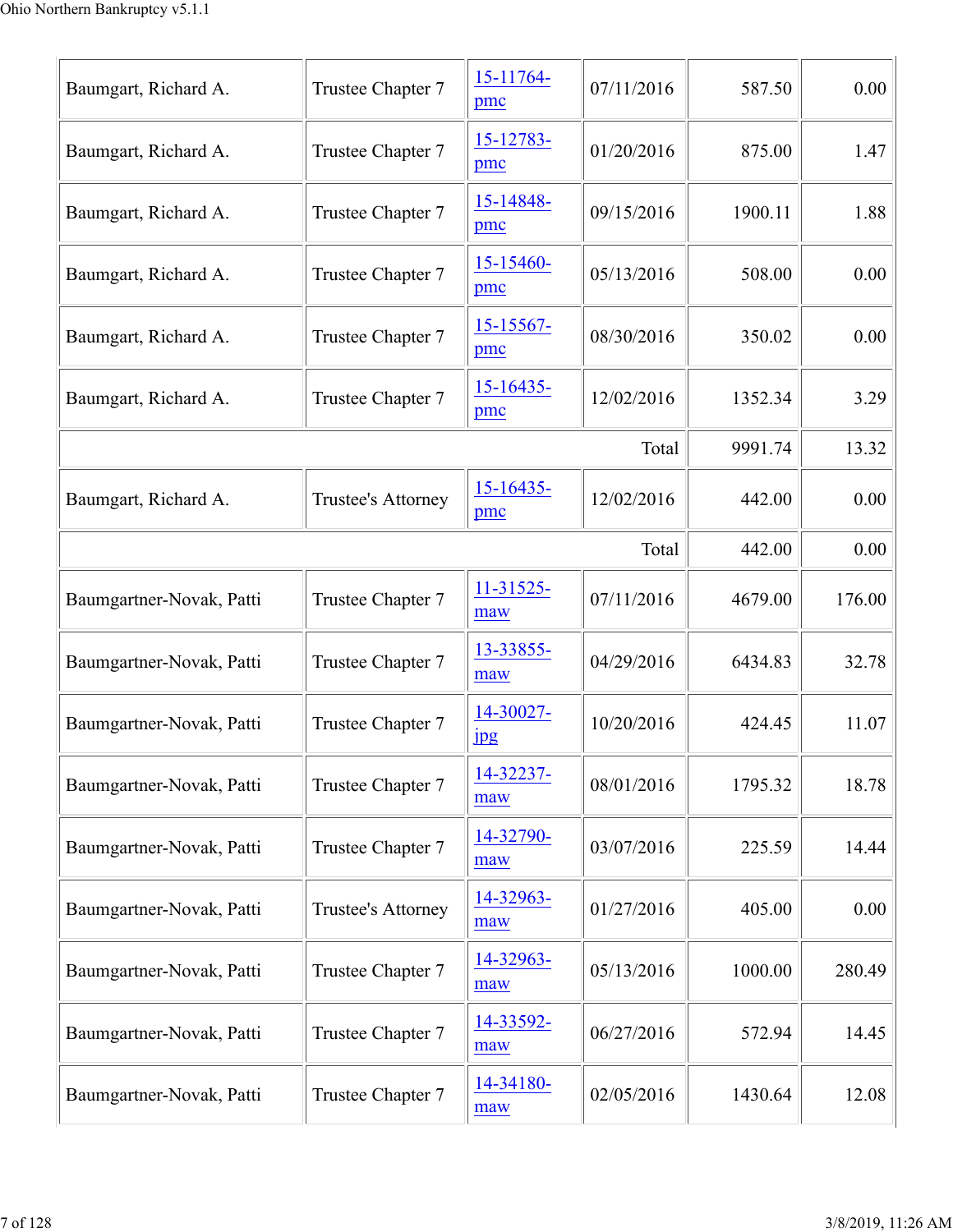| | | | | | |
|---|---|---|---|---|---|
| Baumgart, Richard A. | Trustee Chapter 7 | 15-11764-pmc | 07/11/2016 | 587.50 | 0.00 |
| Baumgart, Richard A. | Trustee Chapter 7 | 15-12783-pmc | 01/20/2016 | 875.00 | 1.47 |
| Baumgart, Richard A. | Trustee Chapter 7 | 15-14848-pmc | 09/15/2016 | 1900.11 | 1.88 |
| Baumgart, Richard A. | Trustee Chapter 7 | 15-15460-pmc | 05/13/2016 | 508.00 | 0.00 |
| Baumgart, Richard A. | Trustee Chapter 7 | 15-15567-pmc | 08/30/2016 | 350.02 | 0.00 |
| Baumgart, Richard A. | Trustee Chapter 7 | 15-16435-pmc | 12/02/2016 | 1352.34 | 3.29 |
| | | | Total | 9991.74 | 13.32 |
| Baumgart, Richard A. | Trustee's Attorney | 15-16435-pmc | 12/02/2016 | 442.00 | 0.00 |
| | | | Total | 442.00 | 0.00 |
| Baumgartner-Novak, Patti | Trustee Chapter 7 | 11-31525-maw | 07/11/2016 | 4679.00 | 176.00 |
| Baumgartner-Novak, Patti | Trustee Chapter 7 | 13-33855-maw | 04/29/2016 | 6434.83 | 32.78 |
| Baumgartner-Novak, Patti | Trustee Chapter 7 | 14-30027-jpg | 10/20/2016 | 424.45 | 11.07 |
| Baumgartner-Novak, Patti | Trustee Chapter 7 | 14-32237-maw | 08/01/2016 | 1795.32 | 18.78 |
| Baumgartner-Novak, Patti | Trustee Chapter 7 | 14-32790-maw | 03/07/2016 | 225.59 | 14.44 |
| Baumgartner-Novak, Patti | Trustee's Attorney | 14-32963-maw | 01/27/2016 | 405.00 | 0.00 |
| Baumgartner-Novak, Patti | Trustee Chapter 7 | 14-32963-maw | 05/13/2016 | 1000.00 | 280.49 |
| Baumgartner-Novak, Patti | Trustee Chapter 7 | 14-33592-maw | 06/27/2016 | 572.94 | 14.45 |
| Baumgartner-Novak, Patti | Trustee Chapter 7 | 14-34180-maw | 02/05/2016 | 1430.64 | 12.08 |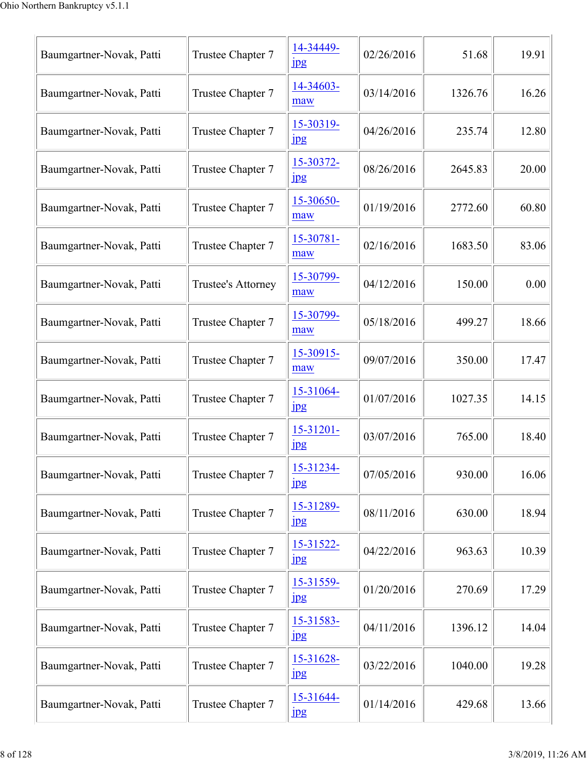| | | | | | |
|---|---|---|---|---|---|
| Baumgartner-Novak, Patti | Trustee Chapter 7 | 14-34449-jpg | 02/26/2016 | 51.68 | 19.91 |
| Baumgartner-Novak, Patti | Trustee Chapter 7 | 14-34603-maw | 03/14/2016 | 1326.76 | 16.26 |
| Baumgartner-Novak, Patti | Trustee Chapter 7 | 15-30319-jpg | 04/26/2016 | 235.74 | 12.80 |
| Baumgartner-Novak, Patti | Trustee Chapter 7 | 15-30372-jpg | 08/26/2016 | 2645.83 | 20.00 |
| Baumgartner-Novak, Patti | Trustee Chapter 7 | 15-30650-maw | 01/19/2016 | 2772.60 | 60.80 |
| Baumgartner-Novak, Patti | Trustee Chapter 7 | 15-30781-maw | 02/16/2016 | 1683.50 | 83.06 |
| Baumgartner-Novak, Patti | Trustee's Attorney | 15-30799-maw | 04/12/2016 | 150.00 | 0.00 |
| Baumgartner-Novak, Patti | Trustee Chapter 7 | 15-30799-maw | 05/18/2016 | 499.27 | 18.66 |
| Baumgartner-Novak, Patti | Trustee Chapter 7 | 15-30915-maw | 09/07/2016 | 350.00 | 17.47 |
| Baumgartner-Novak, Patti | Trustee Chapter 7 | 15-31064-jpg | 01/07/2016 | 1027.35 | 14.15 |
| Baumgartner-Novak, Patti | Trustee Chapter 7 | 15-31201-jpg | 03/07/2016 | 765.00 | 18.40 |
| Baumgartner-Novak, Patti | Trustee Chapter 7 | 15-31234-jpg | 07/05/2016 | 930.00 | 16.06 |
| Baumgartner-Novak, Patti | Trustee Chapter 7 | 15-31289-jpg | 08/11/2016 | 630.00 | 18.94 |
| Baumgartner-Novak, Patti | Trustee Chapter 7 | 15-31522-jpg | 04/22/2016 | 963.63 | 10.39 |
| Baumgartner-Novak, Patti | Trustee Chapter 7 | 15-31559-jpg | 01/20/2016 | 270.69 | 17.29 |
| Baumgartner-Novak, Patti | Trustee Chapter 7 | 15-31583-jpg | 04/11/2016 | 1396.12 | 14.04 |
| Baumgartner-Novak, Patti | Trustee Chapter 7 | 15-31628-jpg | 03/22/2016 | 1040.00 | 19.28 |
| Baumgartner-Novak, Patti | Trustee Chapter 7 | 15-31644-jpg | 01/14/2016 | 429.68 | 13.66 |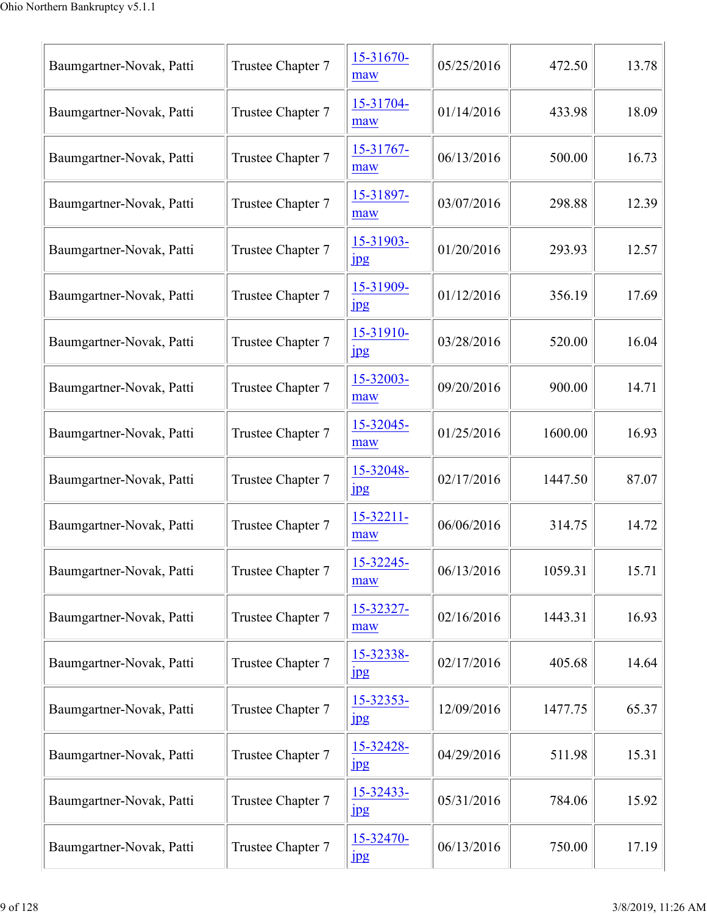| | | | | | |
|---|---|---|---|---|---|
| Baumgartner-Novak, Patti | Trustee Chapter 7 | 15-31670-maw | 05/25/2016 | 472.50 | 13.78 |
| Baumgartner-Novak, Patti | Trustee Chapter 7 | 15-31704-maw | 01/14/2016 | 433.98 | 18.09 |
| Baumgartner-Novak, Patti | Trustee Chapter 7 | 15-31767-maw | 06/13/2016 | 500.00 | 16.73 |
| Baumgartner-Novak, Patti | Trustee Chapter 7 | 15-31897-maw | 03/07/2016 | 298.88 | 12.39 |
| Baumgartner-Novak, Patti | Trustee Chapter 7 | 15-31903-jpg | 01/20/2016 | 293.93 | 12.57 |
| Baumgartner-Novak, Patti | Trustee Chapter 7 | 15-31909-jpg | 01/12/2016 | 356.19 | 17.69 |
| Baumgartner-Novak, Patti | Trustee Chapter 7 | 15-31910-jpg | 03/28/2016 | 520.00 | 16.04 |
| Baumgartner-Novak, Patti | Trustee Chapter 7 | 15-32003-maw | 09/20/2016 | 900.00 | 14.71 |
| Baumgartner-Novak, Patti | Trustee Chapter 7 | 15-32045-maw | 01/25/2016 | 1600.00 | 16.93 |
| Baumgartner-Novak, Patti | Trustee Chapter 7 | 15-32048-jpg | 02/17/2016 | 1447.50 | 87.07 |
| Baumgartner-Novak, Patti | Trustee Chapter 7 | 15-32211-maw | 06/06/2016 | 314.75 | 14.72 |
| Baumgartner-Novak, Patti | Trustee Chapter 7 | 15-32245-maw | 06/13/2016 | 1059.31 | 15.71 |
| Baumgartner-Novak, Patti | Trustee Chapter 7 | 15-32327-maw | 02/16/2016 | 1443.31 | 16.93 |
| Baumgartner-Novak, Patti | Trustee Chapter 7 | 15-32338-jpg | 02/17/2016 | 405.68 | 14.64 |
| Baumgartner-Novak, Patti | Trustee Chapter 7 | 15-32353-jpg | 12/09/2016 | 1477.75 | 65.37 |
| Baumgartner-Novak, Patti | Trustee Chapter 7 | 15-32428-jpg | 04/29/2016 | 511.98 | 15.31 |
| Baumgartner-Novak, Patti | Trustee Chapter 7 | 15-32433-jpg | 05/31/2016 | 784.06 | 15.92 |
| Baumgartner-Novak, Patti | Trustee Chapter 7 | 15-32470-jpg | 06/13/2016 | 750.00 | 17.19 |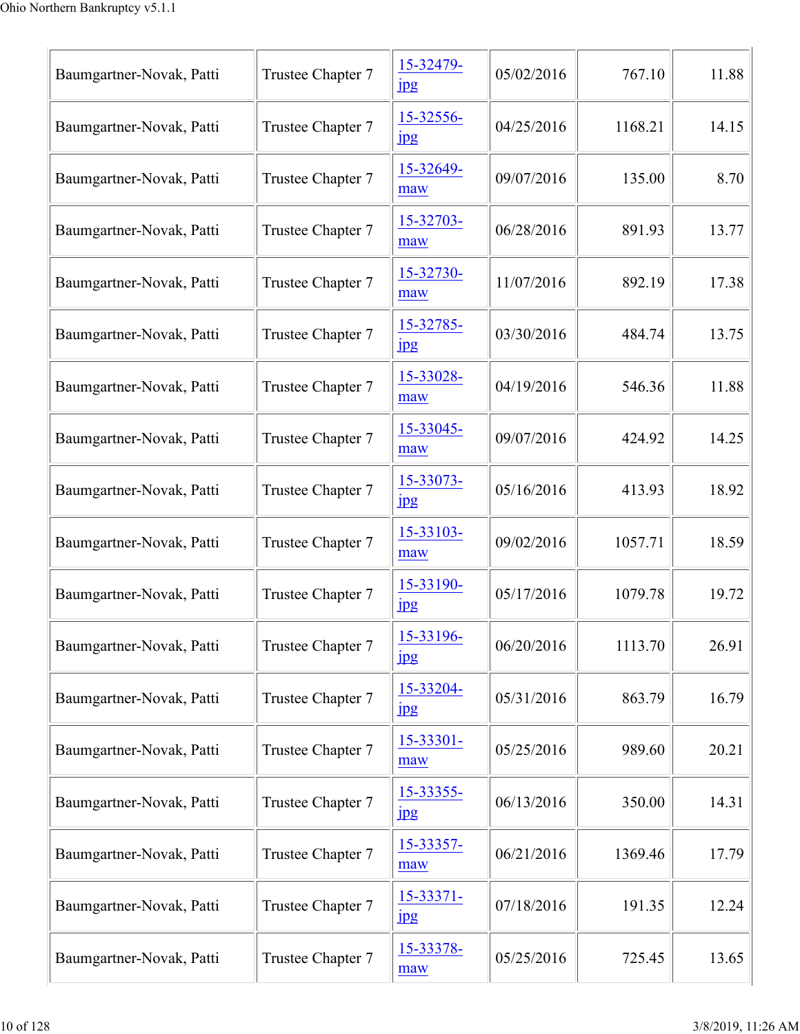| Baumgartner-Novak, Patti | Trustee Chapter 7 | 15-32479-jpg | 05/02/2016 | 767.10 | 11.88 |
|---|---|---|---|---|---|
| Baumgartner-Novak, Patti | Trustee Chapter 7 | 15-32556-jpg | 04/25/2016 | 1168.21 | 14.15 |
| Baumgartner-Novak, Patti | Trustee Chapter 7 | 15-32649-maw | 09/07/2016 | 135.00 | 8.70 |
| Baumgartner-Novak, Patti | Trustee Chapter 7 | 15-32703-maw | 06/28/2016 | 891.93 | 13.77 |
| Baumgartner-Novak, Patti | Trustee Chapter 7 | 15-32730-maw | 11/07/2016 | 892.19 | 17.38 |
| Baumgartner-Novak, Patti | Trustee Chapter 7 | 15-32785-jpg | 03/30/2016 | 484.74 | 13.75 |
| Baumgartner-Novak, Patti | Trustee Chapter 7 | 15-33028-maw | 04/19/2016 | 546.36 | 11.88 |
| Baumgartner-Novak, Patti | Trustee Chapter 7 | 15-33045-maw | 09/07/2016 | 424.92 | 14.25 |
| Baumgartner-Novak, Patti | Trustee Chapter 7 | 15-33073-jpg | 05/16/2016 | 413.93 | 18.92 |
| Baumgartner-Novak, Patti | Trustee Chapter 7 | 15-33103-maw | 09/02/2016 | 1057.71 | 18.59 |
| Baumgartner-Novak, Patti | Trustee Chapter 7 | 15-33190-jpg | 05/17/2016 | 1079.78 | 19.72 |
| Baumgartner-Novak, Patti | Trustee Chapter 7 | 15-33196-jpg | 06/20/2016 | 1113.70 | 26.91 |
| Baumgartner-Novak, Patti | Trustee Chapter 7 | 15-33204-jpg | 05/31/2016 | 863.79 | 16.79 |
| Baumgartner-Novak, Patti | Trustee Chapter 7 | 15-33301-maw | 05/25/2016 | 989.60 | 20.21 |
| Baumgartner-Novak, Patti | Trustee Chapter 7 | 15-33355-jpg | 06/13/2016 | 350.00 | 14.31 |
| Baumgartner-Novak, Patti | Trustee Chapter 7 | 15-33357-maw | 06/21/2016 | 1369.46 | 17.79 |
| Baumgartner-Novak, Patti | Trustee Chapter 7 | 15-33371-jpg | 07/18/2016 | 191.35 | 12.24 |
| Baumgartner-Novak, Patti | Trustee Chapter 7 | 15-33378-maw | 05/25/2016 | 725.45 | 13.65 |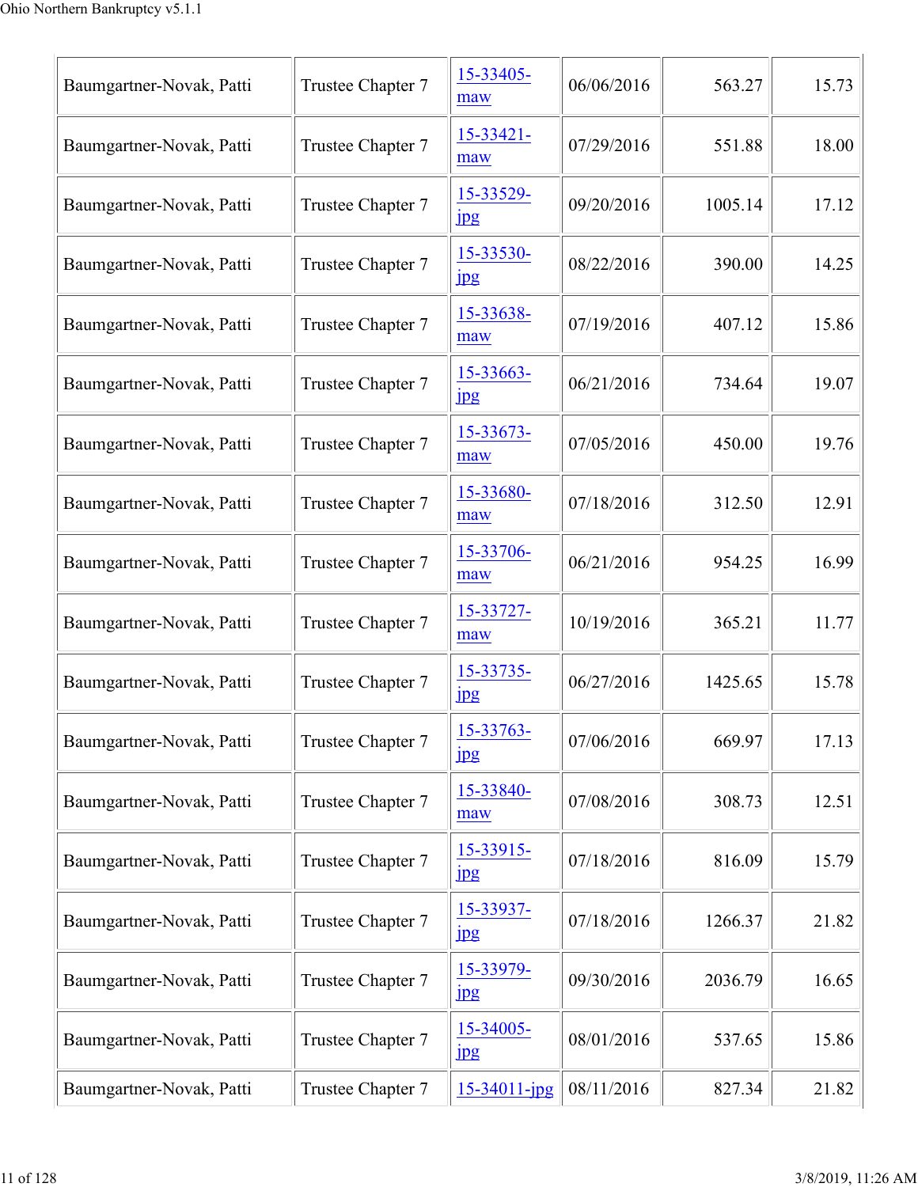| | | | | | |
|---|---|---|---|---|---|
| Baumgartner-Novak, Patti | Trustee Chapter 7 | 15-33405-maw | 06/06/2016 | 563.27 | 15.73 |
| Baumgartner-Novak, Patti | Trustee Chapter 7 | 15-33421-maw | 07/29/2016 | 551.88 | 18.00 |
| Baumgartner-Novak, Patti | Trustee Chapter 7 | 15-33529-jpg | 09/20/2016 | 1005.14 | 17.12 |
| Baumgartner-Novak, Patti | Trustee Chapter 7 | 15-33530-jpg | 08/22/2016 | 390.00 | 14.25 |
| Baumgartner-Novak, Patti | Trustee Chapter 7 | 15-33638-maw | 07/19/2016 | 407.12 | 15.86 |
| Baumgartner-Novak, Patti | Trustee Chapter 7 | 15-33663-jpg | 06/21/2016 | 734.64 | 19.07 |
| Baumgartner-Novak, Patti | Trustee Chapter 7 | 15-33673-maw | 07/05/2016 | 450.00 | 19.76 |
| Baumgartner-Novak, Patti | Trustee Chapter 7 | 15-33680-maw | 07/18/2016 | 312.50 | 12.91 |
| Baumgartner-Novak, Patti | Trustee Chapter 7 | 15-33706-maw | 06/21/2016 | 954.25 | 16.99 |
| Baumgartner-Novak, Patti | Trustee Chapter 7 | 15-33727-maw | 10/19/2016 | 365.21 | 11.77 |
| Baumgartner-Novak, Patti | Trustee Chapter 7 | 15-33735-jpg | 06/27/2016 | 1425.65 | 15.78 |
| Baumgartner-Novak, Patti | Trustee Chapter 7 | 15-33763-jpg | 07/06/2016 | 669.97 | 17.13 |
| Baumgartner-Novak, Patti | Trustee Chapter 7 | 15-33840-maw | 07/08/2016 | 308.73 | 12.51 |
| Baumgartner-Novak, Patti | Trustee Chapter 7 | 15-33915-jpg | 07/18/2016 | 816.09 | 15.79 |
| Baumgartner-Novak, Patti | Trustee Chapter 7 | 15-33937-jpg | 07/18/2016 | 1266.37 | 21.82 |
| Baumgartner-Novak, Patti | Trustee Chapter 7 | 15-33979-jpg | 09/30/2016 | 2036.79 | 16.65 |
| Baumgartner-Novak, Patti | Trustee Chapter 7 | 15-34005-jpg | 08/01/2016 | 537.65 | 15.86 |
| Baumgartner-Novak, Patti | Trustee Chapter 7 | 15-34011-jpg | 08/11/2016 | 827.34 | 21.82 |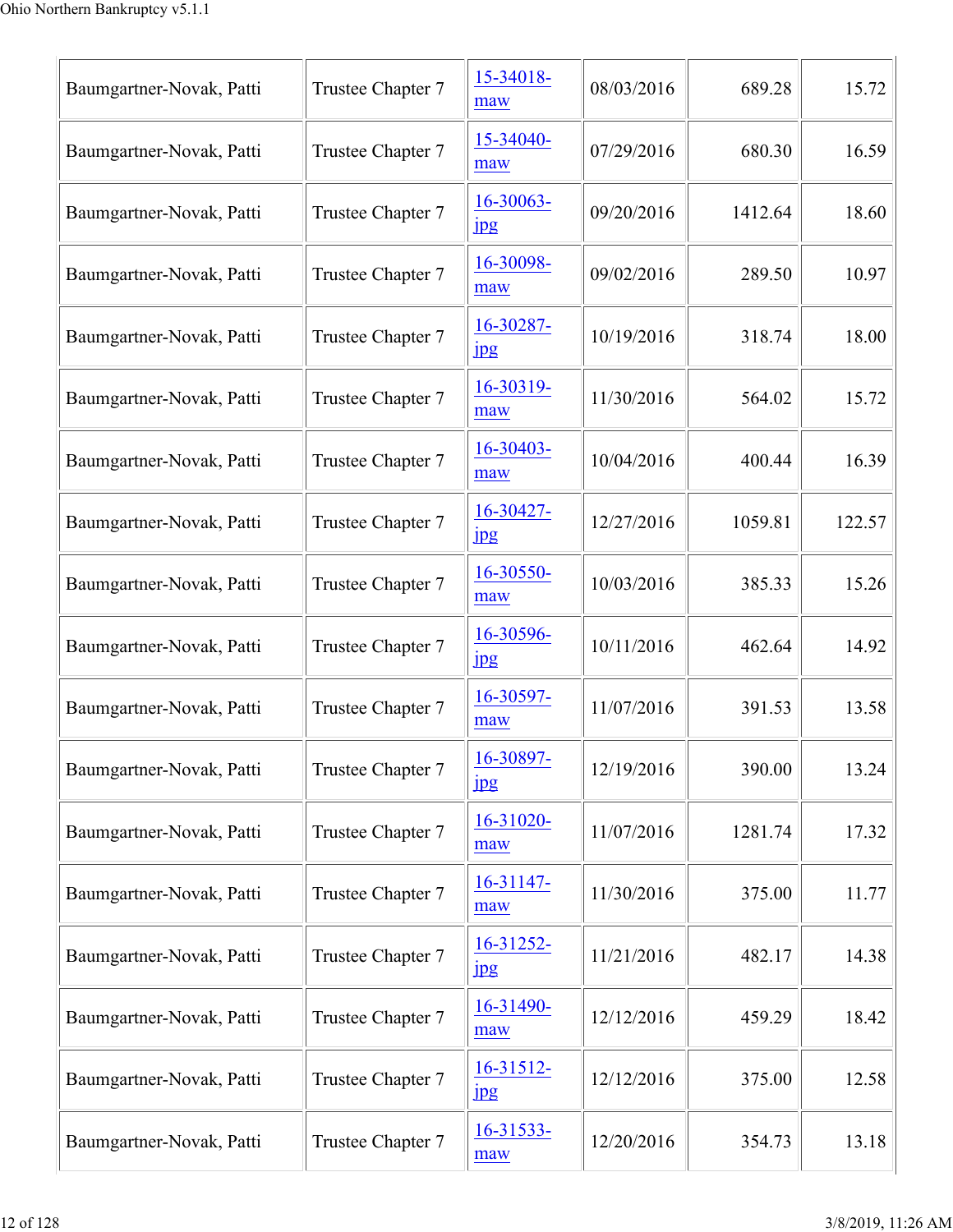| Baumgartner-Novak, Patti | Trustee Chapter 7 | 15-34018-maw | 08/03/2016 | 689.28 | 15.72 |
|---|---|---|---|---|---|
| Baumgartner-Novak, Patti | Trustee Chapter 7 | 15-34040-maw | 07/29/2016 | 680.30 | 16.59 |
| Baumgartner-Novak, Patti | Trustee Chapter 7 | 16-30063-jpg | 09/20/2016 | 1412.64 | 18.60 |
| Baumgartner-Novak, Patti | Trustee Chapter 7 | 16-30098-maw | 09/02/2016 | 289.50 | 10.97 |
| Baumgartner-Novak, Patti | Trustee Chapter 7 | 16-30287-jpg | 10/19/2016 | 318.74 | 18.00 |
| Baumgartner-Novak, Patti | Trustee Chapter 7 | 16-30319-maw | 11/30/2016 | 564.02 | 15.72 |
| Baumgartner-Novak, Patti | Trustee Chapter 7 | 16-30403-maw | 10/04/2016 | 400.44 | 16.39 |
| Baumgartner-Novak, Patti | Trustee Chapter 7 | 16-30427-jpg | 12/27/2016 | 1059.81 | 122.57 |
| Baumgartner-Novak, Patti | Trustee Chapter 7 | 16-30550-maw | 10/03/2016 | 385.33 | 15.26 |
| Baumgartner-Novak, Patti | Trustee Chapter 7 | 16-30596-jpg | 10/11/2016 | 462.64 | 14.92 |
| Baumgartner-Novak, Patti | Trustee Chapter 7 | 16-30597-maw | 11/07/2016 | 391.53 | 13.58 |
| Baumgartner-Novak, Patti | Trustee Chapter 7 | 16-30897-jpg | 12/19/2016 | 390.00 | 13.24 |
| Baumgartner-Novak, Patti | Trustee Chapter 7 | 16-31020-maw | 11/07/2016 | 1281.74 | 17.32 |
| Baumgartner-Novak, Patti | Trustee Chapter 7 | 16-31147-maw | 11/30/2016 | 375.00 | 11.77 |
| Baumgartner-Novak, Patti | Trustee Chapter 7 | 16-31252-jpg | 11/21/2016 | 482.17 | 14.38 |
| Baumgartner-Novak, Patti | Trustee Chapter 7 | 16-31490-maw | 12/12/2016 | 459.29 | 18.42 |
| Baumgartner-Novak, Patti | Trustee Chapter 7 | 16-31512-jpg | 12/12/2016 | 375.00 | 12.58 |
| Baumgartner-Novak, Patti | Trustee Chapter 7 | 16-31533-maw | 12/20/2016 | 354.73 | 13.18 |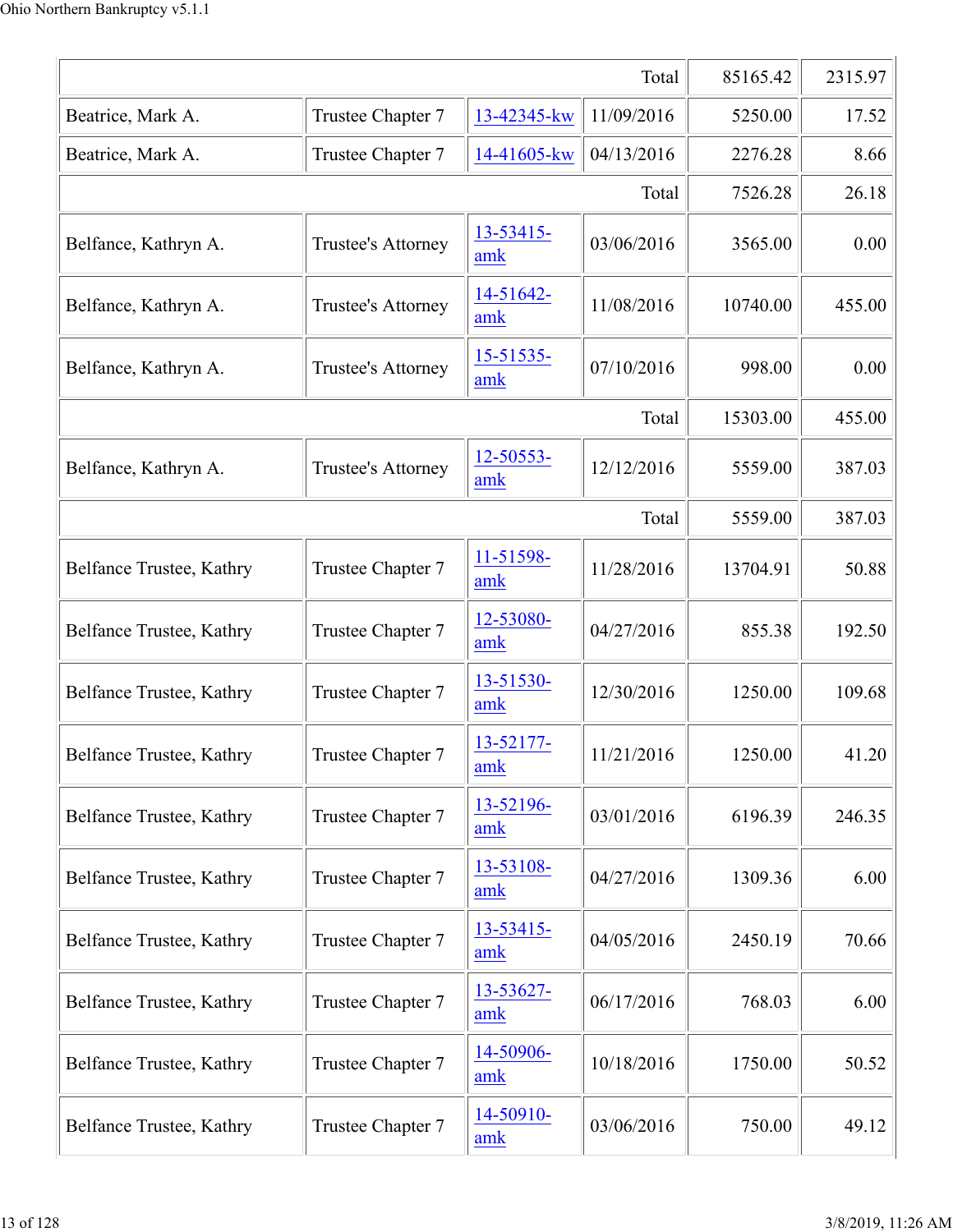| | | | | | |
|---|---|---|---|---|---|
| | | | Total | 85165.42 | 2315.97 |
| Beatrice, Mark A. | Trustee Chapter 7 | 13-42345-kw | 11/09/2016 | 5250.00 | 17.52 |
| Beatrice, Mark A. | Trustee Chapter 7 | 14-41605-kw | 04/13/2016 | 2276.28 | 8.66 |
| | | | Total | 7526.28 | 26.18 |
| Belfance, Kathryn A. | Trustee's Attorney | 13-53415-amk | 03/06/2016 | 3565.00 | 0.00 |
| Belfance, Kathryn A. | Trustee's Attorney | 14-51642-amk | 11/08/2016 | 10740.00 | 455.00 |
| Belfance, Kathryn A. | Trustee's Attorney | 15-51535-amk | 07/10/2016 | 998.00 | 0.00 |
| | | | Total | 15303.00 | 455.00 |
| Belfance, Kathryn A. | Trustee's Attorney | 12-50553-amk | 12/12/2016 | 5559.00 | 387.03 |
| | | | Total | 5559.00 | 387.03 |
| Belfance Trustee, Kathry | Trustee Chapter 7 | 11-51598-amk | 11/28/2016 | 13704.91 | 50.88 |
| Belfance Trustee, Kathry | Trustee Chapter 7 | 12-53080-amk | 04/27/2016 | 855.38 | 192.50 |
| Belfance Trustee, Kathry | Trustee Chapter 7 | 13-51530-amk | 12/30/2016 | 1250.00 | 109.68 |
| Belfance Trustee, Kathry | Trustee Chapter 7 | 13-52177-amk | 11/21/2016 | 1250.00 | 41.20 |
| Belfance Trustee, Kathry | Trustee Chapter 7 | 13-52196-amk | 03/01/2016 | 6196.39 | 246.35 |
| Belfance Trustee, Kathry | Trustee Chapter 7 | 13-53108-amk | 04/27/2016 | 1309.36 | 6.00 |
| Belfance Trustee, Kathry | Trustee Chapter 7 | 13-53415-amk | 04/05/2016 | 2450.19 | 70.66 |
| Belfance Trustee, Kathry | Trustee Chapter 7 | 13-53627-amk | 06/17/2016 | 768.03 | 6.00 |
| Belfance Trustee, Kathry | Trustee Chapter 7 | 14-50906-amk | 10/18/2016 | 1750.00 | 50.52 |
| Belfance Trustee, Kathry | Trustee Chapter 7 | 14-50910-amk | 03/06/2016 | 750.00 | 49.12 |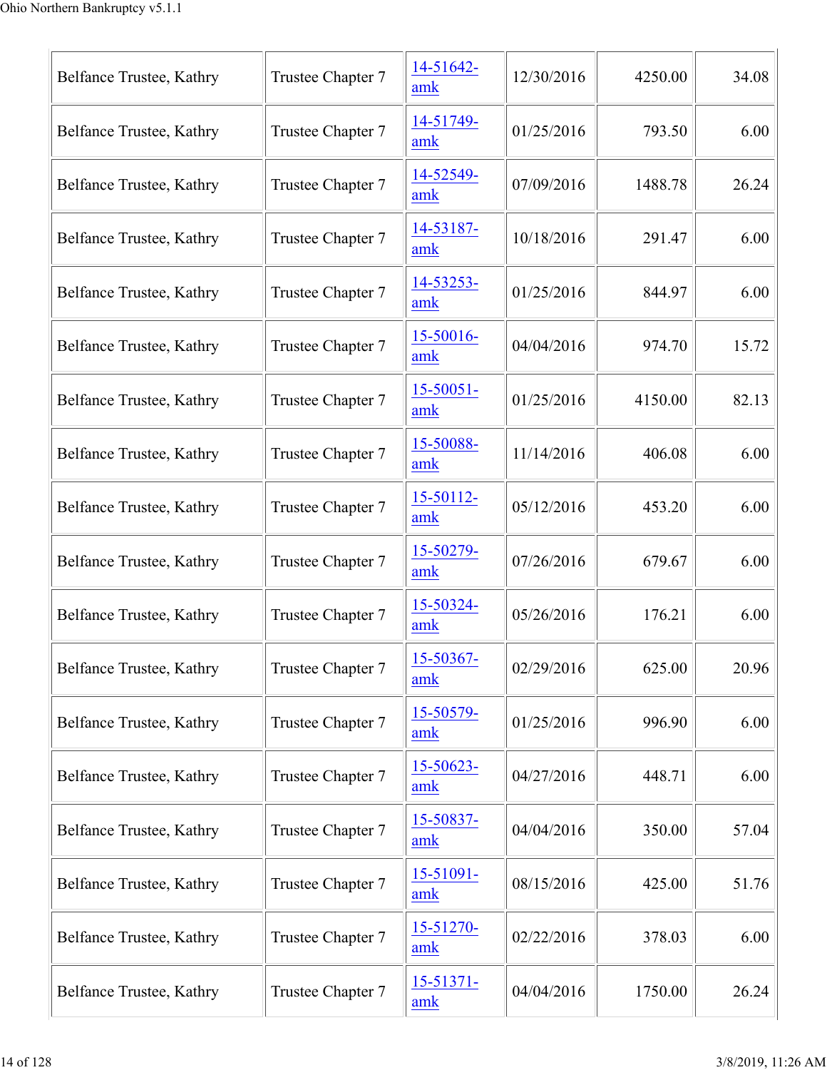| | | | | | |
|---|---|---|---|---|---|
| Belfance Trustee, Kathry | Trustee Chapter 7 | 14-51642-amk | 12/30/2016 | 4250.00 | 34.08 |
| Belfance Trustee, Kathry | Trustee Chapter 7 | 14-51749-amk | 01/25/2016 | 793.50 | 6.00 |
| Belfance Trustee, Kathry | Trustee Chapter 7 | 14-52549-amk | 07/09/2016 | 1488.78 | 26.24 |
| Belfance Trustee, Kathry | Trustee Chapter 7 | 14-53187-amk | 10/18/2016 | 291.47 | 6.00 |
| Belfance Trustee, Kathry | Trustee Chapter 7 | 14-53253-amk | 01/25/2016 | 844.97 | 6.00 |
| Belfance Trustee, Kathry | Trustee Chapter 7 | 15-50016-amk | 04/04/2016 | 974.70 | 15.72 |
| Belfance Trustee, Kathry | Trustee Chapter 7 | 15-50051-amk | 01/25/2016 | 4150.00 | 82.13 |
| Belfance Trustee, Kathry | Trustee Chapter 7 | 15-50088-amk | 11/14/2016 | 406.08 | 6.00 |
| Belfance Trustee, Kathry | Trustee Chapter 7 | 15-50112-amk | 05/12/2016 | 453.20 | 6.00 |
| Belfance Trustee, Kathry | Trustee Chapter 7 | 15-50279-amk | 07/26/2016 | 679.67 | 6.00 |
| Belfance Trustee, Kathry | Trustee Chapter 7 | 15-50324-amk | 05/26/2016 | 176.21 | 6.00 |
| Belfance Trustee, Kathry | Trustee Chapter 7 | 15-50367-amk | 02/29/2016 | 625.00 | 20.96 |
| Belfance Trustee, Kathry | Trustee Chapter 7 | 15-50579-amk | 01/25/2016 | 996.90 | 6.00 |
| Belfance Trustee, Kathry | Trustee Chapter 7 | 15-50623-amk | 04/27/2016 | 448.71 | 6.00 |
| Belfance Trustee, Kathry | Trustee Chapter 7 | 15-50837-amk | 04/04/2016 | 350.00 | 57.04 |
| Belfance Trustee, Kathry | Trustee Chapter 7 | 15-51091-amk | 08/15/2016 | 425.00 | 51.76 |
| Belfance Trustee, Kathry | Trustee Chapter 7 | 15-51270-amk | 02/22/2016 | 378.03 | 6.00 |
| Belfance Trustee, Kathry | Trustee Chapter 7 | 15-51371-amk | 04/04/2016 | 1750.00 | 26.24 |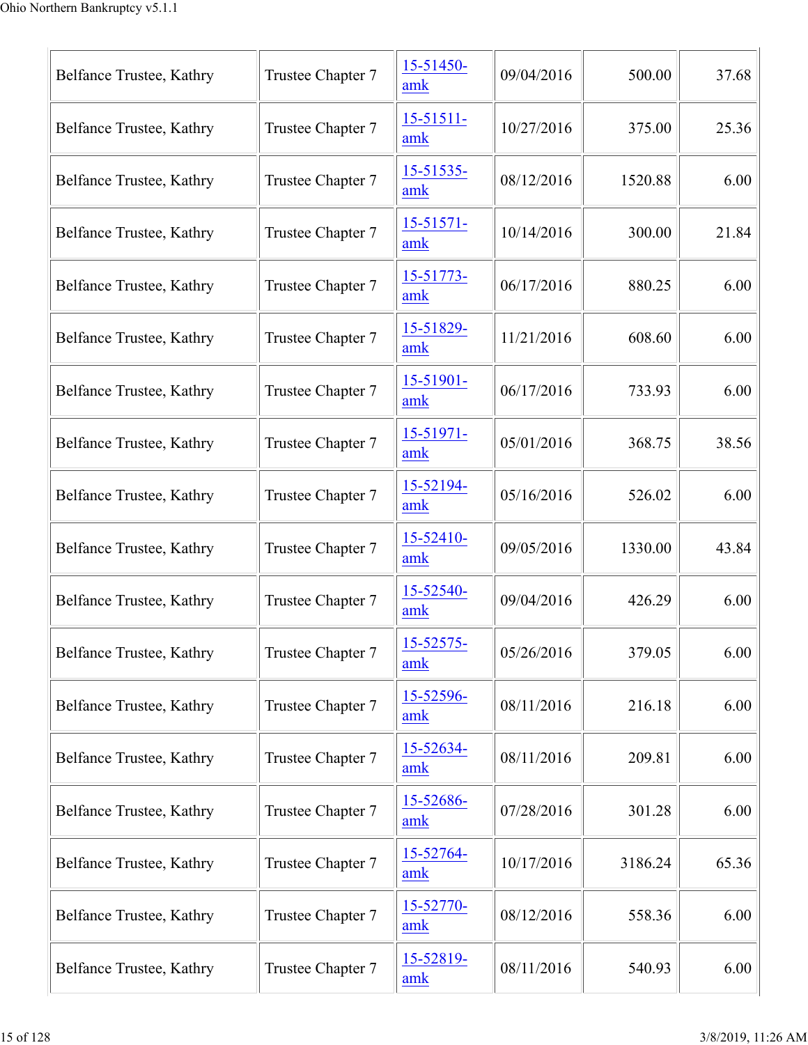| Belfance Trustee, Kathry | Trustee Chapter 7 | 15-51450-amk | 09/04/2016 | 500.00 | 37.68 |
|---|---|---|---|---|---|
| Belfance Trustee, Kathry | Trustee Chapter 7 | 15-51511-amk | 10/27/2016 | 375.00 | 25.36 |
| Belfance Trustee, Kathry | Trustee Chapter 7 | 15-51535-amk | 08/12/2016 | 1520.88 | 6.00 |
| Belfance Trustee, Kathry | Trustee Chapter 7 | 15-51571-amk | 10/14/2016 | 300.00 | 21.84 |
| Belfance Trustee, Kathry | Trustee Chapter 7 | 15-51773-amk | 06/17/2016 | 880.25 | 6.00 |
| Belfance Trustee, Kathry | Trustee Chapter 7 | 15-51829-amk | 11/21/2016 | 608.60 | 6.00 |
| Belfance Trustee, Kathry | Trustee Chapter 7 | 15-51901-amk | 06/17/2016 | 733.93 | 6.00 |
| Belfance Trustee, Kathry | Trustee Chapter 7 | 15-51971-amk | 05/01/2016 | 368.75 | 38.56 |
| Belfance Trustee, Kathry | Trustee Chapter 7 | 15-52194-amk | 05/16/2016 | 526.02 | 6.00 |
| Belfance Trustee, Kathry | Trustee Chapter 7 | 15-52410-amk | 09/05/2016 | 1330.00 | 43.84 |
| Belfance Trustee, Kathry | Trustee Chapter 7 | 15-52540-amk | 09/04/2016 | 426.29 | 6.00 |
| Belfance Trustee, Kathry | Trustee Chapter 7 | 15-52575-amk | 05/26/2016 | 379.05 | 6.00 |
| Belfance Trustee, Kathry | Trustee Chapter 7 | 15-52596-amk | 08/11/2016 | 216.18 | 6.00 |
| Belfance Trustee, Kathry | Trustee Chapter 7 | 15-52634-amk | 08/11/2016 | 209.81 | 6.00 |
| Belfance Trustee, Kathry | Trustee Chapter 7 | 15-52686-amk | 07/28/2016 | 301.28 | 6.00 |
| Belfance Trustee, Kathry | Trustee Chapter 7 | 15-52764-amk | 10/17/2016 | 3186.24 | 65.36 |
| Belfance Trustee, Kathry | Trustee Chapter 7 | 15-52770-amk | 08/12/2016 | 558.36 | 6.00 |
| Belfance Trustee, Kathry | Trustee Chapter 7 | 15-52819-amk | 08/11/2016 | 540.93 | 6.00 |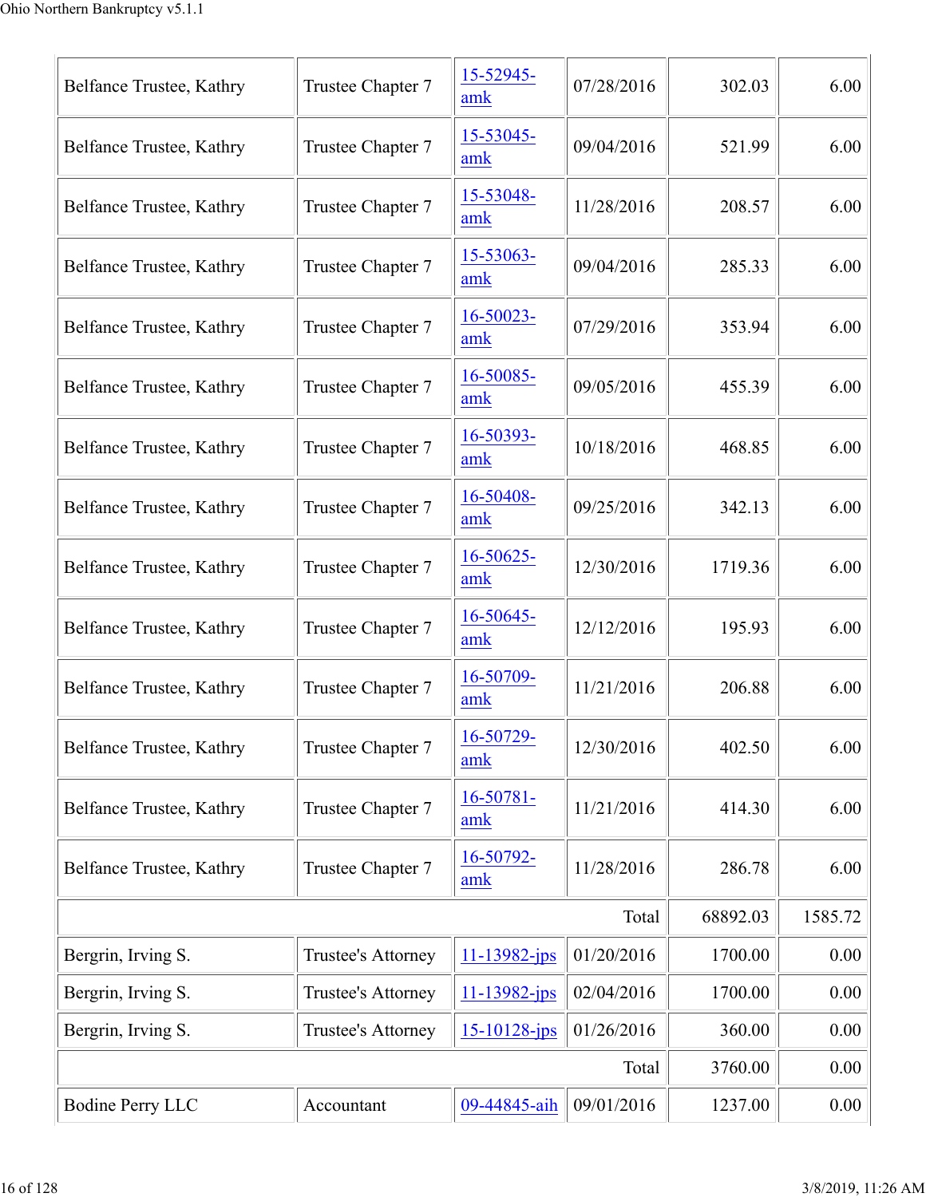| | | | | | |
|---|---|---|---|---|---|
| Belfance Trustee, Kathry | Trustee Chapter 7 | 15-52945-amk | 07/28/2016 | 302.03 | 6.00 |
| Belfance Trustee, Kathry | Trustee Chapter 7 | 15-53045-amk | 09/04/2016 | 521.99 | 6.00 |
| Belfance Trustee, Kathry | Trustee Chapter 7 | 15-53048-amk | 11/28/2016 | 208.57 | 6.00 |
| Belfance Trustee, Kathry | Trustee Chapter 7 | 15-53063-amk | 09/04/2016 | 285.33 | 6.00 |
| Belfance Trustee, Kathry | Trustee Chapter 7 | 16-50023-amk | 07/29/2016 | 353.94 | 6.00 |
| Belfance Trustee, Kathry | Trustee Chapter 7 | 16-50085-amk | 09/05/2016 | 455.39 | 6.00 |
| Belfance Trustee, Kathry | Trustee Chapter 7 | 16-50393-amk | 10/18/2016 | 468.85 | 6.00 |
| Belfance Trustee, Kathry | Trustee Chapter 7 | 16-50408-amk | 09/25/2016 | 342.13 | 6.00 |
| Belfance Trustee, Kathry | Trustee Chapter 7 | 16-50625-amk | 12/30/2016 | 1719.36 | 6.00 |
| Belfance Trustee, Kathry | Trustee Chapter 7 | 16-50645-amk | 12/12/2016 | 195.93 | 6.00 |
| Belfance Trustee, Kathry | Trustee Chapter 7 | 16-50709-amk | 11/21/2016 | 206.88 | 6.00 |
| Belfance Trustee, Kathry | Trustee Chapter 7 | 16-50729-amk | 12/30/2016 | 402.50 | 6.00 |
| Belfance Trustee, Kathry | Trustee Chapter 7 | 16-50781-amk | 11/21/2016 | 414.30 | 6.00 |
| Belfance Trustee, Kathry | Trustee Chapter 7 | 16-50792-amk | 11/28/2016 | 286.78 | 6.00 |
| | | | Total | 68892.03 | 1585.72 |
| Bergrin, Irving S. | Trustee's Attorney | 11-13982-jps | 01/20/2016 | 1700.00 | 0.00 |
| Bergrin, Irving S. | Trustee's Attorney | 11-13982-jps | 02/04/2016 | 1700.00 | 0.00 |
| Bergrin, Irving S. | Trustee's Attorney | 15-10128-jps | 01/26/2016 | 360.00 | 0.00 |
| | | | Total | 3760.00 | 0.00 |
| Bodine Perry LLC | Accountant | 09-44845-aih | 09/01/2016 | 1237.00 | 0.00 |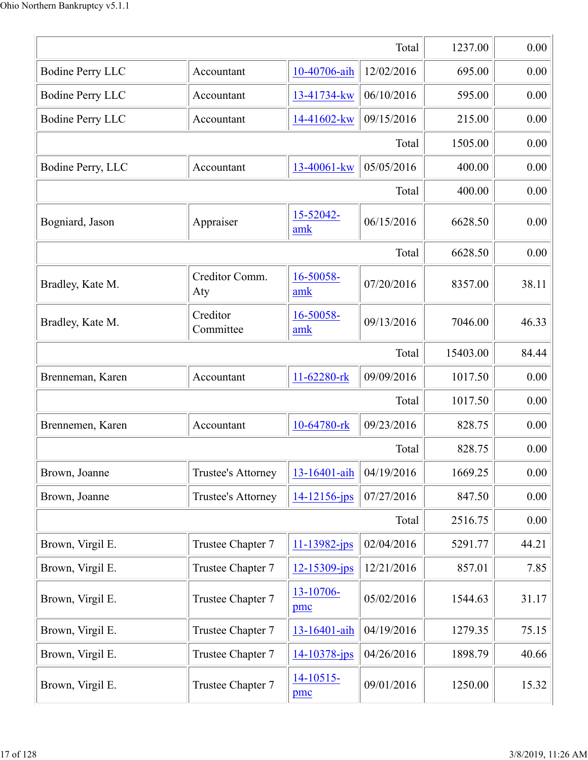| | | | | | |
|---|---|---|---|---|---|
| | | | Total | 1237.00 | 0.00 |
| Bodine Perry LLC | Accountant | 10-40706-aih | 12/02/2016 | 695.00 | 0.00 |
| Bodine Perry LLC | Accountant | 13-41734-kw | 06/10/2016 | 595.00 | 0.00 |
| Bodine Perry LLC | Accountant | 14-41602-kw | 09/15/2016 | 215.00 | 0.00 |
| | | | Total | 1505.00 | 0.00 |
| Bodine Perry, LLC | Accountant | 13-40061-kw | 05/05/2016 | 400.00 | 0.00 |
| | | | Total | 400.00 | 0.00 |
| Bogniard, Jason | Appraiser | 15-52042-amk | 06/15/2016 | 6628.50 | 0.00 |
| | | | Total | 6628.50 | 0.00 |
| Bradley, Kate M. | Creditor Comm. Aty | 16-50058-amk | 07/20/2016 | 8357.00 | 38.11 |
| Bradley, Kate M. | Creditor Committee | 16-50058-amk | 09/13/2016 | 7046.00 | 46.33 |
| | | | Total | 15403.00 | 84.44 |
| Brenneman, Karen | Accountant | 11-62280-rk | 09/09/2016 | 1017.50 | 0.00 |
| | | | Total | 1017.50 | 0.00 |
| Brennemen, Karen | Accountant | 10-64780-rk | 09/23/2016 | 828.75 | 0.00 |
| | | | Total | 828.75 | 0.00 |
| Brown, Joanne | Trustee's Attorney | 13-16401-aih | 04/19/2016 | 1669.25 | 0.00 |
| Brown, Joanne | Trustee's Attorney | 14-12156-jps | 07/27/2016 | 847.50 | 0.00 |
| | | | Total | 2516.75 | 0.00 |
| Brown, Virgil E. | Trustee Chapter 7 | 11-13982-jps | 02/04/2016 | 5291.77 | 44.21 |
| Brown, Virgil E. | Trustee Chapter 7 | 12-15309-jps | 12/21/2016 | 857.01 | 7.85 |
| Brown, Virgil E. | Trustee Chapter 7 | 13-10706-pmc | 05/02/2016 | 1544.63 | 31.17 |
| Brown, Virgil E. | Trustee Chapter 7 | 13-16401-aih | 04/19/2016 | 1279.35 | 75.15 |
| Brown, Virgil E. | Trustee Chapter 7 | 14-10378-jps | 04/26/2016 | 1898.79 | 40.66 |
| Brown, Virgil E. | Trustee Chapter 7 | 14-10515-pmc | 09/01/2016 | 1250.00 | 15.32 |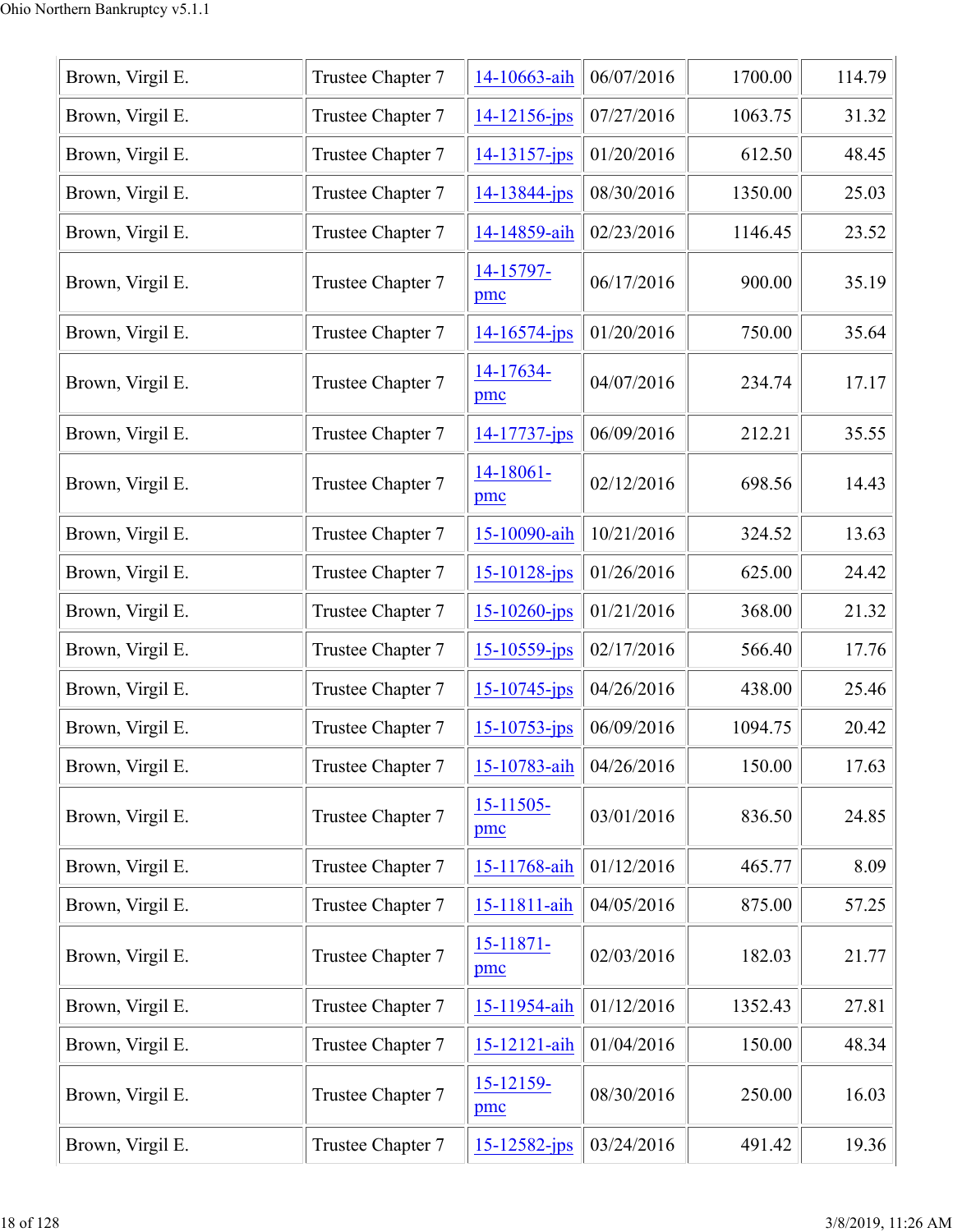| Brown, Virgil E. | Trustee Chapter 7 | 14-10663-aih | 06/07/2016 | 1700.00 | 114.79 |
|---|---|---|---|---|---|
| Brown, Virgil E. | Trustee Chapter 7 | 14-12156-jps | 07/27/2016 | 1063.75 | 31.32 |
| Brown, Virgil E. | Trustee Chapter 7 | 14-13157-jps | 01/20/2016 | 612.50 | 48.45 |
| Brown, Virgil E. | Trustee Chapter 7 | 14-13844-jps | 08/30/2016 | 1350.00 | 25.03 |
| Brown, Virgil E. | Trustee Chapter 7 | 14-14859-aih | 02/23/2016 | 1146.45 | 23.52 |
| Brown, Virgil E. | Trustee Chapter 7 | 14-15797-pmc | 06/17/2016 | 900.00 | 35.19 |
| Brown, Virgil E. | Trustee Chapter 7 | 14-16574-jps | 01/20/2016 | 750.00 | 35.64 |
| Brown, Virgil E. | Trustee Chapter 7 | 14-17634-pmc | 04/07/2016 | 234.74 | 17.17 |
| Brown, Virgil E. | Trustee Chapter 7 | 14-17737-jps | 06/09/2016 | 212.21 | 35.55 |
| Brown, Virgil E. | Trustee Chapter 7 | 14-18061-pmc | 02/12/2016 | 698.56 | 14.43 |
| Brown, Virgil E. | Trustee Chapter 7 | 15-10090-aih | 10/21/2016 | 324.52 | 13.63 |
| Brown, Virgil E. | Trustee Chapter 7 | 15-10128-jps | 01/26/2016 | 625.00 | 24.42 |
| Brown, Virgil E. | Trustee Chapter 7 | 15-10260-jps | 01/21/2016 | 368.00 | 21.32 |
| Brown, Virgil E. | Trustee Chapter 7 | 15-10559-jps | 02/17/2016 | 566.40 | 17.76 |
| Brown, Virgil E. | Trustee Chapter 7 | 15-10745-jps | 04/26/2016 | 438.00 | 25.46 |
| Brown, Virgil E. | Trustee Chapter 7 | 15-10753-jps | 06/09/2016 | 1094.75 | 20.42 |
| Brown, Virgil E. | Trustee Chapter 7 | 15-10783-aih | 04/26/2016 | 150.00 | 17.63 |
| Brown, Virgil E. | Trustee Chapter 7 | 15-11505-pmc | 03/01/2016 | 836.50 | 24.85 |
| Brown, Virgil E. | Trustee Chapter 7 | 15-11768-aih | 01/12/2016 | 465.77 | 8.09 |
| Brown, Virgil E. | Trustee Chapter 7 | 15-11811-aih | 04/05/2016 | 875.00 | 57.25 |
| Brown, Virgil E. | Trustee Chapter 7 | 15-11871-pmc | 02/03/2016 | 182.03 | 21.77 |
| Brown, Virgil E. | Trustee Chapter 7 | 15-11954-aih | 01/12/2016 | 1352.43 | 27.81 |
| Brown, Virgil E. | Trustee Chapter 7 | 15-12121-aih | 01/04/2016 | 150.00 | 48.34 |
| Brown, Virgil E. | Trustee Chapter 7 | 15-12159-pmc | 08/30/2016 | 250.00 | 16.03 |
| Brown, Virgil E. | Trustee Chapter 7 | 15-12582-jps | 03/24/2016 | 491.42 | 19.36 |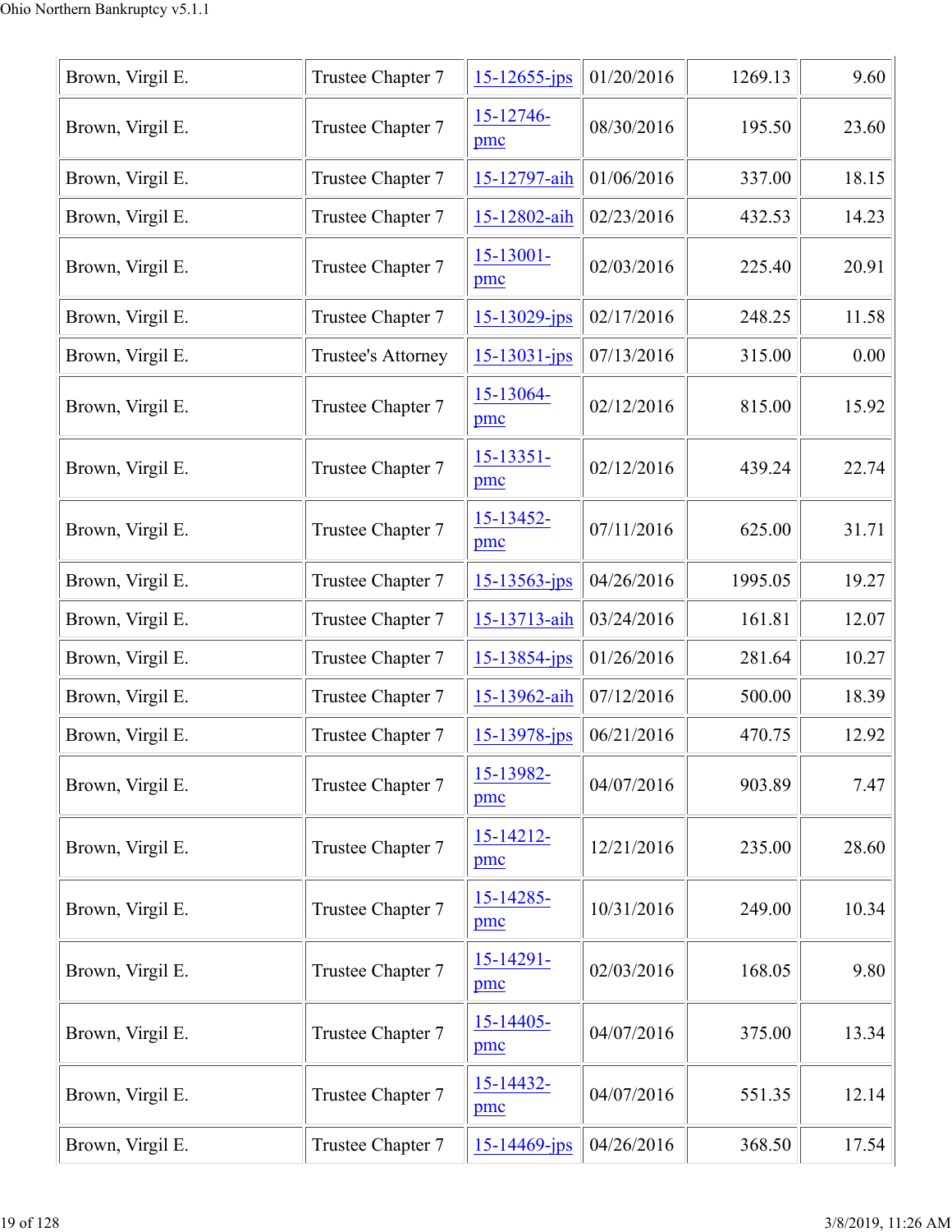| | | | | | |
|---|---|---|---|---|---|
| Brown, Virgil E. | Trustee Chapter 7 | 15-12655-jps | 01/20/2016 | 1269.13 | 9.60 |
| Brown, Virgil E. | Trustee Chapter 7 | 15-12746-pmc | 08/30/2016 | 195.50 | 23.60 |
| Brown, Virgil E. | Trustee Chapter 7 | 15-12797-aih | 01/06/2016 | 337.00 | 18.15 |
| Brown, Virgil E. | Trustee Chapter 7 | 15-12802-aih | 02/23/2016 | 432.53 | 14.23 |
| Brown, Virgil E. | Trustee Chapter 7 | 15-13001-pmc | 02/03/2016 | 225.40 | 20.91 |
| Brown, Virgil E. | Trustee Chapter 7 | 15-13029-jps | 02/17/2016 | 248.25 | 11.58 |
| Brown, Virgil E. | Trustee's Attorney | 15-13031-jps | 07/13/2016 | 315.00 | 0.00 |
| Brown, Virgil E. | Trustee Chapter 7 | 15-13064-pmc | 02/12/2016 | 815.00 | 15.92 |
| Brown, Virgil E. | Trustee Chapter 7 | 15-13351-pmc | 02/12/2016 | 439.24 | 22.74 |
| Brown, Virgil E. | Trustee Chapter 7 | 15-13452-pmc | 07/11/2016 | 625.00 | 31.71 |
| Brown, Virgil E. | Trustee Chapter 7 | 15-13563-jps | 04/26/2016 | 1995.05 | 19.27 |
| Brown, Virgil E. | Trustee Chapter 7 | 15-13713-aih | 03/24/2016 | 161.81 | 12.07 |
| Brown, Virgil E. | Trustee Chapter 7 | 15-13854-jps | 01/26/2016 | 281.64 | 10.27 |
| Brown, Virgil E. | Trustee Chapter 7 | 15-13962-aih | 07/12/2016 | 500.00 | 18.39 |
| Brown, Virgil E. | Trustee Chapter 7 | 15-13978-jps | 06/21/2016 | 470.75 | 12.92 |
| Brown, Virgil E. | Trustee Chapter 7 | 15-13982-pmc | 04/07/2016 | 903.89 | 7.47 |
| Brown, Virgil E. | Trustee Chapter 7 | 15-14212-pmc | 12/21/2016 | 235.00 | 28.60 |
| Brown, Virgil E. | Trustee Chapter 7 | 15-14285-pmc | 10/31/2016 | 249.00 | 10.34 |
| Brown, Virgil E. | Trustee Chapter 7 | 15-14291-pmc | 02/03/2016 | 168.05 | 9.80 |
| Brown, Virgil E. | Trustee Chapter 7 | 15-14405-pmc | 04/07/2016 | 375.00 | 13.34 |
| Brown, Virgil E. | Trustee Chapter 7 | 15-14432-pmc | 04/07/2016 | 551.35 | 12.14 |
| Brown, Virgil E. | Trustee Chapter 7 | 15-14469-jps | 04/26/2016 | 368.50 | 17.54 |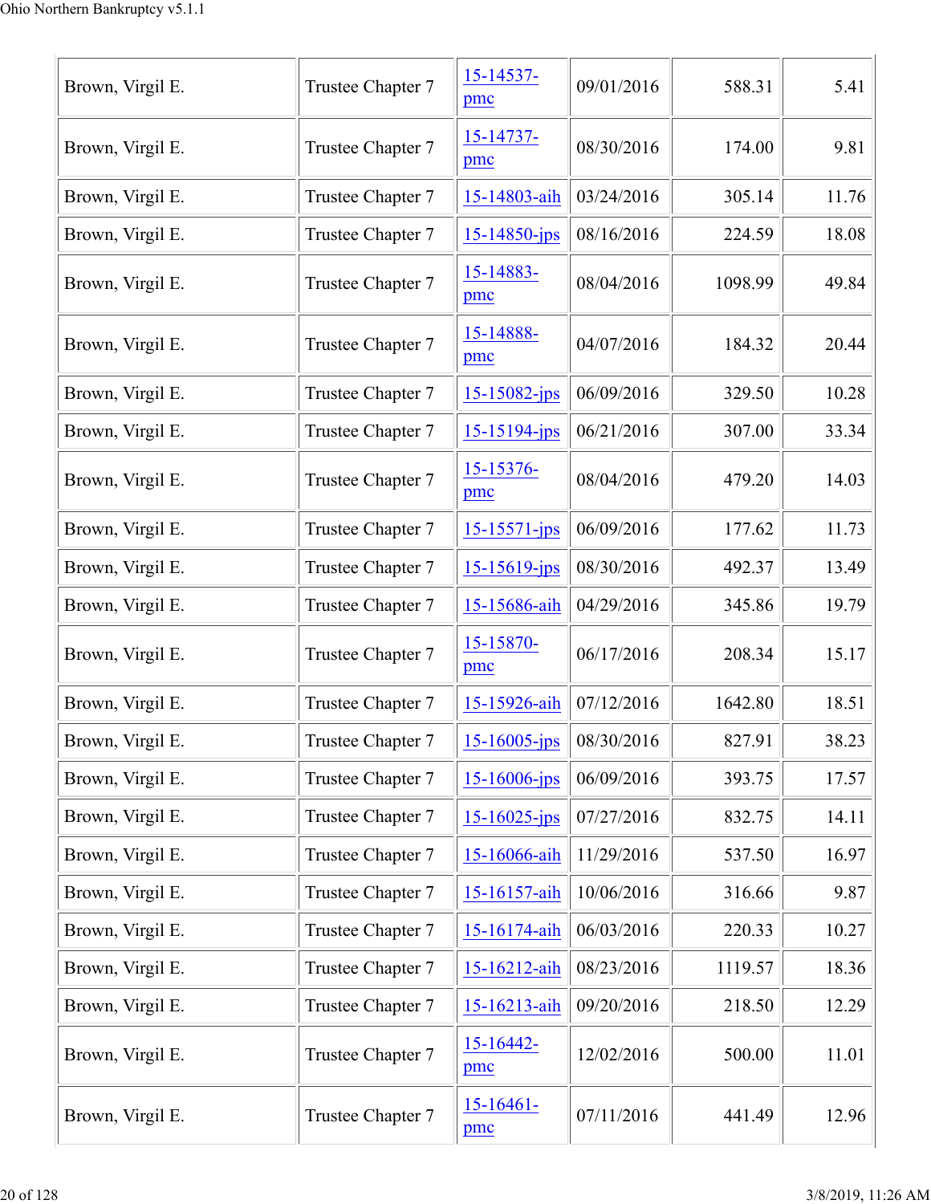| Brown, Virgil E. | Trustee Chapter 7 | 15-14537-pmc | 09/01/2016 | 588.31 | 5.41 |
|---|---|---|---|---|---|
| Brown, Virgil E. | Trustee Chapter 7 | 15-14737-pmc | 08/30/2016 | 174.00 | 9.81 |
| Brown, Virgil E. | Trustee Chapter 7 | 15-14803-aih | 03/24/2016 | 305.14 | 11.76 |
| Brown, Virgil E. | Trustee Chapter 7 | 15-14850-jps | 08/16/2016 | 224.59 | 18.08 |
| Brown, Virgil E. | Trustee Chapter 7 | 15-14883-pmc | 08/04/2016 | 1098.99 | 49.84 |
| Brown, Virgil E. | Trustee Chapter 7 | 15-14888-pmc | 04/07/2016 | 184.32 | 20.44 |
| Brown, Virgil E. | Trustee Chapter 7 | 15-15082-jps | 06/09/2016 | 329.50 | 10.28 |
| Brown, Virgil E. | Trustee Chapter 7 | 15-15194-jps | 06/21/2016 | 307.00 | 33.34 |
| Brown, Virgil E. | Trustee Chapter 7 | 15-15376-pmc | 08/04/2016 | 479.20 | 14.03 |
| Brown, Virgil E. | Trustee Chapter 7 | 15-15571-jps | 06/09/2016 | 177.62 | 11.73 |
| Brown, Virgil E. | Trustee Chapter 7 | 15-15619-jps | 08/30/2016 | 492.37 | 13.49 |
| Brown, Virgil E. | Trustee Chapter 7 | 15-15686-aih | 04/29/2016 | 345.86 | 19.79 |
| Brown, Virgil E. | Trustee Chapter 7 | 15-15870-pmc | 06/17/2016 | 208.34 | 15.17 |
| Brown, Virgil E. | Trustee Chapter 7 | 15-15926-aih | 07/12/2016 | 1642.80 | 18.51 |
| Brown, Virgil E. | Trustee Chapter 7 | 15-16005-jps | 08/30/2016 | 827.91 | 38.23 |
| Brown, Virgil E. | Trustee Chapter 7 | 15-16006-jps | 06/09/2016 | 393.75 | 17.57 |
| Brown, Virgil E. | Trustee Chapter 7 | 15-16025-jps | 07/27/2016 | 832.75 | 14.11 |
| Brown, Virgil E. | Trustee Chapter 7 | 15-16066-aih | 11/29/2016 | 537.50 | 16.97 |
| Brown, Virgil E. | Trustee Chapter 7 | 15-16157-aih | 10/06/2016 | 316.66 | 9.87 |
| Brown, Virgil E. | Trustee Chapter 7 | 15-16174-aih | 06/03/2016 | 220.33 | 10.27 |
| Brown, Virgil E. | Trustee Chapter 7 | 15-16212-aih | 08/23/2016 | 1119.57 | 18.36 |
| Brown, Virgil E. | Trustee Chapter 7 | 15-16213-aih | 09/20/2016 | 218.50 | 12.29 |
| Brown, Virgil E. | Trustee Chapter 7 | 15-16442-pmc | 12/02/2016 | 500.00 | 11.01 |
| Brown, Virgil E. | Trustee Chapter 7 | 15-16461-pmc | 07/11/2016 | 441.49 | 12.96 |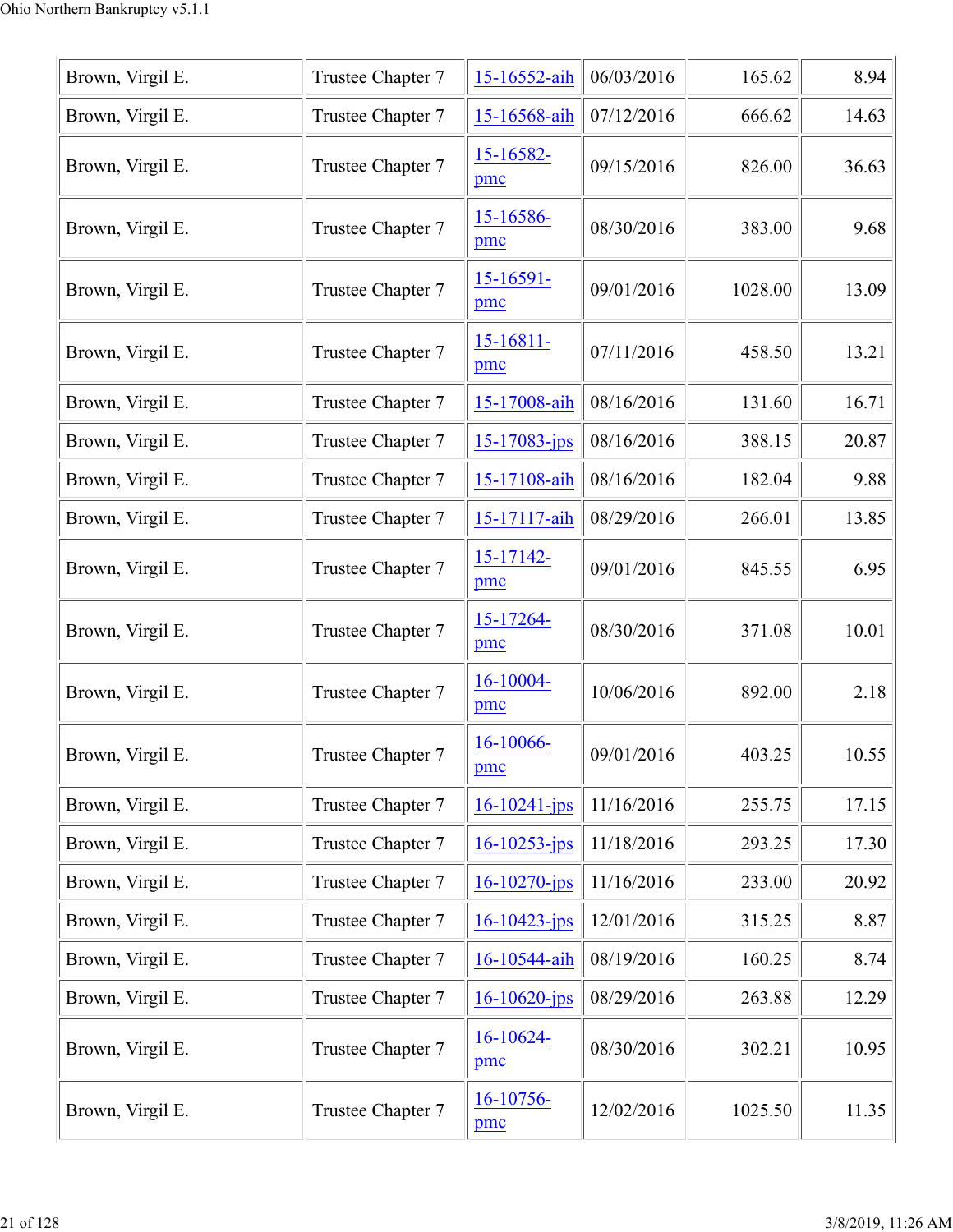| | | | | | |
|---|---|---|---|---|---|
| Brown, Virgil E. | Trustee Chapter 7 | 15-16552-aih | 06/03/2016 | 165.62 | 8.94 |
| Brown, Virgil E. | Trustee Chapter 7 | 15-16568-aih | 07/12/2016 | 666.62 | 14.63 |
| Brown, Virgil E. | Trustee Chapter 7 | 15-16582-pmc | 09/15/2016 | 826.00 | 36.63 |
| Brown, Virgil E. | Trustee Chapter 7 | 15-16586-pmc | 08/30/2016 | 383.00 | 9.68 |
| Brown, Virgil E. | Trustee Chapter 7 | 15-16591-pmc | 09/01/2016 | 1028.00 | 13.09 |
| Brown, Virgil E. | Trustee Chapter 7 | 15-16811-pmc | 07/11/2016 | 458.50 | 13.21 |
| Brown, Virgil E. | Trustee Chapter 7 | 15-17008-aih | 08/16/2016 | 131.60 | 16.71 |
| Brown, Virgil E. | Trustee Chapter 7 | 15-17083-jps | 08/16/2016 | 388.15 | 20.87 |
| Brown, Virgil E. | Trustee Chapter 7 | 15-17108-aih | 08/16/2016 | 182.04 | 9.88 |
| Brown, Virgil E. | Trustee Chapter 7 | 15-17117-aih | 08/29/2016 | 266.01 | 13.85 |
| Brown, Virgil E. | Trustee Chapter 7 | 15-17142-pmc | 09/01/2016 | 845.55 | 6.95 |
| Brown, Virgil E. | Trustee Chapter 7 | 15-17264-pmc | 08/30/2016 | 371.08 | 10.01 |
| Brown, Virgil E. | Trustee Chapter 7 | 16-10004-pmc | 10/06/2016 | 892.00 | 2.18 |
| Brown, Virgil E. | Trustee Chapter 7 | 16-10066-pmc | 09/01/2016 | 403.25 | 10.55 |
| Brown, Virgil E. | Trustee Chapter 7 | 16-10241-jps | 11/16/2016 | 255.75 | 17.15 |
| Brown, Virgil E. | Trustee Chapter 7 | 16-10253-jps | 11/18/2016 | 293.25 | 17.30 |
| Brown, Virgil E. | Trustee Chapter 7 | 16-10270-jps | 11/16/2016 | 233.00 | 20.92 |
| Brown, Virgil E. | Trustee Chapter 7 | 16-10423-jps | 12/01/2016 | 315.25 | 8.87 |
| Brown, Virgil E. | Trustee Chapter 7 | 16-10544-aih | 08/19/2016 | 160.25 | 8.74 |
| Brown, Virgil E. | Trustee Chapter 7 | 16-10620-jps | 08/29/2016 | 263.88 | 12.29 |
| Brown, Virgil E. | Trustee Chapter 7 | 16-10624-pmc | 08/30/2016 | 302.21 | 10.95 |
| Brown, Virgil E. | Trustee Chapter 7 | 16-10756-pmc | 12/02/2016 | 1025.50 | 11.35 |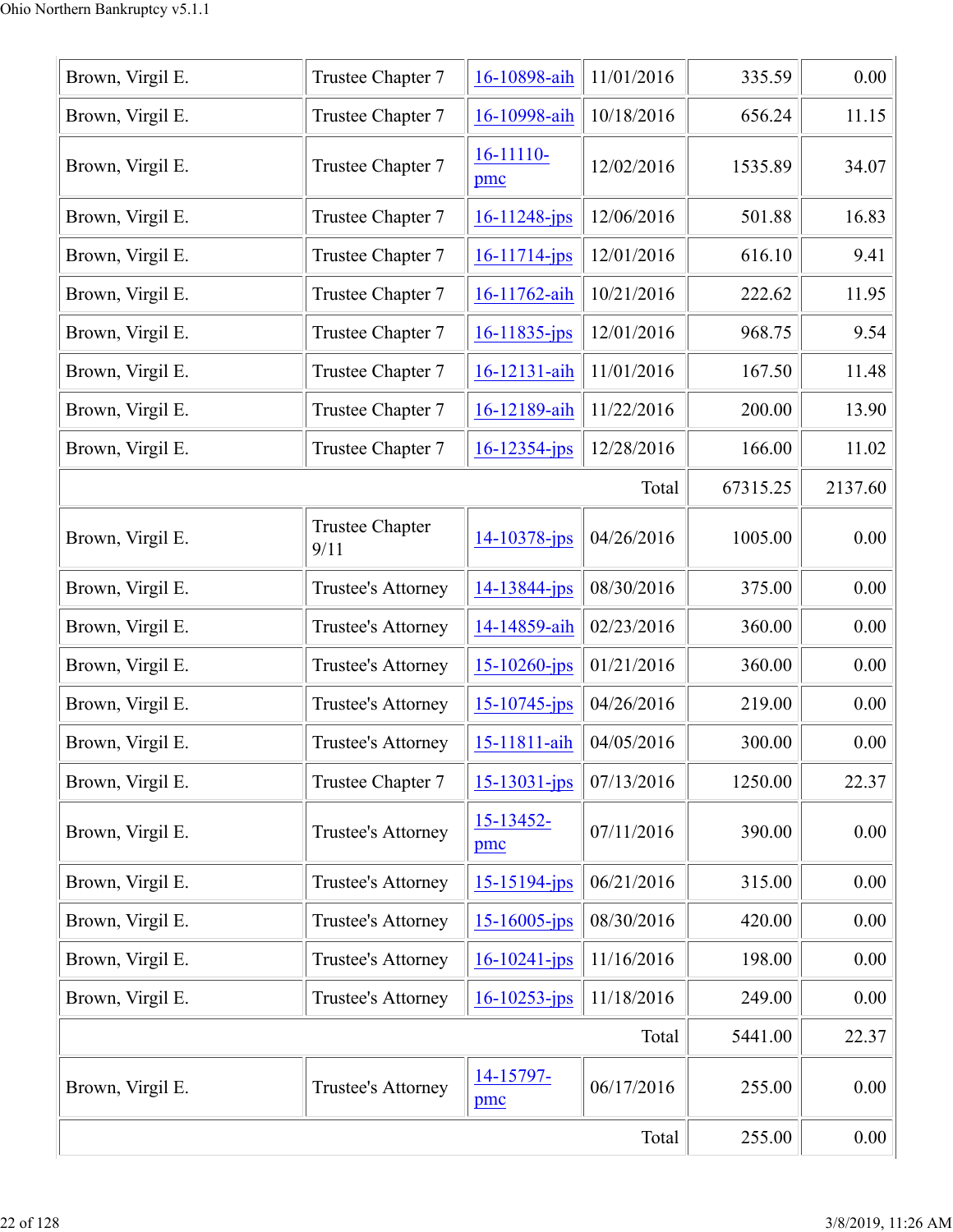| | | | | | |
|---|---|---|---|---|---|
| Brown, Virgil E. | Trustee Chapter 7 | 16-10898-aih | 11/01/2016 | 335.59 | 0.00 |
| Brown, Virgil E. | Trustee Chapter 7 | 16-10998-aih | 10/18/2016 | 656.24 | 11.15 |
| Brown, Virgil E. | Trustee Chapter 7 | 16-11110-pmc | 12/02/2016 | 1535.89 | 34.07 |
| Brown, Virgil E. | Trustee Chapter 7 | 16-11248-jps | 12/06/2016 | 501.88 | 16.83 |
| Brown, Virgil E. | Trustee Chapter 7 | 16-11714-jps | 12/01/2016 | 616.10 | 9.41 |
| Brown, Virgil E. | Trustee Chapter 7 | 16-11762-aih | 10/21/2016 | 222.62 | 11.95 |
| Brown, Virgil E. | Trustee Chapter 7 | 16-11835-jps | 12/01/2016 | 968.75 | 9.54 |
| Brown, Virgil E. | Trustee Chapter 7 | 16-12131-aih | 11/01/2016 | 167.50 | 11.48 |
| Brown, Virgil E. | Trustee Chapter 7 | 16-12189-aih | 11/22/2016 | 200.00 | 13.90 |
| Brown, Virgil E. | Trustee Chapter 7 | 16-12354-jps | 12/28/2016 | 166.00 | 11.02 |
| | | | Total | 67315.25 | 2137.60 |
| Brown, Virgil E. | Trustee Chapter 9/11 | 14-10378-jps | 04/26/2016 | 1005.00 | 0.00 |
| Brown, Virgil E. | Trustee's Attorney | 14-13844-jps | 08/30/2016 | 375.00 | 0.00 |
| Brown, Virgil E. | Trustee's Attorney | 14-14859-aih | 02/23/2016 | 360.00 | 0.00 |
| Brown, Virgil E. | Trustee's Attorney | 15-10260-jps | 01/21/2016 | 360.00 | 0.00 |
| Brown, Virgil E. | Trustee's Attorney | 15-10745-jps | 04/26/2016 | 219.00 | 0.00 |
| Brown, Virgil E. | Trustee's Attorney | 15-11811-aih | 04/05/2016 | 300.00 | 0.00 |
| Brown, Virgil E. | Trustee Chapter 7 | 15-13031-jps | 07/13/2016 | 1250.00 | 22.37 |
| Brown, Virgil E. | Trustee's Attorney | 15-13452-pmc | 07/11/2016 | 390.00 | 0.00 |
| Brown, Virgil E. | Trustee's Attorney | 15-15194-jps | 06/21/2016 | 315.00 | 0.00 |
| Brown, Virgil E. | Trustee's Attorney | 15-16005-jps | 08/30/2016 | 420.00 | 0.00 |
| Brown, Virgil E. | Trustee's Attorney | 16-10241-jps | 11/16/2016 | 198.00 | 0.00 |
| Brown, Virgil E. | Trustee's Attorney | 16-10253-jps | 11/18/2016 | 249.00 | 0.00 |
| | | | Total | 5441.00 | 22.37 |
| Brown, Virgil E. | Trustee's Attorney | 14-15797-pmc | 06/17/2016 | 255.00 | 0.00 |
| | | | Total | 255.00 | 0.00 |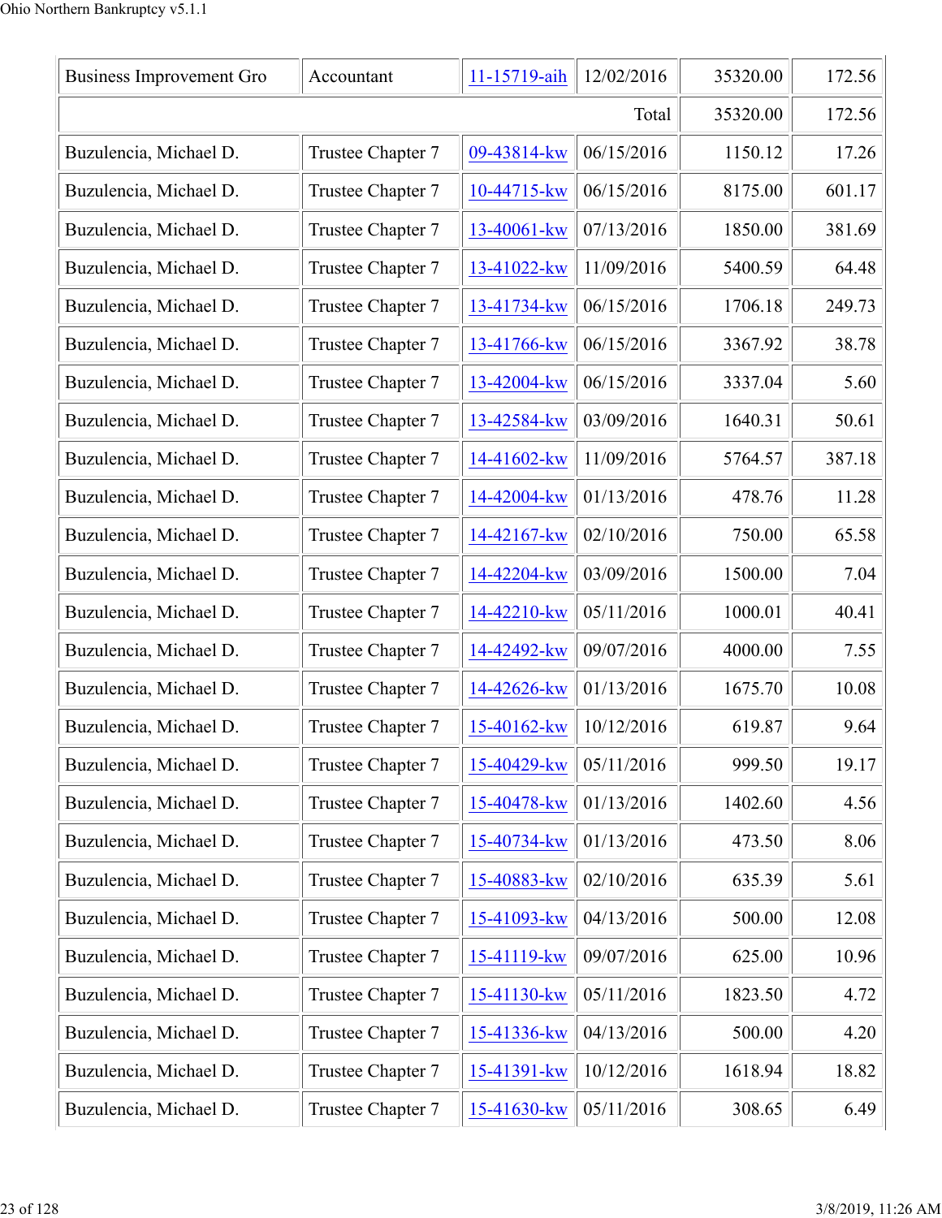| Business Improvement Gro | Accountant | 11-15719-aih | 12/02/2016 | 35320.00 | 172.56 |
|---|---|---|---|---|---|
| | | | Total | 35320.00 | 172.56 |
| Buzulencia, Michael D. | Trustee Chapter 7 | 09-43814-kw | 06/15/2016 | 1150.12 | 17.26 |
| Buzulencia, Michael D. | Trustee Chapter 7 | 10-44715-kw | 06/15/2016 | 8175.00 | 601.17 |
| Buzulencia, Michael D. | Trustee Chapter 7 | 13-40061-kw | 07/13/2016 | 1850.00 | 381.69 |
| Buzulencia, Michael D. | Trustee Chapter 7 | 13-41022-kw | 11/09/2016 | 5400.59 | 64.48 |
| Buzulencia, Michael D. | Trustee Chapter 7 | 13-41734-kw | 06/15/2016 | 1706.18 | 249.73 |
| Buzulencia, Michael D. | Trustee Chapter 7 | 13-41766-kw | 06/15/2016 | 3367.92 | 38.78 |
| Buzulencia, Michael D. | Trustee Chapter 7 | 13-42004-kw | 06/15/2016 | 3337.04 | 5.60 |
| Buzulencia, Michael D. | Trustee Chapter 7 | 13-42584-kw | 03/09/2016 | 1640.31 | 50.61 |
| Buzulencia, Michael D. | Trustee Chapter 7 | 14-41602-kw | 11/09/2016 | 5764.57 | 387.18 |
| Buzulencia, Michael D. | Trustee Chapter 7 | 14-42004-kw | 01/13/2016 | 478.76 | 11.28 |
| Buzulencia, Michael D. | Trustee Chapter 7 | 14-42167-kw | 02/10/2016 | 750.00 | 65.58 |
| Buzulencia, Michael D. | Trustee Chapter 7 | 14-42204-kw | 03/09/2016 | 1500.00 | 7.04 |
| Buzulencia, Michael D. | Trustee Chapter 7 | 14-42210-kw | 05/11/2016 | 1000.01 | 40.41 |
| Buzulencia, Michael D. | Trustee Chapter 7 | 14-42492-kw | 09/07/2016 | 4000.00 | 7.55 |
| Buzulencia, Michael D. | Trustee Chapter 7 | 14-42626-kw | 01/13/2016 | 1675.70 | 10.08 |
| Buzulencia, Michael D. | Trustee Chapter 7 | 15-40162-kw | 10/12/2016 | 619.87 | 9.64 |
| Buzulencia, Michael D. | Trustee Chapter 7 | 15-40429-kw | 05/11/2016 | 999.50 | 19.17 |
| Buzulencia, Michael D. | Trustee Chapter 7 | 15-40478-kw | 01/13/2016 | 1402.60 | 4.56 |
| Buzulencia, Michael D. | Trustee Chapter 7 | 15-40734-kw | 01/13/2016 | 473.50 | 8.06 |
| Buzulencia, Michael D. | Trustee Chapter 7 | 15-40883-kw | 02/10/2016 | 635.39 | 5.61 |
| Buzulencia, Michael D. | Trustee Chapter 7 | 15-41093-kw | 04/13/2016 | 500.00 | 12.08 |
| Buzulencia, Michael D. | Trustee Chapter 7 | 15-41119-kw | 09/07/2016 | 625.00 | 10.96 |
| Buzulencia, Michael D. | Trustee Chapter 7 | 15-41130-kw | 05/11/2016 | 1823.50 | 4.72 |
| Buzulencia, Michael D. | Trustee Chapter 7 | 15-41336-kw | 04/13/2016 | 500.00 | 4.20 |
| Buzulencia, Michael D. | Trustee Chapter 7 | 15-41391-kw | 10/12/2016 | 1618.94 | 18.82 |
| Buzulencia, Michael D. | Trustee Chapter 7 | 15-41630-kw | 05/11/2016 | 308.65 | 6.49 |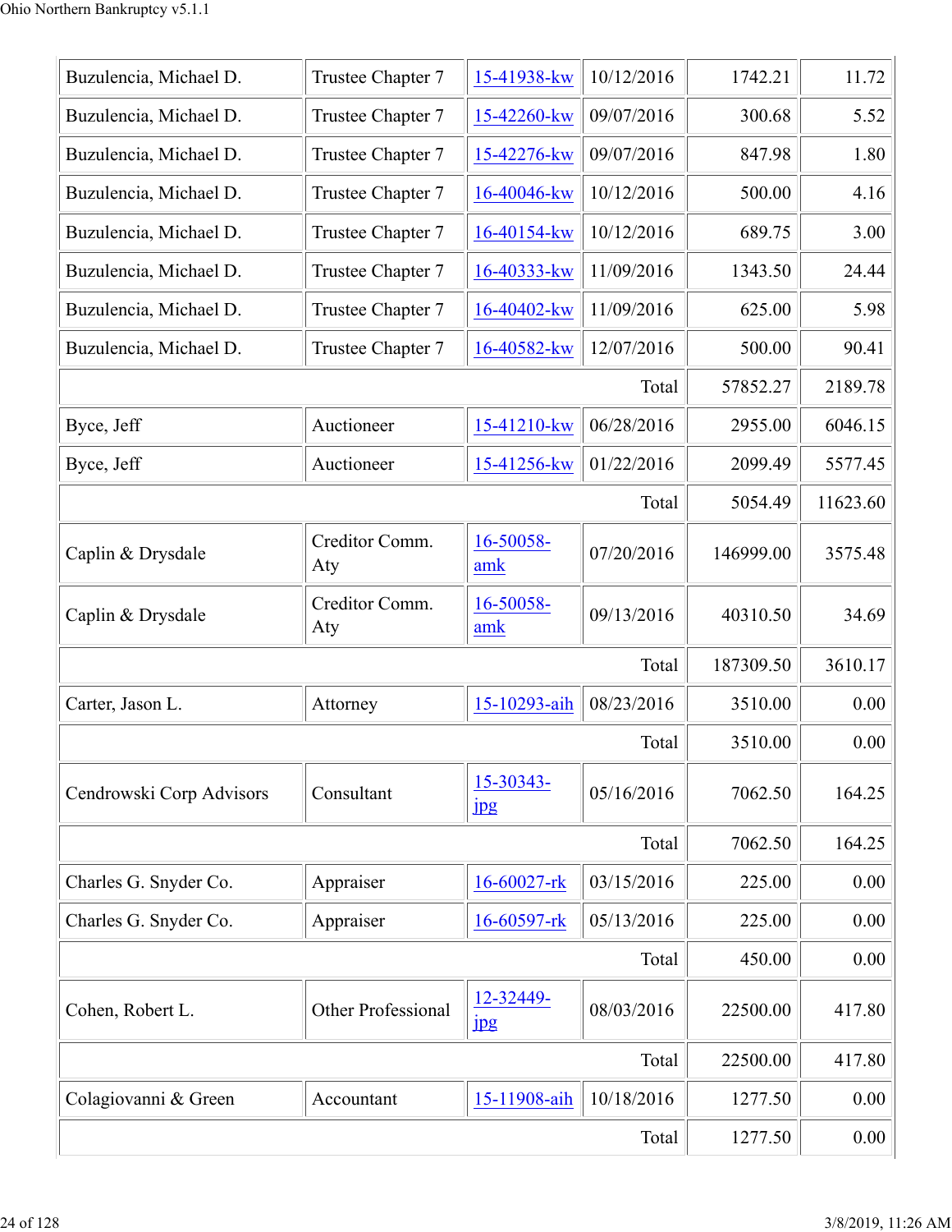| | | | | | |
|---|---|---|---|---|---|
| Buzulencia, Michael D. | Trustee Chapter 7 | 15-41938-kw | 10/12/2016 | 1742.21 | 11.72 |
| Buzulencia, Michael D. | Trustee Chapter 7 | 15-42260-kw | 09/07/2016 | 300.68 | 5.52 |
| Buzulencia, Michael D. | Trustee Chapter 7 | 15-42276-kw | 09/07/2016 | 847.98 | 1.80 |
| Buzulencia, Michael D. | Trustee Chapter 7 | 16-40046-kw | 10/12/2016 | 500.00 | 4.16 |
| Buzulencia, Michael D. | Trustee Chapter 7 | 16-40154-kw | 10/12/2016 | 689.75 | 3.00 |
| Buzulencia, Michael D. | Trustee Chapter 7 | 16-40333-kw | 11/09/2016 | 1343.50 | 24.44 |
| Buzulencia, Michael D. | Trustee Chapter 7 | 16-40402-kw | 11/09/2016 | 625.00 | 5.98 |
| Buzulencia, Michael D. | Trustee Chapter 7 | 16-40582-kw | 12/07/2016 | 500.00 | 90.41 |
| | | | Total | 57852.27 | 2189.78 |
| Byce, Jeff | Auctioneer | 15-41210-kw | 06/28/2016 | 2955.00 | 6046.15 |
| Byce, Jeff | Auctioneer | 15-41256-kw | 01/22/2016 | 2099.49 | 5577.45 |
| | | | Total | 5054.49 | 11623.60 |
| Caplin & Drysdale | Creditor Comm. Aty | 16-50058-amk | 07/20/2016 | 146999.00 | 3575.48 |
| Caplin & Drysdale | Creditor Comm. Aty | 16-50058-amk | 09/13/2016 | 40310.50 | 34.69 |
| | | | Total | 187309.50 | 3610.17 |
| Carter, Jason L. | Attorney | 15-10293-aih | 08/23/2016 | 3510.00 | 0.00 |
| | | | Total | 3510.00 | 0.00 |
| Cendrowski Corp Advisors | Consultant | 15-30343-jpg | 05/16/2016 | 7062.50 | 164.25 |
| | | | Total | 7062.50 | 164.25 |
| Charles G. Snyder Co. | Appraiser | 16-60027-rk | 03/15/2016 | 225.00 | 0.00 |
| Charles G. Snyder Co. | Appraiser | 16-60597-rk | 05/13/2016 | 225.00 | 0.00 |
| | | | Total | 450.00 | 0.00 |
| Cohen, Robert L. | Other Professional | 12-32449-jpg | 08/03/2016 | 22500.00 | 417.80 |
| | | | Total | 22500.00 | 417.80 |
| Colagiovanni & Green | Accountant | 15-11908-aih | 10/18/2016 | 1277.50 | 0.00 |
| | | | Total | 1277.50 | 0.00 |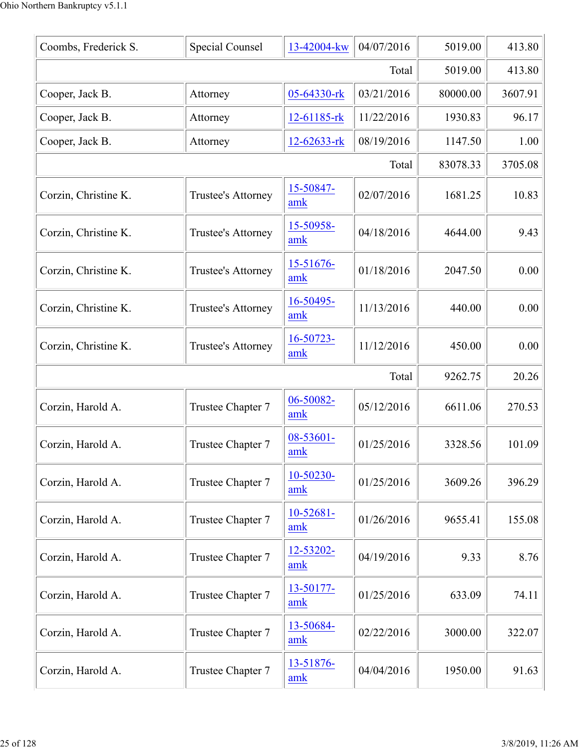| | | | | | |
|---|---|---|---|---|---|
| Coombs, Frederick S. | Special Counsel | 13-42004-kw | 04/07/2016 | 5019.00 | 413.80 |
| | | | Total | 5019.00 | 413.80 |
| Cooper, Jack B. | Attorney | 05-64330-rk | 03/21/2016 | 80000.00 | 3607.91 |
| Cooper, Jack B. | Attorney | 12-61185-rk | 11/22/2016 | 1930.83 | 96.17 |
| Cooper, Jack B. | Attorney | 12-62633-rk | 08/19/2016 | 1147.50 | 1.00 |
| | | | Total | 83078.33 | 3705.08 |
| Corzin, Christine K. | Trustee's Attorney | 15-50847-amk | 02/07/2016 | 1681.25 | 10.83 |
| Corzin, Christine K. | Trustee's Attorney | 15-50958-amk | 04/18/2016 | 4644.00 | 9.43 |
| Corzin, Christine K. | Trustee's Attorney | 15-51676-amk | 01/18/2016 | 2047.50 | 0.00 |
| Corzin, Christine K. | Trustee's Attorney | 16-50495-amk | 11/13/2016 | 440.00 | 0.00 |
| Corzin, Christine K. | Trustee's Attorney | 16-50723-amk | 11/12/2016 | 450.00 | 0.00 |
| | | | Total | 9262.75 | 20.26 |
| Corzin, Harold A. | Trustee Chapter 7 | 06-50082-amk | 05/12/2016 | 6611.06 | 270.53 |
| Corzin, Harold A. | Trustee Chapter 7 | 08-53601-amk | 01/25/2016 | 3328.56 | 101.09 |
| Corzin, Harold A. | Trustee Chapter 7 | 10-50230-amk | 01/25/2016 | 3609.26 | 396.29 |
| Corzin, Harold A. | Trustee Chapter 7 | 10-52681-amk | 01/26/2016 | 9655.41 | 155.08 |
| Corzin, Harold A. | Trustee Chapter 7 | 12-53202-amk | 04/19/2016 | 9.33 | 8.76 |
| Corzin, Harold A. | Trustee Chapter 7 | 13-50177-amk | 01/25/2016 | 633.09 | 74.11 |
| Corzin, Harold A. | Trustee Chapter 7 | 13-50684-amk | 02/22/2016 | 3000.00 | 322.07 |
| Corzin, Harold A. | Trustee Chapter 7 | 13-51876-amk | 04/04/2016 | 1950.00 | 91.63 |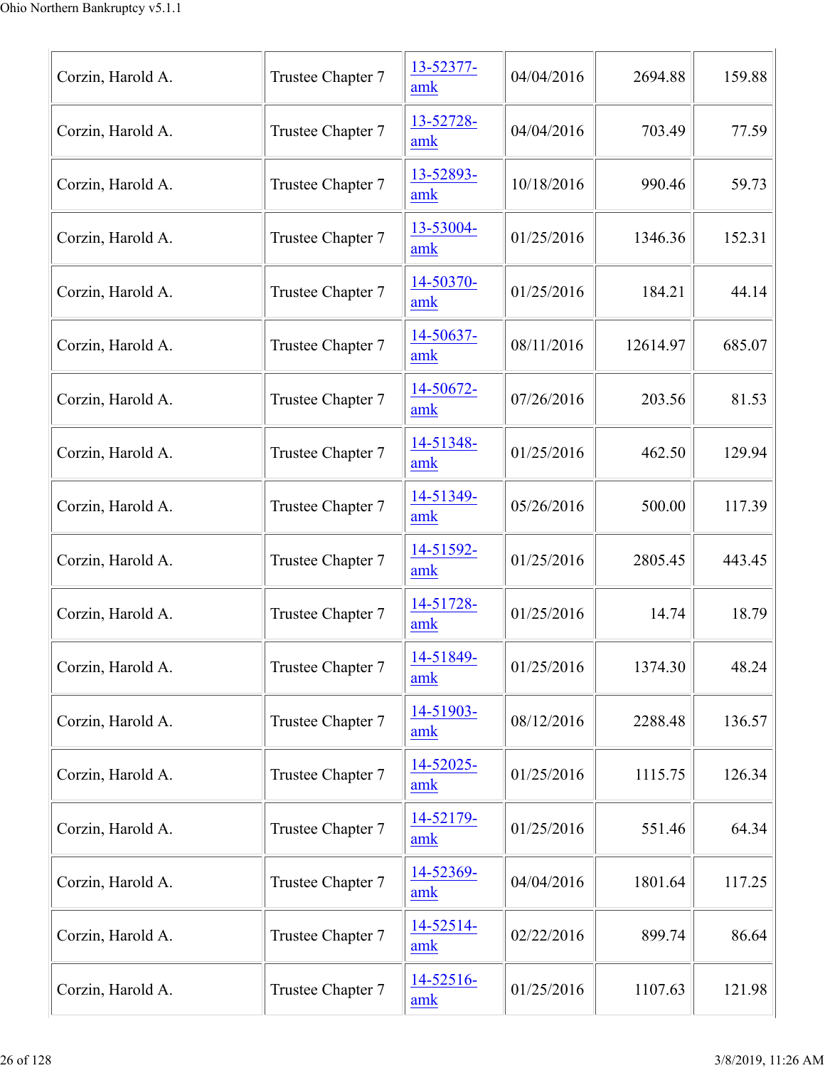| | | | | | |
|---|---|---|---|---|---|
| Corzin, Harold A. | Trustee Chapter 7 | 13-52377-amk | 04/04/2016 | 2694.88 | 159.88 |
| Corzin, Harold A. | Trustee Chapter 7 | 13-52728-amk | 04/04/2016 | 703.49 | 77.59 |
| Corzin, Harold A. | Trustee Chapter 7 | 13-52893-amk | 10/18/2016 | 990.46 | 59.73 |
| Corzin, Harold A. | Trustee Chapter 7 | 13-53004-amk | 01/25/2016 | 1346.36 | 152.31 |
| Corzin, Harold A. | Trustee Chapter 7 | 14-50370-amk | 01/25/2016 | 184.21 | 44.14 |
| Corzin, Harold A. | Trustee Chapter 7 | 14-50637-amk | 08/11/2016 | 12614.97 | 685.07 |
| Corzin, Harold A. | Trustee Chapter 7 | 14-50672-amk | 07/26/2016 | 203.56 | 81.53 |
| Corzin, Harold A. | Trustee Chapter 7 | 14-51348-amk | 01/25/2016 | 462.50 | 129.94 |
| Corzin, Harold A. | Trustee Chapter 7 | 14-51349-amk | 05/26/2016 | 500.00 | 117.39 |
| Corzin, Harold A. | Trustee Chapter 7 | 14-51592-amk | 01/25/2016 | 2805.45 | 443.45 |
| Corzin, Harold A. | Trustee Chapter 7 | 14-51728-amk | 01/25/2016 | 14.74 | 18.79 |
| Corzin, Harold A. | Trustee Chapter 7 | 14-51849-amk | 01/25/2016 | 1374.30 | 48.24 |
| Corzin, Harold A. | Trustee Chapter 7 | 14-51903-amk | 08/12/2016 | 2288.48 | 136.57 |
| Corzin, Harold A. | Trustee Chapter 7 | 14-52025-amk | 01/25/2016 | 1115.75 | 126.34 |
| Corzin, Harold A. | Trustee Chapter 7 | 14-52179-amk | 01/25/2016 | 551.46 | 64.34 |
| Corzin, Harold A. | Trustee Chapter 7 | 14-52369-amk | 04/04/2016 | 1801.64 | 117.25 |
| Corzin, Harold A. | Trustee Chapter 7 | 14-52514-amk | 02/22/2016 | 899.74 | 86.64 |
| Corzin, Harold A. | Trustee Chapter 7 | 14-52516-amk | 01/25/2016 | 1107.63 | 121.98 |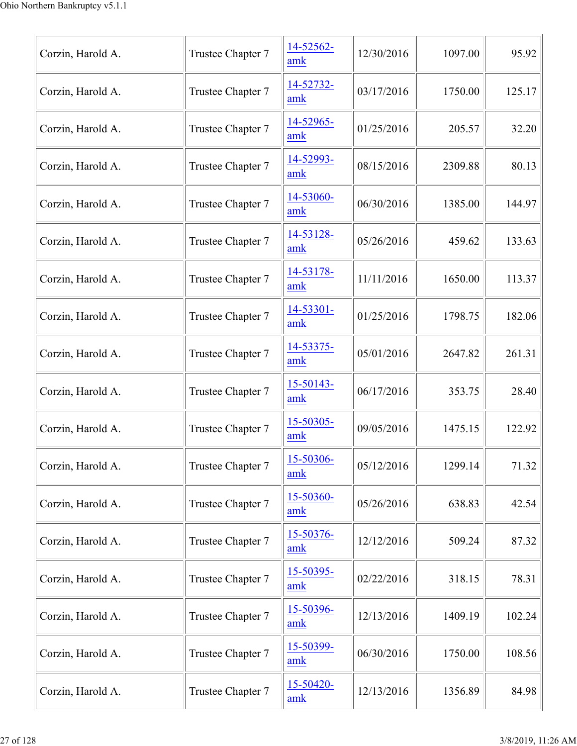| Corzin, Harold A. | Trustee Chapter 7 | 14-52562-amk | 12/30/2016 | 1097.00 | 95.92 |
|---|---|---|---|---|---|
| Corzin, Harold A. | Trustee Chapter 7 | 14-52732-amk | 03/17/2016 | 1750.00 | 125.17 |
| Corzin, Harold A. | Trustee Chapter 7 | 14-52965-amk | 01/25/2016 | 205.57 | 32.20 |
| Corzin, Harold A. | Trustee Chapter 7 | 14-52993-amk | 08/15/2016 | 2309.88 | 80.13 |
| Corzin, Harold A. | Trustee Chapter 7 | 14-53060-amk | 06/30/2016 | 1385.00 | 144.97 |
| Corzin, Harold A. | Trustee Chapter 7 | 14-53128-amk | 05/26/2016 | 459.62 | 133.63 |
| Corzin, Harold A. | Trustee Chapter 7 | 14-53178-amk | 11/11/2016 | 1650.00 | 113.37 |
| Corzin, Harold A. | Trustee Chapter 7 | 14-53301-amk | 01/25/2016 | 1798.75 | 182.06 |
| Corzin, Harold A. | Trustee Chapter 7 | 14-53375-amk | 05/01/2016 | 2647.82 | 261.31 |
| Corzin, Harold A. | Trustee Chapter 7 | 15-50143-amk | 06/17/2016 | 353.75 | 28.40 |
| Corzin, Harold A. | Trustee Chapter 7 | 15-50305-amk | 09/05/2016 | 1475.15 | 122.92 |
| Corzin, Harold A. | Trustee Chapter 7 | 15-50306-amk | 05/12/2016 | 1299.14 | 71.32 |
| Corzin, Harold A. | Trustee Chapter 7 | 15-50360-amk | 05/26/2016 | 638.83 | 42.54 |
| Corzin, Harold A. | Trustee Chapter 7 | 15-50376-amk | 12/12/2016 | 509.24 | 87.32 |
| Corzin, Harold A. | Trustee Chapter 7 | 15-50395-amk | 02/22/2016 | 318.15 | 78.31 |
| Corzin, Harold A. | Trustee Chapter 7 | 15-50396-amk | 12/13/2016 | 1409.19 | 102.24 |
| Corzin, Harold A. | Trustee Chapter 7 | 15-50399-amk | 06/30/2016 | 1750.00 | 108.56 |
| Corzin, Harold A. | Trustee Chapter 7 | 15-50420-amk | 12/13/2016 | 1356.89 | 84.98 |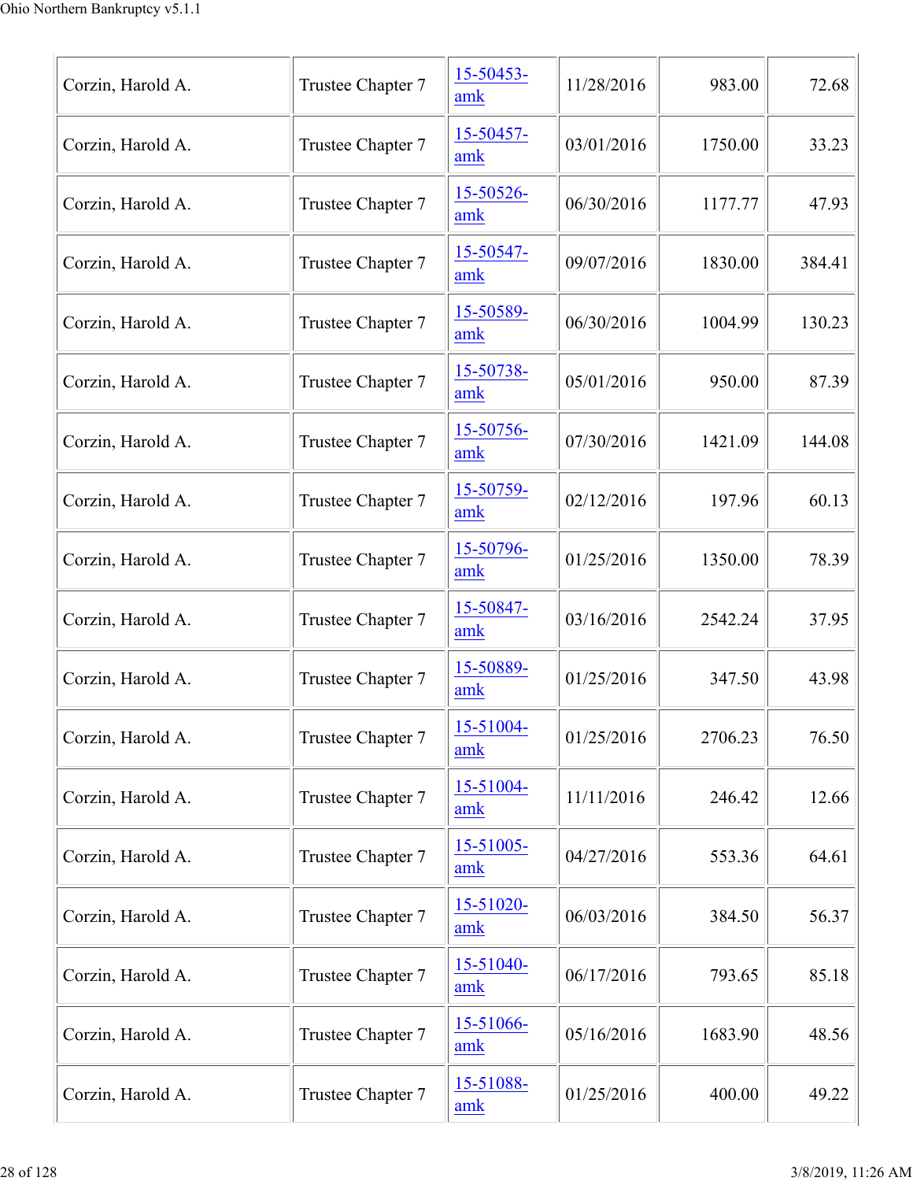| | | | | | |
|---|---|---|---|---|---|
| Corzin, Harold A. | Trustee Chapter 7 | 15-50453-amk | 11/28/2016 | 983.00 | 72.68 |
| Corzin, Harold A. | Trustee Chapter 7 | 15-50457-amk | 03/01/2016 | 1750.00 | 33.23 |
| Corzin, Harold A. | Trustee Chapter 7 | 15-50526-amk | 06/30/2016 | 1177.77 | 47.93 |
| Corzin, Harold A. | Trustee Chapter 7 | 15-50547-amk | 09/07/2016 | 1830.00 | 384.41 |
| Corzin, Harold A. | Trustee Chapter 7 | 15-50589-amk | 06/30/2016 | 1004.99 | 130.23 |
| Corzin, Harold A. | Trustee Chapter 7 | 15-50738-amk | 05/01/2016 | 950.00 | 87.39 |
| Corzin, Harold A. | Trustee Chapter 7 | 15-50756-amk | 07/30/2016 | 1421.09 | 144.08 |
| Corzin, Harold A. | Trustee Chapter 7 | 15-50759-amk | 02/12/2016 | 197.96 | 60.13 |
| Corzin, Harold A. | Trustee Chapter 7 | 15-50796-amk | 01/25/2016 | 1350.00 | 78.39 |
| Corzin, Harold A. | Trustee Chapter 7 | 15-50847-amk | 03/16/2016 | 2542.24 | 37.95 |
| Corzin, Harold A. | Trustee Chapter 7 | 15-50889-amk | 01/25/2016 | 347.50 | 43.98 |
| Corzin, Harold A. | Trustee Chapter 7 | 15-51004-amk | 01/25/2016 | 2706.23 | 76.50 |
| Corzin, Harold A. | Trustee Chapter 7 | 15-51004-amk | 11/11/2016 | 246.42 | 12.66 |
| Corzin, Harold A. | Trustee Chapter 7 | 15-51005-amk | 04/27/2016 | 553.36 | 64.61 |
| Corzin, Harold A. | Trustee Chapter 7 | 15-51020-amk | 06/03/2016 | 384.50 | 56.37 |
| Corzin, Harold A. | Trustee Chapter 7 | 15-51040-amk | 06/17/2016 | 793.65 | 85.18 |
| Corzin, Harold A. | Trustee Chapter 7 | 15-51066-amk | 05/16/2016 | 1683.90 | 48.56 |
| Corzin, Harold A. | Trustee Chapter 7 | 15-51088-amk | 01/25/2016 | 400.00 | 49.22 |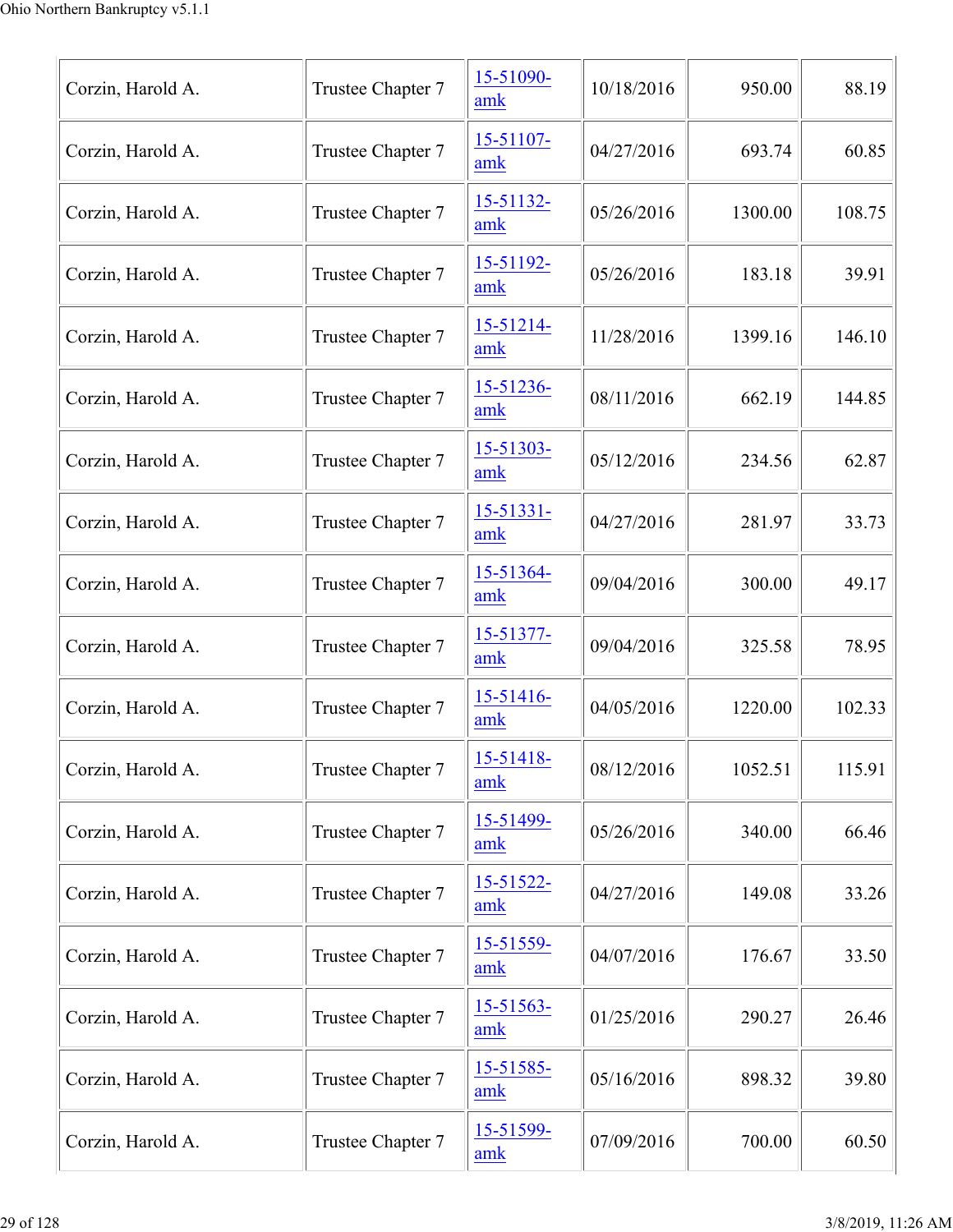| | | | | | |
|---|---|---|---|---|---|
| Corzin, Harold A. | Trustee Chapter 7 | 15-51090-amk | 10/18/2016 | 950.00 | 88.19 |
| Corzin, Harold A. | Trustee Chapter 7 | 15-51107-amk | 04/27/2016 | 693.74 | 60.85 |
| Corzin, Harold A. | Trustee Chapter 7 | 15-51132-amk | 05/26/2016 | 1300.00 | 108.75 |
| Corzin, Harold A. | Trustee Chapter 7 | 15-51192-amk | 05/26/2016 | 183.18 | 39.91 |
| Corzin, Harold A. | Trustee Chapter 7 | 15-51214-amk | 11/28/2016 | 1399.16 | 146.10 |
| Corzin, Harold A. | Trustee Chapter 7 | 15-51236-amk | 08/11/2016 | 662.19 | 144.85 |
| Corzin, Harold A. | Trustee Chapter 7 | 15-51303-amk | 05/12/2016 | 234.56 | 62.87 |
| Corzin, Harold A. | Trustee Chapter 7 | 15-51331-amk | 04/27/2016 | 281.97 | 33.73 |
| Corzin, Harold A. | Trustee Chapter 7 | 15-51364-amk | 09/04/2016 | 300.00 | 49.17 |
| Corzin, Harold A. | Trustee Chapter 7 | 15-51377-amk | 09/04/2016 | 325.58 | 78.95 |
| Corzin, Harold A. | Trustee Chapter 7 | 15-51416-amk | 04/05/2016 | 1220.00 | 102.33 |
| Corzin, Harold A. | Trustee Chapter 7 | 15-51418-amk | 08/12/2016 | 1052.51 | 115.91 |
| Corzin, Harold A. | Trustee Chapter 7 | 15-51499-amk | 05/26/2016 | 340.00 | 66.46 |
| Corzin, Harold A. | Trustee Chapter 7 | 15-51522-amk | 04/27/2016 | 149.08 | 33.26 |
| Corzin, Harold A. | Trustee Chapter 7 | 15-51559-amk | 04/07/2016 | 176.67 | 33.50 |
| Corzin, Harold A. | Trustee Chapter 7 | 15-51563-amk | 01/25/2016 | 290.27 | 26.46 |
| Corzin, Harold A. | Trustee Chapter 7 | 15-51585-amk | 05/16/2016 | 898.32 | 39.80 |
| Corzin, Harold A. | Trustee Chapter 7 | 15-51599-amk | 07/09/2016 | 700.00 | 60.50 |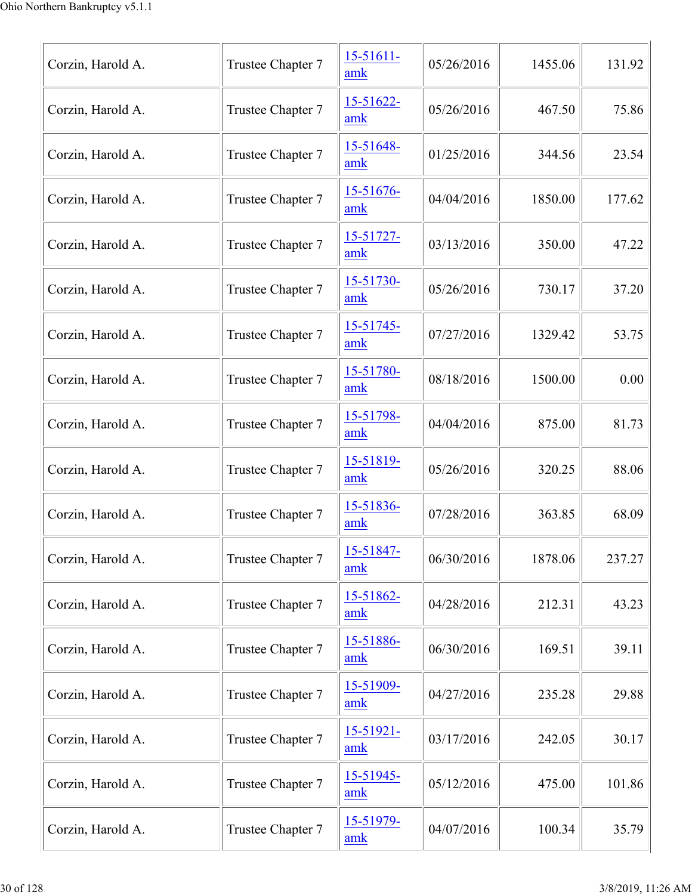| | | | | | |
|---|---|---|---|---|---|
| Corzin, Harold A. | Trustee Chapter 7 | 15-51611-amk | 05/26/2016 | 1455.06 | 131.92 |
| Corzin, Harold A. | Trustee Chapter 7 | 15-51622-amk | 05/26/2016 | 467.50 | 75.86 |
| Corzin, Harold A. | Trustee Chapter 7 | 15-51648-amk | 01/25/2016 | 344.56 | 23.54 |
| Corzin, Harold A. | Trustee Chapter 7 | 15-51676-amk | 04/04/2016 | 1850.00 | 177.62 |
| Corzin, Harold A. | Trustee Chapter 7 | 15-51727-amk | 03/13/2016 | 350.00 | 47.22 |
| Corzin, Harold A. | Trustee Chapter 7 | 15-51730-amk | 05/26/2016 | 730.17 | 37.20 |
| Corzin, Harold A. | Trustee Chapter 7 | 15-51745-amk | 07/27/2016 | 1329.42 | 53.75 |
| Corzin, Harold A. | Trustee Chapter 7 | 15-51780-amk | 08/18/2016 | 1500.00 | 0.00 |
| Corzin, Harold A. | Trustee Chapter 7 | 15-51798-amk | 04/04/2016 | 875.00 | 81.73 |
| Corzin, Harold A. | Trustee Chapter 7 | 15-51819-amk | 05/26/2016 | 320.25 | 88.06 |
| Corzin, Harold A. | Trustee Chapter 7 | 15-51836-amk | 07/28/2016 | 363.85 | 68.09 |
| Corzin, Harold A. | Trustee Chapter 7 | 15-51847-amk | 06/30/2016 | 1878.06 | 237.27 |
| Corzin, Harold A. | Trustee Chapter 7 | 15-51862-amk | 04/28/2016 | 212.31 | 43.23 |
| Corzin, Harold A. | Trustee Chapter 7 | 15-51886-amk | 06/30/2016 | 169.51 | 39.11 |
| Corzin, Harold A. | Trustee Chapter 7 | 15-51909-amk | 04/27/2016 | 235.28 | 29.88 |
| Corzin, Harold A. | Trustee Chapter 7 | 15-51921-amk | 03/17/2016 | 242.05 | 30.17 |
| Corzin, Harold A. | Trustee Chapter 7 | 15-51945-amk | 05/12/2016 | 475.00 | 101.86 |
| Corzin, Harold A. | Trustee Chapter 7 | 15-51979-amk | 04/07/2016 | 100.34 | 35.79 |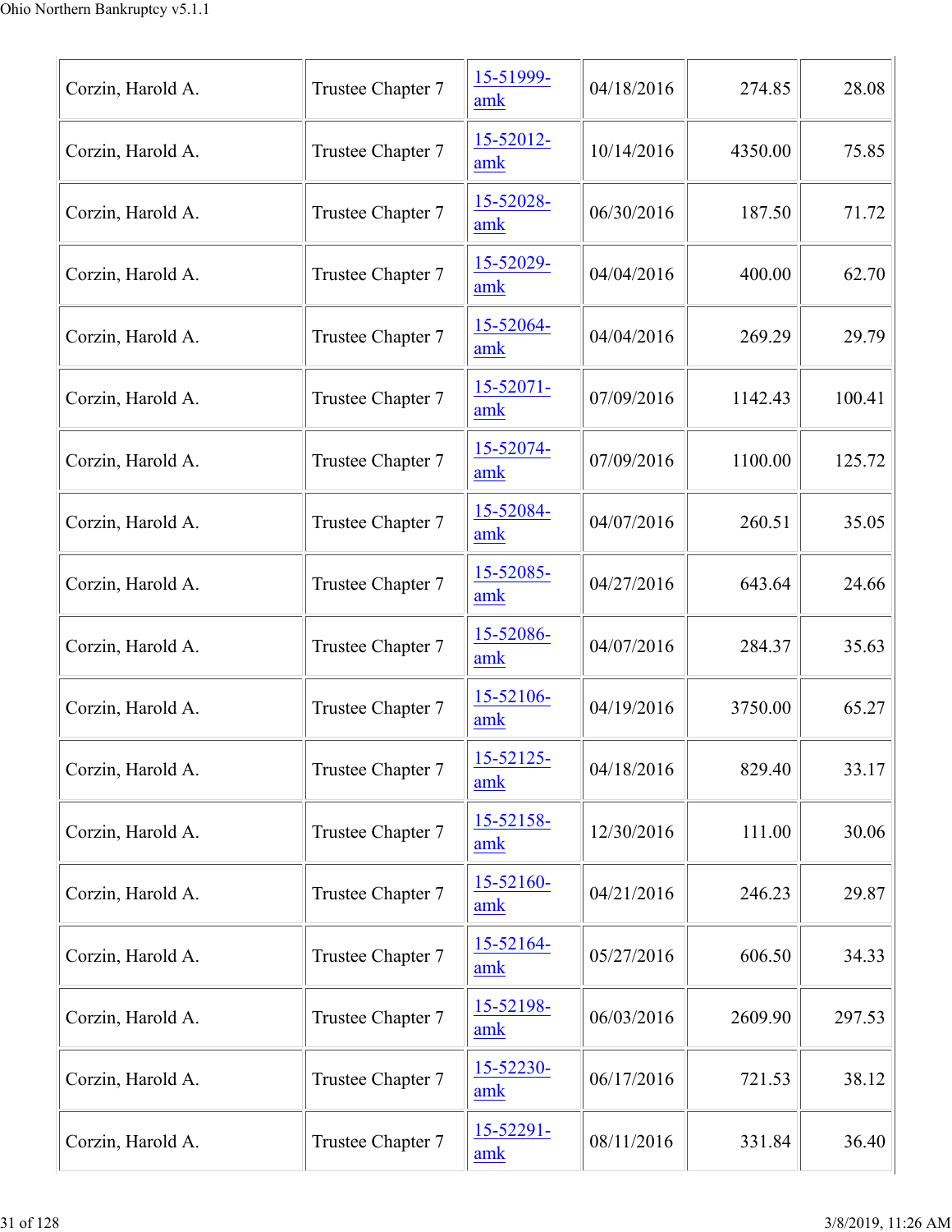| Corzin, Harold A. | Trustee Chapter 7 | 15-51999-amk | 04/18/2016 | 274.85 | 28.08 |
|---|---|---|---|---|---|
| Corzin, Harold A. | Trustee Chapter 7 | 15-52012-amk | 10/14/2016 | 4350.00 | 75.85 |
| Corzin, Harold A. | Trustee Chapter 7 | 15-52028-amk | 06/30/2016 | 187.50 | 71.72 |
| Corzin, Harold A. | Trustee Chapter 7 | 15-52029-amk | 04/04/2016 | 400.00 | 62.70 |
| Corzin, Harold A. | Trustee Chapter 7 | 15-52064-amk | 04/04/2016 | 269.29 | 29.79 |
| Corzin, Harold A. | Trustee Chapter 7 | 15-52071-amk | 07/09/2016 | 1142.43 | 100.41 |
| Corzin, Harold A. | Trustee Chapter 7 | 15-52074-amk | 07/09/2016 | 1100.00 | 125.72 |
| Corzin, Harold A. | Trustee Chapter 7 | 15-52084-amk | 04/07/2016 | 260.51 | 35.05 |
| Corzin, Harold A. | Trustee Chapter 7 | 15-52085-amk | 04/27/2016 | 643.64 | 24.66 |
| Corzin, Harold A. | Trustee Chapter 7 | 15-52086-amk | 04/07/2016 | 284.37 | 35.63 |
| Corzin, Harold A. | Trustee Chapter 7 | 15-52106-amk | 04/19/2016 | 3750.00 | 65.27 |
| Corzin, Harold A. | Trustee Chapter 7 | 15-52125-amk | 04/18/2016 | 829.40 | 33.17 |
| Corzin, Harold A. | Trustee Chapter 7 | 15-52158-amk | 12/30/2016 | 111.00 | 30.06 |
| Corzin, Harold A. | Trustee Chapter 7 | 15-52160-amk | 04/21/2016 | 246.23 | 29.87 |
| Corzin, Harold A. | Trustee Chapter 7 | 15-52164-amk | 05/27/2016 | 606.50 | 34.33 |
| Corzin, Harold A. | Trustee Chapter 7 | 15-52198-amk | 06/03/2016 | 2609.90 | 297.53 |
| Corzin, Harold A. | Trustee Chapter 7 | 15-52230-amk | 06/17/2016 | 721.53 | 38.12 |
| Corzin, Harold A. | Trustee Chapter 7 | 15-52291-amk | 08/11/2016 | 331.84 | 36.40 |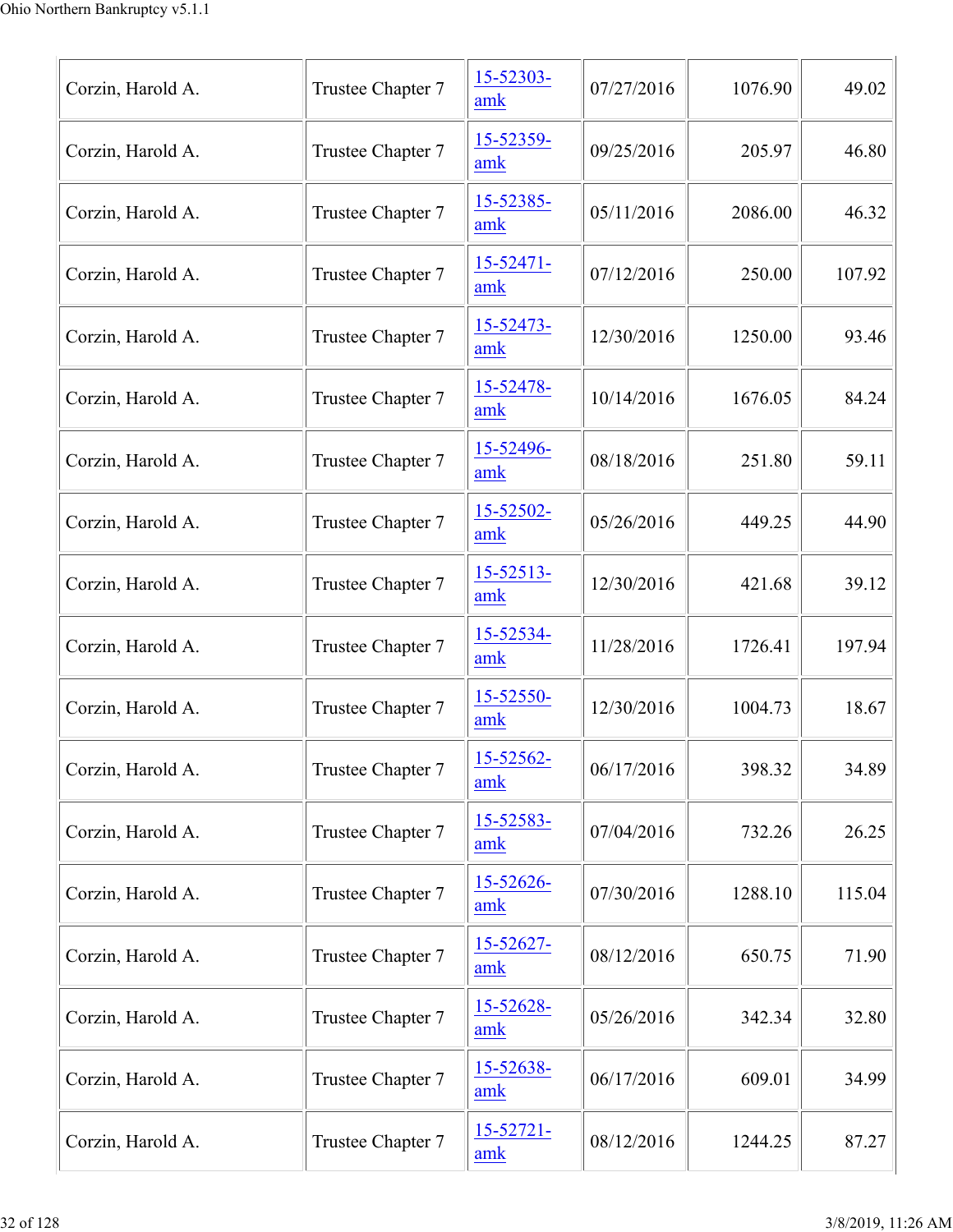| | | | | | |
|---|---|---|---|---|---|
| Corzin, Harold A. | Trustee Chapter 7 | 15-52303-amk | 07/27/2016 | 1076.90 | 49.02 |
| Corzin, Harold A. | Trustee Chapter 7 | 15-52359-amk | 09/25/2016 | 205.97 | 46.80 |
| Corzin, Harold A. | Trustee Chapter 7 | 15-52385-amk | 05/11/2016 | 2086.00 | 46.32 |
| Corzin, Harold A. | Trustee Chapter 7 | 15-52471-amk | 07/12/2016 | 250.00 | 107.92 |
| Corzin, Harold A. | Trustee Chapter 7 | 15-52473-amk | 12/30/2016 | 1250.00 | 93.46 |
| Corzin, Harold A. | Trustee Chapter 7 | 15-52478-amk | 10/14/2016 | 1676.05 | 84.24 |
| Corzin, Harold A. | Trustee Chapter 7 | 15-52496-amk | 08/18/2016 | 251.80 | 59.11 |
| Corzin, Harold A. | Trustee Chapter 7 | 15-52502-amk | 05/26/2016 | 449.25 | 44.90 |
| Corzin, Harold A. | Trustee Chapter 7 | 15-52513-amk | 12/30/2016 | 421.68 | 39.12 |
| Corzin, Harold A. | Trustee Chapter 7 | 15-52534-amk | 11/28/2016 | 1726.41 | 197.94 |
| Corzin, Harold A. | Trustee Chapter 7 | 15-52550-amk | 12/30/2016 | 1004.73 | 18.67 |
| Corzin, Harold A. | Trustee Chapter 7 | 15-52562-amk | 06/17/2016 | 398.32 | 34.89 |
| Corzin, Harold A. | Trustee Chapter 7 | 15-52583-amk | 07/04/2016 | 732.26 | 26.25 |
| Corzin, Harold A. | Trustee Chapter 7 | 15-52626-amk | 07/30/2016 | 1288.10 | 115.04 |
| Corzin, Harold A. | Trustee Chapter 7 | 15-52627-amk | 08/12/2016 | 650.75 | 71.90 |
| Corzin, Harold A. | Trustee Chapter 7 | 15-52628-amk | 05/26/2016 | 342.34 | 32.80 |
| Corzin, Harold A. | Trustee Chapter 7 | 15-52638-amk | 06/17/2016 | 609.01 | 34.99 |
| Corzin, Harold A. | Trustee Chapter 7 | 15-52721-amk | 08/12/2016 | 1244.25 | 87.27 |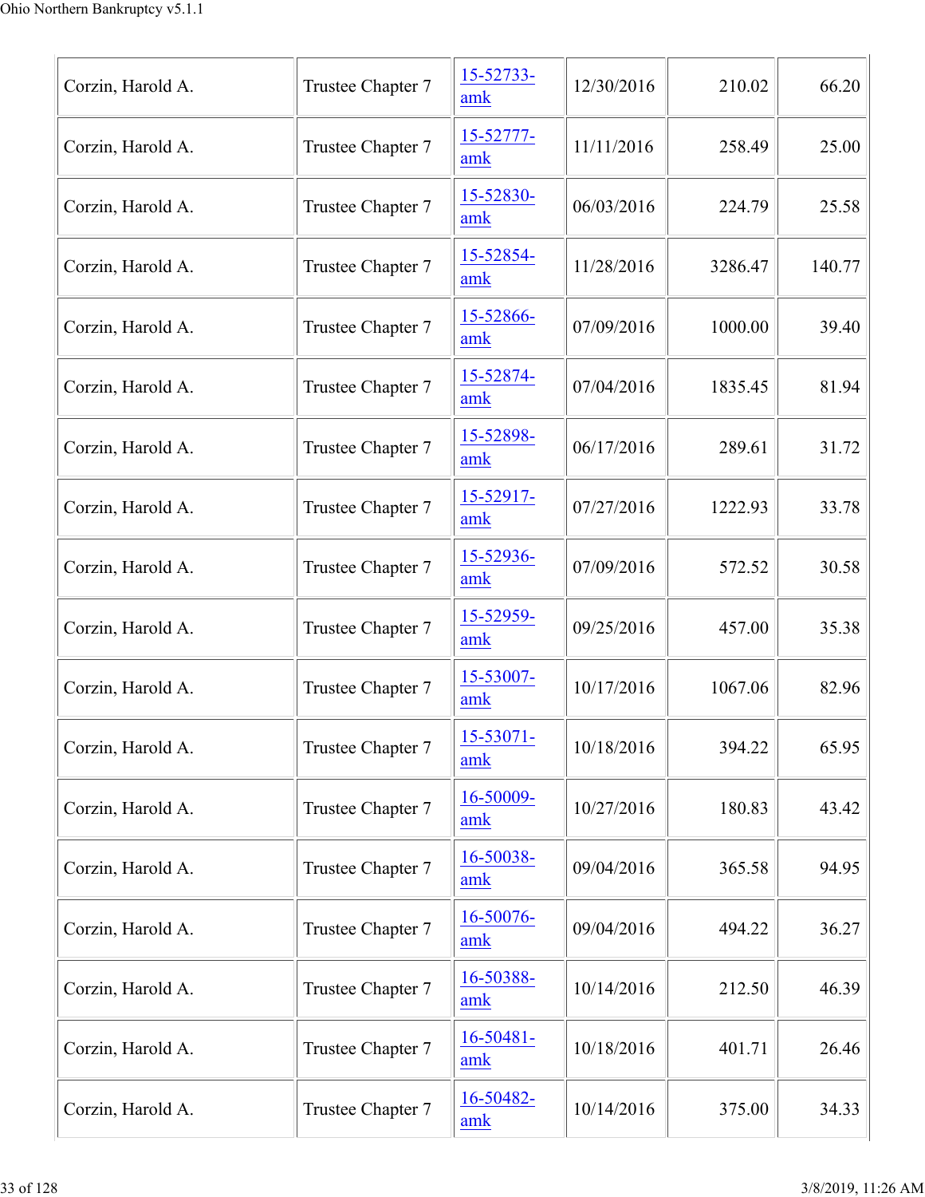| | | | | | |
|---|---|---|---|---|---|
| Corzin, Harold A. | Trustee Chapter 7 | 15-52733-amk | 12/30/2016 | 210.02 | 66.20 |
| Corzin, Harold A. | Trustee Chapter 7 | 15-52777-amk | 11/11/2016 | 258.49 | 25.00 |
| Corzin, Harold A. | Trustee Chapter 7 | 15-52830-amk | 06/03/2016 | 224.79 | 25.58 |
| Corzin, Harold A. | Trustee Chapter 7 | 15-52854-amk | 11/28/2016 | 3286.47 | 140.77 |
| Corzin, Harold A. | Trustee Chapter 7 | 15-52866-amk | 07/09/2016 | 1000.00 | 39.40 |
| Corzin, Harold A. | Trustee Chapter 7 | 15-52874-amk | 07/04/2016 | 1835.45 | 81.94 |
| Corzin, Harold A. | Trustee Chapter 7 | 15-52898-amk | 06/17/2016 | 289.61 | 31.72 |
| Corzin, Harold A. | Trustee Chapter 7 | 15-52917-amk | 07/27/2016 | 1222.93 | 33.78 |
| Corzin, Harold A. | Trustee Chapter 7 | 15-52936-amk | 07/09/2016 | 572.52 | 30.58 |
| Corzin, Harold A. | Trustee Chapter 7 | 15-52959-amk | 09/25/2016 | 457.00 | 35.38 |
| Corzin, Harold A. | Trustee Chapter 7 | 15-53007-amk | 10/17/2016 | 1067.06 | 82.96 |
| Corzin, Harold A. | Trustee Chapter 7 | 15-53071-amk | 10/18/2016 | 394.22 | 65.95 |
| Corzin, Harold A. | Trustee Chapter 7 | 16-50009-amk | 10/27/2016 | 180.83 | 43.42 |
| Corzin, Harold A. | Trustee Chapter 7 | 16-50038-amk | 09/04/2016 | 365.58 | 94.95 |
| Corzin, Harold A. | Trustee Chapter 7 | 16-50076-amk | 09/04/2016 | 494.22 | 36.27 |
| Corzin, Harold A. | Trustee Chapter 7 | 16-50388-amk | 10/14/2016 | 212.50 | 46.39 |
| Corzin, Harold A. | Trustee Chapter 7 | 16-50481-amk | 10/18/2016 | 401.71 | 26.46 |
| Corzin, Harold A. | Trustee Chapter 7 | 16-50482-amk | 10/14/2016 | 375.00 | 34.33 |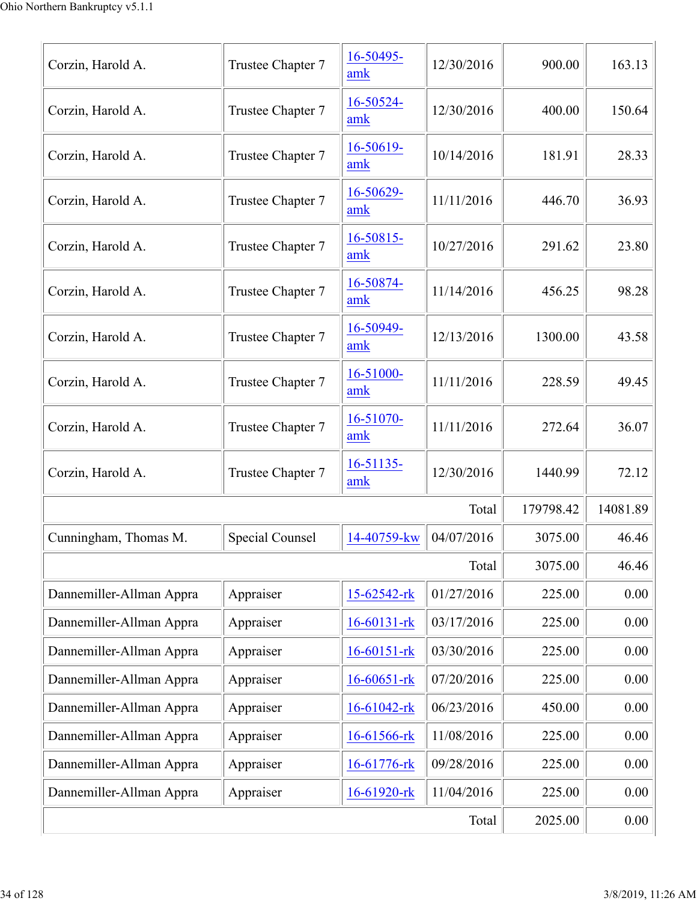| | | | | | |
|---|---|---|---|---|---|
| Corzin, Harold A. | Trustee Chapter 7 | 16-50495-amk | 12/30/2016 | 900.00 | 163.13 |
| Corzin, Harold A. | Trustee Chapter 7 | 16-50524-amk | 12/30/2016 | 400.00 | 150.64 |
| Corzin, Harold A. | Trustee Chapter 7 | 16-50619-amk | 10/14/2016 | 181.91 | 28.33 |
| Corzin, Harold A. | Trustee Chapter 7 | 16-50629-amk | 11/11/2016 | 446.70 | 36.93 |
| Corzin, Harold A. | Trustee Chapter 7 | 16-50815-amk | 10/27/2016 | 291.62 | 23.80 |
| Corzin, Harold A. | Trustee Chapter 7 | 16-50874-amk | 11/14/2016 | 456.25 | 98.28 |
| Corzin, Harold A. | Trustee Chapter 7 | 16-50949-amk | 12/13/2016 | 1300.00 | 43.58 |
| Corzin, Harold A. | Trustee Chapter 7 | 16-51000-amk | 11/11/2016 | 228.59 | 49.45 |
| Corzin, Harold A. | Trustee Chapter 7 | 16-51070-amk | 11/11/2016 | 272.64 | 36.07 |
| Corzin, Harold A. | Trustee Chapter 7 | 16-51135-amk | 12/30/2016 | 1440.99 | 72.12 |
| | | | Total | 179798.42 | 14081.89 |
| Cunningham, Thomas M. | Special Counsel | 14-40759-kw | 04/07/2016 | 3075.00 | 46.46 |
| | | | Total | 3075.00 | 46.46 |
| Dannemiller-Allman Appra | Appraiser | 15-62542-rk | 01/27/2016 | 225.00 | 0.00 |
| Dannemiller-Allman Appra | Appraiser | 16-60131-rk | 03/17/2016 | 225.00 | 0.00 |
| Dannemiller-Allman Appra | Appraiser | 16-60151-rk | 03/30/2016 | 225.00 | 0.00 |
| Dannemiller-Allman Appra | Appraiser | 16-60651-rk | 07/20/2016 | 225.00 | 0.00 |
| Dannemiller-Allman Appra | Appraiser | 16-61042-rk | 06/23/2016 | 450.00 | 0.00 |
| Dannemiller-Allman Appra | Appraiser | 16-61566-rk | 11/08/2016 | 225.00 | 0.00 |
| Dannemiller-Allman Appra | Appraiser | 16-61776-rk | 09/28/2016 | 225.00 | 0.00 |
| Dannemiller-Allman Appra | Appraiser | 16-61920-rk | 11/04/2016 | 225.00 | 0.00 |
| | | | Total | 2025.00 | 0.00 |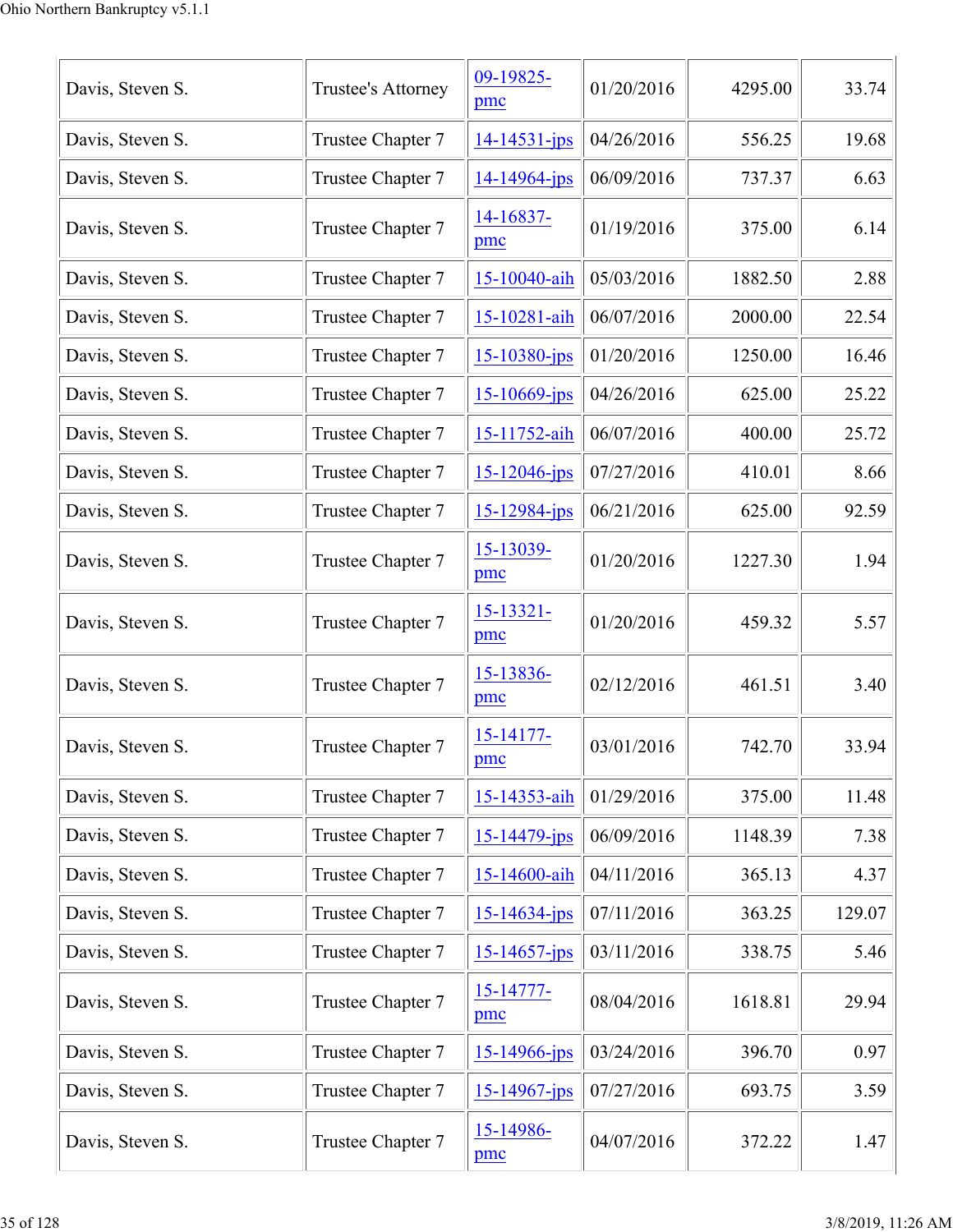| | | | | | |
|---|---|---|---|---|---|
| Davis, Steven S. | Trustee's Attorney | 09-19825-pmc | 01/20/2016 | 4295.00 | 33.74 |
| Davis, Steven S. | Trustee Chapter 7 | 14-14531-jps | 04/26/2016 | 556.25 | 19.68 |
| Davis, Steven S. | Trustee Chapter 7 | 14-14964-jps | 06/09/2016 | 737.37 | 6.63 |
| Davis, Steven S. | Trustee Chapter 7 | 14-16837-pmc | 01/19/2016 | 375.00 | 6.14 |
| Davis, Steven S. | Trustee Chapter 7 | 15-10040-aih | 05/03/2016 | 1882.50 | 2.88 |
| Davis, Steven S. | Trustee Chapter 7 | 15-10281-aih | 06/07/2016 | 2000.00 | 22.54 |
| Davis, Steven S. | Trustee Chapter 7 | 15-10380-jps | 01/20/2016 | 1250.00 | 16.46 |
| Davis, Steven S. | Trustee Chapter 7 | 15-10669-jps | 04/26/2016 | 625.00 | 25.22 |
| Davis, Steven S. | Trustee Chapter 7 | 15-11752-aih | 06/07/2016 | 400.00 | 25.72 |
| Davis, Steven S. | Trustee Chapter 7 | 15-12046-jps | 07/27/2016 | 410.01 | 8.66 |
| Davis, Steven S. | Trustee Chapter 7 | 15-12984-jps | 06/21/2016 | 625.00 | 92.59 |
| Davis, Steven S. | Trustee Chapter 7 | 15-13039-pmc | 01/20/2016 | 1227.30 | 1.94 |
| Davis, Steven S. | Trustee Chapter 7 | 15-13321-pmc | 01/20/2016 | 459.32 | 5.57 |
| Davis, Steven S. | Trustee Chapter 7 | 15-13836-pmc | 02/12/2016 | 461.51 | 3.40 |
| Davis, Steven S. | Trustee Chapter 7 | 15-14177-pmc | 03/01/2016 | 742.70 | 33.94 |
| Davis, Steven S. | Trustee Chapter 7 | 15-14353-aih | 01/29/2016 | 375.00 | 11.48 |
| Davis, Steven S. | Trustee Chapter 7 | 15-14479-jps | 06/09/2016 | 1148.39 | 7.38 |
| Davis, Steven S. | Trustee Chapter 7 | 15-14600-aih | 04/11/2016 | 365.13 | 4.37 |
| Davis, Steven S. | Trustee Chapter 7 | 15-14634-jps | 07/11/2016 | 363.25 | 129.07 |
| Davis, Steven S. | Trustee Chapter 7 | 15-14657-jps | 03/11/2016 | 338.75 | 5.46 |
| Davis, Steven S. | Trustee Chapter 7 | 15-14777-pmc | 08/04/2016 | 1618.81 | 29.94 |
| Davis, Steven S. | Trustee Chapter 7 | 15-14966-jps | 03/24/2016 | 396.70 | 0.97 |
| Davis, Steven S. | Trustee Chapter 7 | 15-14967-jps | 07/27/2016 | 693.75 | 3.59 |
| Davis, Steven S. | Trustee Chapter 7 | 15-14986-pmc | 04/07/2016 | 372.22 | 1.47 |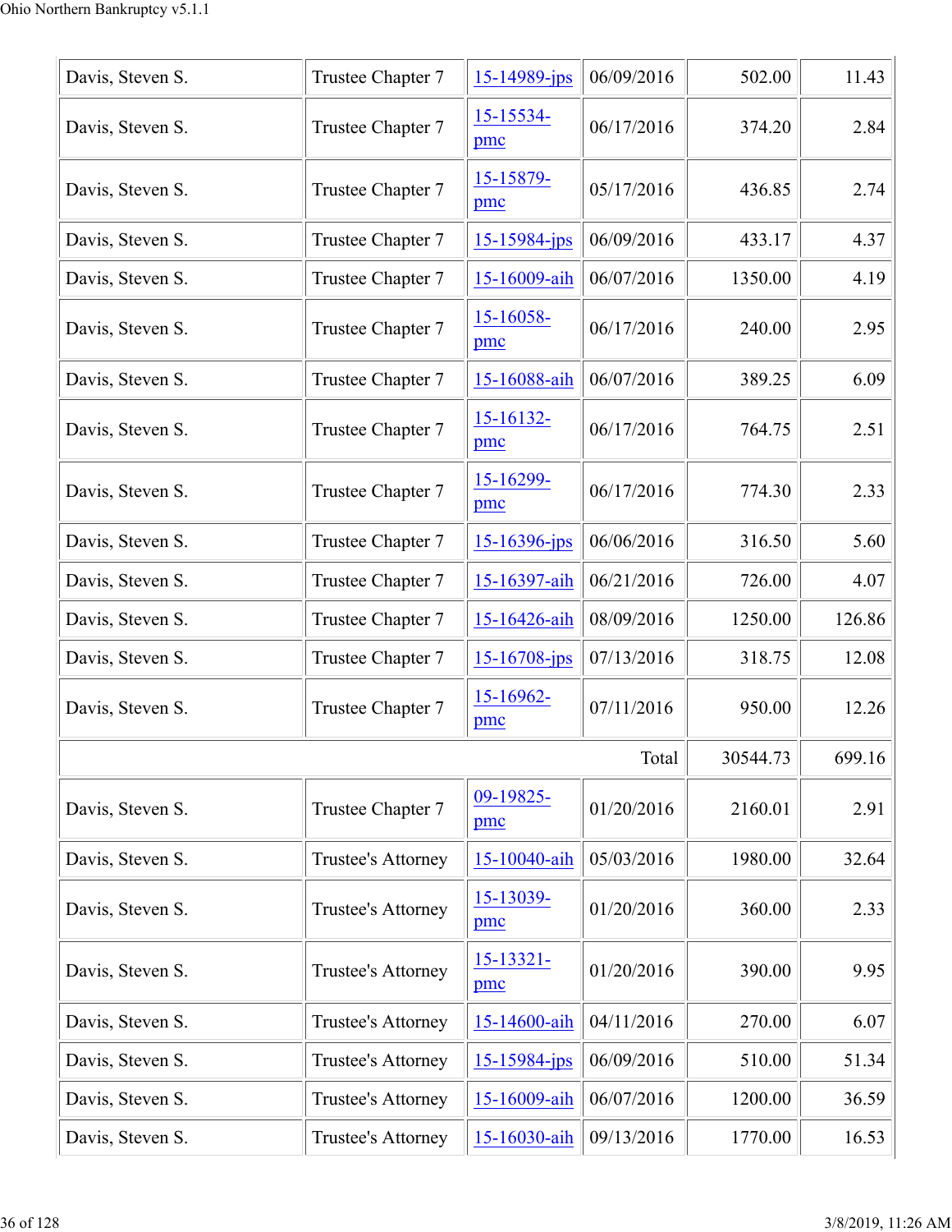| Davis, Steven S. | Trustee Chapter 7 | 15-14989-jps | 06/09/2016 | 502.00 | 11.43 |
|---|---|---|---|---|---|
| Davis, Steven S. | Trustee Chapter 7 | 15-15534-pmc | 06/17/2016 | 374.20 | 2.84 |
| Davis, Steven S. | Trustee Chapter 7 | 15-15879-pmc | 05/17/2016 | 436.85 | 2.74 |
| Davis, Steven S. | Trustee Chapter 7 | 15-15984-jps | 06/09/2016 | 433.17 | 4.37 |
| Davis, Steven S. | Trustee Chapter 7 | 15-16009-aih | 06/07/2016 | 1350.00 | 4.19 |
| Davis, Steven S. | Trustee Chapter 7 | 15-16058-pmc | 06/17/2016 | 240.00 | 2.95 |
| Davis, Steven S. | Trustee Chapter 7 | 15-16088-aih | 06/07/2016 | 389.25 | 6.09 |
| Davis, Steven S. | Trustee Chapter 7 | 15-16132-pmc | 06/17/2016 | 764.75 | 2.51 |
| Davis, Steven S. | Trustee Chapter 7 | 15-16299-pmc | 06/17/2016 | 774.30 | 2.33 |
| Davis, Steven S. | Trustee Chapter 7 | 15-16396-jps | 06/06/2016 | 316.50 | 5.60 |
| Davis, Steven S. | Trustee Chapter 7 | 15-16397-aih | 06/21/2016 | 726.00 | 4.07 |
| Davis, Steven S. | Trustee Chapter 7 | 15-16426-aih | 08/09/2016 | 1250.00 | 126.86 |
| Davis, Steven S. | Trustee Chapter 7 | 15-16708-jps | 07/13/2016 | 318.75 | 12.08 |
| Davis, Steven S. | Trustee Chapter 7 | 15-16962-pmc | 07/11/2016 | 950.00 | 12.26 |
| | | | Total | 30544.73 | 699.16 |
| Davis, Steven S. | Trustee Chapter 7 | 09-19825-pmc | 01/20/2016 | 2160.01 | 2.91 |
| Davis, Steven S. | Trustee's Attorney | 15-10040-aih | 05/03/2016 | 1980.00 | 32.64 |
| Davis, Steven S. | Trustee's Attorney | 15-13039-pmc | 01/20/2016 | 360.00 | 2.33 |
| Davis, Steven S. | Trustee's Attorney | 15-13321-pmc | 01/20/2016 | 390.00 | 9.95 |
| Davis, Steven S. | Trustee's Attorney | 15-14600-aih | 04/11/2016 | 270.00 | 6.07 |
| Davis, Steven S. | Trustee's Attorney | 15-15984-jps | 06/09/2016 | 510.00 | 51.34 |
| Davis, Steven S. | Trustee's Attorney | 15-16009-aih | 06/07/2016 | 1200.00 | 36.59 |
| Davis, Steven S. | Trustee's Attorney | 15-16030-aih | 09/13/2016 | 1770.00 | 16.53 |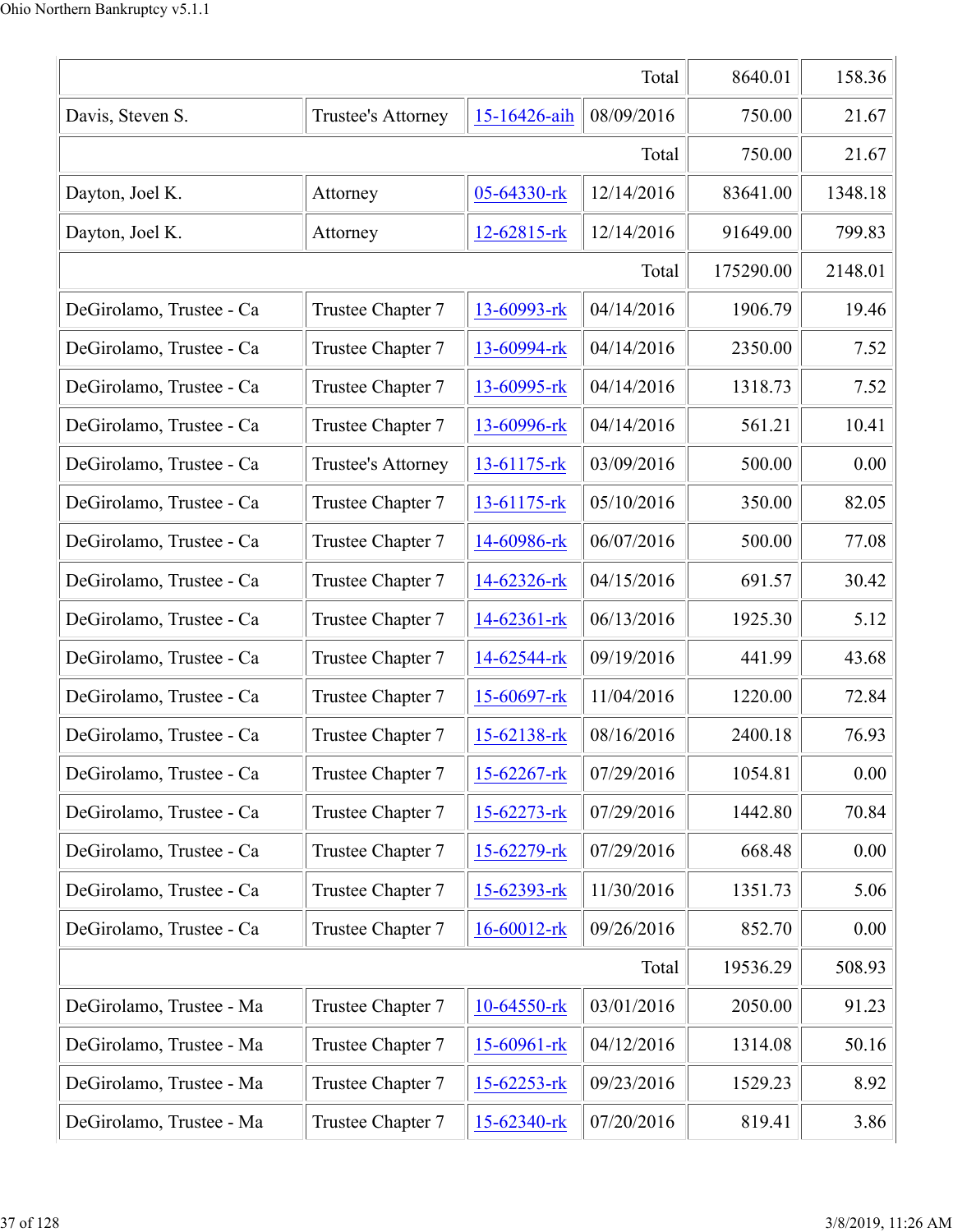| | | | | | |
|---|---|---|---|---|---|
| | | | Total | 8640.01 | 158.36 |
| Davis, Steven S. | Trustee's Attorney | 15-16426-aih | 08/09/2016 | 750.00 | 21.67 |
| | | | Total | 750.00 | 21.67 |
| Dayton, Joel K. | Attorney | 05-64330-rk | 12/14/2016 | 83641.00 | 1348.18 |
| Dayton, Joel K. | Attorney | 12-62815-rk | 12/14/2016 | 91649.00 | 799.83 |
| | | | Total | 175290.00 | 2148.01 |
| DeGirolamo, Trustee - Ca | Trustee Chapter 7 | 13-60993-rk | 04/14/2016 | 1906.79 | 19.46 |
| DeGirolamo, Trustee - Ca | Trustee Chapter 7 | 13-60994-rk | 04/14/2016 | 2350.00 | 7.52 |
| DeGirolamo, Trustee - Ca | Trustee Chapter 7 | 13-60995-rk | 04/14/2016 | 1318.73 | 7.52 |
| DeGirolamo, Trustee - Ca | Trustee Chapter 7 | 13-60996-rk | 04/14/2016 | 561.21 | 10.41 |
| DeGirolamo, Trustee - Ca | Trustee's Attorney | 13-61175-rk | 03/09/2016 | 500.00 | 0.00 |
| DeGirolamo, Trustee - Ca | Trustee Chapter 7 | 13-61175-rk | 05/10/2016 | 350.00 | 82.05 |
| DeGirolamo, Trustee - Ca | Trustee Chapter 7 | 14-60986-rk | 06/07/2016 | 500.00 | 77.08 |
| DeGirolamo, Trustee - Ca | Trustee Chapter 7 | 14-62326-rk | 04/15/2016 | 691.57 | 30.42 |
| DeGirolamo, Trustee - Ca | Trustee Chapter 7 | 14-62361-rk | 06/13/2016 | 1925.30 | 5.12 |
| DeGirolamo, Trustee - Ca | Trustee Chapter 7 | 14-62544-rk | 09/19/2016 | 441.99 | 43.68 |
| DeGirolamo, Trustee - Ca | Trustee Chapter 7 | 15-60697-rk | 11/04/2016 | 1220.00 | 72.84 |
| DeGirolamo, Trustee - Ca | Trustee Chapter 7 | 15-62138-rk | 08/16/2016 | 2400.18 | 76.93 |
| DeGirolamo, Trustee - Ca | Trustee Chapter 7 | 15-62267-rk | 07/29/2016 | 1054.81 | 0.00 |
| DeGirolamo, Trustee - Ca | Trustee Chapter 7 | 15-62273-rk | 07/29/2016 | 1442.80 | 70.84 |
| DeGirolamo, Trustee - Ca | Trustee Chapter 7 | 15-62279-rk | 07/29/2016 | 668.48 | 0.00 |
| DeGirolamo, Trustee - Ca | Trustee Chapter 7 | 15-62393-rk | 11/30/2016 | 1351.73 | 5.06 |
| DeGirolamo, Trustee - Ca | Trustee Chapter 7 | 16-60012-rk | 09/26/2016 | 852.70 | 0.00 |
| | | | Total | 19536.29 | 508.93 |
| DeGirolamo, Trustee - Ma | Trustee Chapter 7 | 10-64550-rk | 03/01/2016 | 2050.00 | 91.23 |
| DeGirolamo, Trustee - Ma | Trustee Chapter 7 | 15-60961-rk | 04/12/2016 | 1314.08 | 50.16 |
| DeGirolamo, Trustee - Ma | Trustee Chapter 7 | 15-62253-rk | 09/23/2016 | 1529.23 | 8.92 |
| DeGirolamo, Trustee - Ma | Trustee Chapter 7 | 15-62340-rk | 07/20/2016 | 819.41 | 3.86 |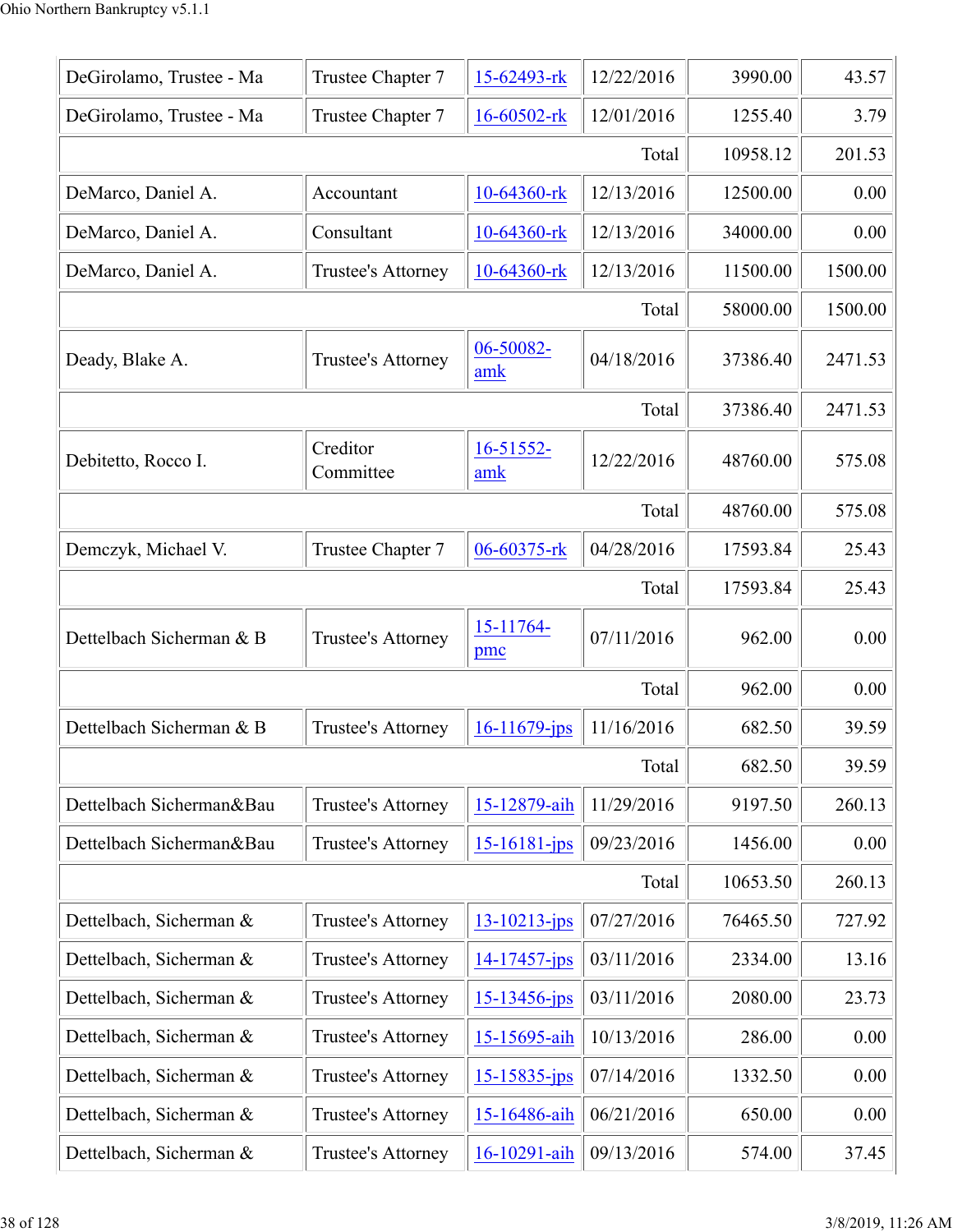| | | | | | |
|---|---|---|---|---|---|
| DeGirolamo, Trustee - Ma | Trustee Chapter 7 | 15-62493-rk | 12/22/2016 | 3990.00 | 43.57 |
| DeGirolamo, Trustee - Ma | Trustee Chapter 7 | 16-60502-rk | 12/01/2016 | 1255.40 | 3.79 |
| | | | Total | 10958.12 | 201.53 |
| DeMarco, Daniel A. | Accountant | 10-64360-rk | 12/13/2016 | 12500.00 | 0.00 |
| DeMarco, Daniel A. | Consultant | 10-64360-rk | 12/13/2016 | 34000.00 | 0.00 |
| DeMarco, Daniel A. | Trustee's Attorney | 10-64360-rk | 12/13/2016 | 11500.00 | 1500.00 |
| | | | Total | 58000.00 | 1500.00 |
| Deady, Blake A. | Trustee's Attorney | 06-50082-amk | 04/18/2016 | 37386.40 | 2471.53 |
| | | | Total | 37386.40 | 2471.53 |
| Debitetto, Rocco I. | Creditor Committee | 16-51552-amk | 12/22/2016 | 48760.00 | 575.08 |
| | | | Total | 48760.00 | 575.08 |
| Demczyk, Michael V. | Trustee Chapter 7 | 06-60375-rk | 04/28/2016 | 17593.84 | 25.43 |
| | | | Total | 17593.84 | 25.43 |
| Dettelbach Sicherman & B | Trustee's Attorney | 15-11764-pmc | 07/11/2016 | 962.00 | 0.00 |
| | | | Total | 962.00 | 0.00 |
| Dettelbach Sicherman & B | Trustee's Attorney | 16-11679-jps | 11/16/2016 | 682.50 | 39.59 |
| | | | Total | 682.50 | 39.59 |
| Dettelbach Sicherman&Bau | Trustee's Attorney | 15-12879-aih | 11/29/2016 | 9197.50 | 260.13 |
| Dettelbach Sicherman&Bau | Trustee's Attorney | 15-16181-jps | 09/23/2016 | 1456.00 | 0.00 |
| | | | Total | 10653.50 | 260.13 |
| Dettelbach, Sicherman & | Trustee's Attorney | 13-10213-jps | 07/27/2016 | 76465.50 | 727.92 |
| Dettelbach, Sicherman & | Trustee's Attorney | 14-17457-jps | 03/11/2016 | 2334.00 | 13.16 |
| Dettelbach, Sicherman & | Trustee's Attorney | 15-13456-jps | 03/11/2016 | 2080.00 | 23.73 |
| Dettelbach, Sicherman & | Trustee's Attorney | 15-15695-aih | 10/13/2016 | 286.00 | 0.00 |
| Dettelbach, Sicherman & | Trustee's Attorney | 15-15835-jps | 07/14/2016 | 1332.50 | 0.00 |
| Dettelbach, Sicherman & | Trustee's Attorney | 15-16486-aih | 06/21/2016 | 650.00 | 0.00 |
| Dettelbach, Sicherman & | Trustee's Attorney | 16-10291-aih | 09/13/2016 | 574.00 | 37.45 |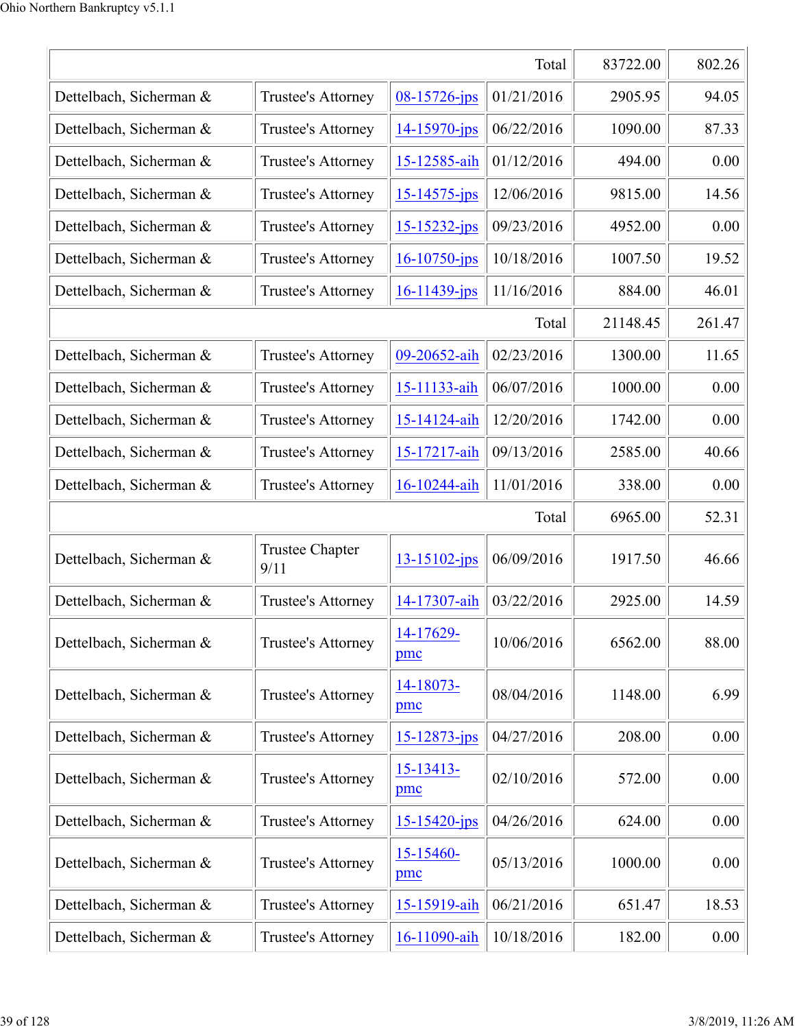| | | | Total | 83722.00 | 802.26 |
|---|---|---|---|---|---|
| Dettelbach, Sicherman & | Trustee's Attorney | 08-15726-jps | 01/21/2016 | 2905.95 | 94.05 |
| Dettelbach, Sicherman & | Trustee's Attorney | 14-15970-jps | 06/22/2016 | 1090.00 | 87.33 |
| Dettelbach, Sicherman & | Trustee's Attorney | 15-12585-aih | 01/12/2016 | 494.00 | 0.00 |
| Dettelbach, Sicherman & | Trustee's Attorney | 15-14575-jps | 12/06/2016 | 9815.00 | 14.56 |
| Dettelbach, Sicherman & | Trustee's Attorney | 15-15232-jps | 09/23/2016 | 4952.00 | 0.00 |
| Dettelbach, Sicherman & | Trustee's Attorney | 16-10750-jps | 10/18/2016 | 1007.50 | 19.52 |
| Dettelbach, Sicherman & | Trustee's Attorney | 16-11439-jps | 11/16/2016 | 884.00 | 46.01 |
| | | | Total | 21148.45 | 261.47 |
| Dettelbach, Sicherman & | Trustee's Attorney | 09-20652-aih | 02/23/2016 | 1300.00 | 11.65 |
| Dettelbach, Sicherman & | Trustee's Attorney | 15-11133-aih | 06/07/2016 | 1000.00 | 0.00 |
| Dettelbach, Sicherman & | Trustee's Attorney | 15-14124-aih | 12/20/2016 | 1742.00 | 0.00 |
| Dettelbach, Sicherman & | Trustee's Attorney | 15-17217-aih | 09/13/2016 | 2585.00 | 40.66 |
| Dettelbach, Sicherman & | Trustee's Attorney | 16-10244-aih | 11/01/2016 | 338.00 | 0.00 |
| | | | Total | 6965.00 | 52.31 |
| Dettelbach, Sicherman & | Trustee Chapter 9/11 | 13-15102-jps | 06/09/2016 | 1917.50 | 46.66 |
| Dettelbach, Sicherman & | Trustee's Attorney | 14-17307-aih | 03/22/2016 | 2925.00 | 14.59 |
| Dettelbach, Sicherman & | Trustee's Attorney | 14-17629-pmc | 10/06/2016 | 6562.00 | 88.00 |
| Dettelbach, Sicherman & | Trustee's Attorney | 14-18073-pmc | 08/04/2016 | 1148.00 | 6.99 |
| Dettelbach, Sicherman & | Trustee's Attorney | 15-12873-jps | 04/27/2016 | 208.00 | 0.00 |
| Dettelbach, Sicherman & | Trustee's Attorney | 15-13413-pmc | 02/10/2016 | 572.00 | 0.00 |
| Dettelbach, Sicherman & | Trustee's Attorney | 15-15420-jps | 04/26/2016 | 624.00 | 0.00 |
| Dettelbach, Sicherman & | Trustee's Attorney | 15-15460-pmc | 05/13/2016 | 1000.00 | 0.00 |
| Dettelbach, Sicherman & | Trustee's Attorney | 15-15919-aih | 06/21/2016 | 651.47 | 18.53 |
| Dettelbach, Sicherman & | Trustee's Attorney | 16-11090-aih | 10/18/2016 | 182.00 | 0.00 |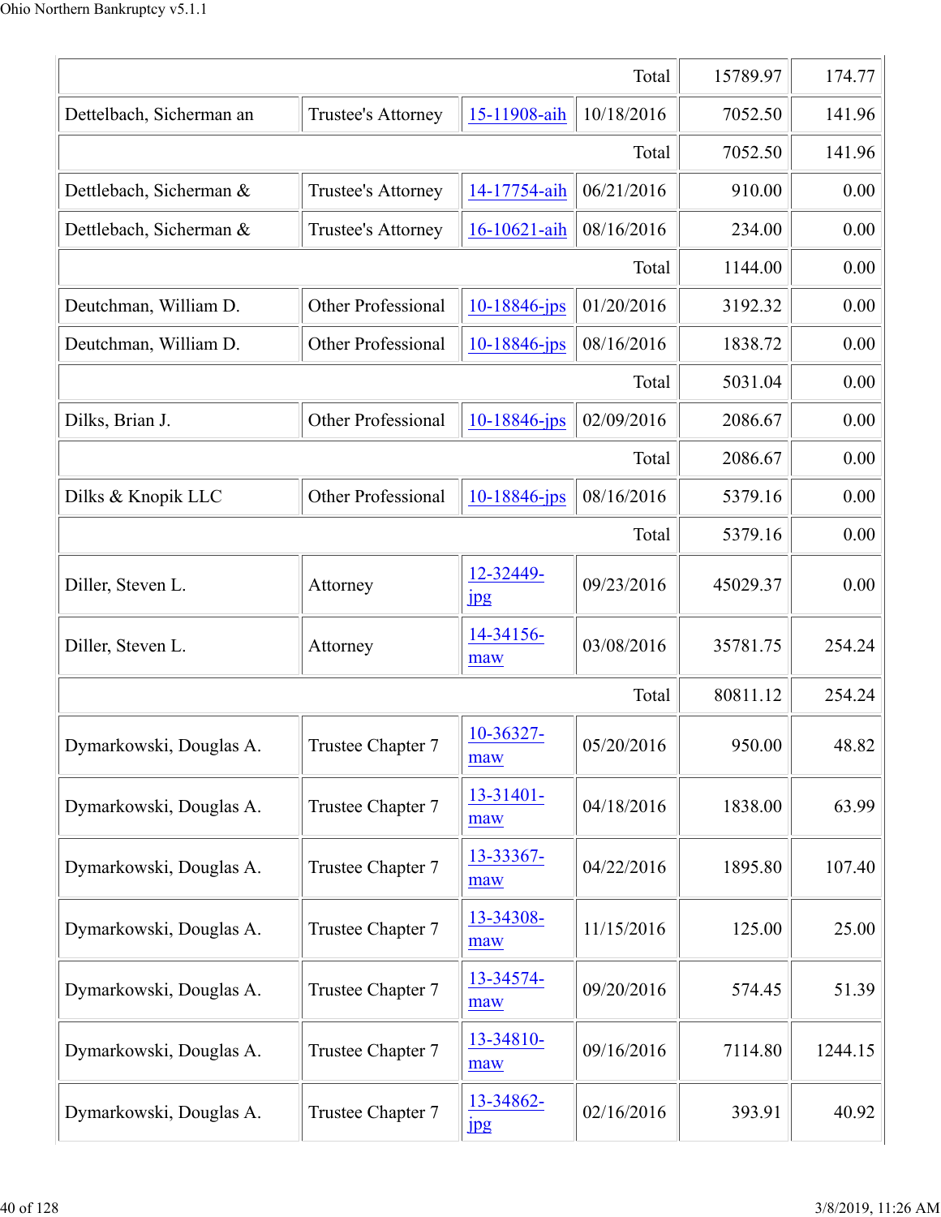| | | | | | |
|---|---|---|---|---|---|
| | | | Total | 15789.97 | 174.77 |
| Dettelbach, Sicherman an | Trustee's Attorney | 15-11908-aih | 10/18/2016 | 7052.50 | 141.96 |
| | | | Total | 7052.50 | 141.96 |
| Dettlebach, Sicherman & | Trustee's Attorney | 14-17754-aih | 06/21/2016 | 910.00 | 0.00 |
| Dettlebach, Sicherman & | Trustee's Attorney | 16-10621-aih | 08/16/2016 | 234.00 | 0.00 |
| | | | Total | 1144.00 | 0.00 |
| Deutchman, William D. | Other Professional | 10-18846-jps | 01/20/2016 | 3192.32 | 0.00 |
| Deutchman, William D. | Other Professional | 10-18846-jps | 08/16/2016 | 1838.72 | 0.00 |
| | | | Total | 5031.04 | 0.00 |
| Dilks, Brian J. | Other Professional | 10-18846-jps | 02/09/2016 | 2086.67 | 0.00 |
| | | | Total | 2086.67 | 0.00 |
| Dilks & Knopik LLC | Other Professional | 10-18846-jps | 08/16/2016 | 5379.16 | 0.00 |
| | | | Total | 5379.16 | 0.00 |
| Diller, Steven L. | Attorney | 12-32449-jpg | 09/23/2016 | 45029.37 | 0.00 |
| Diller, Steven L. | Attorney | 14-34156-maw | 03/08/2016 | 35781.75 | 254.24 |
| | | | Total | 80811.12 | 254.24 |
| Dymarkowski, Douglas A. | Trustee Chapter 7 | 10-36327-maw | 05/20/2016 | 950.00 | 48.82 |
| Dymarkowski, Douglas A. | Trustee Chapter 7 | 13-31401-maw | 04/18/2016 | 1838.00 | 63.99 |
| Dymarkowski, Douglas A. | Trustee Chapter 7 | 13-33367-maw | 04/22/2016 | 1895.80 | 107.40 |
| Dymarkowski, Douglas A. | Trustee Chapter 7 | 13-34308-maw | 11/15/2016 | 125.00 | 25.00 |
| Dymarkowski, Douglas A. | Trustee Chapter 7 | 13-34574-maw | 09/20/2016 | 574.45 | 51.39 |
| Dymarkowski, Douglas A. | Trustee Chapter 7 | 13-34810-maw | 09/16/2016 | 7114.80 | 1244.15 |
| Dymarkowski, Douglas A. | Trustee Chapter 7 | 13-34862-jpg | 02/16/2016 | 393.91 | 40.92 |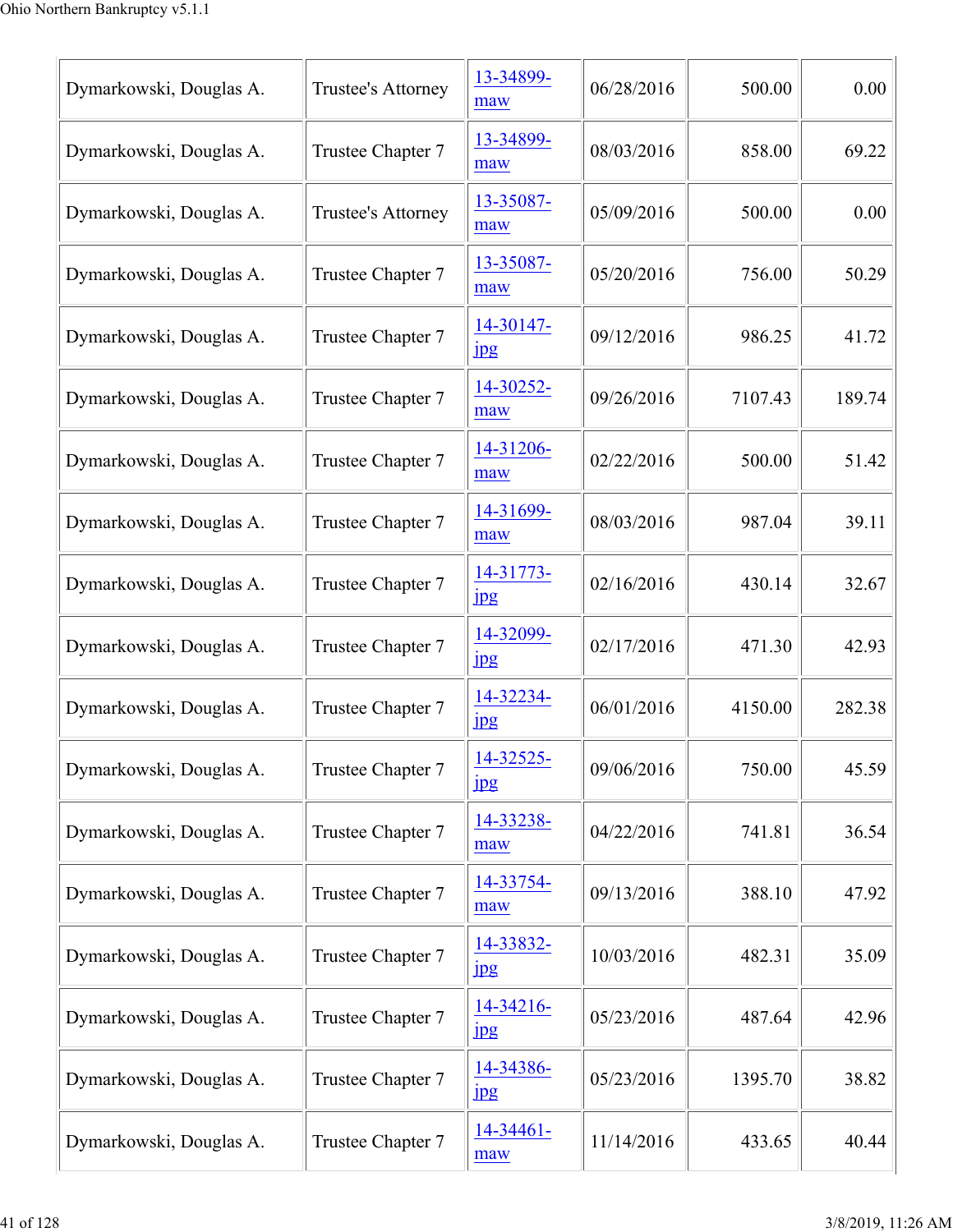| | | | | | |
|---|---|---|---|---|---|
| Dymarkowski, Douglas A. | Trustee's Attorney | 13-34899-maw | 06/28/2016 | 500.00 | 0.00 |
| Dymarkowski, Douglas A. | Trustee Chapter 7 | 13-34899-maw | 08/03/2016 | 858.00 | 69.22 |
| Dymarkowski, Douglas A. | Trustee's Attorney | 13-35087-maw | 05/09/2016 | 500.00 | 0.00 |
| Dymarkowski, Douglas A. | Trustee Chapter 7 | 13-35087-maw | 05/20/2016 | 756.00 | 50.29 |
| Dymarkowski, Douglas A. | Trustee Chapter 7 | 14-30147-jpg | 09/12/2016 | 986.25 | 41.72 |
| Dymarkowski, Douglas A. | Trustee Chapter 7 | 14-30252-maw | 09/26/2016 | 7107.43 | 189.74 |
| Dymarkowski, Douglas A. | Trustee Chapter 7 | 14-31206-maw | 02/22/2016 | 500.00 | 51.42 |
| Dymarkowski, Douglas A. | Trustee Chapter 7 | 14-31699-maw | 08/03/2016 | 987.04 | 39.11 |
| Dymarkowski, Douglas A. | Trustee Chapter 7 | 14-31773-jpg | 02/16/2016 | 430.14 | 32.67 |
| Dymarkowski, Douglas A. | Trustee Chapter 7 | 14-32099-jpg | 02/17/2016 | 471.30 | 42.93 |
| Dymarkowski, Douglas A. | Trustee Chapter 7 | 14-32234-jpg | 06/01/2016 | 4150.00 | 282.38 |
| Dymarkowski, Douglas A. | Trustee Chapter 7 | 14-32525-jpg | 09/06/2016 | 750.00 | 45.59 |
| Dymarkowski, Douglas A. | Trustee Chapter 7 | 14-33238-maw | 04/22/2016 | 741.81 | 36.54 |
| Dymarkowski, Douglas A. | Trustee Chapter 7 | 14-33754-maw | 09/13/2016 | 388.10 | 47.92 |
| Dymarkowski, Douglas A. | Trustee Chapter 7 | 14-33832-jpg | 10/03/2016 | 482.31 | 35.09 |
| Dymarkowski, Douglas A. | Trustee Chapter 7 | 14-34216-jpg | 05/23/2016 | 487.64 | 42.96 |
| Dymarkowski, Douglas A. | Trustee Chapter 7 | 14-34386-jpg | 05/23/2016 | 1395.70 | 38.82 |
| Dymarkowski, Douglas A. | Trustee Chapter 7 | 14-34461-maw | 11/14/2016 | 433.65 | 40.44 |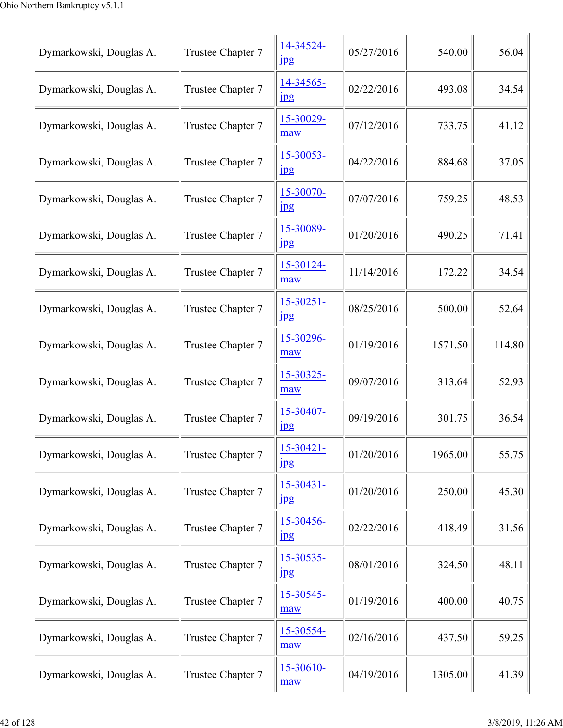| | | | | | |
|---|---|---|---|---|---|
| Dymarkowski, Douglas A. | Trustee Chapter 7 | 14-34524-jpg | 05/27/2016 | 540.00 | 56.04 |
| Dymarkowski, Douglas A. | Trustee Chapter 7 | 14-34565-jpg | 02/22/2016 | 493.08 | 34.54 |
| Dymarkowski, Douglas A. | Trustee Chapter 7 | 15-30029-maw | 07/12/2016 | 733.75 | 41.12 |
| Dymarkowski, Douglas A. | Trustee Chapter 7 | 15-30053-jpg | 04/22/2016 | 884.68 | 37.05 |
| Dymarkowski, Douglas A. | Trustee Chapter 7 | 15-30070-jpg | 07/07/2016 | 759.25 | 48.53 |
| Dymarkowski, Douglas A. | Trustee Chapter 7 | 15-30089-jpg | 01/20/2016 | 490.25 | 71.41 |
| Dymarkowski, Douglas A. | Trustee Chapter 7 | 15-30124-maw | 11/14/2016 | 172.22 | 34.54 |
| Dymarkowski, Douglas A. | Trustee Chapter 7 | 15-30251-jpg | 08/25/2016 | 500.00 | 52.64 |
| Dymarkowski, Douglas A. | Trustee Chapter 7 | 15-30296-maw | 01/19/2016 | 1571.50 | 114.80 |
| Dymarkowski, Douglas A. | Trustee Chapter 7 | 15-30325-maw | 09/07/2016 | 313.64 | 52.93 |
| Dymarkowski, Douglas A. | Trustee Chapter 7 | 15-30407-jpg | 09/19/2016 | 301.75 | 36.54 |
| Dymarkowski, Douglas A. | Trustee Chapter 7 | 15-30421-jpg | 01/20/2016 | 1965.00 | 55.75 |
| Dymarkowski, Douglas A. | Trustee Chapter 7 | 15-30431-jpg | 01/20/2016 | 250.00 | 45.30 |
| Dymarkowski, Douglas A. | Trustee Chapter 7 | 15-30456-jpg | 02/22/2016 | 418.49 | 31.56 |
| Dymarkowski, Douglas A. | Trustee Chapter 7 | 15-30535-jpg | 08/01/2016 | 324.50 | 48.11 |
| Dymarkowski, Douglas A. | Trustee Chapter 7 | 15-30545-maw | 01/19/2016 | 400.00 | 40.75 |
| Dymarkowski, Douglas A. | Trustee Chapter 7 | 15-30554-maw | 02/16/2016 | 437.50 | 59.25 |
| Dymarkowski, Douglas A. | Trustee Chapter 7 | 15-30610-maw | 04/19/2016 | 1305.00 | 41.39 |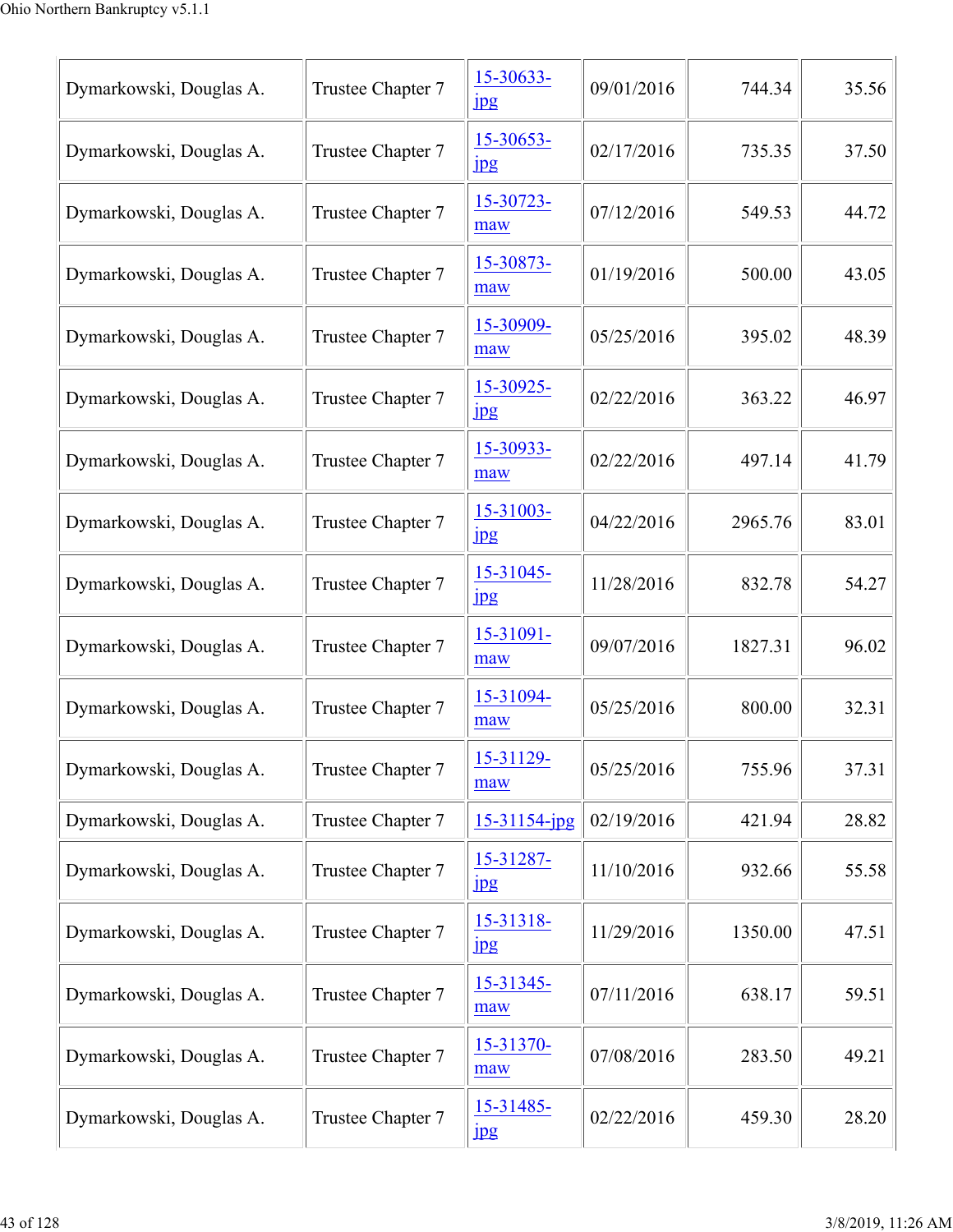| | | | | | |
|---|---|---|---|---|---|
| Dymarkowski, Douglas A. | Trustee Chapter 7 | 15-30633-jpg | 09/01/2016 | 744.34 | 35.56 |
| Dymarkowski, Douglas A. | Trustee Chapter 7 | 15-30653-jpg | 02/17/2016 | 735.35 | 37.50 |
| Dymarkowski, Douglas A. | Trustee Chapter 7 | 15-30723-maw | 07/12/2016 | 549.53 | 44.72 |
| Dymarkowski, Douglas A. | Trustee Chapter 7 | 15-30873-maw | 01/19/2016 | 500.00 | 43.05 |
| Dymarkowski, Douglas A. | Trustee Chapter 7 | 15-30909-maw | 05/25/2016 | 395.02 | 48.39 |
| Dymarkowski, Douglas A. | Trustee Chapter 7 | 15-30925-jpg | 02/22/2016 | 363.22 | 46.97 |
| Dymarkowski, Douglas A. | Trustee Chapter 7 | 15-30933-maw | 02/22/2016 | 497.14 | 41.79 |
| Dymarkowski, Douglas A. | Trustee Chapter 7 | 15-31003-jpg | 04/22/2016 | 2965.76 | 83.01 |
| Dymarkowski, Douglas A. | Trustee Chapter 7 | 15-31045-jpg | 11/28/2016 | 832.78 | 54.27 |
| Dymarkowski, Douglas A. | Trustee Chapter 7 | 15-31091-maw | 09/07/2016 | 1827.31 | 96.02 |
| Dymarkowski, Douglas A. | Trustee Chapter 7 | 15-31094-maw | 05/25/2016 | 800.00 | 32.31 |
| Dymarkowski, Douglas A. | Trustee Chapter 7 | 15-31129-maw | 05/25/2016 | 755.96 | 37.31 |
| Dymarkowski, Douglas A. | Trustee Chapter 7 | 15-31154-jpg | 02/19/2016 | 421.94 | 28.82 |
| Dymarkowski, Douglas A. | Trustee Chapter 7 | 15-31287-jpg | 11/10/2016 | 932.66 | 55.58 |
| Dymarkowski, Douglas A. | Trustee Chapter 7 | 15-31318-jpg | 11/29/2016 | 1350.00 | 47.51 |
| Dymarkowski, Douglas A. | Trustee Chapter 7 | 15-31345-maw | 07/11/2016 | 638.17 | 59.51 |
| Dymarkowski, Douglas A. | Trustee Chapter 7 | 15-31370-maw | 07/08/2016 | 283.50 | 49.21 |
| Dymarkowski, Douglas A. | Trustee Chapter 7 | 15-31485-jpg | 02/22/2016 | 459.30 | 28.20 |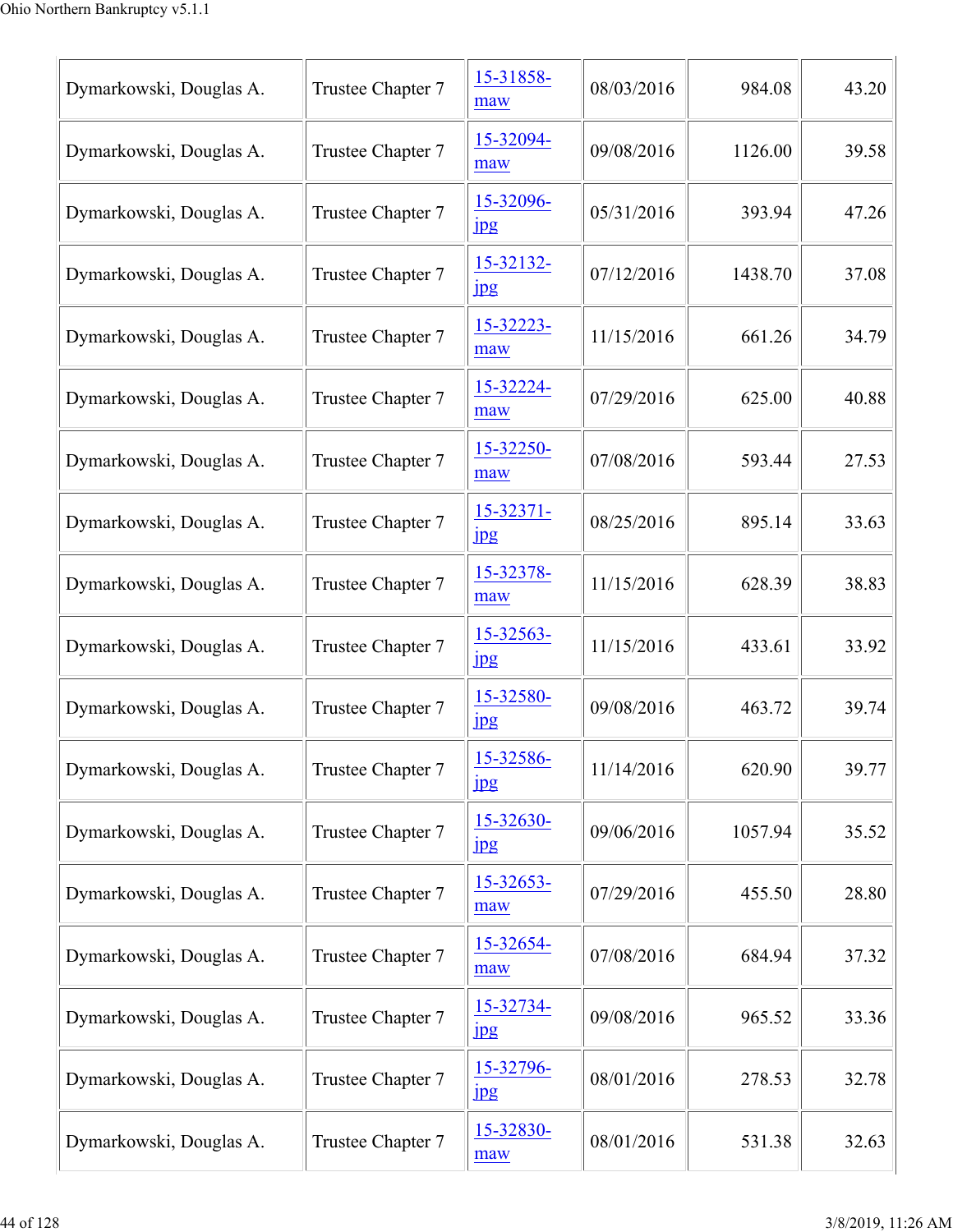| | | | | | |
|---|---|---|---|---|---|
| Dymarkowski, Douglas A. | Trustee Chapter 7 | 15-31858-maw | 08/03/2016 | 984.08 | 43.20 |
| Dymarkowski, Douglas A. | Trustee Chapter 7 | 15-32094-maw | 09/08/2016 | 1126.00 | 39.58 |
| Dymarkowski, Douglas A. | Trustee Chapter 7 | 15-32096-jpg | 05/31/2016 | 393.94 | 47.26 |
| Dymarkowski, Douglas A. | Trustee Chapter 7 | 15-32132-jpg | 07/12/2016 | 1438.70 | 37.08 |
| Dymarkowski, Douglas A. | Trustee Chapter 7 | 15-32223-maw | 11/15/2016 | 661.26 | 34.79 |
| Dymarkowski, Douglas A. | Trustee Chapter 7 | 15-32224-maw | 07/29/2016 | 625.00 | 40.88 |
| Dymarkowski, Douglas A. | Trustee Chapter 7 | 15-32250-maw | 07/08/2016 | 593.44 | 27.53 |
| Dymarkowski, Douglas A. | Trustee Chapter 7 | 15-32371-jpg | 08/25/2016 | 895.14 | 33.63 |
| Dymarkowski, Douglas A. | Trustee Chapter 7 | 15-32378-maw | 11/15/2016 | 628.39 | 38.83 |
| Dymarkowski, Douglas A. | Trustee Chapter 7 | 15-32563-jpg | 11/15/2016 | 433.61 | 33.92 |
| Dymarkowski, Douglas A. | Trustee Chapter 7 | 15-32580-jpg | 09/08/2016 | 463.72 | 39.74 |
| Dymarkowski, Douglas A. | Trustee Chapter 7 | 15-32586-jpg | 11/14/2016 | 620.90 | 39.77 |
| Dymarkowski, Douglas A. | Trustee Chapter 7 | 15-32630-jpg | 09/06/2016 | 1057.94 | 35.52 |
| Dymarkowski, Douglas A. | Trustee Chapter 7 | 15-32653-maw | 07/29/2016 | 455.50 | 28.80 |
| Dymarkowski, Douglas A. | Trustee Chapter 7 | 15-32654-maw | 07/08/2016 | 684.94 | 37.32 |
| Dymarkowski, Douglas A. | Trustee Chapter 7 | 15-32734-jpg | 09/08/2016 | 965.52 | 33.36 |
| Dymarkowski, Douglas A. | Trustee Chapter 7 | 15-32796-jpg | 08/01/2016 | 278.53 | 32.78 |
| Dymarkowski, Douglas A. | Trustee Chapter 7 | 15-32830-maw | 08/01/2016 | 531.38 | 32.63 |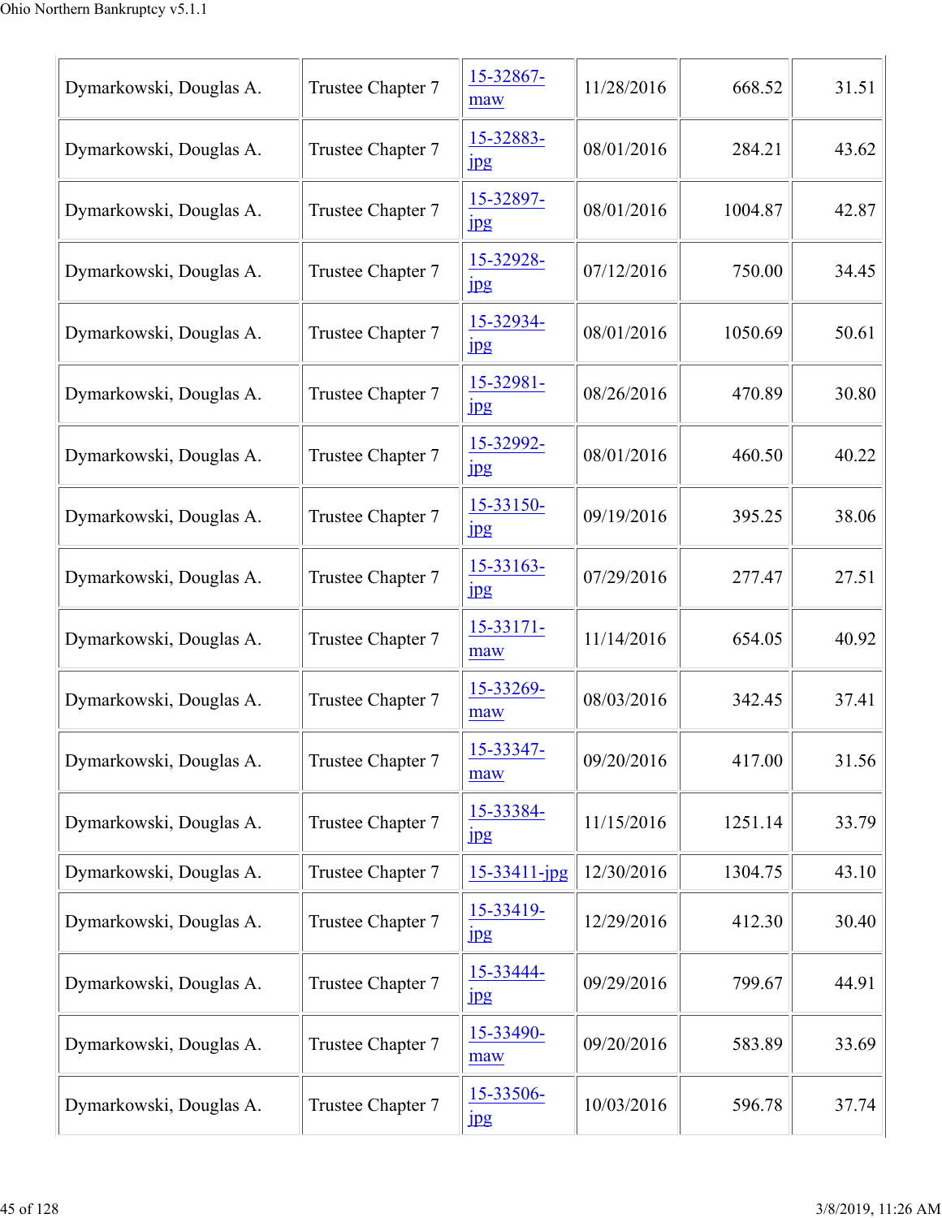| | | | | | |
|---|---|---|---|---|---|
| Dymarkowski, Douglas A. | Trustee Chapter 7 | 15-32867-maw | 11/28/2016 | 668.52 | 31.51 |
| Dymarkowski, Douglas A. | Trustee Chapter 7 | 15-32883-jpg | 08/01/2016 | 284.21 | 43.62 |
| Dymarkowski, Douglas A. | Trustee Chapter 7 | 15-32897-jpg | 08/01/2016 | 1004.87 | 42.87 |
| Dymarkowski, Douglas A. | Trustee Chapter 7 | 15-32928-jpg | 07/12/2016 | 750.00 | 34.45 |
| Dymarkowski, Douglas A. | Trustee Chapter 7 | 15-32934-jpg | 08/01/2016 | 1050.69 | 50.61 |
| Dymarkowski, Douglas A. | Trustee Chapter 7 | 15-32981-jpg | 08/26/2016 | 470.89 | 30.80 |
| Dymarkowski, Douglas A. | Trustee Chapter 7 | 15-32992-jpg | 08/01/2016 | 460.50 | 40.22 |
| Dymarkowski, Douglas A. | Trustee Chapter 7 | 15-33150-jpg | 09/19/2016 | 395.25 | 38.06 |
| Dymarkowski, Douglas A. | Trustee Chapter 7 | 15-33163-jpg | 07/29/2016 | 277.47 | 27.51 |
| Dymarkowski, Douglas A. | Trustee Chapter 7 | 15-33171-maw | 11/14/2016 | 654.05 | 40.92 |
| Dymarkowski, Douglas A. | Trustee Chapter 7 | 15-33269-maw | 08/03/2016 | 342.45 | 37.41 |
| Dymarkowski, Douglas A. | Trustee Chapter 7 | 15-33347-maw | 09/20/2016 | 417.00 | 31.56 |
| Dymarkowski, Douglas A. | Trustee Chapter 7 | 15-33384-jpg | 11/15/2016 | 1251.14 | 33.79 |
| Dymarkowski, Douglas A. | Trustee Chapter 7 | 15-33411-jpg | 12/30/2016 | 1304.75 | 43.10 |
| Dymarkowski, Douglas A. | Trustee Chapter 7 | 15-33419-jpg | 12/29/2016 | 412.30 | 30.40 |
| Dymarkowski, Douglas A. | Trustee Chapter 7 | 15-33444-jpg | 09/29/2016 | 799.67 | 44.91 |
| Dymarkowski, Douglas A. | Trustee Chapter 7 | 15-33490-maw | 09/20/2016 | 583.89 | 33.69 |
| Dymarkowski, Douglas A. | Trustee Chapter 7 | 15-33506-jpg | 10/03/2016 | 596.78 | 37.74 |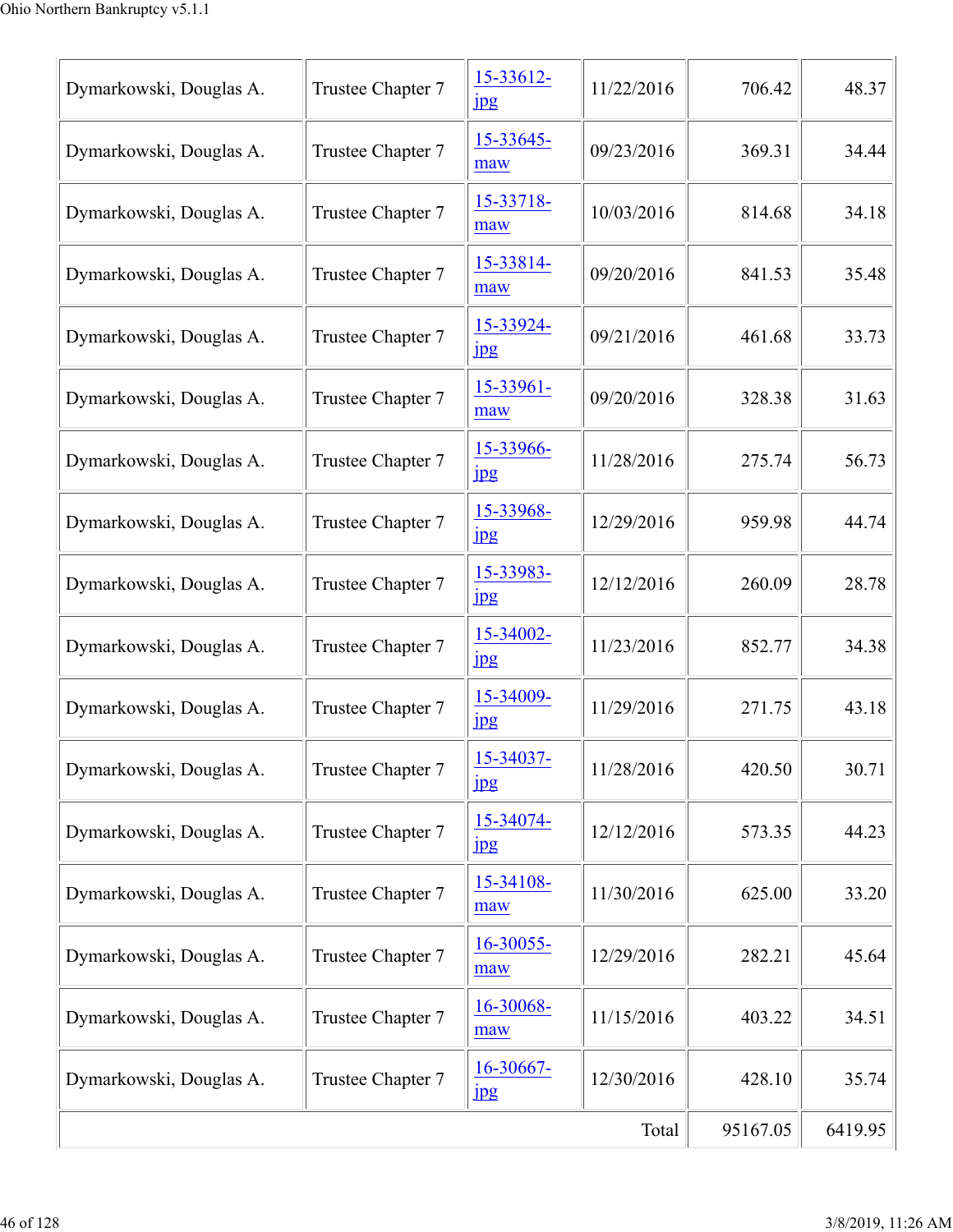| Dymarkowski, Douglas A. | Trustee Chapter 7 | 15-33612-jpg | 11/22/2016 | 706.42 | 48.37 |
|---|---|---|---|---|---|
| Dymarkowski, Douglas A. | Trustee Chapter 7 | 15-33645-maw | 09/23/2016 | 369.31 | 34.44 |
| Dymarkowski, Douglas A. | Trustee Chapter 7 | 15-33718-maw | 10/03/2016 | 814.68 | 34.18 |
| Dymarkowski, Douglas A. | Trustee Chapter 7 | 15-33814-maw | 09/20/2016 | 841.53 | 35.48 |
| Dymarkowski, Douglas A. | Trustee Chapter 7 | 15-33924-jpg | 09/21/2016 | 461.68 | 33.73 |
| Dymarkowski, Douglas A. | Trustee Chapter 7 | 15-33961-maw | 09/20/2016 | 328.38 | 31.63 |
| Dymarkowski, Douglas A. | Trustee Chapter 7 | 15-33966-jpg | 11/28/2016 | 275.74 | 56.73 |
| Dymarkowski, Douglas A. | Trustee Chapter 7 | 15-33968-jpg | 12/29/2016 | 959.98 | 44.74 |
| Dymarkowski, Douglas A. | Trustee Chapter 7 | 15-33983-jpg | 12/12/2016 | 260.09 | 28.78 |
| Dymarkowski, Douglas A. | Trustee Chapter 7 | 15-34002-jpg | 11/23/2016 | 852.77 | 34.38 |
| Dymarkowski, Douglas A. | Trustee Chapter 7 | 15-34009-jpg | 11/29/2016 | 271.75 | 43.18 |
| Dymarkowski, Douglas A. | Trustee Chapter 7 | 15-34037-jpg | 11/28/2016 | 420.50 | 30.71 |
| Dymarkowski, Douglas A. | Trustee Chapter 7 | 15-34074-jpg | 12/12/2016 | 573.35 | 44.23 |
| Dymarkowski, Douglas A. | Trustee Chapter 7 | 15-34108-maw | 11/30/2016 | 625.00 | 33.20 |
| Dymarkowski, Douglas A. | Trustee Chapter 7 | 16-30055-maw | 12/29/2016 | 282.21 | 45.64 |
| Dymarkowski, Douglas A. | Trustee Chapter 7 | 16-30068-maw | 11/15/2016 | 403.22 | 34.51 |
| Dymarkowski, Douglas A. | Trustee Chapter 7 | 16-30667-jpg | 12/30/2016 | 428.10 | 35.74 |
| | | | Total | 95167.05 | 6419.95 |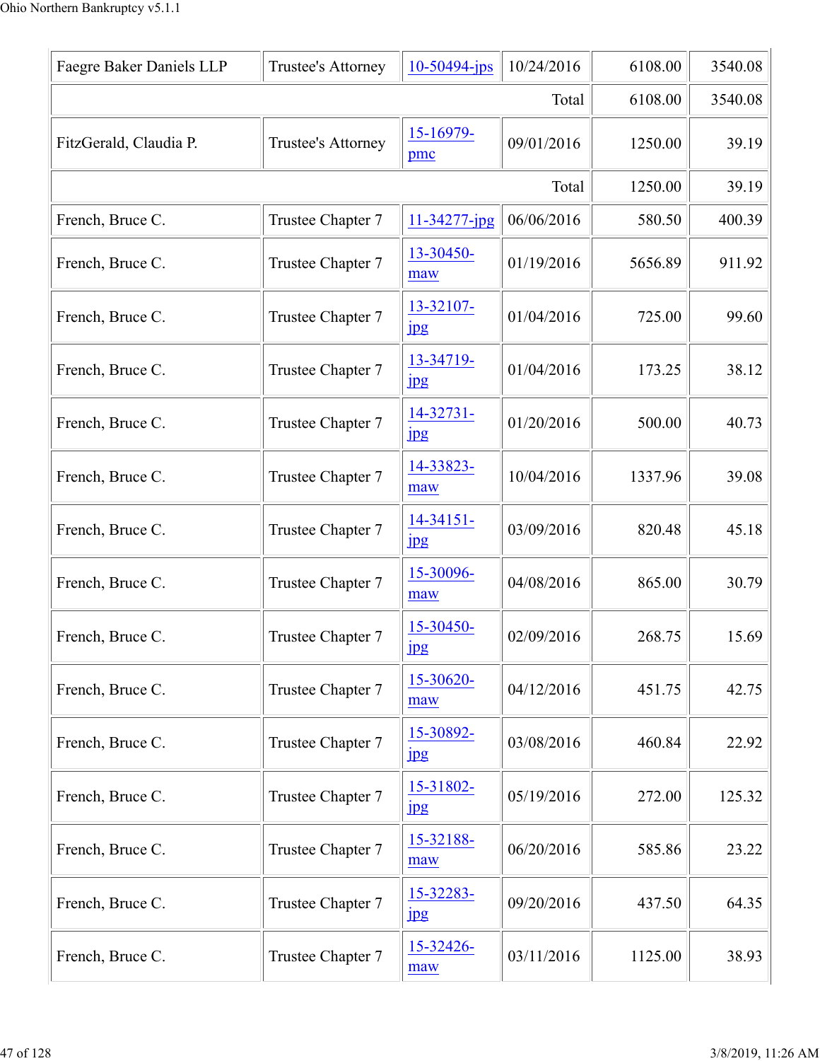| Faegre Baker Daniels LLP | Trustee's Attorney | 10-50494-jps | 10/24/2016 | 6108.00 | 3540.08 |
|---|---|---|---|---|---|
| | | | Total | 6108.00 | 3540.08 |
| FitzGerald, Claudia P. | Trustee's Attorney | 15-16979-pmc | 09/01/2016 | 1250.00 | 39.19 |
| | | | Total | 1250.00 | 39.19 |
| French, Bruce C. | Trustee Chapter 7 | 11-34277-jpg | 06/06/2016 | 580.50 | 400.39 |
| French, Bruce C. | Trustee Chapter 7 | 13-30450-maw | 01/19/2016 | 5656.89 | 911.92 |
| French, Bruce C. | Trustee Chapter 7 | 13-32107-jpg | 01/04/2016 | 725.00 | 99.60 |
| French, Bruce C. | Trustee Chapter 7 | 13-34719-jpg | 01/04/2016 | 173.25 | 38.12 |
| French, Bruce C. | Trustee Chapter 7 | 14-32731-jpg | 01/20/2016 | 500.00 | 40.73 |
| French, Bruce C. | Trustee Chapter 7 | 14-33823-maw | 10/04/2016 | 1337.96 | 39.08 |
| French, Bruce C. | Trustee Chapter 7 | 14-34151-jpg | 03/09/2016 | 820.48 | 45.18 |
| French, Bruce C. | Trustee Chapter 7 | 15-30096-maw | 04/08/2016 | 865.00 | 30.79 |
| French, Bruce C. | Trustee Chapter 7 | 15-30450-jpg | 02/09/2016 | 268.75 | 15.69 |
| French, Bruce C. | Trustee Chapter 7 | 15-30620-maw | 04/12/2016 | 451.75 | 42.75 |
| French, Bruce C. | Trustee Chapter 7 | 15-30892-jpg | 03/08/2016 | 460.84 | 22.92 |
| French, Bruce C. | Trustee Chapter 7 | 15-31802-jpg | 05/19/2016 | 272.00 | 125.32 |
| French, Bruce C. | Trustee Chapter 7 | 15-32188-maw | 06/20/2016 | 585.86 | 23.22 |
| French, Bruce C. | Trustee Chapter 7 | 15-32283-jpg | 09/20/2016 | 437.50 | 64.35 |
| French, Bruce C. | Trustee Chapter 7 | 15-32426-maw | 03/11/2016 | 1125.00 | 38.93 |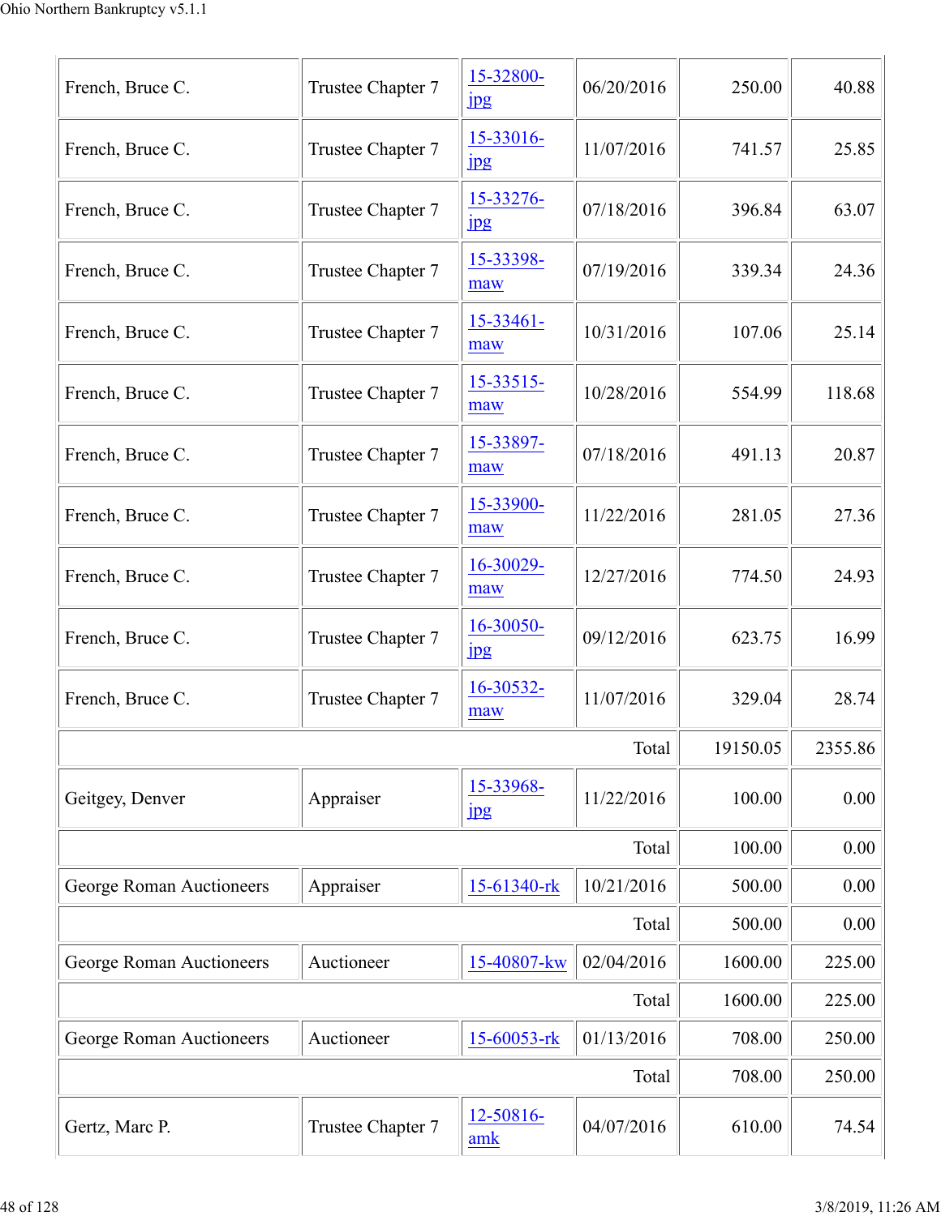| | | | | | |
|---|---|---|---|---|---|
| French, Bruce C. | Trustee Chapter 7 | 15-32800-jpg | 06/20/2016 | 250.00 | 40.88 |
| French, Bruce C. | Trustee Chapter 7 | 15-33016-jpg | 11/07/2016 | 741.57 | 25.85 |
| French, Bruce C. | Trustee Chapter 7 | 15-33276-jpg | 07/18/2016 | 396.84 | 63.07 |
| French, Bruce C. | Trustee Chapter 7 | 15-33398-maw | 07/19/2016 | 339.34 | 24.36 |
| French, Bruce C. | Trustee Chapter 7 | 15-33461-maw | 10/31/2016 | 107.06 | 25.14 |
| French, Bruce C. | Trustee Chapter 7 | 15-33515-maw | 10/28/2016 | 554.99 | 118.68 |
| French, Bruce C. | Trustee Chapter 7 | 15-33897-maw | 07/18/2016 | 491.13 | 20.87 |
| French, Bruce C. | Trustee Chapter 7 | 15-33900-maw | 11/22/2016 | 281.05 | 27.36 |
| French, Bruce C. | Trustee Chapter 7 | 16-30029-maw | 12/27/2016 | 774.50 | 24.93 |
| French, Bruce C. | Trustee Chapter 7 | 16-30050-jpg | 09/12/2016 | 623.75 | 16.99 |
| French, Bruce C. | Trustee Chapter 7 | 16-30532-maw | 11/07/2016 | 329.04 | 28.74 |
| | | | Total | 19150.05 | 2355.86 |
| Geitgey, Denver | Appraiser | 15-33968-jpg | 11/22/2016 | 100.00 | 0.00 |
| | | | Total | 100.00 | 0.00 |
| George Roman Auctioneers | Appraiser | 15-61340-rk | 10/21/2016 | 500.00 | 0.00 |
| | | | Total | 500.00 | 0.00 |
| George Roman Auctioneers | Auctioneer | 15-40807-kw | 02/04/2016 | 1600.00 | 225.00 |
| | | | Total | 1600.00 | 225.00 |
| George Roman Auctioneers | Auctioneer | 15-60053-rk | 01/13/2016 | 708.00 | 250.00 |
| | | | Total | 708.00 | 250.00 |
| Gertz, Marc P. | Trustee Chapter 7 | 12-50816-amk | 04/07/2016 | 610.00 | 74.54 |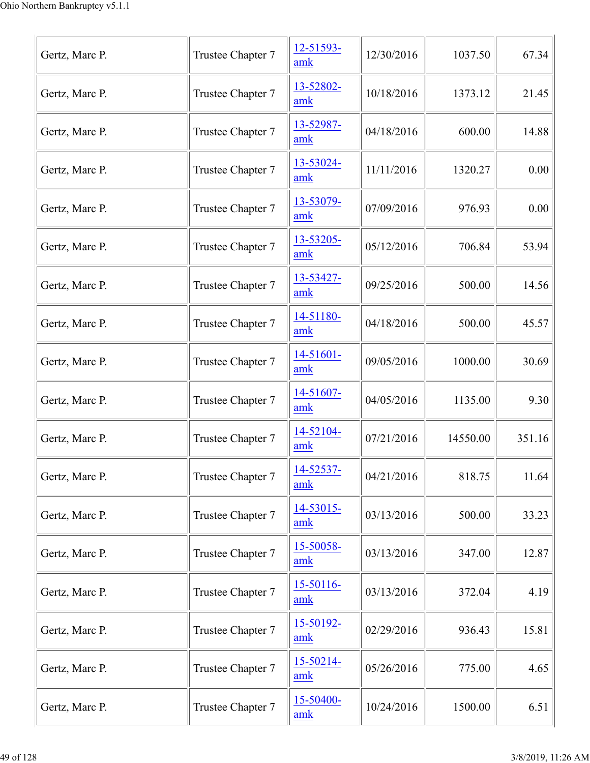| | | | | | |
|---|---|---|---|---|---|
| Gertz, Marc P. | Trustee Chapter 7 | 12-51593-amk | 12/30/2016 | 1037.50 | 67.34 |
| Gertz, Marc P. | Trustee Chapter 7 | 13-52802-amk | 10/18/2016 | 1373.12 | 21.45 |
| Gertz, Marc P. | Trustee Chapter 7 | 13-52987-amk | 04/18/2016 | 600.00 | 14.88 |
| Gertz, Marc P. | Trustee Chapter 7 | 13-53024-amk | 11/11/2016 | 1320.27 | 0.00 |
| Gertz, Marc P. | Trustee Chapter 7 | 13-53079-amk | 07/09/2016 | 976.93 | 0.00 |
| Gertz, Marc P. | Trustee Chapter 7 | 13-53205-amk | 05/12/2016 | 706.84 | 53.94 |
| Gertz, Marc P. | Trustee Chapter 7 | 13-53427-amk | 09/25/2016 | 500.00 | 14.56 |
| Gertz, Marc P. | Trustee Chapter 7 | 14-51180-amk | 04/18/2016 | 500.00 | 45.57 |
| Gertz, Marc P. | Trustee Chapter 7 | 14-51601-amk | 09/05/2016 | 1000.00 | 30.69 |
| Gertz, Marc P. | Trustee Chapter 7 | 14-51607-amk | 04/05/2016 | 1135.00 | 9.30 |
| Gertz, Marc P. | Trustee Chapter 7 | 14-52104-amk | 07/21/2016 | 14550.00 | 351.16 |
| Gertz, Marc P. | Trustee Chapter 7 | 14-52537-amk | 04/21/2016 | 818.75 | 11.64 |
| Gertz, Marc P. | Trustee Chapter 7 | 14-53015-amk | 03/13/2016 | 500.00 | 33.23 |
| Gertz, Marc P. | Trustee Chapter 7 | 15-50058-amk | 03/13/2016 | 347.00 | 12.87 |
| Gertz, Marc P. | Trustee Chapter 7 | 15-50116-amk | 03/13/2016 | 372.04 | 4.19 |
| Gertz, Marc P. | Trustee Chapter 7 | 15-50192-amk | 02/29/2016 | 936.43 | 15.81 |
| Gertz, Marc P. | Trustee Chapter 7 | 15-50214-amk | 05/26/2016 | 775.00 | 4.65 |
| Gertz, Marc P. | Trustee Chapter 7 | 15-50400-amk | 10/24/2016 | 1500.00 | 6.51 |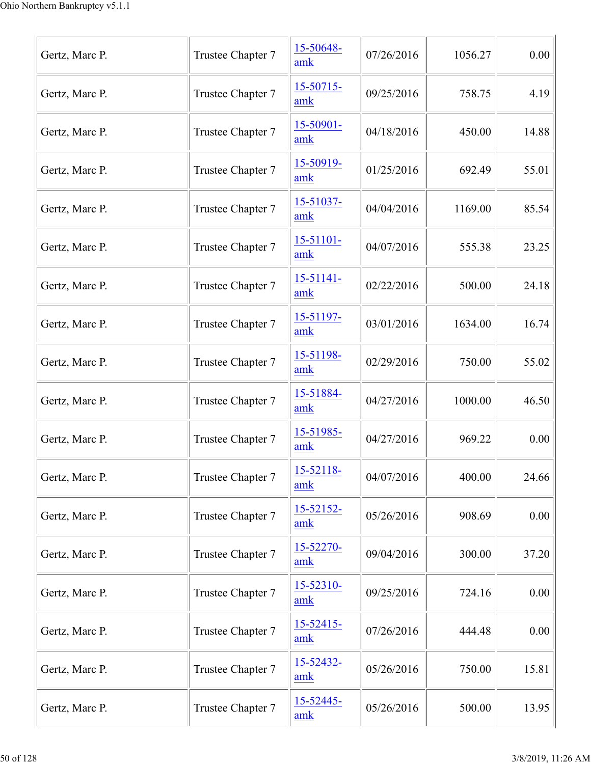| | | | | | |
|---|---|---|---|---|---|
| Gertz, Marc P. | Trustee Chapter 7 | 15-50648-amk | 07/26/2016 | 1056.27 | 0.00 |
| Gertz, Marc P. | Trustee Chapter 7 | 15-50715-amk | 09/25/2016 | 758.75 | 4.19 |
| Gertz, Marc P. | Trustee Chapter 7 | 15-50901-amk | 04/18/2016 | 450.00 | 14.88 |
| Gertz, Marc P. | Trustee Chapter 7 | 15-50919-amk | 01/25/2016 | 692.49 | 55.01 |
| Gertz, Marc P. | Trustee Chapter 7 | 15-51037-amk | 04/04/2016 | 1169.00 | 85.54 |
| Gertz, Marc P. | Trustee Chapter 7 | 15-51101-amk | 04/07/2016 | 555.38 | 23.25 |
| Gertz, Marc P. | Trustee Chapter 7 | 15-51141-amk | 02/22/2016 | 500.00 | 24.18 |
| Gertz, Marc P. | Trustee Chapter 7 | 15-51197-amk | 03/01/2016 | 1634.00 | 16.74 |
| Gertz, Marc P. | Trustee Chapter 7 | 15-51198-amk | 02/29/2016 | 750.00 | 55.02 |
| Gertz, Marc P. | Trustee Chapter 7 | 15-51884-amk | 04/27/2016 | 1000.00 | 46.50 |
| Gertz, Marc P. | Trustee Chapter 7 | 15-51985-amk | 04/27/2016 | 969.22 | 0.00 |
| Gertz, Marc P. | Trustee Chapter 7 | 15-52118-amk | 04/07/2016 | 400.00 | 24.66 |
| Gertz, Marc P. | Trustee Chapter 7 | 15-52152-amk | 05/26/2016 | 908.69 | 0.00 |
| Gertz, Marc P. | Trustee Chapter 7 | 15-52270-amk | 09/04/2016 | 300.00 | 37.20 |
| Gertz, Marc P. | Trustee Chapter 7 | 15-52310-amk | 09/25/2016 | 724.16 | 0.00 |
| Gertz, Marc P. | Trustee Chapter 7 | 15-52415-amk | 07/26/2016 | 444.48 | 0.00 |
| Gertz, Marc P. | Trustee Chapter 7 | 15-52432-amk | 05/26/2016 | 750.00 | 15.81 |
| Gertz, Marc P. | Trustee Chapter 7 | 15-52445-amk | 05/26/2016 | 500.00 | 13.95 |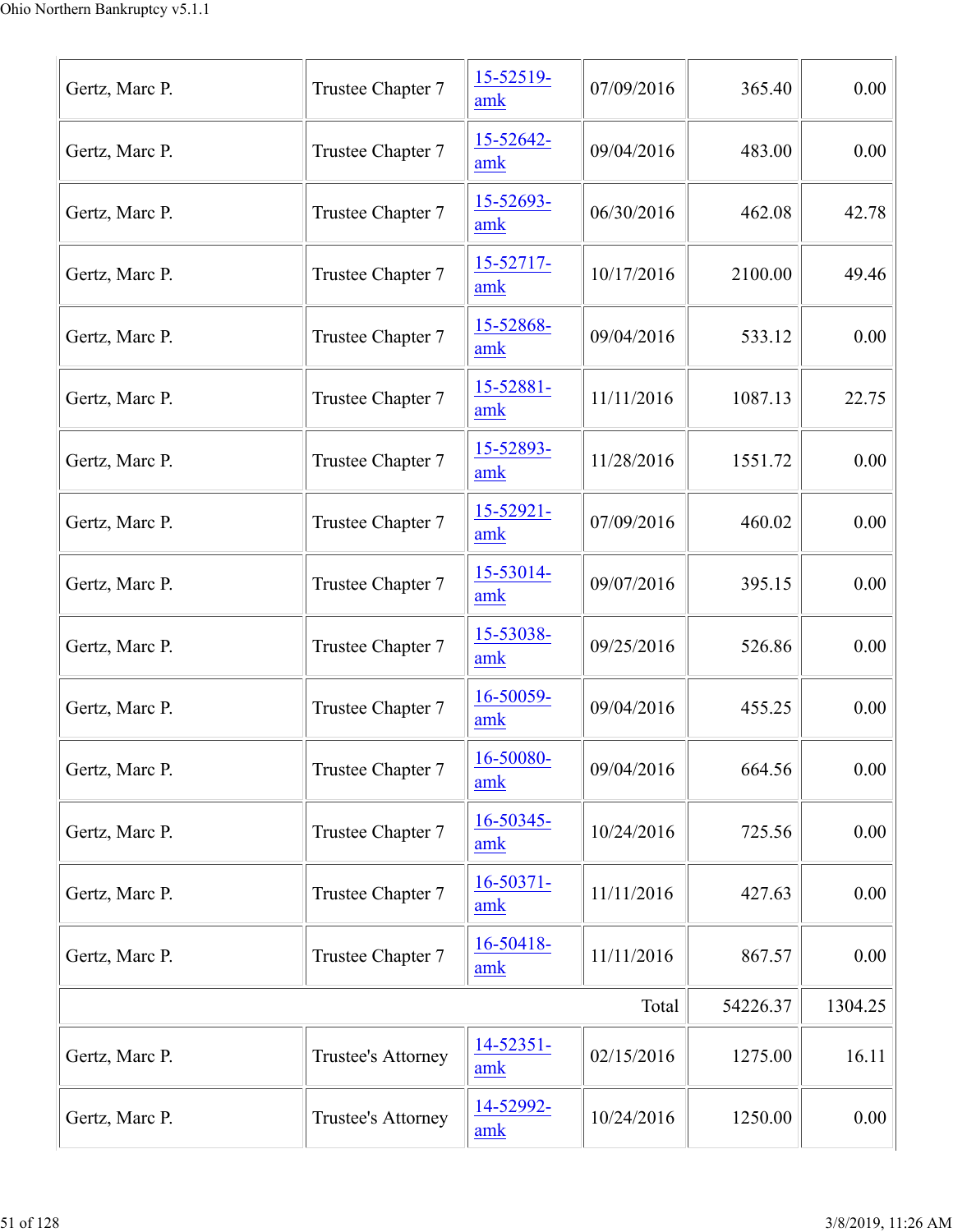| | | | | | |
|---|---|---|---|---|---|
| Gertz, Marc P. | Trustee Chapter 7 | 15-52519-amk | 07/09/2016 | 365.40 | 0.00 |
| Gertz, Marc P. | Trustee Chapter 7 | 15-52642-amk | 09/04/2016 | 483.00 | 0.00 |
| Gertz, Marc P. | Trustee Chapter 7 | 15-52693-amk | 06/30/2016 | 462.08 | 42.78 |
| Gertz, Marc P. | Trustee Chapter 7 | 15-52717-amk | 10/17/2016 | 2100.00 | 49.46 |
| Gertz, Marc P. | Trustee Chapter 7 | 15-52868-amk | 09/04/2016 | 533.12 | 0.00 |
| Gertz, Marc P. | Trustee Chapter 7 | 15-52881-amk | 11/11/2016 | 1087.13 | 22.75 |
| Gertz, Marc P. | Trustee Chapter 7 | 15-52893-amk | 11/28/2016 | 1551.72 | 0.00 |
| Gertz, Marc P. | Trustee Chapter 7 | 15-52921-amk | 07/09/2016 | 460.02 | 0.00 |
| Gertz, Marc P. | Trustee Chapter 7 | 15-53014-amk | 09/07/2016 | 395.15 | 0.00 |
| Gertz, Marc P. | Trustee Chapter 7 | 15-53038-amk | 09/25/2016 | 526.86 | 0.00 |
| Gertz, Marc P. | Trustee Chapter 7 | 16-50059-amk | 09/04/2016 | 455.25 | 0.00 |
| Gertz, Marc P. | Trustee Chapter 7 | 16-50080-amk | 09/04/2016 | 664.56 | 0.00 |
| Gertz, Marc P. | Trustee Chapter 7 | 16-50345-amk | 10/24/2016 | 725.56 | 0.00 |
| Gertz, Marc P. | Trustee Chapter 7 | 16-50371-amk | 11/11/2016 | 427.63 | 0.00 |
| Gertz, Marc P. | Trustee Chapter 7 | 16-50418-amk | 11/11/2016 | 867.57 | 0.00 |
| | | | Total | 54226.37 | 1304.25 |
| Gertz, Marc P. | Trustee's Attorney | 14-52351-amk | 02/15/2016 | 1275.00 | 16.11 |
| Gertz, Marc P. | Trustee's Attorney | 14-52992-amk | 10/24/2016 | 1250.00 | 0.00 |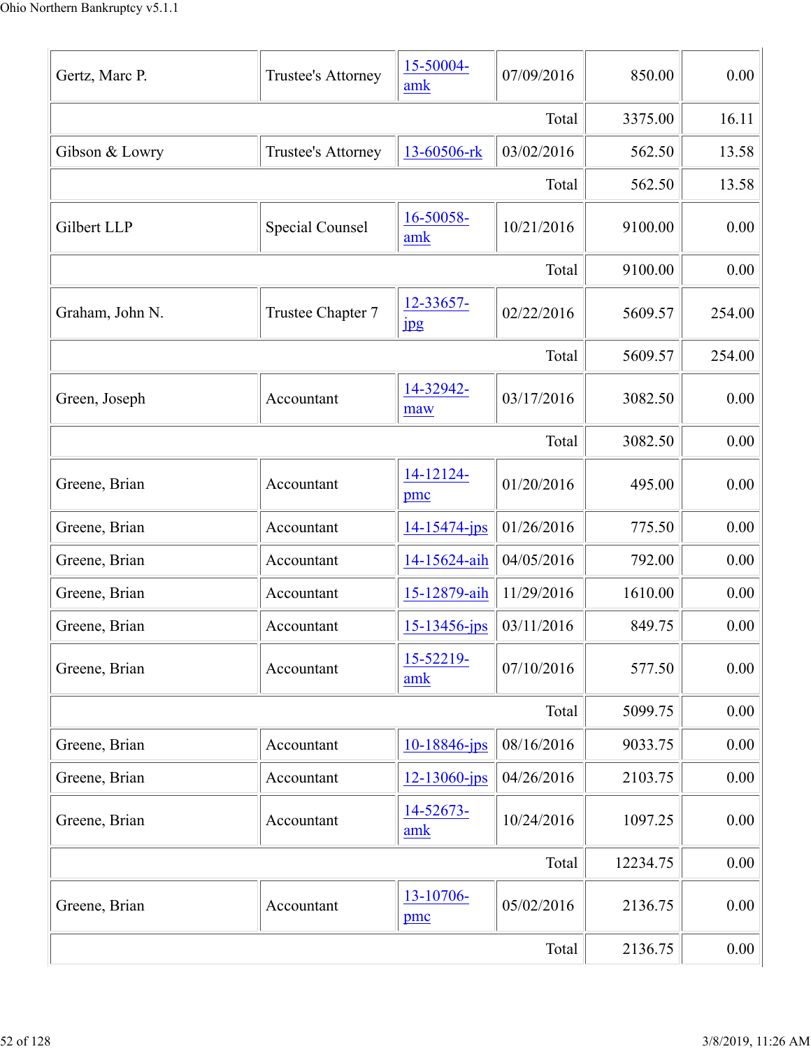| | | | | | |
|---|---|---|---|---|---|
| Gertz, Marc P. | Trustee's Attorney | 15-50004-amk | 07/09/2016 | 850.00 | 0.00 |
| | | | Total | 3375.00 | 16.11 |
| Gibson & Lowry | Trustee's Attorney | 13-60506-rk | 03/02/2016 | 562.50 | 13.58 |
| | | | Total | 562.50 | 13.58 |
| Gilbert LLP | Special Counsel | 16-50058-amk | 10/21/2016 | 9100.00 | 0.00 |
| | | | Total | 9100.00 | 0.00 |
| Graham, John N. | Trustee Chapter 7 | 12-33657-jpg | 02/22/2016 | 5609.57 | 254.00 |
| | | | Total | 5609.57 | 254.00 |
| Green, Joseph | Accountant | 14-32942-maw | 03/17/2016 | 3082.50 | 0.00 |
| | | | Total | 3082.50 | 0.00 |
| Greene, Brian | Accountant | 14-12124-pmc | 01/20/2016 | 495.00 | 0.00 |
| Greene, Brian | Accountant | 14-15474-jps | 01/26/2016 | 775.50 | 0.00 |
| Greene, Brian | Accountant | 14-15624-aih | 04/05/2016 | 792.00 | 0.00 |
| Greene, Brian | Accountant | 15-12879-aih | 11/29/2016 | 1610.00 | 0.00 |
| Greene, Brian | Accountant | 15-13456-jps | 03/11/2016 | 849.75 | 0.00 |
| Greene, Brian | Accountant | 15-52219-amk | 07/10/2016 | 577.50 | 0.00 |
| | | | Total | 5099.75 | 0.00 |
| Greene, Brian | Accountant | 10-18846-jps | 08/16/2016 | 9033.75 | 0.00 |
| Greene, Brian | Accountant | 12-13060-jps | 04/26/2016 | 2103.75 | 0.00 |
| Greene, Brian | Accountant | 14-52673-amk | 10/24/2016 | 1097.25 | 0.00 |
| | | | Total | 12234.75 | 0.00 |
| Greene, Brian | Accountant | 13-10706-pmc | 05/02/2016 | 2136.75 | 0.00 |
| | | | Total | 2136.75 | 0.00 |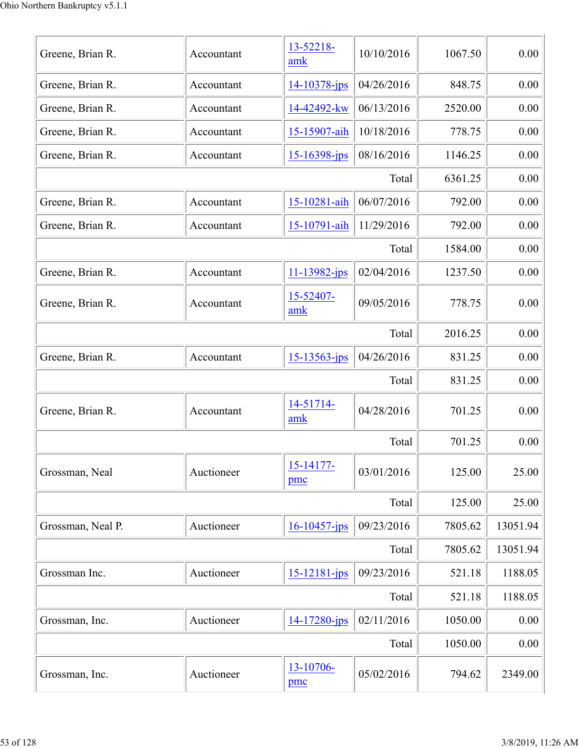| | | | | | |
|---|---|---|---|---|---|
| Greene, Brian R. | Accountant | 13-52218-amk | 10/10/2016 | 1067.50 | 0.00 |
| Greene, Brian R. | Accountant | 14-10378-jps | 04/26/2016 | 848.75 | 0.00 |
| Greene, Brian R. | Accountant | 14-42492-kw | 06/13/2016 | 2520.00 | 0.00 |
| Greene, Brian R. | Accountant | 15-15907-aih | 10/18/2016 | 778.75 | 0.00 |
| Greene, Brian R. | Accountant | 15-16398-jps | 08/16/2016 | 1146.25 | 0.00 |
| | | | Total | 6361.25 | 0.00 |
| Greene, Brian R. | Accountant | 15-10281-aih | 06/07/2016 | 792.00 | 0.00 |
| Greene, Brian R. | Accountant | 15-10791-aih | 11/29/2016 | 792.00 | 0.00 |
| | | | Total | 1584.00 | 0.00 |
| Greene, Brian R. | Accountant | 11-13982-jps | 02/04/2016 | 1237.50 | 0.00 |
| Greene, Brian R. | Accountant | 15-52407-amk | 09/05/2016 | 778.75 | 0.00 |
| | | | Total | 2016.25 | 0.00 |
| Greene, Brian R. | Accountant | 15-13563-jps | 04/26/2016 | 831.25 | 0.00 |
| | | | Total | 831.25 | 0.00 |
| Greene, Brian R. | Accountant | 14-51714-amk | 04/28/2016 | 701.25 | 0.00 |
| | | | Total | 701.25 | 0.00 |
| Grossman, Neal | Auctioneer | 15-14177-pmc | 03/01/2016 | 125.00 | 25.00 |
| | | | Total | 125.00 | 25.00 |
| Grossman, Neal P. | Auctioneer | 16-10457-jps | 09/23/2016 | 7805.62 | 13051.94 |
| | | | Total | 7805.62 | 13051.94 |
| Grossman Inc. | Auctioneer | 15-12181-jps | 09/23/2016 | 521.18 | 1188.05 |
| | | | Total | 521.18 | 1188.05 |
| Grossman, Inc. | Auctioneer | 14-17280-jps | 02/11/2016 | 1050.00 | 0.00 |
| | | | Total | 1050.00 | 0.00 |
| Grossman, Inc. | Auctioneer | 13-10706-pmc | 05/02/2016 | 794.62 | 2349.00 |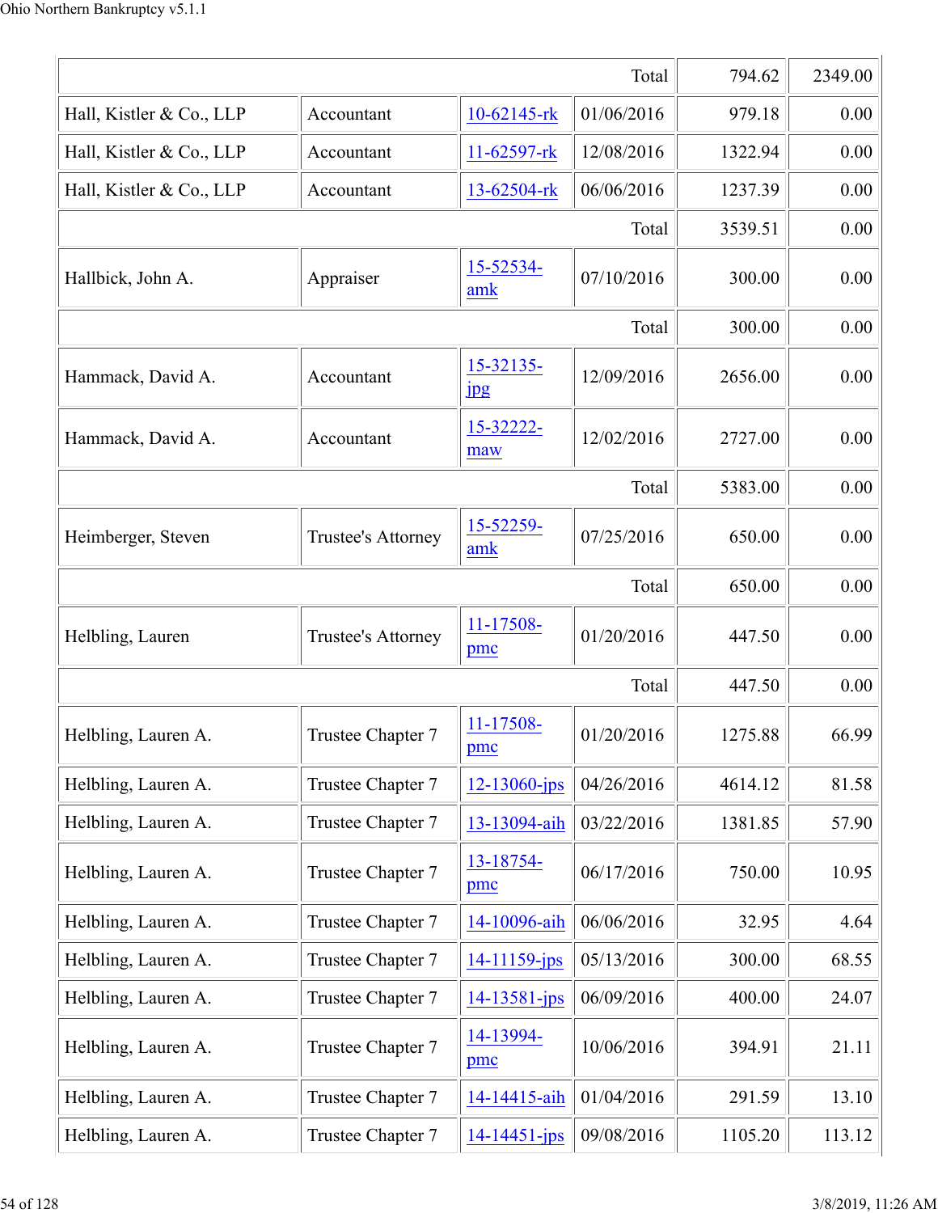| | | | | | |
|---|---|---|---|---|---|
| Total | | | | 794.62 | 2349.00 |
| Hall, Kistler & Co., LLP | Accountant | 10-62145-rk | 01/06/2016 | 979.18 | 0.00 |
| Hall, Kistler & Co., LLP | Accountant | 11-62597-rk | 12/08/2016 | 1322.94 | 0.00 |
| Hall, Kistler & Co., LLP | Accountant | 13-62504-rk | 06/06/2016 | 1237.39 | 0.00 |
| Total | | | | 3539.51 | 0.00 |
| Hallbick, John A. | Appraiser | 15-52534-amk | 07/10/2016 | 300.00 | 0.00 |
| Total | | | | 300.00 | 0.00 |
| Hammack, David A. | Accountant | 15-32135-jpg | 12/09/2016 | 2656.00 | 0.00 |
| Hammack, David A. | Accountant | 15-32222-maw | 12/02/2016 | 2727.00 | 0.00 |
| Total | | | | 5383.00 | 0.00 |
| Heimberger, Steven | Trustee's Attorney | 15-52259-amk | 07/25/2016 | 650.00 | 0.00 |
| Total | | | | 650.00 | 0.00 |
| Helbling, Lauren | Trustee's Attorney | 11-17508-pmc | 01/20/2016 | 447.50 | 0.00 |
| Total | | | | 447.50 | 0.00 |
| Helbling, Lauren A. | Trustee Chapter 7 | 11-17508-pmc | 01/20/2016 | 1275.88 | 66.99 |
| Helbling, Lauren A. | Trustee Chapter 7 | 12-13060-jps | 04/26/2016 | 4614.12 | 81.58 |
| Helbling, Lauren A. | Trustee Chapter 7 | 13-13094-aih | 03/22/2016 | 1381.85 | 57.90 |
| Helbling, Lauren A. | Trustee Chapter 7 | 13-18754-pmc | 06/17/2016 | 750.00 | 10.95 |
| Helbling, Lauren A. | Trustee Chapter 7 | 14-10096-aih | 06/06/2016 | 32.95 | 4.64 |
| Helbling, Lauren A. | Trustee Chapter 7 | 14-11159-jps | 05/13/2016 | 300.00 | 68.55 |
| Helbling, Lauren A. | Trustee Chapter 7 | 14-13581-jps | 06/09/2016 | 400.00 | 24.07 |
| Helbling, Lauren A. | Trustee Chapter 7 | 14-13994-pmc | 10/06/2016 | 394.91 | 21.11 |
| Helbling, Lauren A. | Trustee Chapter 7 | 14-14415-aih | 01/04/2016 | 291.59 | 13.10 |
| Helbling, Lauren A. | Trustee Chapter 7 | 14-14451-jps | 09/08/2016 | 1105.20 | 113.12 |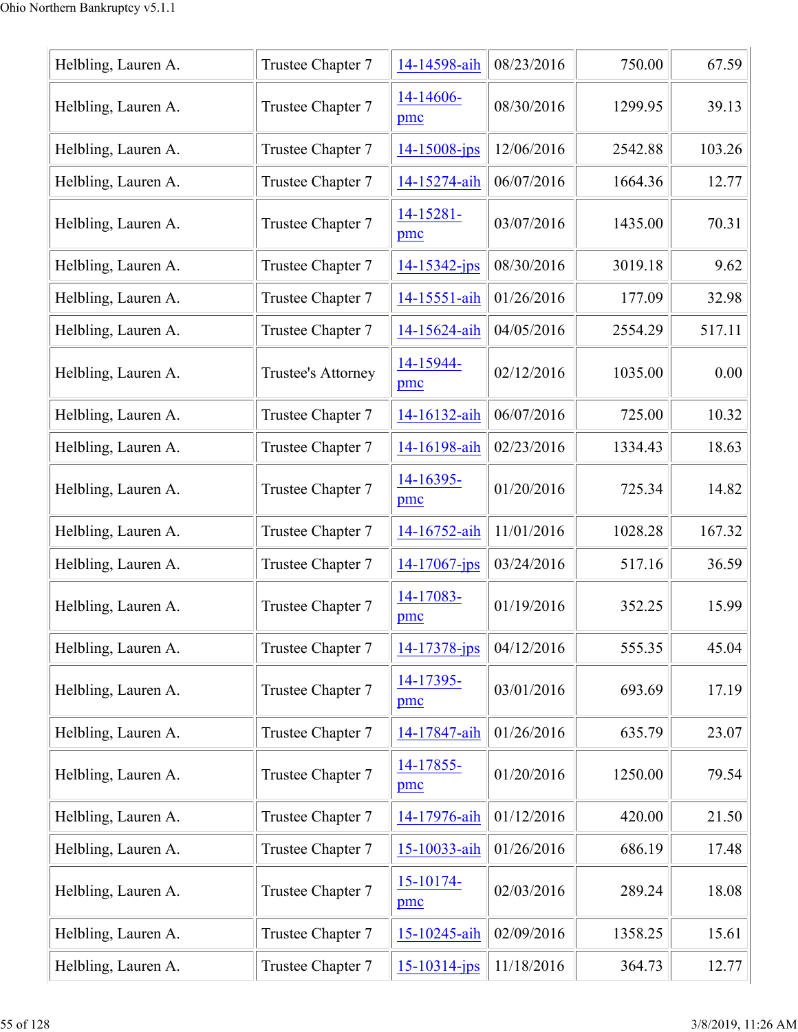| Helbling, Lauren A. | Trustee Chapter 7 | 14-14598-aih | 08/23/2016 | 750.00 | 67.59 |
|---|---|---|---|---|---|
| Helbling, Lauren A. | Trustee Chapter 7 | 14-14606-pmc | 08/30/2016 | 1299.95 | 39.13 |
| Helbling, Lauren A. | Trustee Chapter 7 | 14-15008-jps | 12/06/2016 | 2542.88 | 103.26 |
| Helbling, Lauren A. | Trustee Chapter 7 | 14-15274-aih | 06/07/2016 | 1664.36 | 12.77 |
| Helbling, Lauren A. | Trustee Chapter 7 | 14-15281-pmc | 03/07/2016 | 1435.00 | 70.31 |
| Helbling, Lauren A. | Trustee Chapter 7 | 14-15342-jps | 08/30/2016 | 3019.18 | 9.62 |
| Helbling, Lauren A. | Trustee Chapter 7 | 14-15551-aih | 01/26/2016 | 177.09 | 32.98 |
| Helbling, Lauren A. | Trustee Chapter 7 | 14-15624-aih | 04/05/2016 | 2554.29 | 517.11 |
| Helbling, Lauren A. | Trustee's Attorney | 14-15944-pmc | 02/12/2016 | 1035.00 | 0.00 |
| Helbling, Lauren A. | Trustee Chapter 7 | 14-16132-aih | 06/07/2016 | 725.00 | 10.32 |
| Helbling, Lauren A. | Trustee Chapter 7 | 14-16198-aih | 02/23/2016 | 1334.43 | 18.63 |
| Helbling, Lauren A. | Trustee Chapter 7 | 14-16395-pmc | 01/20/2016 | 725.34 | 14.82 |
| Helbling, Lauren A. | Trustee Chapter 7 | 14-16752-aih | 11/01/2016 | 1028.28 | 167.32 |
| Helbling, Lauren A. | Trustee Chapter 7 | 14-17067-jps | 03/24/2016 | 517.16 | 36.59 |
| Helbling, Lauren A. | Trustee Chapter 7 | 14-17083-pmc | 01/19/2016 | 352.25 | 15.99 |
| Helbling, Lauren A. | Trustee Chapter 7 | 14-17378-jps | 04/12/2016 | 555.35 | 45.04 |
| Helbling, Lauren A. | Trustee Chapter 7 | 14-17395-pmc | 03/01/2016 | 693.69 | 17.19 |
| Helbling, Lauren A. | Trustee Chapter 7 | 14-17847-aih | 01/26/2016 | 635.79 | 23.07 |
| Helbling, Lauren A. | Trustee Chapter 7 | 14-17855-pmc | 01/20/2016 | 1250.00 | 79.54 |
| Helbling, Lauren A. | Trustee Chapter 7 | 14-17976-aih | 01/12/2016 | 420.00 | 21.50 |
| Helbling, Lauren A. | Trustee Chapter 7 | 15-10033-aih | 01/26/2016 | 686.19 | 17.48 |
| Helbling, Lauren A. | Trustee Chapter 7 | 15-10174-pmc | 02/03/2016 | 289.24 | 18.08 |
| Helbling, Lauren A. | Trustee Chapter 7 | 15-10245-aih | 02/09/2016 | 1358.25 | 15.61 |
| Helbling, Lauren A. | Trustee Chapter 7 | 15-10314-jps | 11/18/2016 | 364.73 | 12.77 |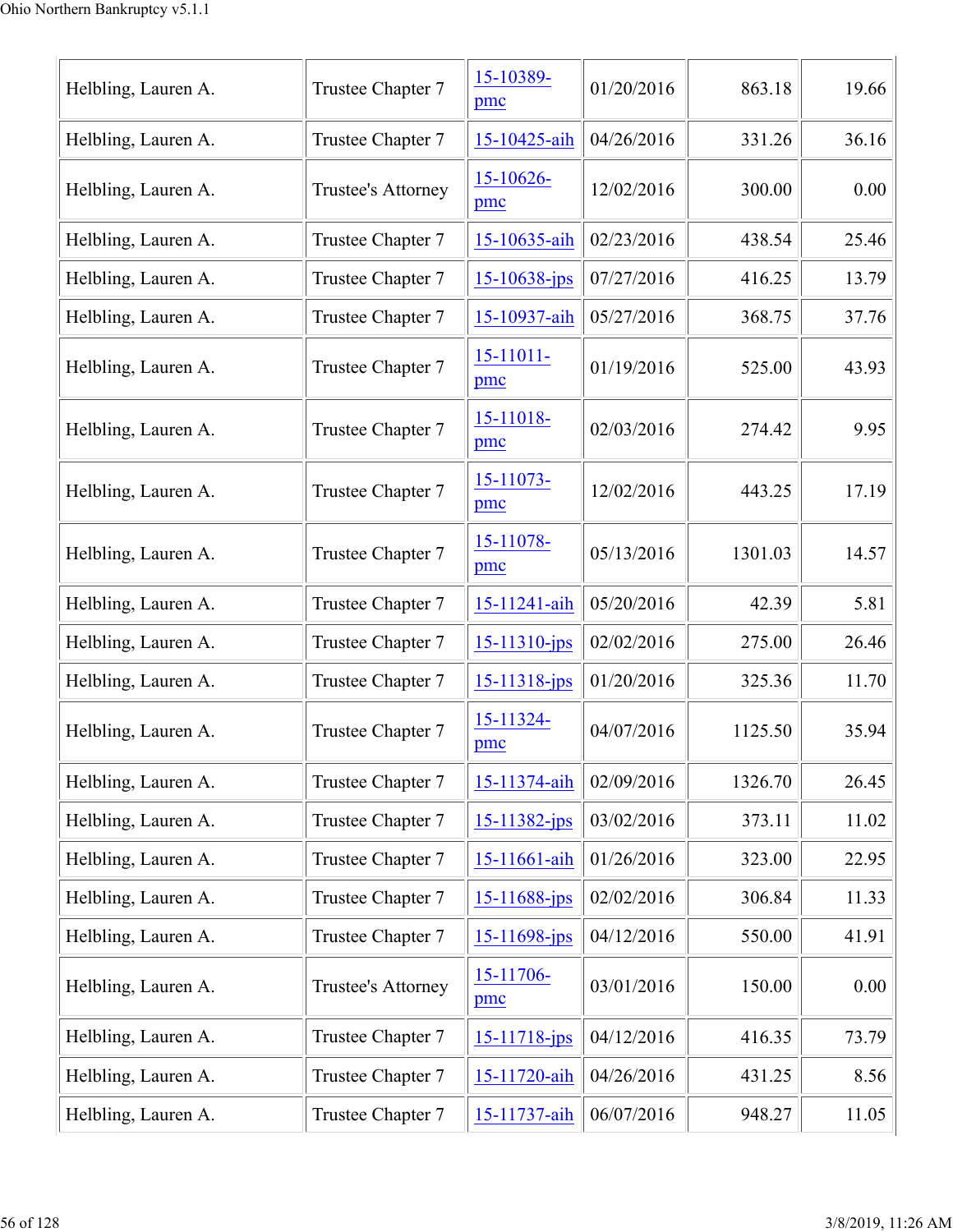| Helbling, Lauren A. | Trustee Chapter 7 | 15-10389-pmc | 01/20/2016 | 863.18 | 19.66 |
|---|---|---|---|---|---|
| Helbling, Lauren A. | Trustee Chapter 7 | 15-10425-aih | 04/26/2016 | 331.26 | 36.16 |
| Helbling, Lauren A. | Trustee's Attorney | 15-10626-pmc | 12/02/2016 | 300.00 | 0.00 |
| Helbling, Lauren A. | Trustee Chapter 7 | 15-10635-aih | 02/23/2016 | 438.54 | 25.46 |
| Helbling, Lauren A. | Trustee Chapter 7 | 15-10638-jps | 07/27/2016 | 416.25 | 13.79 |
| Helbling, Lauren A. | Trustee Chapter 7 | 15-10937-aih | 05/27/2016 | 368.75 | 37.76 |
| Helbling, Lauren A. | Trustee Chapter 7 | 15-11011-pmc | 01/19/2016 | 525.00 | 43.93 |
| Helbling, Lauren A. | Trustee Chapter 7 | 15-11018-pmc | 02/03/2016 | 274.42 | 9.95 |
| Helbling, Lauren A. | Trustee Chapter 7 | 15-11073-pmc | 12/02/2016 | 443.25 | 17.19 |
| Helbling, Lauren A. | Trustee Chapter 7 | 15-11078-pmc | 05/13/2016 | 1301.03 | 14.57 |
| Helbling, Lauren A. | Trustee Chapter 7 | 15-11241-aih | 05/20/2016 | 42.39 | 5.81 |
| Helbling, Lauren A. | Trustee Chapter 7 | 15-11310-jps | 02/02/2016 | 275.00 | 26.46 |
| Helbling, Lauren A. | Trustee Chapter 7 | 15-11318-jps | 01/20/2016 | 325.36 | 11.70 |
| Helbling, Lauren A. | Trustee Chapter 7 | 15-11324-pmc | 04/07/2016 | 1125.50 | 35.94 |
| Helbling, Lauren A. | Trustee Chapter 7 | 15-11374-aih | 02/09/2016 | 1326.70 | 26.45 |
| Helbling, Lauren A. | Trustee Chapter 7 | 15-11382-jps | 03/02/2016 | 373.11 | 11.02 |
| Helbling, Lauren A. | Trustee Chapter 7 | 15-11661-aih | 01/26/2016 | 323.00 | 22.95 |
| Helbling, Lauren A. | Trustee Chapter 7 | 15-11688-jps | 02/02/2016 | 306.84 | 11.33 |
| Helbling, Lauren A. | Trustee Chapter 7 | 15-11698-jps | 04/12/2016 | 550.00 | 41.91 |
| Helbling, Lauren A. | Trustee's Attorney | 15-11706-pmc | 03/01/2016 | 150.00 | 0.00 |
| Helbling, Lauren A. | Trustee Chapter 7 | 15-11718-jps | 04/12/2016 | 416.35 | 73.79 |
| Helbling, Lauren A. | Trustee Chapter 7 | 15-11720-aih | 04/26/2016 | 431.25 | 8.56 |
| Helbling, Lauren A. | Trustee Chapter 7 | 15-11737-aih | 06/07/2016 | 948.27 | 11.05 |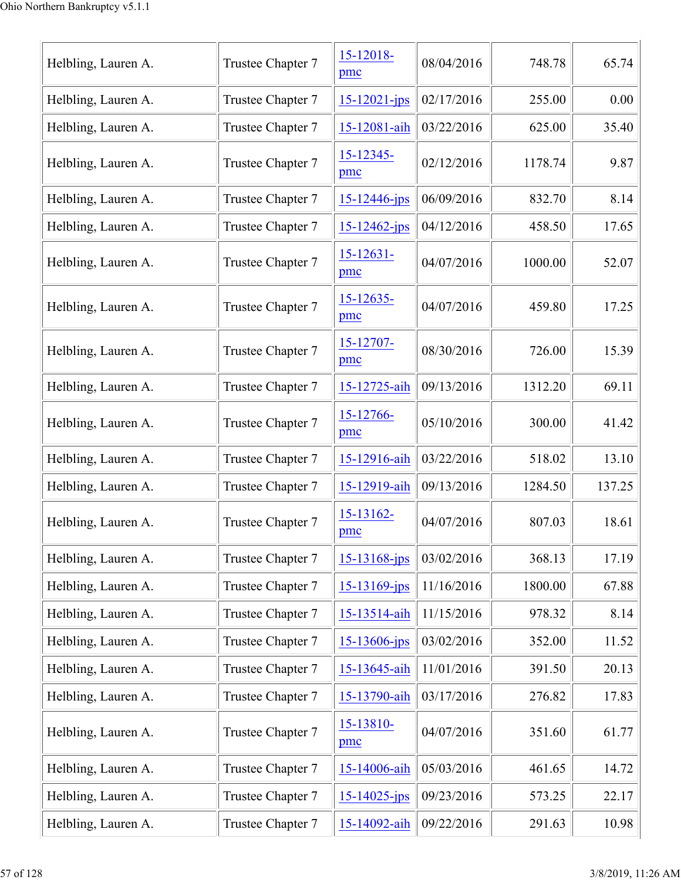| | | | | | |
|---|---|---|---|---|---|
| Helbling, Lauren A. | Trustee Chapter 7 | 15-12018-pmc | 08/04/2016 | 748.78 | 65.74 |
| Helbling, Lauren A. | Trustee Chapter 7 | 15-12021-jps | 02/17/2016 | 255.00 | 0.00 |
| Helbling, Lauren A. | Trustee Chapter 7 | 15-12081-aih | 03/22/2016 | 625.00 | 35.40 |
| Helbling, Lauren A. | Trustee Chapter 7 | 15-12345-pmc | 02/12/2016 | 1178.74 | 9.87 |
| Helbling, Lauren A. | Trustee Chapter 7 | 15-12446-jps | 06/09/2016 | 832.70 | 8.14 |
| Helbling, Lauren A. | Trustee Chapter 7 | 15-12462-jps | 04/12/2016 | 458.50 | 17.65 |
| Helbling, Lauren A. | Trustee Chapter 7 | 15-12631-pmc | 04/07/2016 | 1000.00 | 52.07 |
| Helbling, Lauren A. | Trustee Chapter 7 | 15-12635-pmc | 04/07/2016 | 459.80 | 17.25 |
| Helbling, Lauren A. | Trustee Chapter 7 | 15-12707-pmc | 08/30/2016 | 726.00 | 15.39 |
| Helbling, Lauren A. | Trustee Chapter 7 | 15-12725-aih | 09/13/2016 | 1312.20 | 69.11 |
| Helbling, Lauren A. | Trustee Chapter 7 | 15-12766-pmc | 05/10/2016 | 300.00 | 41.42 |
| Helbling, Lauren A. | Trustee Chapter 7 | 15-12916-aih | 03/22/2016 | 518.02 | 13.10 |
| Helbling, Lauren A. | Trustee Chapter 7 | 15-12919-aih | 09/13/2016 | 1284.50 | 137.25 |
| Helbling, Lauren A. | Trustee Chapter 7 | 15-13162-pmc | 04/07/2016 | 807.03 | 18.61 |
| Helbling, Lauren A. | Trustee Chapter 7 | 15-13168-jps | 03/02/2016 | 368.13 | 17.19 |
| Helbling, Lauren A. | Trustee Chapter 7 | 15-13169-jps | 11/16/2016 | 1800.00 | 67.88 |
| Helbling, Lauren A. | Trustee Chapter 7 | 15-13514-aih | 11/15/2016 | 978.32 | 8.14 |
| Helbling, Lauren A. | Trustee Chapter 7 | 15-13606-jps | 03/02/2016 | 352.00 | 11.52 |
| Helbling, Lauren A. | Trustee Chapter 7 | 15-13645-aih | 11/01/2016 | 391.50 | 20.13 |
| Helbling, Lauren A. | Trustee Chapter 7 | 15-13790-aih | 03/17/2016 | 276.82 | 17.83 |
| Helbling, Lauren A. | Trustee Chapter 7 | 15-13810-pmc | 04/07/2016 | 351.60 | 61.77 |
| Helbling, Lauren A. | Trustee Chapter 7 | 15-14006-aih | 05/03/2016 | 461.65 | 14.72 |
| Helbling, Lauren A. | Trustee Chapter 7 | 15-14025-jps | 09/23/2016 | 573.25 | 22.17 |
| Helbling, Lauren A. | Trustee Chapter 7 | 15-14092-aih | 09/22/2016 | 291.63 | 10.98 |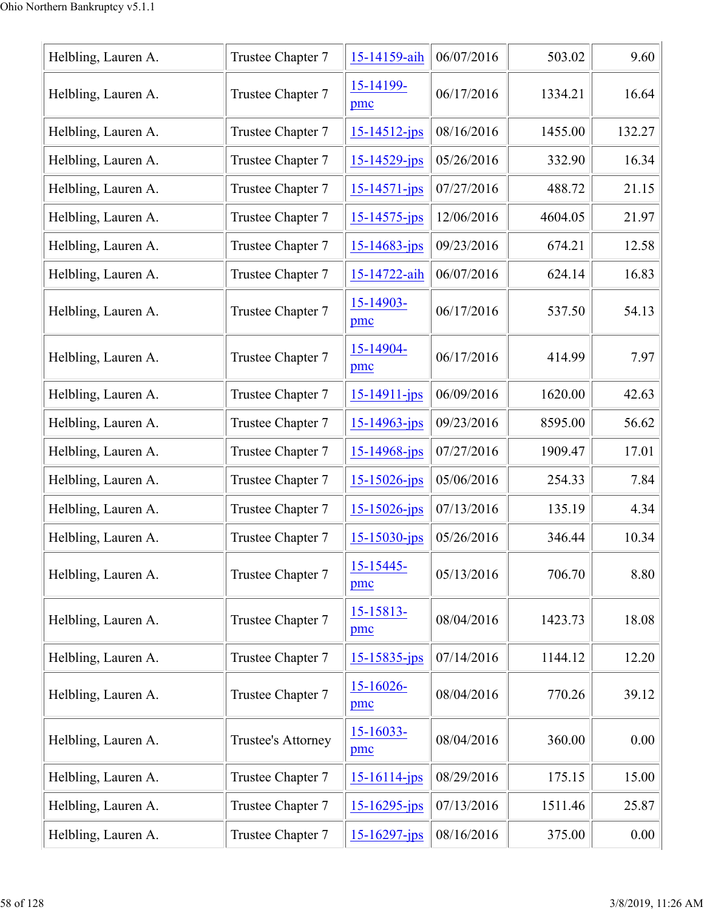| | | | | | |
|---|---|---|---|---|---|
| Helbling, Lauren A. | Trustee Chapter 7 | 15-14159-aih | 06/07/2016 | 503.02 | 9.60 |
| Helbling, Lauren A. | Trustee Chapter 7 | 15-14199-pmc | 06/17/2016 | 1334.21 | 16.64 |
| Helbling, Lauren A. | Trustee Chapter 7 | 15-14512-jps | 08/16/2016 | 1455.00 | 132.27 |
| Helbling, Lauren A. | Trustee Chapter 7 | 15-14529-jps | 05/26/2016 | 332.90 | 16.34 |
| Helbling, Lauren A. | Trustee Chapter 7 | 15-14571-jps | 07/27/2016 | 488.72 | 21.15 |
| Helbling, Lauren A. | Trustee Chapter 7 | 15-14575-jps | 12/06/2016 | 4604.05 | 21.97 |
| Helbling, Lauren A. | Trustee Chapter 7 | 15-14683-jps | 09/23/2016 | 674.21 | 12.58 |
| Helbling, Lauren A. | Trustee Chapter 7 | 15-14722-aih | 06/07/2016 | 624.14 | 16.83 |
| Helbling, Lauren A. | Trustee Chapter 7 | 15-14903-pmc | 06/17/2016 | 537.50 | 54.13 |
| Helbling, Lauren A. | Trustee Chapter 7 | 15-14904-pmc | 06/17/2016 | 414.99 | 7.97 |
| Helbling, Lauren A. | Trustee Chapter 7 | 15-14911-jps | 06/09/2016 | 1620.00 | 42.63 |
| Helbling, Lauren A. | Trustee Chapter 7 | 15-14963-jps | 09/23/2016 | 8595.00 | 56.62 |
| Helbling, Lauren A. | Trustee Chapter 7 | 15-14968-jps | 07/27/2016 | 1909.47 | 17.01 |
| Helbling, Lauren A. | Trustee Chapter 7 | 15-15026-jps | 05/06/2016 | 254.33 | 7.84 |
| Helbling, Lauren A. | Trustee Chapter 7 | 15-15026-jps | 07/13/2016 | 135.19 | 4.34 |
| Helbling, Lauren A. | Trustee Chapter 7 | 15-15030-jps | 05/26/2016 | 346.44 | 10.34 |
| Helbling, Lauren A. | Trustee Chapter 7 | 15-15445-pmc | 05/13/2016 | 706.70 | 8.80 |
| Helbling, Lauren A. | Trustee Chapter 7 | 15-15813-pmc | 08/04/2016 | 1423.73 | 18.08 |
| Helbling, Lauren A. | Trustee Chapter 7 | 15-15835-jps | 07/14/2016 | 1144.12 | 12.20 |
| Helbling, Lauren A. | Trustee Chapter 7 | 15-16026-pmc | 08/04/2016 | 770.26 | 39.12 |
| Helbling, Lauren A. | Trustee's Attorney | 15-16033-pmc | 08/04/2016 | 360.00 | 0.00 |
| Helbling, Lauren A. | Trustee Chapter 7 | 15-16114-jps | 08/29/2016 | 175.15 | 15.00 |
| Helbling, Lauren A. | Trustee Chapter 7 | 15-16295-jps | 07/13/2016 | 1511.46 | 25.87 |
| Helbling, Lauren A. | Trustee Chapter 7 | 15-16297-jps | 08/16/2016 | 375.00 | 0.00 |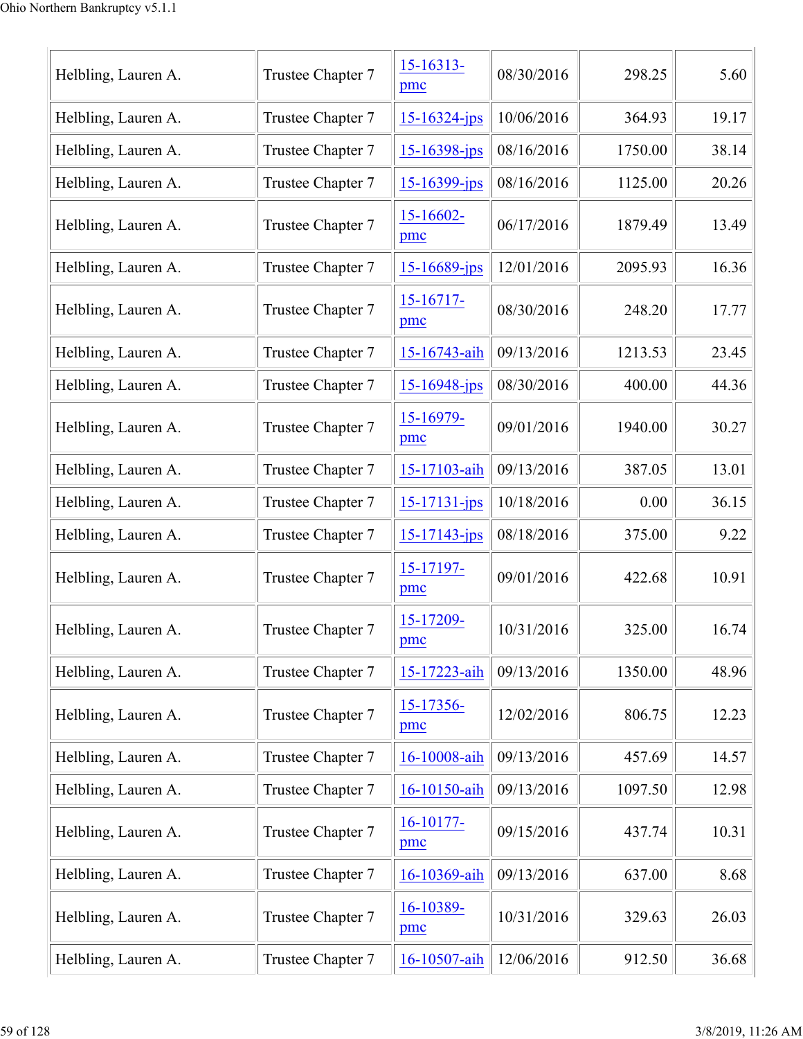| | | | | | |
|---|---|---|---|---|---|
| Helbling, Lauren A. | Trustee Chapter 7 | 15-16313-pmc | 08/30/2016 | 298.25 | 5.60 |
| Helbling, Lauren A. | Trustee Chapter 7 | 15-16324-jps | 10/06/2016 | 364.93 | 19.17 |
| Helbling, Lauren A. | Trustee Chapter 7 | 15-16398-jps | 08/16/2016 | 1750.00 | 38.14 |
| Helbling, Lauren A. | Trustee Chapter 7 | 15-16399-jps | 08/16/2016 | 1125.00 | 20.26 |
| Helbling, Lauren A. | Trustee Chapter 7 | 15-16602-pmc | 06/17/2016 | 1879.49 | 13.49 |
| Helbling, Lauren A. | Trustee Chapter 7 | 15-16689-jps | 12/01/2016 | 2095.93 | 16.36 |
| Helbling, Lauren A. | Trustee Chapter 7 | 15-16717-pmc | 08/30/2016 | 248.20 | 17.77 |
| Helbling, Lauren A. | Trustee Chapter 7 | 15-16743-aih | 09/13/2016 | 1213.53 | 23.45 |
| Helbling, Lauren A. | Trustee Chapter 7 | 15-16948-jps | 08/30/2016 | 400.00 | 44.36 |
| Helbling, Lauren A. | Trustee Chapter 7 | 15-16979-pmc | 09/01/2016 | 1940.00 | 30.27 |
| Helbling, Lauren A. | Trustee Chapter 7 | 15-17103-aih | 09/13/2016 | 387.05 | 13.01 |
| Helbling, Lauren A. | Trustee Chapter 7 | 15-17131-jps | 10/18/2016 | 0.00 | 36.15 |
| Helbling, Lauren A. | Trustee Chapter 7 | 15-17143-jps | 08/18/2016 | 375.00 | 9.22 |
| Helbling, Lauren A. | Trustee Chapter 7 | 15-17197-pmc | 09/01/2016 | 422.68 | 10.91 |
| Helbling, Lauren A. | Trustee Chapter 7 | 15-17209-pmc | 10/31/2016 | 325.00 | 16.74 |
| Helbling, Lauren A. | Trustee Chapter 7 | 15-17223-aih | 09/13/2016 | 1350.00 | 48.96 |
| Helbling, Lauren A. | Trustee Chapter 7 | 15-17356-pmc | 12/02/2016 | 806.75 | 12.23 |
| Helbling, Lauren A. | Trustee Chapter 7 | 16-10008-aih | 09/13/2016 | 457.69 | 14.57 |
| Helbling, Lauren A. | Trustee Chapter 7 | 16-10150-aih | 09/13/2016 | 1097.50 | 12.98 |
| Helbling, Lauren A. | Trustee Chapter 7 | 16-10177-pmc | 09/15/2016 | 437.74 | 10.31 |
| Helbling, Lauren A. | Trustee Chapter 7 | 16-10369-aih | 09/13/2016 | 637.00 | 8.68 |
| Helbling, Lauren A. | Trustee Chapter 7 | 16-10389-pmc | 10/31/2016 | 329.63 | 26.03 |
| Helbling, Lauren A. | Trustee Chapter 7 | 16-10507-aih | 12/06/2016 | 912.50 | 36.68 |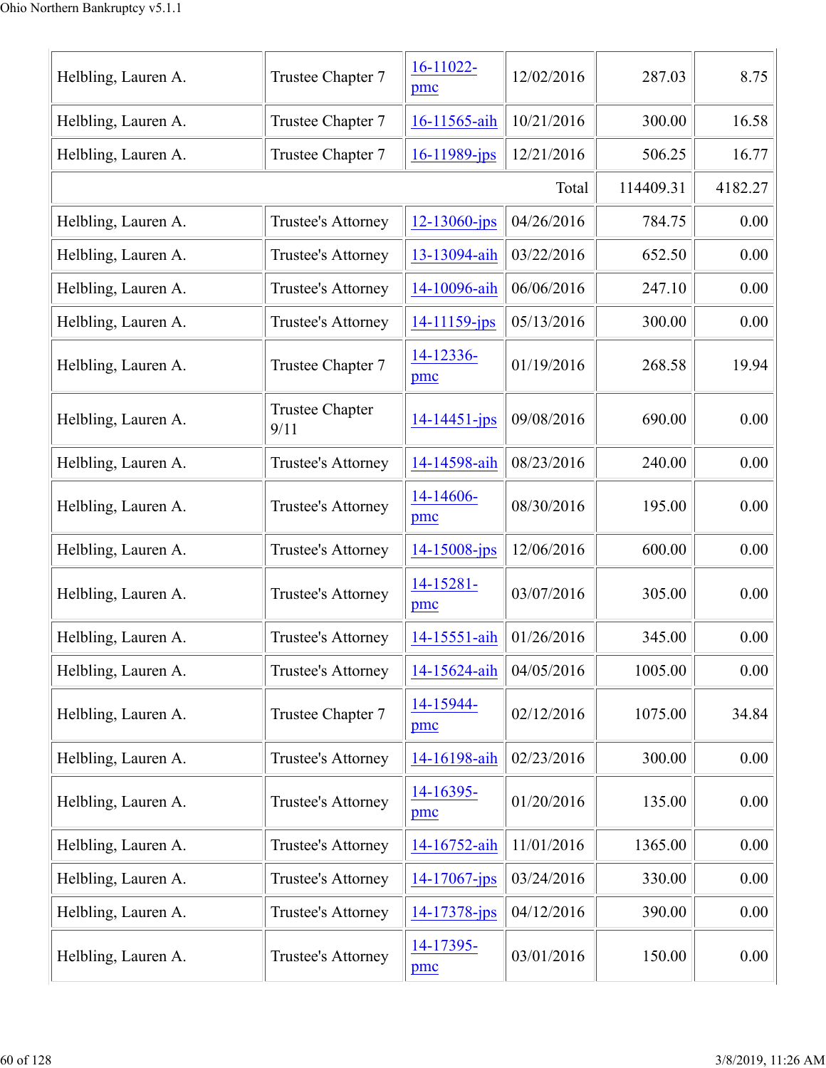| | | | | | |
|---|---|---|---|---|---|
| Helbling, Lauren A. | Trustee Chapter 7 | 16-11022-pmc | 12/02/2016 | 287.03 | 8.75 |
| Helbling, Lauren A. | Trustee Chapter 7 | 16-11565-aih | 10/21/2016 | 300.00 | 16.58 |
| Helbling, Lauren A. | Trustee Chapter 7 | 16-11989-jps | 12/21/2016 | 506.25 | 16.77 |
| | | | Total | 114409.31 | 4182.27 |
| Helbling, Lauren A. | Trustee's Attorney | 12-13060-jps | 04/26/2016 | 784.75 | 0.00 |
| Helbling, Lauren A. | Trustee's Attorney | 13-13094-aih | 03/22/2016 | 652.50 | 0.00 |
| Helbling, Lauren A. | Trustee's Attorney | 14-10096-aih | 06/06/2016 | 247.10 | 0.00 |
| Helbling, Lauren A. | Trustee's Attorney | 14-11159-jps | 05/13/2016 | 300.00 | 0.00 |
| Helbling, Lauren A. | Trustee Chapter 7 | 14-12336-pmc | 01/19/2016 | 268.58 | 19.94 |
| Helbling, Lauren A. | Trustee Chapter 9/11 | 14-14451-jps | 09/08/2016 | 690.00 | 0.00 |
| Helbling, Lauren A. | Trustee's Attorney | 14-14598-aih | 08/23/2016 | 240.00 | 0.00 |
| Helbling, Lauren A. | Trustee's Attorney | 14-14606-pmc | 08/30/2016 | 195.00 | 0.00 |
| Helbling, Lauren A. | Trustee's Attorney | 14-15008-jps | 12/06/2016 | 600.00 | 0.00 |
| Helbling, Lauren A. | Trustee's Attorney | 14-15281-pmc | 03/07/2016 | 305.00 | 0.00 |
| Helbling, Lauren A. | Trustee's Attorney | 14-15551-aih | 01/26/2016 | 345.00 | 0.00 |
| Helbling, Lauren A. | Trustee's Attorney | 14-15624-aih | 04/05/2016 | 1005.00 | 0.00 |
| Helbling, Lauren A. | Trustee Chapter 7 | 14-15944-pmc | 02/12/2016 | 1075.00 | 34.84 |
| Helbling, Lauren A. | Trustee's Attorney | 14-16198-aih | 02/23/2016 | 300.00 | 0.00 |
| Helbling, Lauren A. | Trustee's Attorney | 14-16395-pmc | 01/20/2016 | 135.00 | 0.00 |
| Helbling, Lauren A. | Trustee's Attorney | 14-16752-aih | 11/01/2016 | 1365.00 | 0.00 |
| Helbling, Lauren A. | Trustee's Attorney | 14-17067-jps | 03/24/2016 | 330.00 | 0.00 |
| Helbling, Lauren A. | Trustee's Attorney | 14-17378-jps | 04/12/2016 | 390.00 | 0.00 |
| Helbling, Lauren A. | Trustee's Attorney | 14-17395-pmc | 03/01/2016 | 150.00 | 0.00 |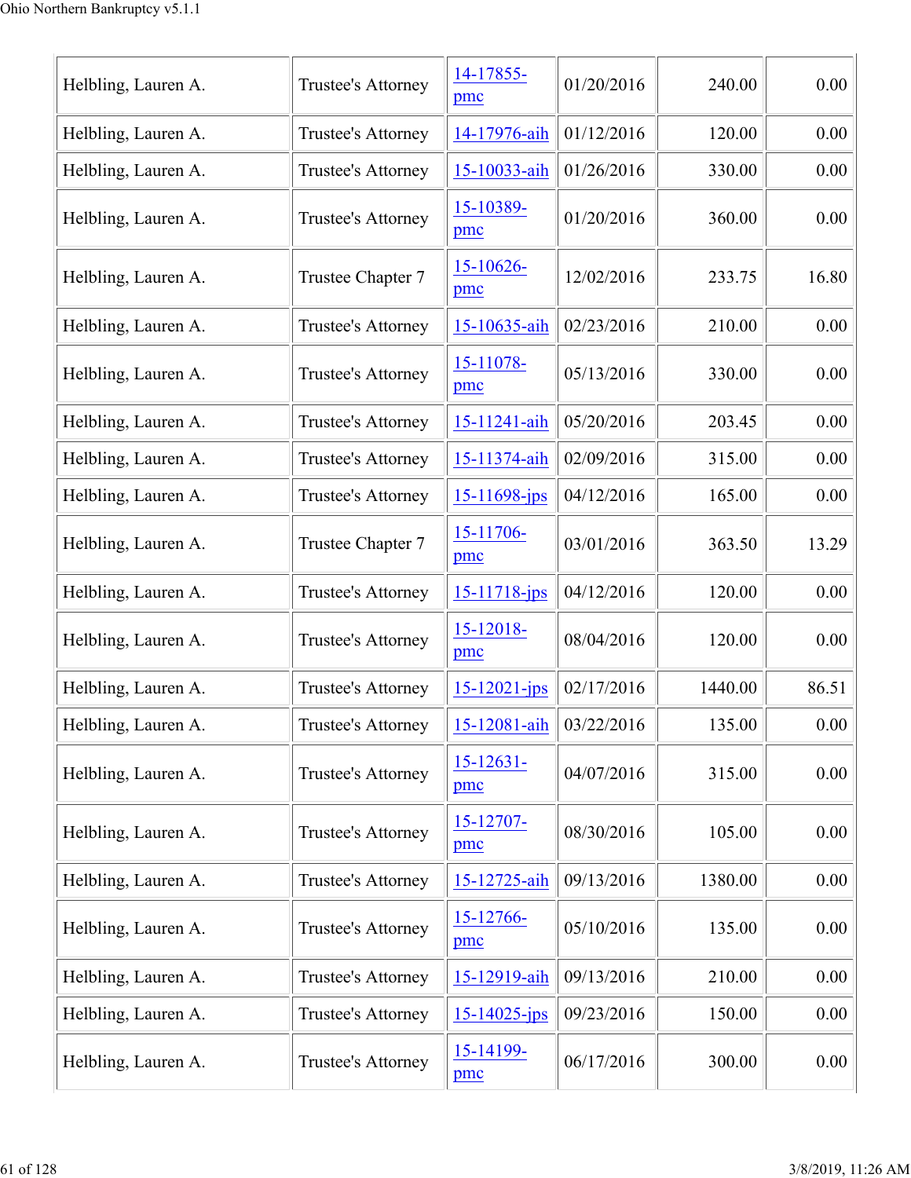| | | | | | |
|---|---|---|---|---|---|
| Helbling, Lauren A. | Trustee's Attorney | 14-17855-pmc | 01/20/2016 | 240.00 | 0.00 |
| Helbling, Lauren A. | Trustee's Attorney | 14-17976-aih | 01/12/2016 | 120.00 | 0.00 |
| Helbling, Lauren A. | Trustee's Attorney | 15-10033-aih | 01/26/2016 | 330.00 | 0.00 |
| Helbling, Lauren A. | Trustee's Attorney | 15-10389-pmc | 01/20/2016 | 360.00 | 0.00 |
| Helbling, Lauren A. | Trustee Chapter 7 | 15-10626-pmc | 12/02/2016 | 233.75 | 16.80 |
| Helbling, Lauren A. | Trustee's Attorney | 15-10635-aih | 02/23/2016 | 210.00 | 0.00 |
| Helbling, Lauren A. | Trustee's Attorney | 15-11078-pmc | 05/13/2016 | 330.00 | 0.00 |
| Helbling, Lauren A. | Trustee's Attorney | 15-11241-aih | 05/20/2016 | 203.45 | 0.00 |
| Helbling, Lauren A. | Trustee's Attorney | 15-11374-aih | 02/09/2016 | 315.00 | 0.00 |
| Helbling, Lauren A. | Trustee's Attorney | 15-11698-jps | 04/12/2016 | 165.00 | 0.00 |
| Helbling, Lauren A. | Trustee Chapter 7 | 15-11706-pmc | 03/01/2016 | 363.50 | 13.29 |
| Helbling, Lauren A. | Trustee's Attorney | 15-11718-jps | 04/12/2016 | 120.00 | 0.00 |
| Helbling, Lauren A. | Trustee's Attorney | 15-12018-pmc | 08/04/2016 | 120.00 | 0.00 |
| Helbling, Lauren A. | Trustee's Attorney | 15-12021-jps | 02/17/2016 | 1440.00 | 86.51 |
| Helbling, Lauren A. | Trustee's Attorney | 15-12081-aih | 03/22/2016 | 135.00 | 0.00 |
| Helbling, Lauren A. | Trustee's Attorney | 15-12631-pmc | 04/07/2016 | 315.00 | 0.00 |
| Helbling, Lauren A. | Trustee's Attorney | 15-12707-pmc | 08/30/2016 | 105.00 | 0.00 |
| Helbling, Lauren A. | Trustee's Attorney | 15-12725-aih | 09/13/2016 | 1380.00 | 0.00 |
| Helbling, Lauren A. | Trustee's Attorney | 15-12766-pmc | 05/10/2016 | 135.00 | 0.00 |
| Helbling, Lauren A. | Trustee's Attorney | 15-12919-aih | 09/13/2016 | 210.00 | 0.00 |
| Helbling, Lauren A. | Trustee's Attorney | 15-14025-jps | 09/23/2016 | 150.00 | 0.00 |
| Helbling, Lauren A. | Trustee's Attorney | 15-14199-pmc | 06/17/2016 | 300.00 | 0.00 |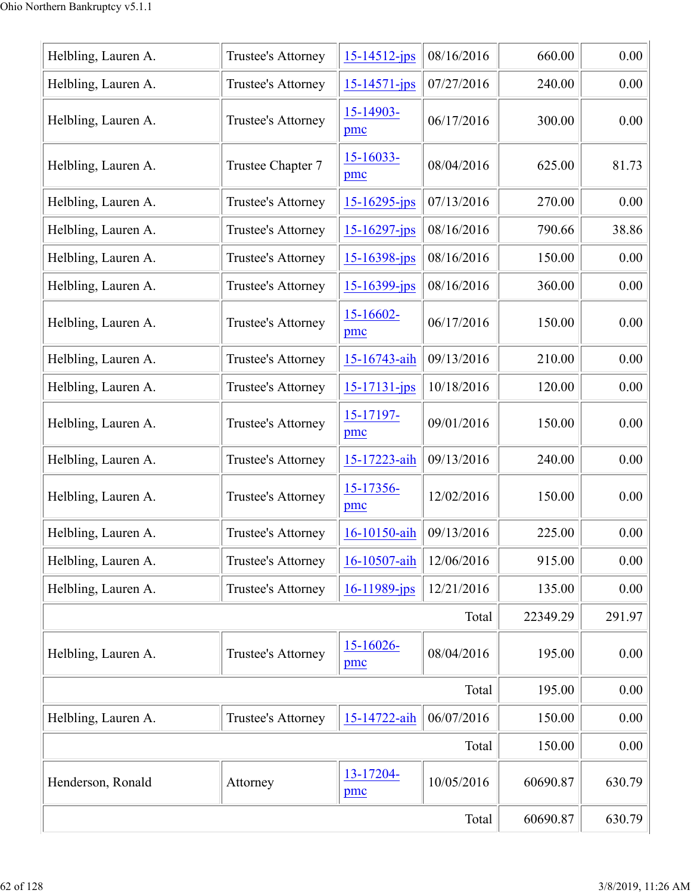| Helbling, Lauren A. | Trustee's Attorney | 15-14512-jps | 08/16/2016 | 660.00 | 0.00 |
|---|---|---|---|---|---|
| Helbling, Lauren A. | Trustee's Attorney | 15-14571-jps | 07/27/2016 | 240.00 | 0.00 |
| Helbling, Lauren A. | Trustee's Attorney | 15-14903-pmc | 06/17/2016 | 300.00 | 0.00 |
| Helbling, Lauren A. | Trustee Chapter 7 | 15-16033-pmc | 08/04/2016 | 625.00 | 81.73 |
| Helbling, Lauren A. | Trustee's Attorney | 15-16295-jps | 07/13/2016 | 270.00 | 0.00 |
| Helbling, Lauren A. | Trustee's Attorney | 15-16297-jps | 08/16/2016 | 790.66 | 38.86 |
| Helbling, Lauren A. | Trustee's Attorney | 15-16398-jps | 08/16/2016 | 150.00 | 0.00 |
| Helbling, Lauren A. | Trustee's Attorney | 15-16399-jps | 08/16/2016 | 360.00 | 0.00 |
| Helbling, Lauren A. | Trustee's Attorney | 15-16602-pmc | 06/17/2016 | 150.00 | 0.00 |
| Helbling, Lauren A. | Trustee's Attorney | 15-16743-aih | 09/13/2016 | 210.00 | 0.00 |
| Helbling, Lauren A. | Trustee's Attorney | 15-17131-jps | 10/18/2016 | 120.00 | 0.00 |
| Helbling, Lauren A. | Trustee's Attorney | 15-17197-pmc | 09/01/2016 | 150.00 | 0.00 |
| Helbling, Lauren A. | Trustee's Attorney | 15-17223-aih | 09/13/2016 | 240.00 | 0.00 |
| Helbling, Lauren A. | Trustee's Attorney | 15-17356-pmc | 12/02/2016 | 150.00 | 0.00 |
| Helbling, Lauren A. | Trustee's Attorney | 16-10150-aih | 09/13/2016 | 225.00 | 0.00 |
| Helbling, Lauren A. | Trustee's Attorney | 16-10507-aih | 12/06/2016 | 915.00 | 0.00 |
| Helbling, Lauren A. | Trustee's Attorney | 16-11989-jps | 12/21/2016 | 135.00 | 0.00 |
| | | | Total | 22349.29 | 291.97 |
| Helbling, Lauren A. | Trustee's Attorney | 15-16026-pmc | 08/04/2016 | 195.00 | 0.00 |
| | | | Total | 195.00 | 0.00 |
| Helbling, Lauren A. | Trustee's Attorney | 15-14722-aih | 06/07/2016 | 150.00 | 0.00 |
| | | | Total | 150.00 | 0.00 |
| Henderson, Ronald | Attorney | 13-17204-pmc | 10/05/2016 | 60690.87 | 630.79 |
| | | | Total | 60690.87 | 630.79 |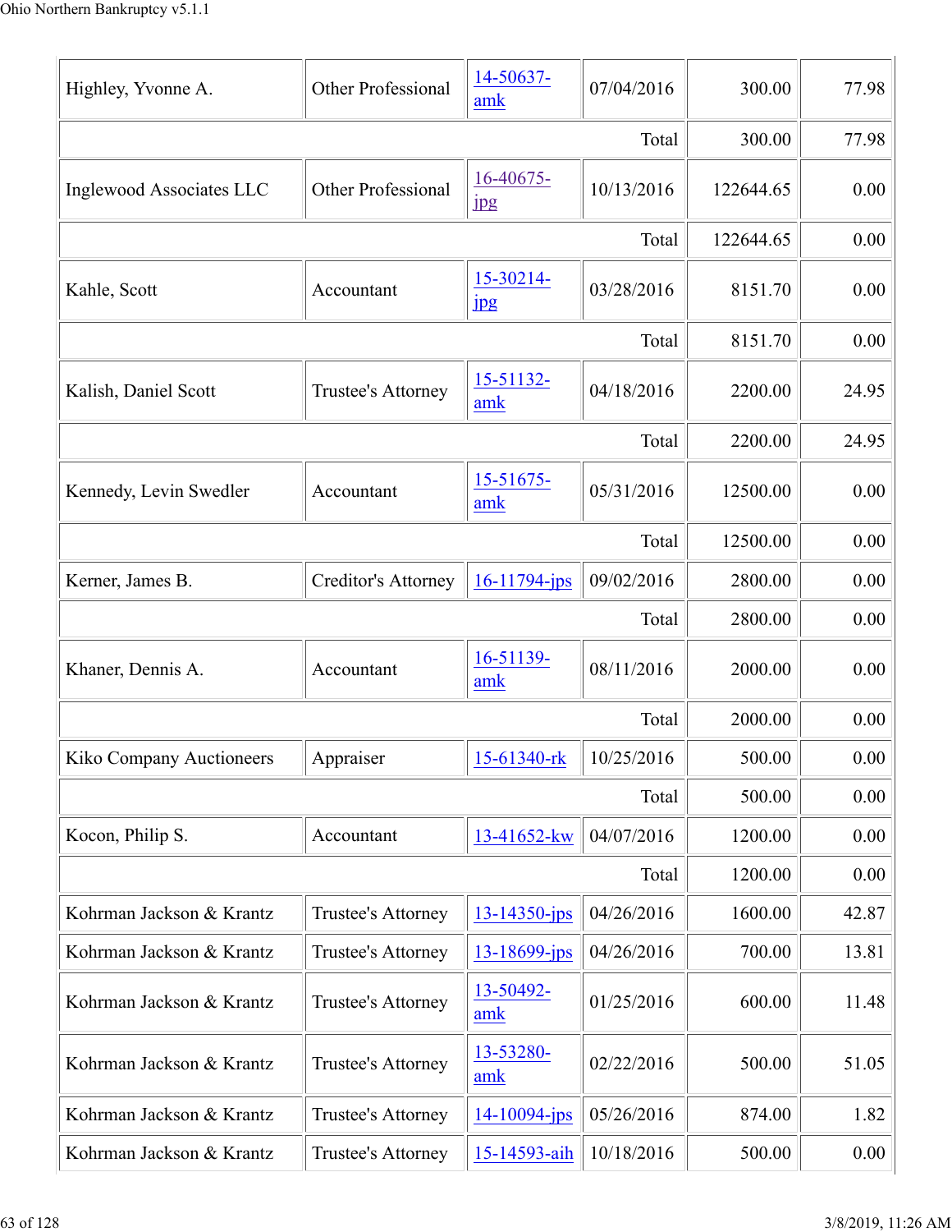| | | | | | |
|---|---|---|---|---|---|
| Highley, Yvonne A. | Other Professional | 14-50637-amk | 07/04/2016 | 300.00 | 77.98 |
| | | | Total | 300.00 | 77.98 |
| Inglewood Associates LLC | Other Professional | 16-40675-jpg | 10/13/2016 | 122644.65 | 0.00 |
| | | | Total | 122644.65 | 0.00 |
| Kahle, Scott | Accountant | 15-30214-jpg | 03/28/2016 | 8151.70 | 0.00 |
| | | | Total | 8151.70 | 0.00 |
| Kalish, Daniel Scott | Trustee's Attorney | 15-51132-amk | 04/18/2016 | 2200.00 | 24.95 |
| | | | Total | 2200.00 | 24.95 |
| Kennedy, Levin Swedler | Accountant | 15-51675-amk | 05/31/2016 | 12500.00 | 0.00 |
| | | | Total | 12500.00 | 0.00 |
| Kerner, James B. | Creditor's Attorney | 16-11794-jps | 09/02/2016 | 2800.00 | 0.00 |
| | | | Total | 2800.00 | 0.00 |
| Khaner, Dennis A. | Accountant | 16-51139-amk | 08/11/2016 | 2000.00 | 0.00 |
| | | | Total | 2000.00 | 0.00 |
| Kiko Company Auctioneers | Appraiser | 15-61340-rk | 10/25/2016 | 500.00 | 0.00 |
| | | | Total | 500.00 | 0.00 |
| Kocon, Philip S. | Accountant | 13-41652-kw | 04/07/2016 | 1200.00 | 0.00 |
| | | | Total | 1200.00 | 0.00 |
| Kohrman Jackson & Krantz | Trustee's Attorney | 13-14350-jps | 04/26/2016 | 1600.00 | 42.87 |
| Kohrman Jackson & Krantz | Trustee's Attorney | 13-18699-jps | 04/26/2016 | 700.00 | 13.81 |
| Kohrman Jackson & Krantz | Trustee's Attorney | 13-50492-amk | 01/25/2016 | 600.00 | 11.48 |
| Kohrman Jackson & Krantz | Trustee's Attorney | 13-53280-amk | 02/22/2016 | 500.00 | 51.05 |
| Kohrman Jackson & Krantz | Trustee's Attorney | 14-10094-jps | 05/26/2016 | 874.00 | 1.82 |
| Kohrman Jackson & Krantz | Trustee's Attorney | 15-14593-aih | 10/18/2016 | 500.00 | 0.00 |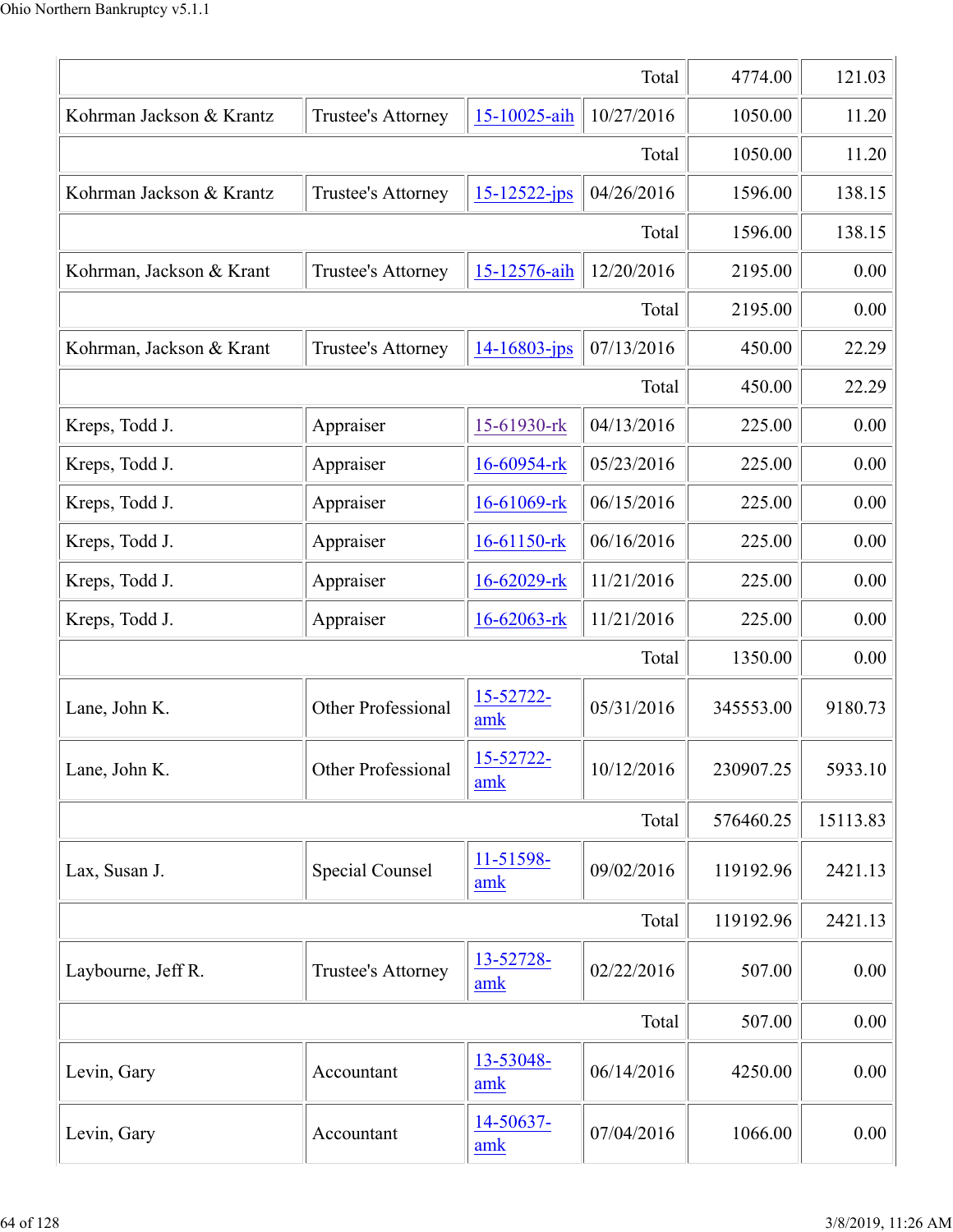| | | | | | |
|---|---|---|---|---|---|
| | | | Total | 4774.00 | 121.03 |
| Kohrman Jackson & Krantz | Trustee's Attorney | 15-10025-aih | 10/27/2016 | 1050.00 | 11.20 |
| | | | Total | 1050.00 | 11.20 |
| Kohrman Jackson & Krantz | Trustee's Attorney | 15-12522-jps | 04/26/2016 | 1596.00 | 138.15 |
| | | | Total | 1596.00 | 138.15 |
| Kohrman, Jackson & Krant | Trustee's Attorney | 15-12576-aih | 12/20/2016 | 2195.00 | 0.00 |
| | | | Total | 2195.00 | 0.00 |
| Kohrman, Jackson & Krant | Trustee's Attorney | 14-16803-jps | 07/13/2016 | 450.00 | 22.29 |
| | | | Total | 450.00 | 22.29 |
| Kreps, Todd J. | Appraiser | 15-61930-rk | 04/13/2016 | 225.00 | 0.00 |
| Kreps, Todd J. | Appraiser | 16-60954-rk | 05/23/2016 | 225.00 | 0.00 |
| Kreps, Todd J. | Appraiser | 16-61069-rk | 06/15/2016 | 225.00 | 0.00 |
| Kreps, Todd J. | Appraiser | 16-61150-rk | 06/16/2016 | 225.00 | 0.00 |
| Kreps, Todd J. | Appraiser | 16-62029-rk | 11/21/2016 | 225.00 | 0.00 |
| Kreps, Todd J. | Appraiser | 16-62063-rk | 11/21/2016 | 225.00 | 0.00 |
| | | | Total | 1350.00 | 0.00 |
| Lane, John K. | Other Professional | 15-52722-amk | 05/31/2016 | 345553.00 | 9180.73 |
| Lane, John K. | Other Professional | 15-52722-amk | 10/12/2016 | 230907.25 | 5933.10 |
| | | | Total | 576460.25 | 15113.83 |
| Lax, Susan J. | Special Counsel | 11-51598-amk | 09/02/2016 | 119192.96 | 2421.13 |
| | | | Total | 119192.96 | 2421.13 |
| Laybourne, Jeff R. | Trustee's Attorney | 13-52728-amk | 02/22/2016 | 507.00 | 0.00 |
| | | | Total | 507.00 | 0.00 |
| Levin, Gary | Accountant | 13-53048-amk | 06/14/2016 | 4250.00 | 0.00 |
| Levin, Gary | Accountant | 14-50637-amk | 07/04/2016 | 1066.00 | 0.00 |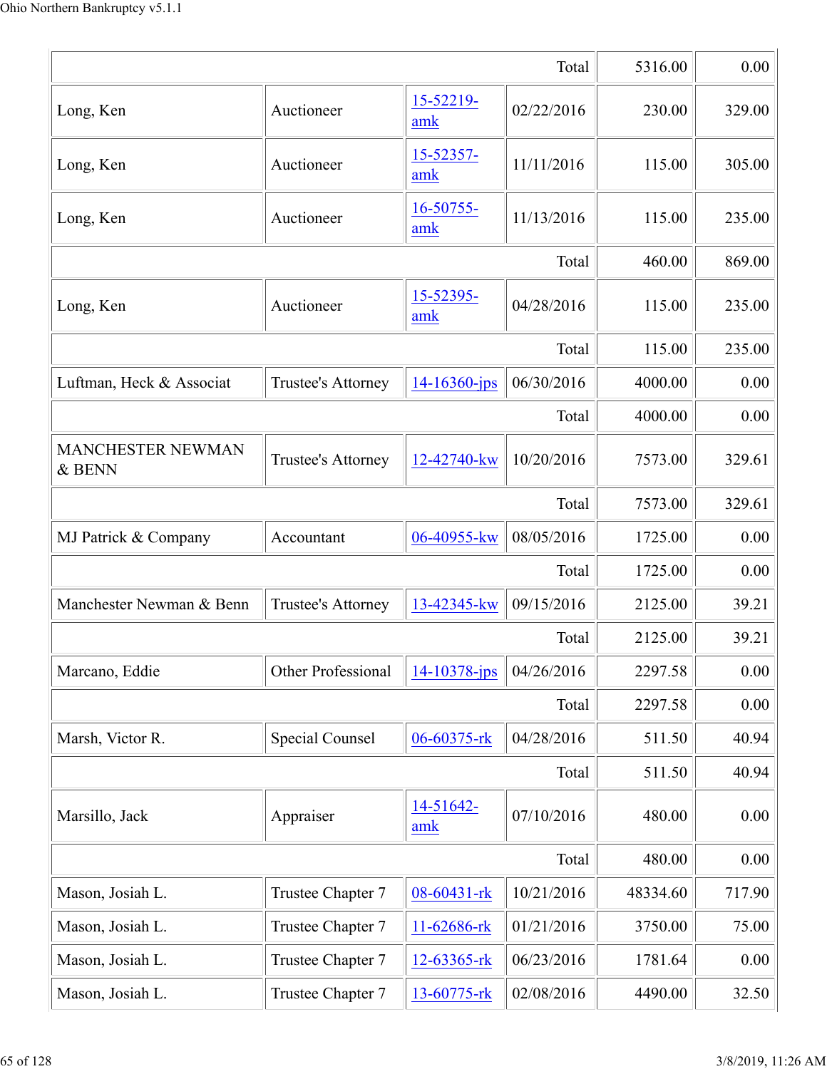| | | | | | |
|---|---|---|---|---|---|
| | | | Total | 5316.00 | 0.00 |
| Long, Ken | Auctioneer | 15-52219-amk | 02/22/2016 | 230.00 | 329.00 |
| Long, Ken | Auctioneer | 15-52357-amk | 11/11/2016 | 115.00 | 305.00 |
| Long, Ken | Auctioneer | 16-50755-amk | 11/13/2016 | 115.00 | 235.00 |
| | | | Total | 460.00 | 869.00 |
| Long, Ken | Auctioneer | 15-52395-amk | 04/28/2016 | 115.00 | 235.00 |
| | | | Total | 115.00 | 235.00 |
| Luftman, Heck & Associat | Trustee's Attorney | 14-16360-jps | 06/30/2016 | 4000.00 | 0.00 |
| | | | Total | 4000.00 | 0.00 |
| MANCHESTER NEWMAN & BENN | Trustee's Attorney | 12-42740-kw | 10/20/2016 | 7573.00 | 329.61 |
| | | | Total | 7573.00 | 329.61 |
| MJ Patrick & Company | Accountant | 06-40955-kw | 08/05/2016 | 1725.00 | 0.00 |
| | | | Total | 1725.00 | 0.00 |
| Manchester Newman & Benn | Trustee's Attorney | 13-42345-kw | 09/15/2016 | 2125.00 | 39.21 |
| | | | Total | 2125.00 | 39.21 |
| Marcano, Eddie | Other Professional | 14-10378-jps | 04/26/2016 | 2297.58 | 0.00 |
| | | | Total | 2297.58 | 0.00 |
| Marsh, Victor R. | Special Counsel | 06-60375-rk | 04/28/2016 | 511.50 | 40.94 |
| | | | Total | 511.50 | 40.94 |
| Marsillo, Jack | Appraiser | 14-51642-amk | 07/10/2016 | 480.00 | 0.00 |
| | | | Total | 480.00 | 0.00 |
| Mason, Josiah L. | Trustee Chapter 7 | 08-60431-rk | 10/21/2016 | 48334.60 | 717.90 |
| Mason, Josiah L. | Trustee Chapter 7 | 11-62686-rk | 01/21/2016 | 3750.00 | 75.00 |
| Mason, Josiah L. | Trustee Chapter 7 | 12-63365-rk | 06/23/2016 | 1781.64 | 0.00 |
| Mason, Josiah L. | Trustee Chapter 7 | 13-60775-rk | 02/08/2016 | 4490.00 | 32.50 |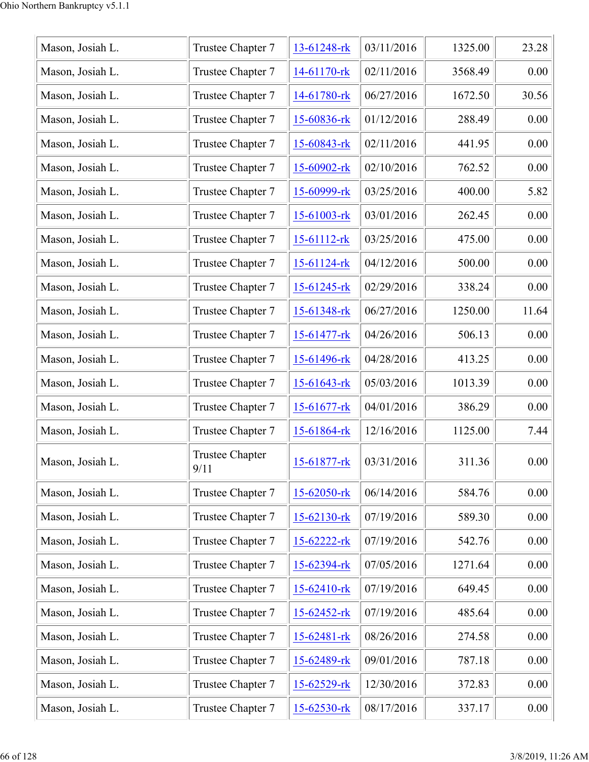| | | | | | |
|---|---|---|---|---|---|
| Mason, Josiah L. | Trustee Chapter 7 | 13-61248-rk | 03/11/2016 | 1325.00 | 23.28 |
| Mason, Josiah L. | Trustee Chapter 7 | 14-61170-rk | 02/11/2016 | 3568.49 | 0.00 |
| Mason, Josiah L. | Trustee Chapter 7 | 14-61780-rk | 06/27/2016 | 1672.50 | 30.56 |
| Mason, Josiah L. | Trustee Chapter 7 | 15-60836-rk | 01/12/2016 | 288.49 | 0.00 |
| Mason, Josiah L. | Trustee Chapter 7 | 15-60843-rk | 02/11/2016 | 441.95 | 0.00 |
| Mason, Josiah L. | Trustee Chapter 7 | 15-60902-rk | 02/10/2016 | 762.52 | 0.00 |
| Mason, Josiah L. | Trustee Chapter 7 | 15-60999-rk | 03/25/2016 | 400.00 | 5.82 |
| Mason, Josiah L. | Trustee Chapter 7 | 15-61003-rk | 03/01/2016 | 262.45 | 0.00 |
| Mason, Josiah L. | Trustee Chapter 7 | 15-61112-rk | 03/25/2016 | 475.00 | 0.00 |
| Mason, Josiah L. | Trustee Chapter 7 | 15-61124-rk | 04/12/2016 | 500.00 | 0.00 |
| Mason, Josiah L. | Trustee Chapter 7 | 15-61245-rk | 02/29/2016 | 338.24 | 0.00 |
| Mason, Josiah L. | Trustee Chapter 7 | 15-61348-rk | 06/27/2016 | 1250.00 | 11.64 |
| Mason, Josiah L. | Trustee Chapter 7 | 15-61477-rk | 04/26/2016 | 506.13 | 0.00 |
| Mason, Josiah L. | Trustee Chapter 7 | 15-61496-rk | 04/28/2016 | 413.25 | 0.00 |
| Mason, Josiah L. | Trustee Chapter 7 | 15-61643-rk | 05/03/2016 | 1013.39 | 0.00 |
| Mason, Josiah L. | Trustee Chapter 7 | 15-61677-rk | 04/01/2016 | 386.29 | 0.00 |
| Mason, Josiah L. | Trustee Chapter 7 | 15-61864-rk | 12/16/2016 | 1125.00 | 7.44 |
| Mason, Josiah L. | Trustee Chapter 9/11 | 15-61877-rk | 03/31/2016 | 311.36 | 0.00 |
| Mason, Josiah L. | Trustee Chapter 7 | 15-62050-rk | 06/14/2016 | 584.76 | 0.00 |
| Mason, Josiah L. | Trustee Chapter 7 | 15-62130-rk | 07/19/2016 | 589.30 | 0.00 |
| Mason, Josiah L. | Trustee Chapter 7 | 15-62222-rk | 07/19/2016 | 542.76 | 0.00 |
| Mason, Josiah L. | Trustee Chapter 7 | 15-62394-rk | 07/05/2016 | 1271.64 | 0.00 |
| Mason, Josiah L. | Trustee Chapter 7 | 15-62410-rk | 07/19/2016 | 649.45 | 0.00 |
| Mason, Josiah L. | Trustee Chapter 7 | 15-62452-rk | 07/19/2016 | 485.64 | 0.00 |
| Mason, Josiah L. | Trustee Chapter 7 | 15-62481-rk | 08/26/2016 | 274.58 | 0.00 |
| Mason, Josiah L. | Trustee Chapter 7 | 15-62489-rk | 09/01/2016 | 787.18 | 0.00 |
| Mason, Josiah L. | Trustee Chapter 7 | 15-62529-rk | 12/30/2016 | 372.83 | 0.00 |
| Mason, Josiah L. | Trustee Chapter 7 | 15-62530-rk | 08/17/2016 | 337.17 | 0.00 |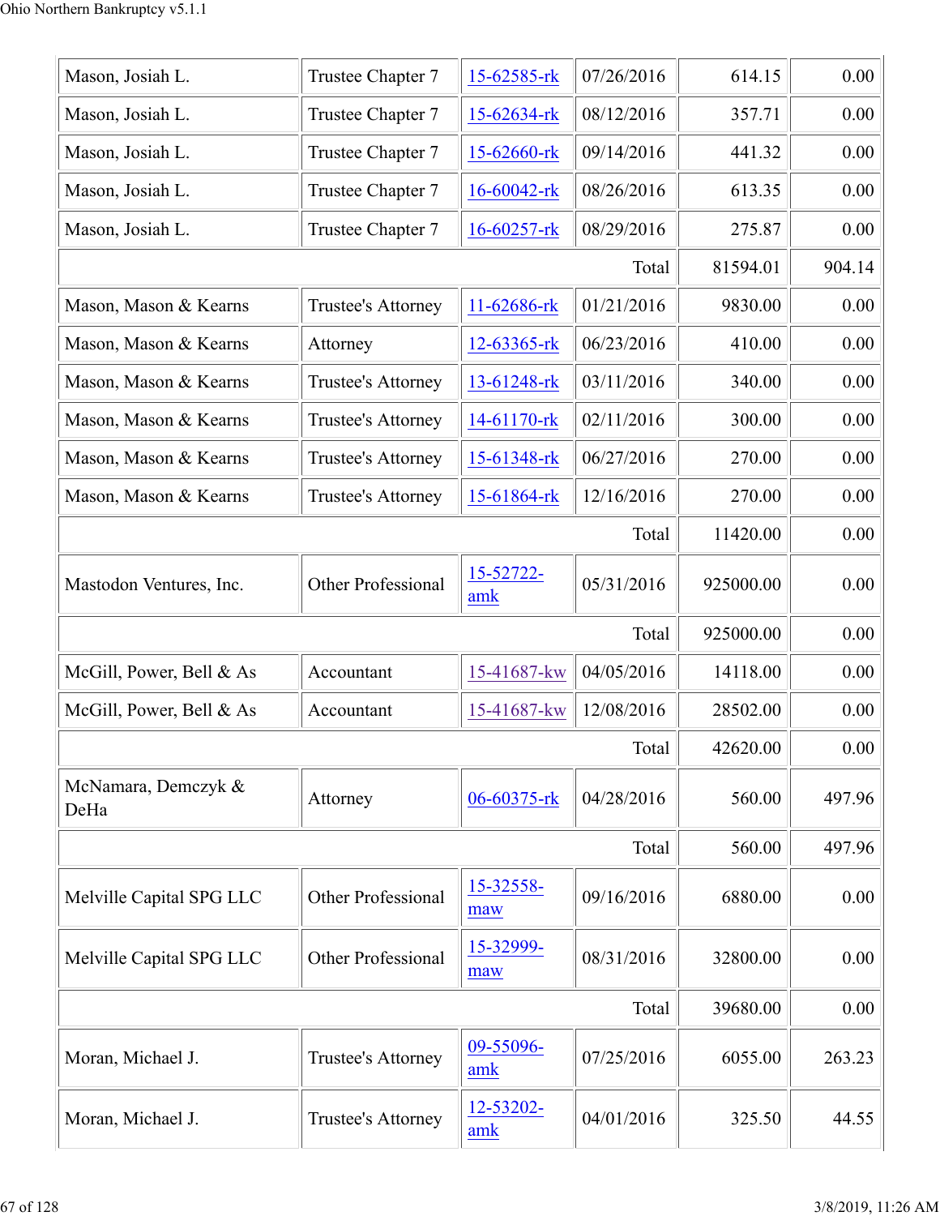| | | | | | |
|---|---|---|---|---|---|
| Mason, Josiah L. | Trustee Chapter 7 | 15-62585-rk | 07/26/2016 | 614.15 | 0.00 |
| Mason, Josiah L. | Trustee Chapter 7 | 15-62634-rk | 08/12/2016 | 357.71 | 0.00 |
| Mason, Josiah L. | Trustee Chapter 7 | 15-62660-rk | 09/14/2016 | 441.32 | 0.00 |
| Mason, Josiah L. | Trustee Chapter 7 | 16-60042-rk | 08/26/2016 | 613.35 | 0.00 |
| Mason, Josiah L. | Trustee Chapter 7 | 16-60257-rk | 08/29/2016 | 275.87 | 0.00 |
| | | | Total | 81594.01 | 904.14 |
| Mason, Mason & Kearns | Trustee's Attorney | 11-62686-rk | 01/21/2016 | 9830.00 | 0.00 |
| Mason, Mason & Kearns | Attorney | 12-63365-rk | 06/23/2016 | 410.00 | 0.00 |
| Mason, Mason & Kearns | Trustee's Attorney | 13-61248-rk | 03/11/2016 | 340.00 | 0.00 |
| Mason, Mason & Kearns | Trustee's Attorney | 14-61170-rk | 02/11/2016 | 300.00 | 0.00 |
| Mason, Mason & Kearns | Trustee's Attorney | 15-61348-rk | 06/27/2016 | 270.00 | 0.00 |
| Mason, Mason & Kearns | Trustee's Attorney | 15-61864-rk | 12/16/2016 | 270.00 | 0.00 |
| | | | Total | 11420.00 | 0.00 |
| Mastodon Ventures, Inc. | Other Professional | 15-52722-amk | 05/31/2016 | 925000.00 | 0.00 |
| | | | Total | 925000.00 | 0.00 |
| McGill, Power, Bell & As | Accountant | 15-41687-kw | 04/05/2016 | 14118.00 | 0.00 |
| McGill, Power, Bell & As | Accountant | 15-41687-kw | 12/08/2016 | 28502.00 | 0.00 |
| | | | Total | 42620.00 | 0.00 |
| McNamara, Demczyk & DeHa | Attorney | 06-60375-rk | 04/28/2016 | 560.00 | 497.96 |
| | | | Total | 560.00 | 497.96 |
| Melville Capital SPG LLC | Other Professional | 15-32558-maw | 09/16/2016 | 6880.00 | 0.00 |
| Melville Capital SPG LLC | Other Professional | 15-32999-maw | 08/31/2016 | 32800.00 | 0.00 |
| | | | Total | 39680.00 | 0.00 |
| Moran, Michael J. | Trustee's Attorney | 09-55096-amk | 07/25/2016 | 6055.00 | 263.23 |
| Moran, Michael J. | Trustee's Attorney | 12-53202-amk | 04/01/2016 | 325.50 | 44.55 |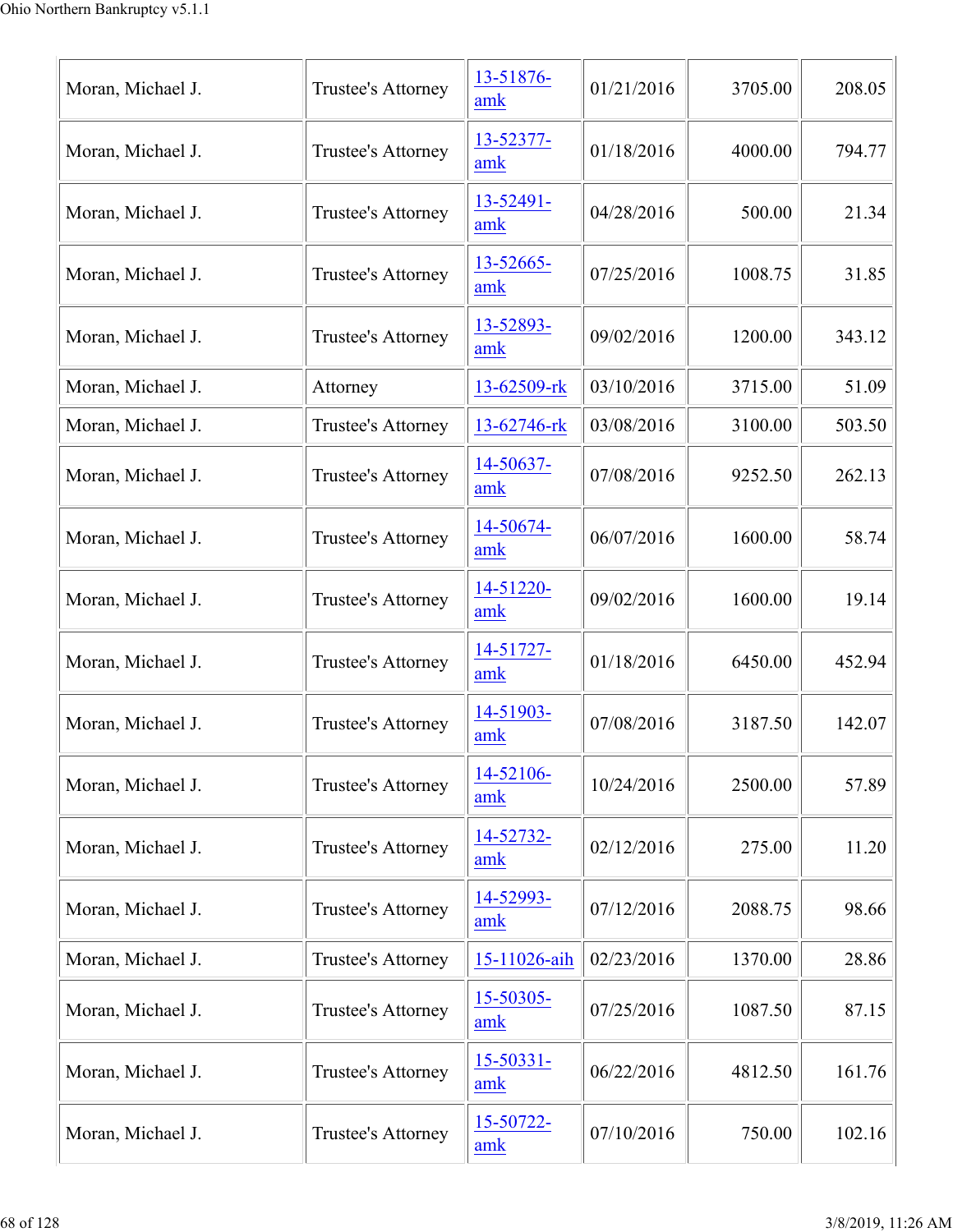| | | | | | |
|---|---|---|---|---|---|
| Moran, Michael J. | Trustee's Attorney | 13-51876-amk | 01/21/2016 | 3705.00 | 208.05 |
| Moran, Michael J. | Trustee's Attorney | 13-52377-amk | 01/18/2016 | 4000.00 | 794.77 |
| Moran, Michael J. | Trustee's Attorney | 13-52491-amk | 04/28/2016 | 500.00 | 21.34 |
| Moran, Michael J. | Trustee's Attorney | 13-52665-amk | 07/25/2016 | 1008.75 | 31.85 |
| Moran, Michael J. | Trustee's Attorney | 13-52893-amk | 09/02/2016 | 1200.00 | 343.12 |
| Moran, Michael J. | Attorney | 13-62509-rk | 03/10/2016 | 3715.00 | 51.09 |
| Moran, Michael J. | Trustee's Attorney | 13-62746-rk | 03/08/2016 | 3100.00 | 503.50 |
| Moran, Michael J. | Trustee's Attorney | 14-50637-amk | 07/08/2016 | 9252.50 | 262.13 |
| Moran, Michael J. | Trustee's Attorney | 14-50674-amk | 06/07/2016 | 1600.00 | 58.74 |
| Moran, Michael J. | Trustee's Attorney | 14-51220-amk | 09/02/2016 | 1600.00 | 19.14 |
| Moran, Michael J. | Trustee's Attorney | 14-51727-amk | 01/18/2016 | 6450.00 | 452.94 |
| Moran, Michael J. | Trustee's Attorney | 14-51903-amk | 07/08/2016 | 3187.50 | 142.07 |
| Moran, Michael J. | Trustee's Attorney | 14-52106-amk | 10/24/2016 | 2500.00 | 57.89 |
| Moran, Michael J. | Trustee's Attorney | 14-52732-amk | 02/12/2016 | 275.00 | 11.20 |
| Moran, Michael J. | Trustee's Attorney | 14-52993-amk | 07/12/2016 | 2088.75 | 98.66 |
| Moran, Michael J. | Trustee's Attorney | 15-11026-aih | 02/23/2016 | 1370.00 | 28.86 |
| Moran, Michael J. | Trustee's Attorney | 15-50305-amk | 07/25/2016 | 1087.50 | 87.15 |
| Moran, Michael J. | Trustee's Attorney | 15-50331-amk | 06/22/2016 | 4812.50 | 161.76 |
| Moran, Michael J. | Trustee's Attorney | 15-50722-amk | 07/10/2016 | 750.00 | 102.16 |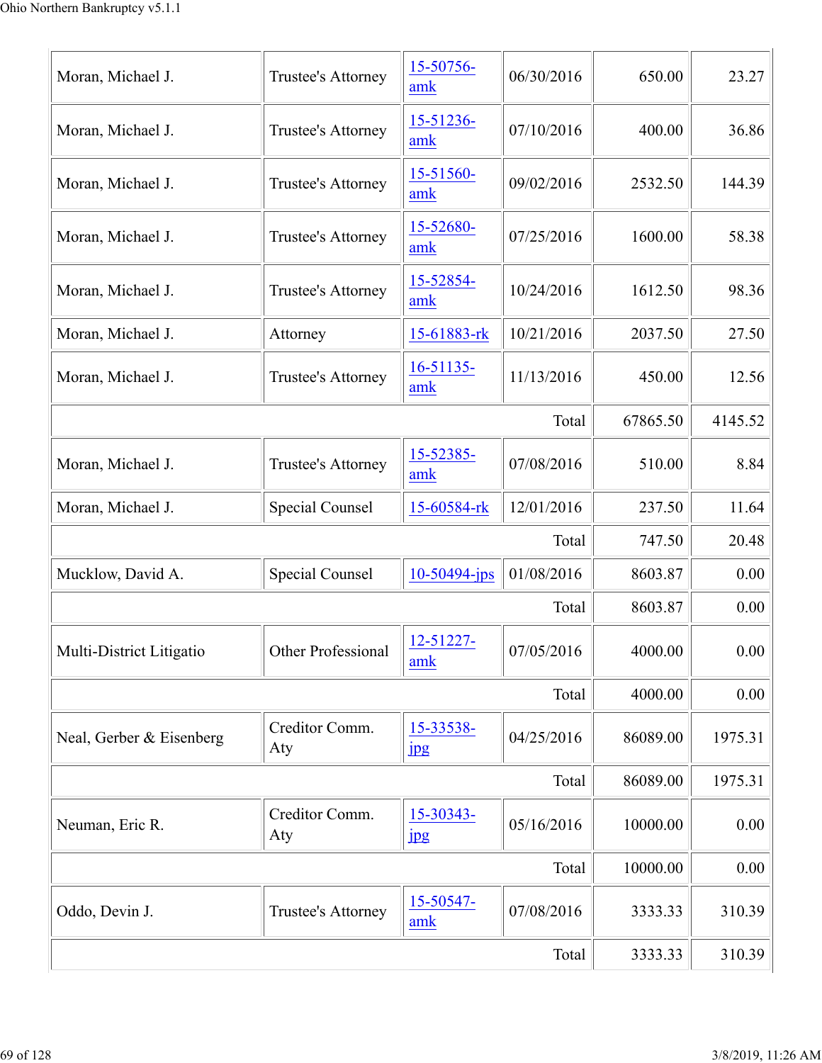| | | | | | |
|---|---|---|---|---|---|
| Moran, Michael J. | Trustee's Attorney | 15-50756-amk | 06/30/2016 | 650.00 | 23.27 |
| Moran, Michael J. | Trustee's Attorney | 15-51236-amk | 07/10/2016 | 400.00 | 36.86 |
| Moran, Michael J. | Trustee's Attorney | 15-51560-amk | 09/02/2016 | 2532.50 | 144.39 |
| Moran, Michael J. | Trustee's Attorney | 15-52680-amk | 07/25/2016 | 1600.00 | 58.38 |
| Moran, Michael J. | Trustee's Attorney | 15-52854-amk | 10/24/2016 | 1612.50 | 98.36 |
| Moran, Michael J. | Attorney | 15-61883-rk | 10/21/2016 | 2037.50 | 27.50 |
| Moran, Michael J. | Trustee's Attorney | 16-51135-amk | 11/13/2016 | 450.00 | 12.56 |
| | | | Total | 67865.50 | 4145.52 |
| Moran, Michael J. | Trustee's Attorney | 15-52385-amk | 07/08/2016 | 510.00 | 8.84 |
| Moran, Michael J. | Special Counsel | 15-60584-rk | 12/01/2016 | 237.50 | 11.64 |
| | | | Total | 747.50 | 20.48 |
| Mucklow, David A. | Special Counsel | 10-50494-jps | 01/08/2016 | 8603.87 | 0.00 |
| | | | Total | 8603.87 | 0.00 |
| Multi-District Litigatio | Other Professional | 12-51227-amk | 07/05/2016 | 4000.00 | 0.00 |
| | | | Total | 4000.00 | 0.00 |
| Neal, Gerber & Eisenberg | Creditor Comm. Aty | 15-33538-jpg | 04/25/2016 | 86089.00 | 1975.31 |
| | | | Total | 86089.00 | 1975.31 |
| Neuman, Eric R. | Creditor Comm. Aty | 15-30343-jpg | 05/16/2016 | 10000.00 | 0.00 |
| | | | Total | 10000.00 | 0.00 |
| Oddo, Devin J. | Trustee's Attorney | 15-50547-amk | 07/08/2016 | 3333.33 | 310.39 |
| | | | Total | 3333.33 | 310.39 |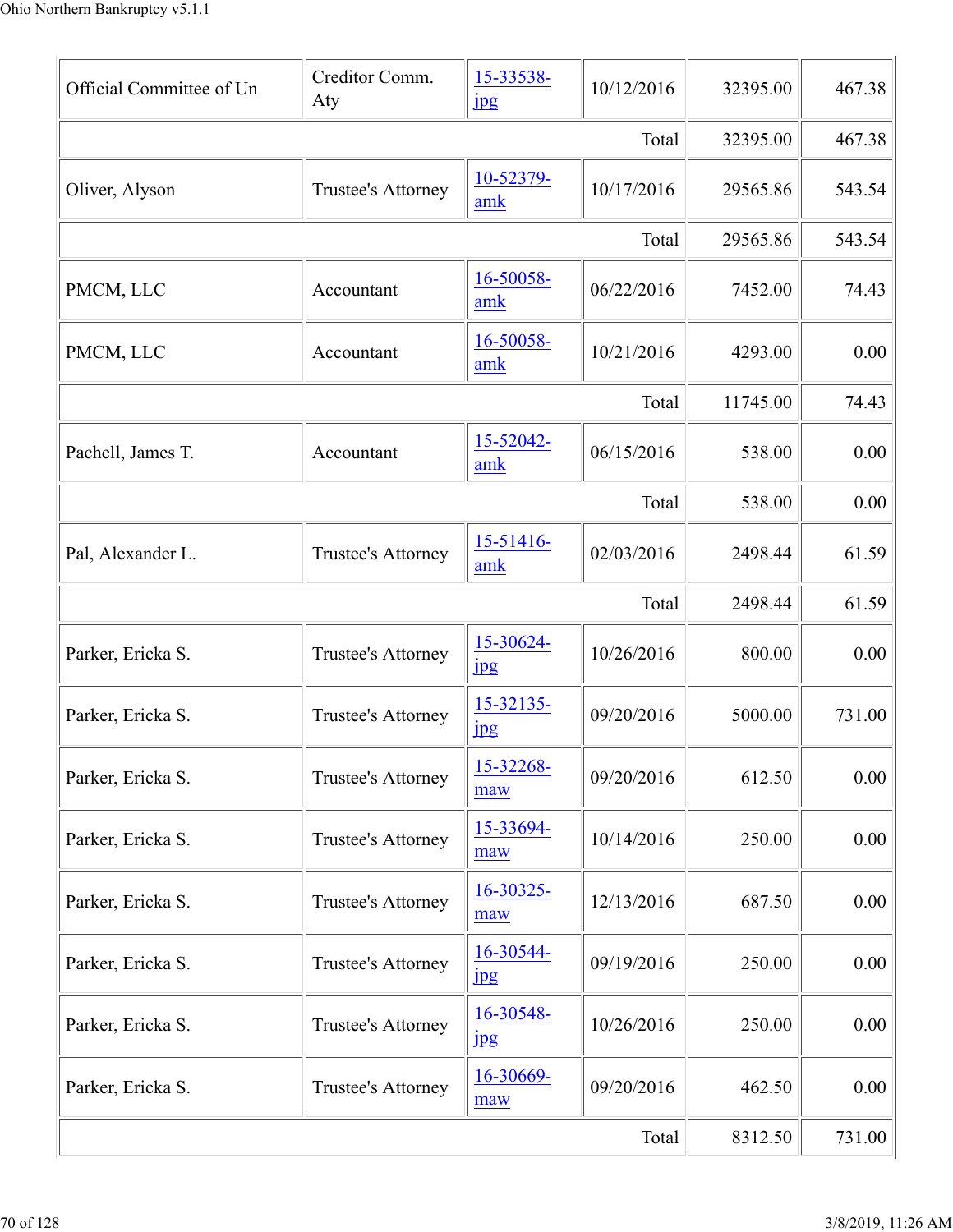| Official Committee of Un | Creditor Comm. Aty | 15-33538-jpg | 10/12/2016 | 32395.00 | 467.38 |
|---|---|---|---|---|---|
| | | | Total | 32395.00 | 467.38 |
| Oliver, Alyson | Trustee's Attorney | 10-52379-amk | 10/17/2016 | 29565.86 | 543.54 |
| | | | Total | 29565.86 | 543.54 |
| PMCM, LLC | Accountant | 16-50058-amk | 06/22/2016 | 7452.00 | 74.43 |
| PMCM, LLC | Accountant | 16-50058-amk | 10/21/2016 | 4293.00 | 0.00 |
| | | | Total | 11745.00 | 74.43 |
| Pachell, James T. | Accountant | 15-52042-amk | 06/15/2016 | 538.00 | 0.00 |
| | | | Total | 538.00 | 0.00 |
| Pal, Alexander L. | Trustee's Attorney | 15-51416-amk | 02/03/2016 | 2498.44 | 61.59 |
| | | | Total | 2498.44 | 61.59 |
| Parker, Ericka S. | Trustee's Attorney | 15-30624-jpg | 10/26/2016 | 800.00 | 0.00 |
| Parker, Ericka S. | Trustee's Attorney | 15-32135-jpg | 09/20/2016 | 5000.00 | 731.00 |
| Parker, Ericka S. | Trustee's Attorney | 15-32268-maw | 09/20/2016 | 612.50 | 0.00 |
| Parker, Ericka S. | Trustee's Attorney | 15-33694-maw | 10/14/2016 | 250.00 | 0.00 |
| Parker, Ericka S. | Trustee's Attorney | 16-30325-maw | 12/13/2016 | 687.50 | 0.00 |
| Parker, Ericka S. | Trustee's Attorney | 16-30544-jpg | 09/19/2016 | 250.00 | 0.00 |
| Parker, Ericka S. | Trustee's Attorney | 16-30548-jpg | 10/26/2016 | 250.00 | 0.00 |
| Parker, Ericka S. | Trustee's Attorney | 16-30669-maw | 09/20/2016 | 462.50 | 0.00 |
| | | | Total | 8312.50 | 731.00 |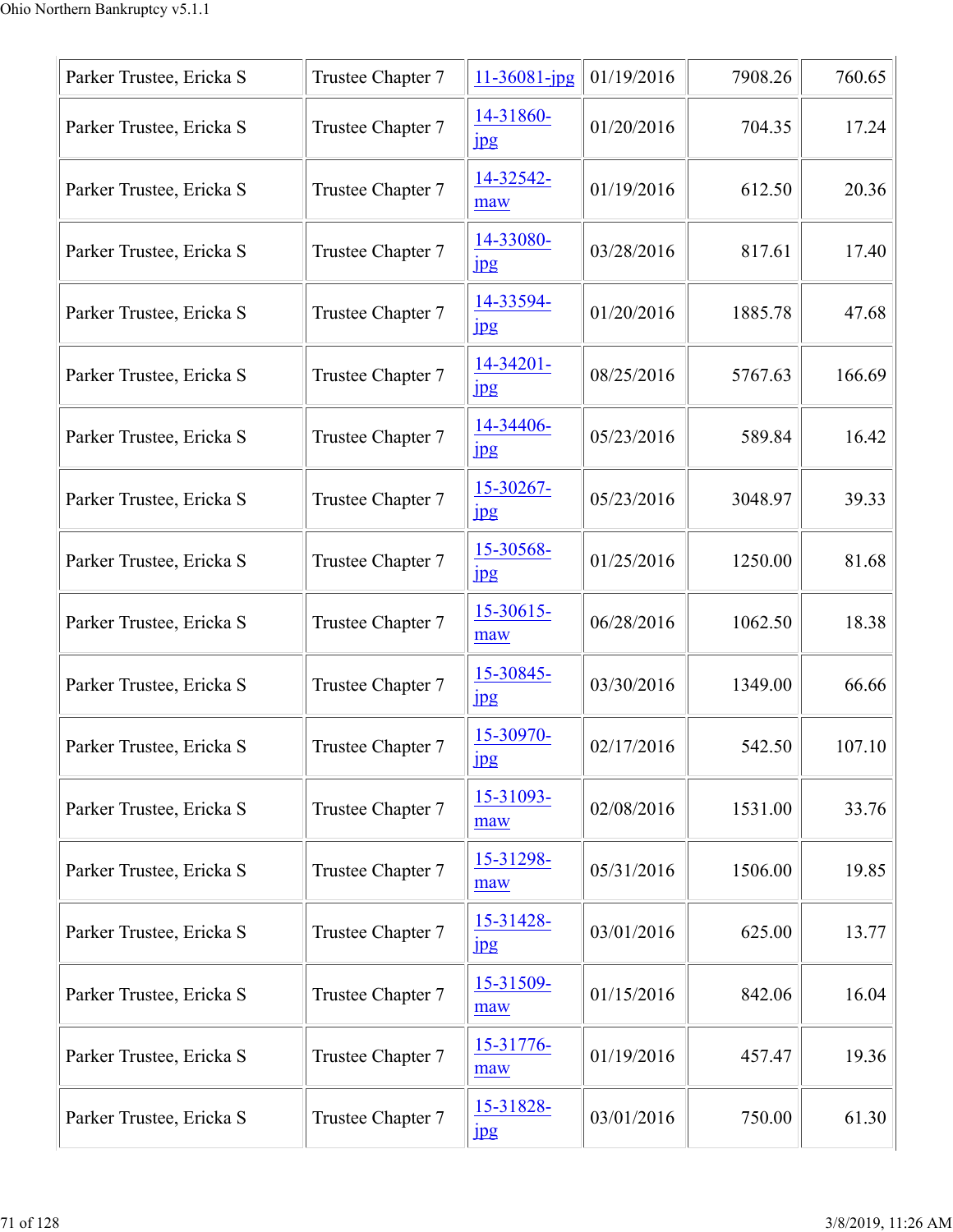| | | | | | |
|---|---|---|---|---|---|
| Parker Trustee, Ericka S | Trustee Chapter 7 | 11-36081-jpg | 01/19/2016 | 7908.26 | 760.65 |
| Parker Trustee, Ericka S | Trustee Chapter 7 | 14-31860-jpg | 01/20/2016 | 704.35 | 17.24 |
| Parker Trustee, Ericka S | Trustee Chapter 7 | 14-32542-maw | 01/19/2016 | 612.50 | 20.36 |
| Parker Trustee, Ericka S | Trustee Chapter 7 | 14-33080-jpg | 03/28/2016 | 817.61 | 17.40 |
| Parker Trustee, Ericka S | Trustee Chapter 7 | 14-33594-jpg | 01/20/2016 | 1885.78 | 47.68 |
| Parker Trustee, Ericka S | Trustee Chapter 7 | 14-34201-jpg | 08/25/2016 | 5767.63 | 166.69 |
| Parker Trustee, Ericka S | Trustee Chapter 7 | 14-34406-jpg | 05/23/2016 | 589.84 | 16.42 |
| Parker Trustee, Ericka S | Trustee Chapter 7 | 15-30267-jpg | 05/23/2016 | 3048.97 | 39.33 |
| Parker Trustee, Ericka S | Trustee Chapter 7 | 15-30568-jpg | 01/25/2016 | 1250.00 | 81.68 |
| Parker Trustee, Ericka S | Trustee Chapter 7 | 15-30615-maw | 06/28/2016 | 1062.50 | 18.38 |
| Parker Trustee, Ericka S | Trustee Chapter 7 | 15-30845-jpg | 03/30/2016 | 1349.00 | 66.66 |
| Parker Trustee, Ericka S | Trustee Chapter 7 | 15-30970-jpg | 02/17/2016 | 542.50 | 107.10 |
| Parker Trustee, Ericka S | Trustee Chapter 7 | 15-31093-maw | 02/08/2016 | 1531.00 | 33.76 |
| Parker Trustee, Ericka S | Trustee Chapter 7 | 15-31298-maw | 05/31/2016 | 1506.00 | 19.85 |
| Parker Trustee, Ericka S | Trustee Chapter 7 | 15-31428-jpg | 03/01/2016 | 625.00 | 13.77 |
| Parker Trustee, Ericka S | Trustee Chapter 7 | 15-31509-maw | 01/15/2016 | 842.06 | 16.04 |
| Parker Trustee, Ericka S | Trustee Chapter 7 | 15-31776-maw | 01/19/2016 | 457.47 | 19.36 |
| Parker Trustee, Ericka S | Trustee Chapter 7 | 15-31828-jpg | 03/01/2016 | 750.00 | 61.30 |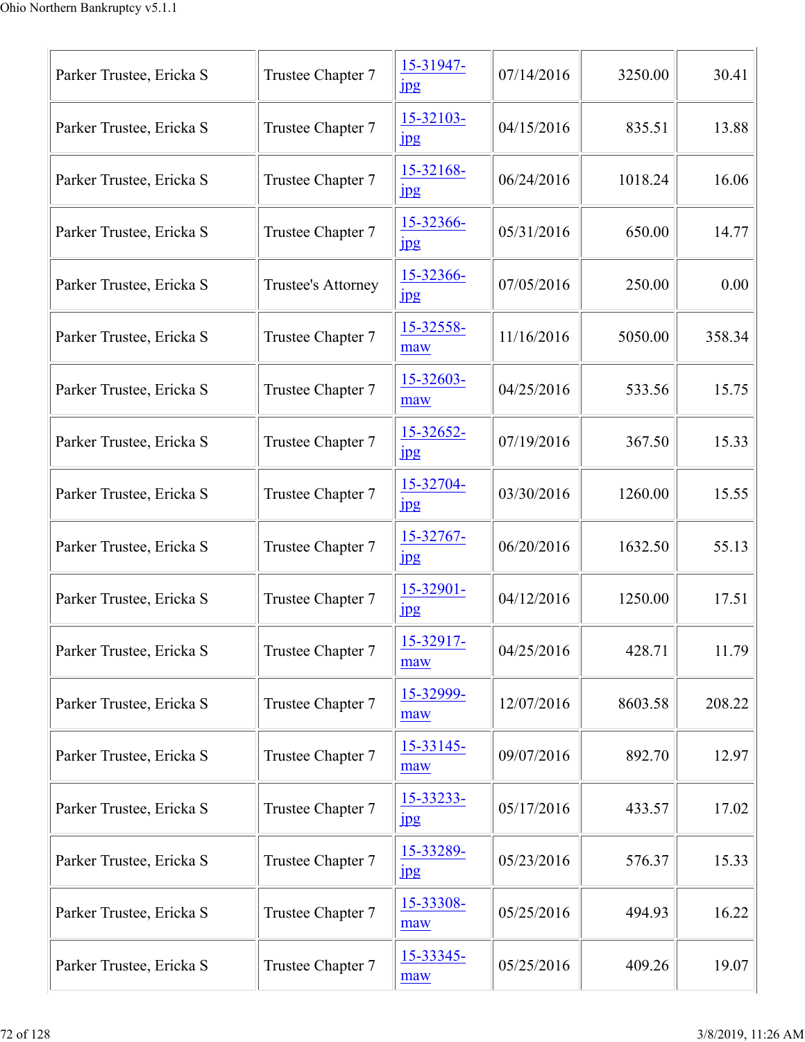| | | | | | |
|---|---|---|---|---|---|
| Parker Trustee, Ericka S | Trustee Chapter 7 | 15-31947-jpg | 07/14/2016 | 3250.00 | 30.41 |
| Parker Trustee, Ericka S | Trustee Chapter 7 | 15-32103-jpg | 04/15/2016 | 835.51 | 13.88 |
| Parker Trustee, Ericka S | Trustee Chapter 7 | 15-32168-jpg | 06/24/2016 | 1018.24 | 16.06 |
| Parker Trustee, Ericka S | Trustee Chapter 7 | 15-32366-jpg | 05/31/2016 | 650.00 | 14.77 |
| Parker Trustee, Ericka S | Trustee's Attorney | 15-32366-jpg | 07/05/2016 | 250.00 | 0.00 |
| Parker Trustee, Ericka S | Trustee Chapter 7 | 15-32558-maw | 11/16/2016 | 5050.00 | 358.34 |
| Parker Trustee, Ericka S | Trustee Chapter 7 | 15-32603-maw | 04/25/2016 | 533.56 | 15.75 |
| Parker Trustee, Ericka S | Trustee Chapter 7 | 15-32652-jpg | 07/19/2016 | 367.50 | 15.33 |
| Parker Trustee, Ericka S | Trustee Chapter 7 | 15-32704-jpg | 03/30/2016 | 1260.00 | 15.55 |
| Parker Trustee, Ericka S | Trustee Chapter 7 | 15-32767-jpg | 06/20/2016 | 1632.50 | 55.13 |
| Parker Trustee, Ericka S | Trustee Chapter 7 | 15-32901-jpg | 04/12/2016 | 1250.00 | 17.51 |
| Parker Trustee, Ericka S | Trustee Chapter 7 | 15-32917-maw | 04/25/2016 | 428.71 | 11.79 |
| Parker Trustee, Ericka S | Trustee Chapter 7 | 15-32999-maw | 12/07/2016 | 8603.58 | 208.22 |
| Parker Trustee, Ericka S | Trustee Chapter 7 | 15-33145-maw | 09/07/2016 | 892.70 | 12.97 |
| Parker Trustee, Ericka S | Trustee Chapter 7 | 15-33233-jpg | 05/17/2016 | 433.57 | 17.02 |
| Parker Trustee, Ericka S | Trustee Chapter 7 | 15-33289-jpg | 05/23/2016 | 576.37 | 15.33 |
| Parker Trustee, Ericka S | Trustee Chapter 7 | 15-33308-maw | 05/25/2016 | 494.93 | 16.22 |
| Parker Trustee, Ericka S | Trustee Chapter 7 | 15-33345-maw | 05/25/2016 | 409.26 | 19.07 |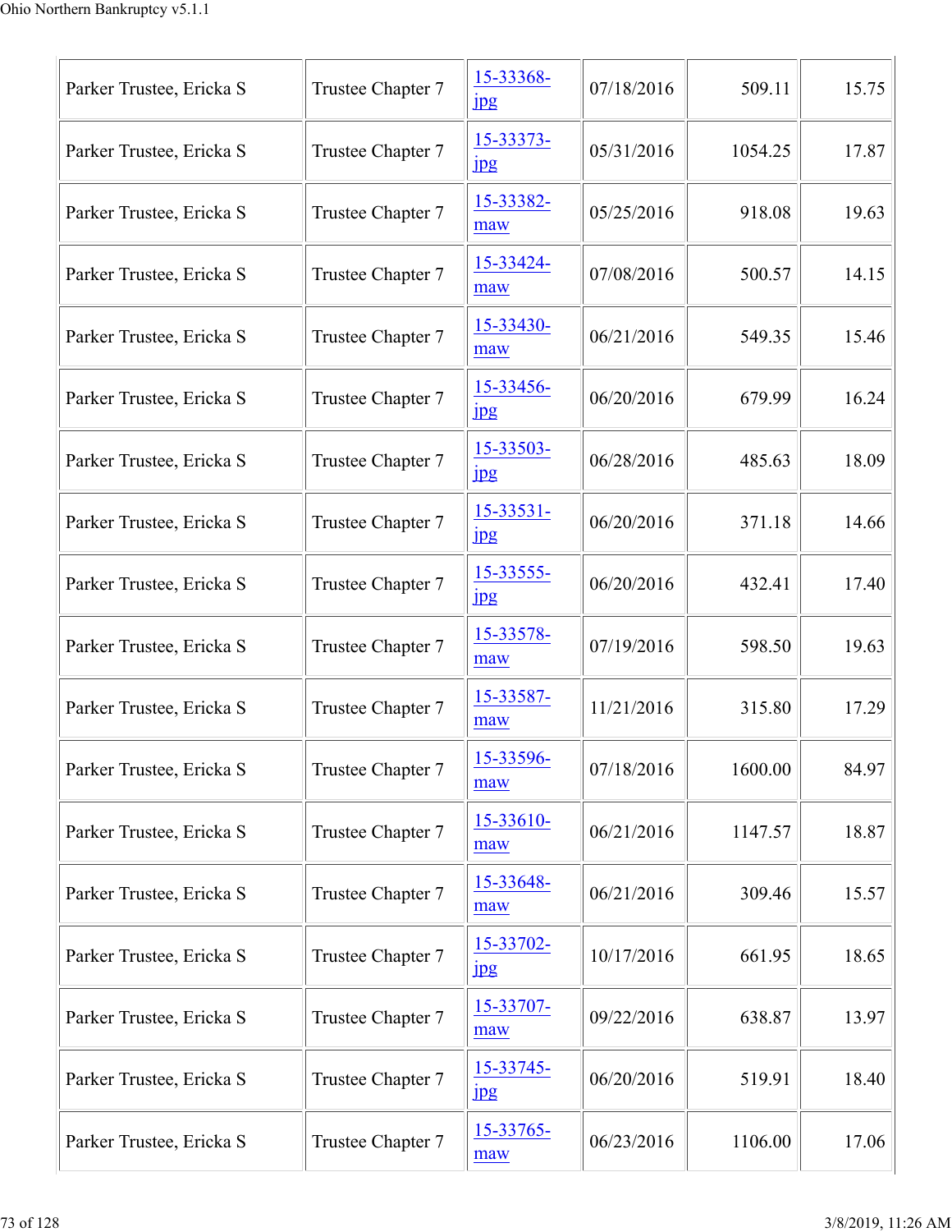| | | | | | |
|---|---|---|---|---|---|
| Parker Trustee, Ericka S | Trustee Chapter 7 | 15-33368-jpg | 07/18/2016 | 509.11 | 15.75 |
| Parker Trustee, Ericka S | Trustee Chapter 7 | 15-33373-jpg | 05/31/2016 | 1054.25 | 17.87 |
| Parker Trustee, Ericka S | Trustee Chapter 7 | 15-33382-maw | 05/25/2016 | 918.08 | 19.63 |
| Parker Trustee, Ericka S | Trustee Chapter 7 | 15-33424-maw | 07/08/2016 | 500.57 | 14.15 |
| Parker Trustee, Ericka S | Trustee Chapter 7 | 15-33430-maw | 06/21/2016 | 549.35 | 15.46 |
| Parker Trustee, Ericka S | Trustee Chapter 7 | 15-33456-jpg | 06/20/2016 | 679.99 | 16.24 |
| Parker Trustee, Ericka S | Trustee Chapter 7 | 15-33503-jpg | 06/28/2016 | 485.63 | 18.09 |
| Parker Trustee, Ericka S | Trustee Chapter 7 | 15-33531-jpg | 06/20/2016 | 371.18 | 14.66 |
| Parker Trustee, Ericka S | Trustee Chapter 7 | 15-33555-jpg | 06/20/2016 | 432.41 | 17.40 |
| Parker Trustee, Ericka S | Trustee Chapter 7 | 15-33578-maw | 07/19/2016 | 598.50 | 19.63 |
| Parker Trustee, Ericka S | Trustee Chapter 7 | 15-33587-maw | 11/21/2016 | 315.80 | 17.29 |
| Parker Trustee, Ericka S | Trustee Chapter 7 | 15-33596-maw | 07/18/2016 | 1600.00 | 84.97 |
| Parker Trustee, Ericka S | Trustee Chapter 7 | 15-33610-maw | 06/21/2016 | 1147.57 | 18.87 |
| Parker Trustee, Ericka S | Trustee Chapter 7 | 15-33648-maw | 06/21/2016 | 309.46 | 15.57 |
| Parker Trustee, Ericka S | Trustee Chapter 7 | 15-33702-jpg | 10/17/2016 | 661.95 | 18.65 |
| Parker Trustee, Ericka S | Trustee Chapter 7 | 15-33707-maw | 09/22/2016 | 638.87 | 13.97 |
| Parker Trustee, Ericka S | Trustee Chapter 7 | 15-33745-jpg | 06/20/2016 | 519.91 | 18.40 |
| Parker Trustee, Ericka S | Trustee Chapter 7 | 15-33765-maw | 06/23/2016 | 1106.00 | 17.06 |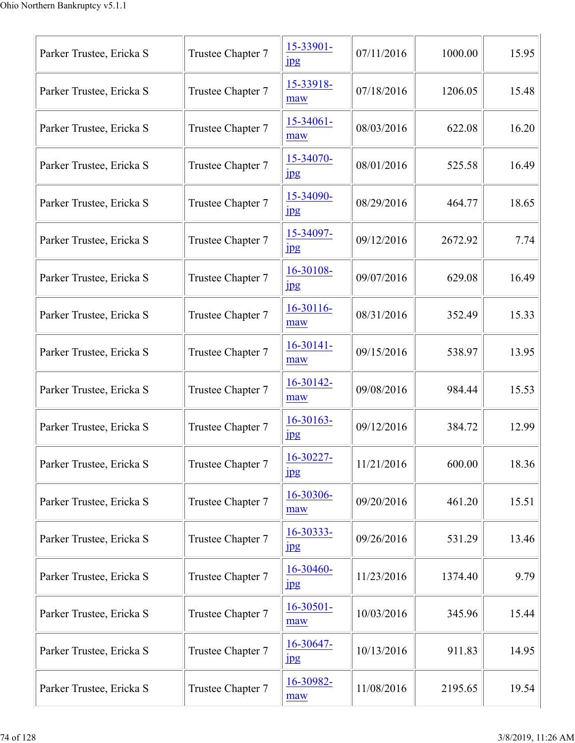| | | | | | |
|---|---|---|---|---|---|
| Parker Trustee, Ericka S | Trustee Chapter 7 | 15-33901-jpg | 07/11/2016 | 1000.00 | 15.95 |
| Parker Trustee, Ericka S | Trustee Chapter 7 | 15-33918-maw | 07/18/2016 | 1206.05 | 15.48 |
| Parker Trustee, Ericka S | Trustee Chapter 7 | 15-34061-maw | 08/03/2016 | 622.08 | 16.20 |
| Parker Trustee, Ericka S | Trustee Chapter 7 | 15-34070-jpg | 08/01/2016 | 525.58 | 16.49 |
| Parker Trustee, Ericka S | Trustee Chapter 7 | 15-34090-jpg | 08/29/2016 | 464.77 | 18.65 |
| Parker Trustee, Ericka S | Trustee Chapter 7 | 15-34097-jpg | 09/12/2016 | 2672.92 | 7.74 |
| Parker Trustee, Ericka S | Trustee Chapter 7 | 16-30108-jpg | 09/07/2016 | 629.08 | 16.49 |
| Parker Trustee, Ericka S | Trustee Chapter 7 | 16-30116-maw | 08/31/2016 | 352.49 | 15.33 |
| Parker Trustee, Ericka S | Trustee Chapter 7 | 16-30141-maw | 09/15/2016 | 538.97 | 13.95 |
| Parker Trustee, Ericka S | Trustee Chapter 7 | 16-30142-maw | 09/08/2016 | 984.44 | 15.53 |
| Parker Trustee, Ericka S | Trustee Chapter 7 | 16-30163-jpg | 09/12/2016 | 384.72 | 12.99 |
| Parker Trustee, Ericka S | Trustee Chapter 7 | 16-30227-jpg | 11/21/2016 | 600.00 | 18.36 |
| Parker Trustee, Ericka S | Trustee Chapter 7 | 16-30306-maw | 09/20/2016 | 461.20 | 15.51 |
| Parker Trustee, Ericka S | Trustee Chapter 7 | 16-30333-jpg | 09/26/2016 | 531.29 | 13.46 |
| Parker Trustee, Ericka S | Trustee Chapter 7 | 16-30460-jpg | 11/23/2016 | 1374.40 | 9.79 |
| Parker Trustee, Ericka S | Trustee Chapter 7 | 16-30501-maw | 10/03/2016 | 345.96 | 15.44 |
| Parker Trustee, Ericka S | Trustee Chapter 7 | 16-30647-jpg | 10/13/2016 | 911.83 | 14.95 |
| Parker Trustee, Ericka S | Trustee Chapter 7 | 16-30982-maw | 11/08/2016 | 2195.65 | 19.54 |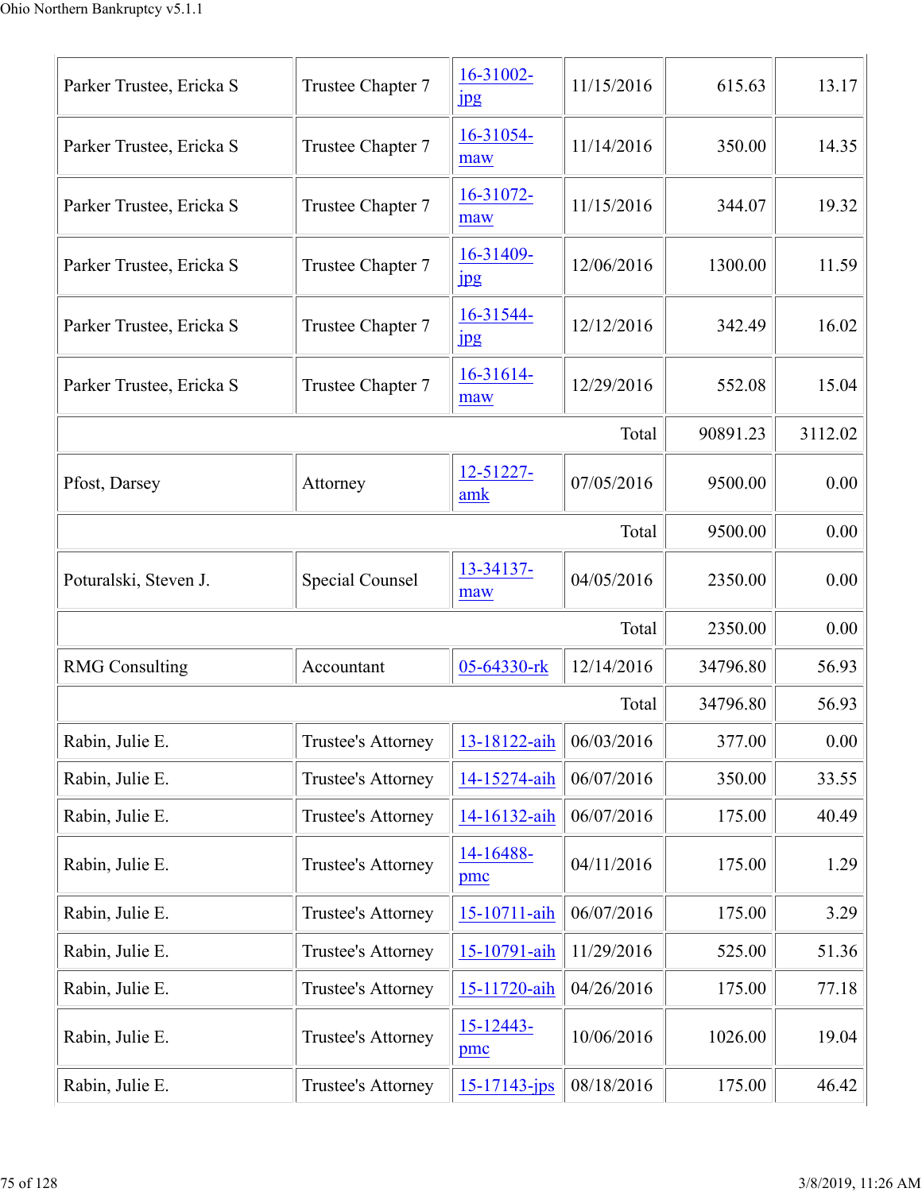| | | | | | |
|---|---|---|---|---|---|
| Parker Trustee, Ericka S | Trustee Chapter 7 | 16-31002-jpg | 11/15/2016 | 615.63 | 13.17 |
| Parker Trustee, Ericka S | Trustee Chapter 7 | 16-31054-maw | 11/14/2016 | 350.00 | 14.35 |
| Parker Trustee, Ericka S | Trustee Chapter 7 | 16-31072-maw | 11/15/2016 | 344.07 | 19.32 |
| Parker Trustee, Ericka S | Trustee Chapter 7 | 16-31409-jpg | 12/06/2016 | 1300.00 | 11.59 |
| Parker Trustee, Ericka S | Trustee Chapter 7 | 16-31544-jpg | 12/12/2016 | 342.49 | 16.02 |
| Parker Trustee, Ericka S | Trustee Chapter 7 | 16-31614-maw | 12/29/2016 | 552.08 | 15.04 |
| | | | Total | 90891.23 | 3112.02 |
| Pfost, Darsey | Attorney | 12-51227-amk | 07/05/2016 | 9500.00 | 0.00 |
| | | | Total | 9500.00 | 0.00 |
| Poturalski, Steven J. | Special Counsel | 13-34137-maw | 04/05/2016 | 2350.00 | 0.00 |
| | | | Total | 2350.00 | 0.00 |
| RMG Consulting | Accountant | 05-64330-rk | 12/14/2016 | 34796.80 | 56.93 |
| | | | Total | 34796.80 | 56.93 |
| Rabin, Julie E. | Trustee's Attorney | 13-18122-aih | 06/03/2016 | 377.00 | 0.00 |
| Rabin, Julie E. | Trustee's Attorney | 14-15274-aih | 06/07/2016 | 350.00 | 33.55 |
| Rabin, Julie E. | Trustee's Attorney | 14-16132-aih | 06/07/2016 | 175.00 | 40.49 |
| Rabin, Julie E. | Trustee's Attorney | 14-16488-pmc | 04/11/2016 | 175.00 | 1.29 |
| Rabin, Julie E. | Trustee's Attorney | 15-10711-aih | 06/07/2016 | 175.00 | 3.29 |
| Rabin, Julie E. | Trustee's Attorney | 15-10791-aih | 11/29/2016 | 525.00 | 51.36 |
| Rabin, Julie E. | Trustee's Attorney | 15-11720-aih | 04/26/2016 | 175.00 | 77.18 |
| Rabin, Julie E. | Trustee's Attorney | 15-12443-pmc | 10/06/2016 | 1026.00 | 19.04 |
| Rabin, Julie E. | Trustee's Attorney | 15-17143-jps | 08/18/2016 | 175.00 | 46.42 |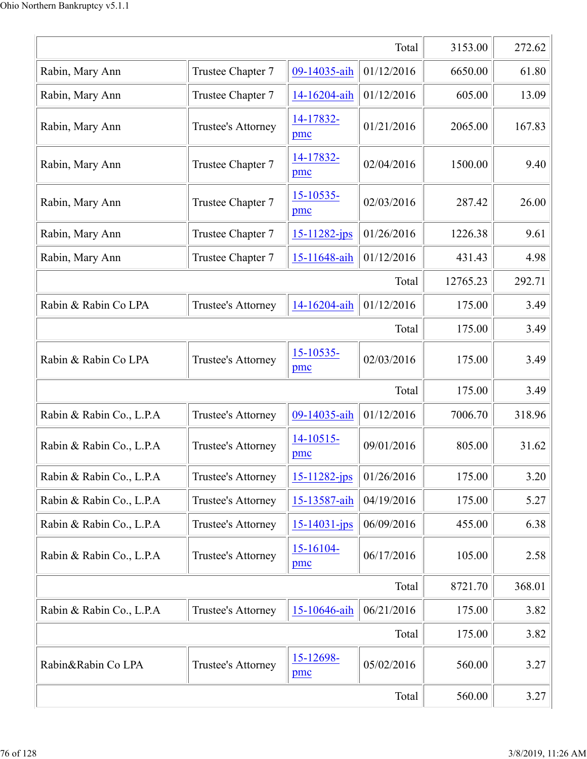| | | | | | |
|---|---|---|---|---|---|
| | | | Total | 3153.00 | 272.62 |
| Rabin, Mary Ann | Trustee Chapter 7 | 09-14035-aih | 01/12/2016 | 6650.00 | 61.80 |
| Rabin, Mary Ann | Trustee Chapter 7 | 14-16204-aih | 01/12/2016 | 605.00 | 13.09 |
| Rabin, Mary Ann | Trustee's Attorney | 14-17832-pmc | 01/21/2016 | 2065.00 | 167.83 |
| Rabin, Mary Ann | Trustee Chapter 7 | 14-17832-pmc | 02/04/2016 | 1500.00 | 9.40 |
| Rabin, Mary Ann | Trustee Chapter 7 | 15-10535-pmc | 02/03/2016 | 287.42 | 26.00 |
| Rabin, Mary Ann | Trustee Chapter 7 | 15-11282-jps | 01/26/2016 | 1226.38 | 9.61 |
| Rabin, Mary Ann | Trustee Chapter 7 | 15-11648-aih | 01/12/2016 | 431.43 | 4.98 |
| | | | Total | 12765.23 | 292.71 |
| Rabin & Rabin Co LPA | Trustee's Attorney | 14-16204-aih | 01/12/2016 | 175.00 | 3.49 |
| | | | Total | 175.00 | 3.49 |
| Rabin & Rabin Co LPA | Trustee's Attorney | 15-10535-pmc | 02/03/2016 | 175.00 | 3.49 |
| | | | Total | 175.00 | 3.49 |
| Rabin & Rabin Co., L.P.A | Trustee's Attorney | 09-14035-aih | 01/12/2016 | 7006.70 | 318.96 |
| Rabin & Rabin Co., L.P.A | Trustee's Attorney | 14-10515-pmc | 09/01/2016 | 805.00 | 31.62 |
| Rabin & Rabin Co., L.P.A | Trustee's Attorney | 15-11282-jps | 01/26/2016 | 175.00 | 3.20 |
| Rabin & Rabin Co., L.P.A | Trustee's Attorney | 15-13587-aih | 04/19/2016 | 175.00 | 5.27 |
| Rabin & Rabin Co., L.P.A | Trustee's Attorney | 15-14031-jps | 06/09/2016 | 455.00 | 6.38 |
| Rabin & Rabin Co., L.P.A | Trustee's Attorney | 15-16104-pmc | 06/17/2016 | 105.00 | 2.58 |
| | | | Total | 8721.70 | 368.01 |
| Rabin & Rabin Co., L.P.A | Trustee's Attorney | 15-10646-aih | 06/21/2016 | 175.00 | 3.82 |
| | | | Total | 175.00 | 3.82 |
| Rabin&Rabin Co LPA | Trustee's Attorney | 15-12698-pmc | 05/02/2016 | 560.00 | 3.27 |
| | | | Total | 560.00 | 3.27 |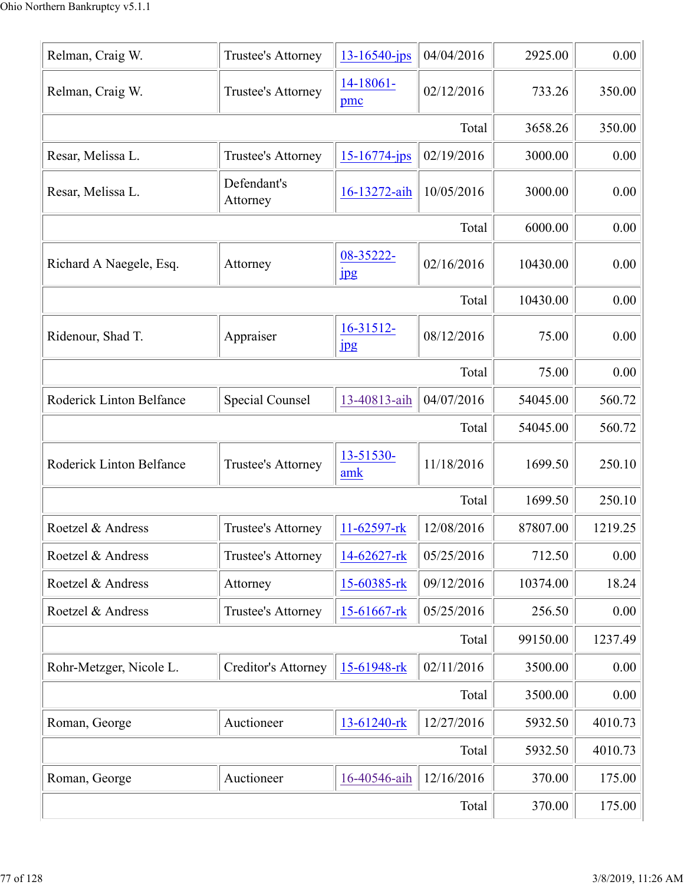| | | | | | |
|---|---|---|---|---|---|
| Relman, Craig W. | Trustee's Attorney | 13-16540-jps | 04/04/2016 | 2925.00 | 0.00 |
| Relman, Craig W. | Trustee's Attorney | 14-18061-pmc | 02/12/2016 | 733.26 | 350.00 |
| | | | Total | 3658.26 | 350.00 |
| Resar, Melissa L. | Trustee's Attorney | 15-16774-jps | 02/19/2016 | 3000.00 | 0.00 |
| Resar, Melissa L. | Defendant's Attorney | 16-13272-aih | 10/05/2016 | 3000.00 | 0.00 |
| | | | Total | 6000.00 | 0.00 |
| Richard A Naegele, Esq. | Attorney | 08-35222-jpg | 02/16/2016 | 10430.00 | 0.00 |
| | | | Total | 10430.00 | 0.00 |
| Ridenour, Shad T. | Appraiser | 16-31512-jpg | 08/12/2016 | 75.00 | 0.00 |
| | | | Total | 75.00 | 0.00 |
| Roderick Linton Belfance | Special Counsel | 13-40813-aih | 04/07/2016 | 54045.00 | 560.72 |
| | | | Total | 54045.00 | 560.72 |
| Roderick Linton Belfance | Trustee's Attorney | 13-51530-amk | 11/18/2016 | 1699.50 | 250.10 |
| | | | Total | 1699.50 | 250.10 |
| Roetzel & Andress | Trustee's Attorney | 11-62597-rk | 12/08/2016 | 87807.00 | 1219.25 |
| Roetzel & Andress | Trustee's Attorney | 14-62627-rk | 05/25/2016 | 712.50 | 0.00 |
| Roetzel & Andress | Attorney | 15-60385-rk | 09/12/2016 | 10374.00 | 18.24 |
| Roetzel & Andress | Trustee's Attorney | 15-61667-rk | 05/25/2016 | 256.50 | 0.00 |
| | | | Total | 99150.00 | 1237.49 |
| Rohr-Metzger, Nicole L. | Creditor's Attorney | 15-61948-rk | 02/11/2016 | 3500.00 | 0.00 |
| | | | Total | 3500.00 | 0.00 |
| Roman, George | Auctioneer | 13-61240-rk | 12/27/2016 | 5932.50 | 4010.73 |
| | | | Total | 5932.50 | 4010.73 |
| Roman, George | Auctioneer | 16-40546-aih | 12/16/2016 | 370.00 | 175.00 |
| | | | Total | 370.00 | 175.00 |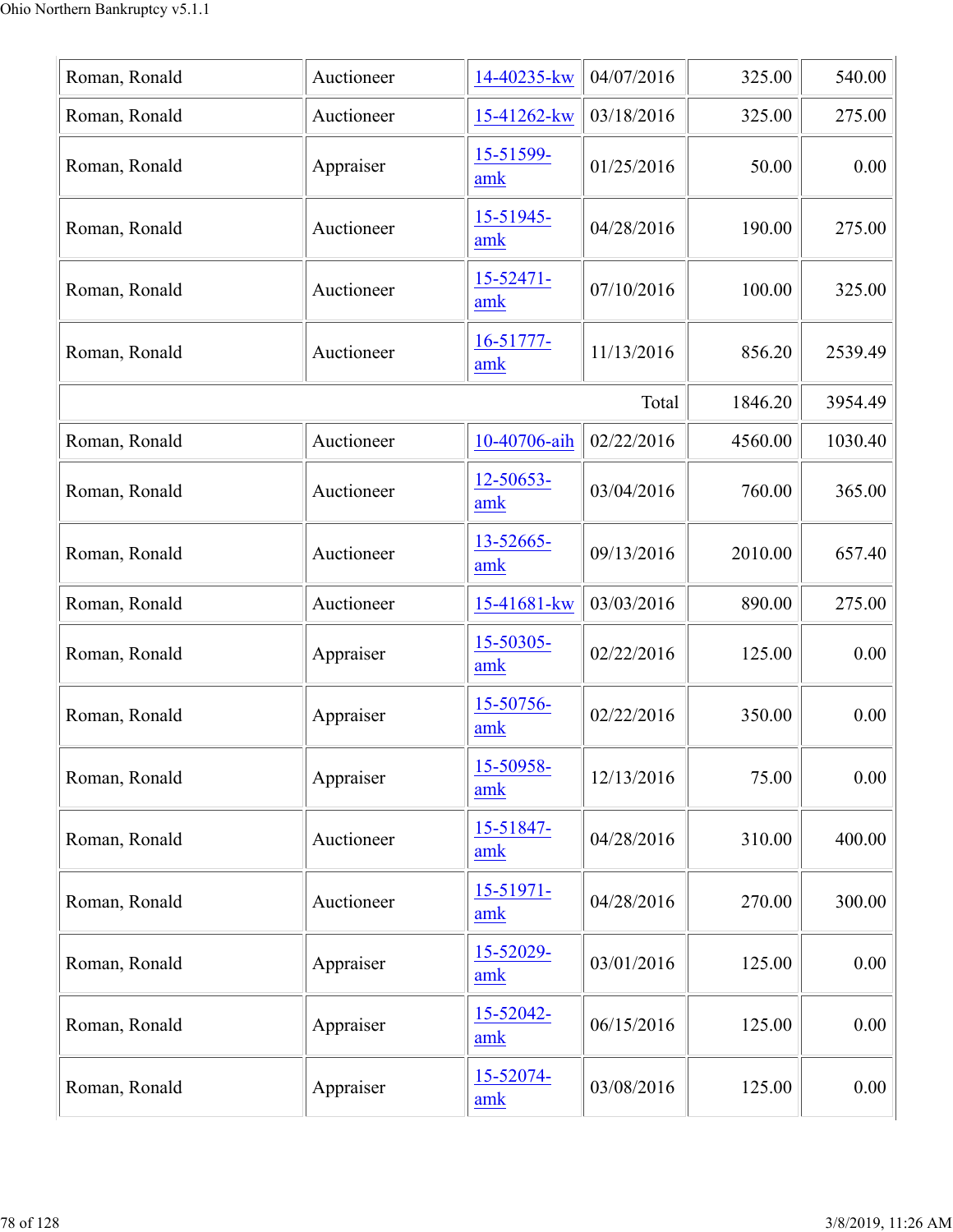| | | | | | |
|---|---|---|---|---|---|
| Roman, Ronald | Auctioneer | 14-40235-kw | 04/07/2016 | 325.00 | 540.00 |
| Roman, Ronald | Auctioneer | 15-41262-kw | 03/18/2016 | 325.00 | 275.00 |
| Roman, Ronald | Appraiser | 15-51599-amk | 01/25/2016 | 50.00 | 0.00 |
| Roman, Ronald | Auctioneer | 15-51945-amk | 04/28/2016 | 190.00 | 275.00 |
| Roman, Ronald | Auctioneer | 15-52471-amk | 07/10/2016 | 100.00 | 325.00 |
| Roman, Ronald | Auctioneer | 16-51777-amk | 11/13/2016 | 856.20 | 2539.49 |
| | | | Total | 1846.20 | 3954.49 |
| Roman, Ronald | Auctioneer | 10-40706-aih | 02/22/2016 | 4560.00 | 1030.40 |
| Roman, Ronald | Auctioneer | 12-50653-amk | 03/04/2016 | 760.00 | 365.00 |
| Roman, Ronald | Auctioneer | 13-52665-amk | 09/13/2016 | 2010.00 | 657.40 |
| Roman, Ronald | Auctioneer | 15-41681-kw | 03/03/2016 | 890.00 | 275.00 |
| Roman, Ronald | Appraiser | 15-50305-amk | 02/22/2016 | 125.00 | 0.00 |
| Roman, Ronald | Appraiser | 15-50756-amk | 02/22/2016 | 350.00 | 0.00 |
| Roman, Ronald | Appraiser | 15-50958-amk | 12/13/2016 | 75.00 | 0.00 |
| Roman, Ronald | Auctioneer | 15-51847-amk | 04/28/2016 | 310.00 | 400.00 |
| Roman, Ronald | Auctioneer | 15-51971-amk | 04/28/2016 | 270.00 | 300.00 |
| Roman, Ronald | Appraiser | 15-52029-amk | 03/01/2016 | 125.00 | 0.00 |
| Roman, Ronald | Appraiser | 15-52042-amk | 06/15/2016 | 125.00 | 0.00 |
| Roman, Ronald | Appraiser | 15-52074-amk | 03/08/2016 | 125.00 | 0.00 |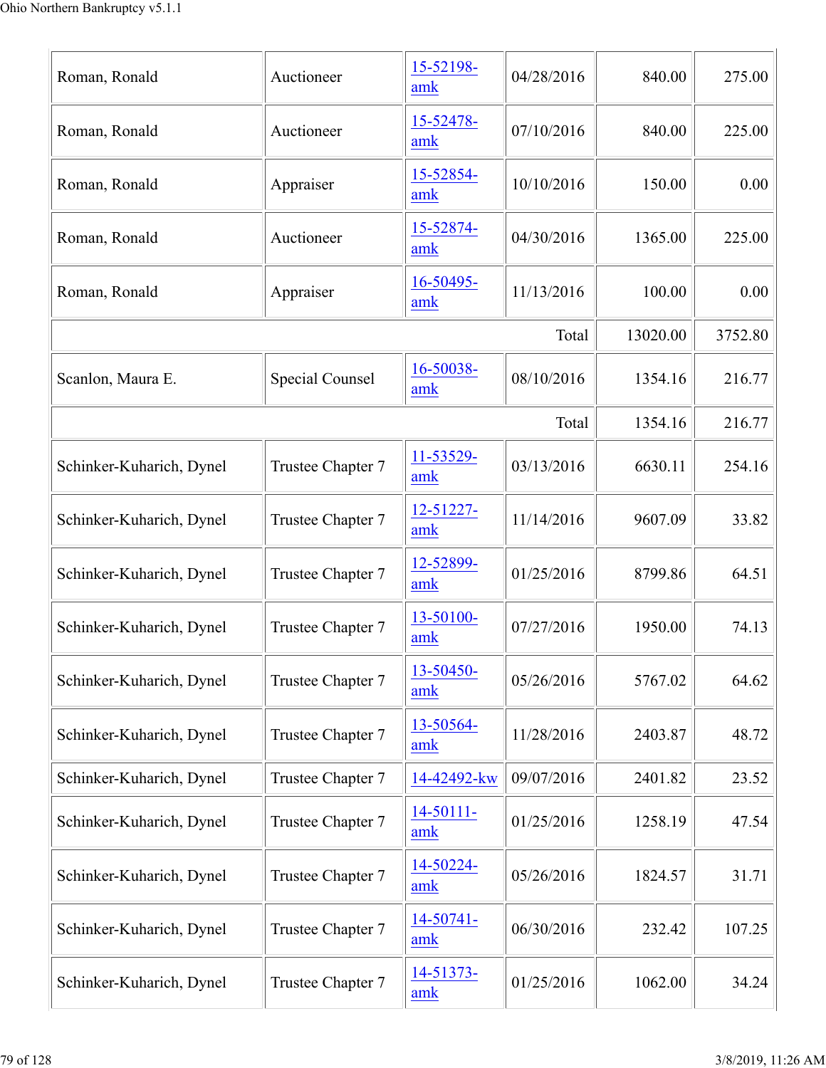| | | | | | |
|---|---|---|---|---|---|
| Roman, Ronald | Auctioneer | 15-52198-amk | 04/28/2016 | 840.00 | 275.00 |
| Roman, Ronald | Auctioneer | 15-52478-amk | 07/10/2016 | 840.00 | 225.00 |
| Roman, Ronald | Appraiser | 15-52854-amk | 10/10/2016 | 150.00 | 0.00 |
| Roman, Ronald | Auctioneer | 15-52874-amk | 04/30/2016 | 1365.00 | 225.00 |
| Roman, Ronald | Appraiser | 16-50495-amk | 11/13/2016 | 100.00 | 0.00 |
| | | | Total | 13020.00 | 3752.80 |
| Scanlon, Maura E. | Special Counsel | 16-50038-amk | 08/10/2016 | 1354.16 | 216.77 |
| | | | Total | 1354.16 | 216.77 |
| Schinker-Kuharich, Dynel | Trustee Chapter 7 | 11-53529-amk | 03/13/2016 | 6630.11 | 254.16 |
| Schinker-Kuharich, Dynel | Trustee Chapter 7 | 12-51227-amk | 11/14/2016 | 9607.09 | 33.82 |
| Schinker-Kuharich, Dynel | Trustee Chapter 7 | 12-52899-amk | 01/25/2016 | 8799.86 | 64.51 |
| Schinker-Kuharich, Dynel | Trustee Chapter 7 | 13-50100-amk | 07/27/2016 | 1950.00 | 74.13 |
| Schinker-Kuharich, Dynel | Trustee Chapter 7 | 13-50450-amk | 05/26/2016 | 5767.02 | 64.62 |
| Schinker-Kuharich, Dynel | Trustee Chapter 7 | 13-50564-amk | 11/28/2016 | 2403.87 | 48.72 |
| Schinker-Kuharich, Dynel | Trustee Chapter 7 | 14-42492-kw | 09/07/2016 | 2401.82 | 23.52 |
| Schinker-Kuharich, Dynel | Trustee Chapter 7 | 14-50111-amk | 01/25/2016 | 1258.19 | 47.54 |
| Schinker-Kuharich, Dynel | Trustee Chapter 7 | 14-50224-amk | 05/26/2016 | 1824.57 | 31.71 |
| Schinker-Kuharich, Dynel | Trustee Chapter 7 | 14-50741-amk | 06/30/2016 | 232.42 | 107.25 |
| Schinker-Kuharich, Dynel | Trustee Chapter 7 | 14-51373-amk | 01/25/2016 | 1062.00 | 34.24 |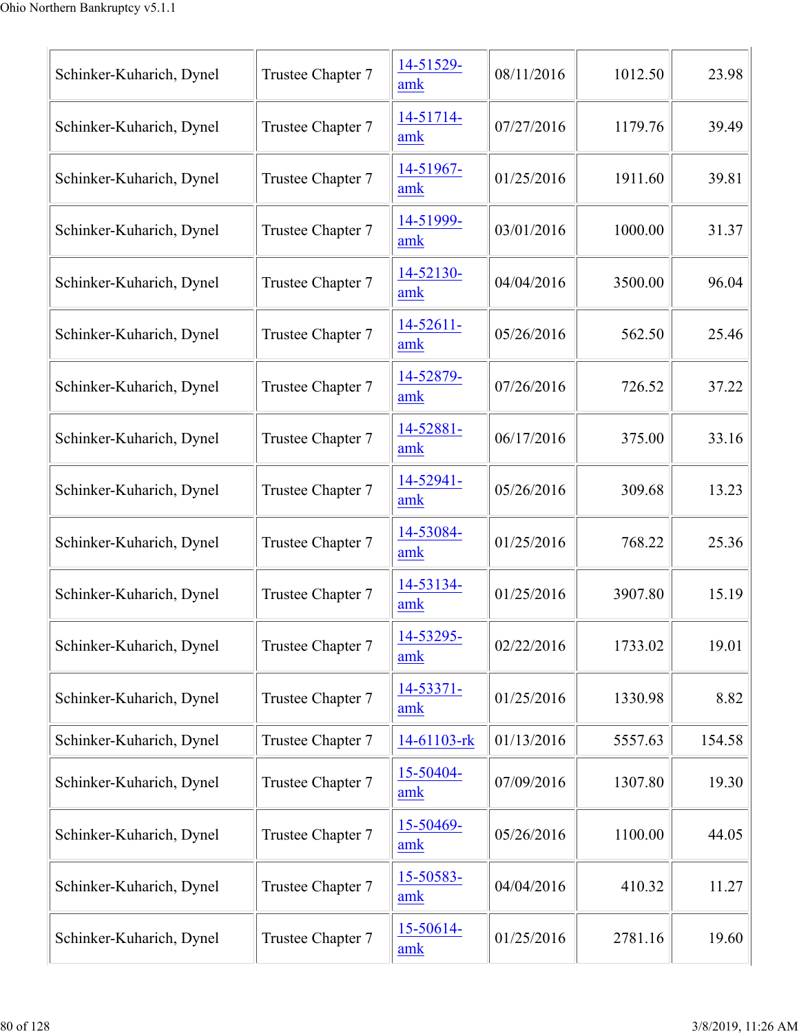| | | | | | |
|---|---|---|---|---|---|
| Schinker-Kuharich, Dynel | Trustee Chapter 7 | 14-51529-amk | 08/11/2016 | 1012.50 | 23.98 |
| Schinker-Kuharich, Dynel | Trustee Chapter 7 | 14-51714-amk | 07/27/2016 | 1179.76 | 39.49 |
| Schinker-Kuharich, Dynel | Trustee Chapter 7 | 14-51967-amk | 01/25/2016 | 1911.60 | 39.81 |
| Schinker-Kuharich, Dynel | Trustee Chapter 7 | 14-51999-amk | 03/01/2016 | 1000.00 | 31.37 |
| Schinker-Kuharich, Dynel | Trustee Chapter 7 | 14-52130-amk | 04/04/2016 | 3500.00 | 96.04 |
| Schinker-Kuharich, Dynel | Trustee Chapter 7 | 14-52611-amk | 05/26/2016 | 562.50 | 25.46 |
| Schinker-Kuharich, Dynel | Trustee Chapter 7 | 14-52879-amk | 07/26/2016 | 726.52 | 37.22 |
| Schinker-Kuharich, Dynel | Trustee Chapter 7 | 14-52881-amk | 06/17/2016 | 375.00 | 33.16 |
| Schinker-Kuharich, Dynel | Trustee Chapter 7 | 14-52941-amk | 05/26/2016 | 309.68 | 13.23 |
| Schinker-Kuharich, Dynel | Trustee Chapter 7 | 14-53084-amk | 01/25/2016 | 768.22 | 25.36 |
| Schinker-Kuharich, Dynel | Trustee Chapter 7 | 14-53134-amk | 01/25/2016 | 3907.80 | 15.19 |
| Schinker-Kuharich, Dynel | Trustee Chapter 7 | 14-53295-amk | 02/22/2016 | 1733.02 | 19.01 |
| Schinker-Kuharich, Dynel | Trustee Chapter 7 | 14-53371-amk | 01/25/2016 | 1330.98 | 8.82 |
| Schinker-Kuharich, Dynel | Trustee Chapter 7 | 14-61103-rk | 01/13/2016 | 5557.63 | 154.58 |
| Schinker-Kuharich, Dynel | Trustee Chapter 7 | 15-50404-amk | 07/09/2016 | 1307.80 | 19.30 |
| Schinker-Kuharich, Dynel | Trustee Chapter 7 | 15-50469-amk | 05/26/2016 | 1100.00 | 44.05 |
| Schinker-Kuharich, Dynel | Trustee Chapter 7 | 15-50583-amk | 04/04/2016 | 410.32 | 11.27 |
| Schinker-Kuharich, Dynel | Trustee Chapter 7 | 15-50614-amk | 01/25/2016 | 2781.16 | 19.60 |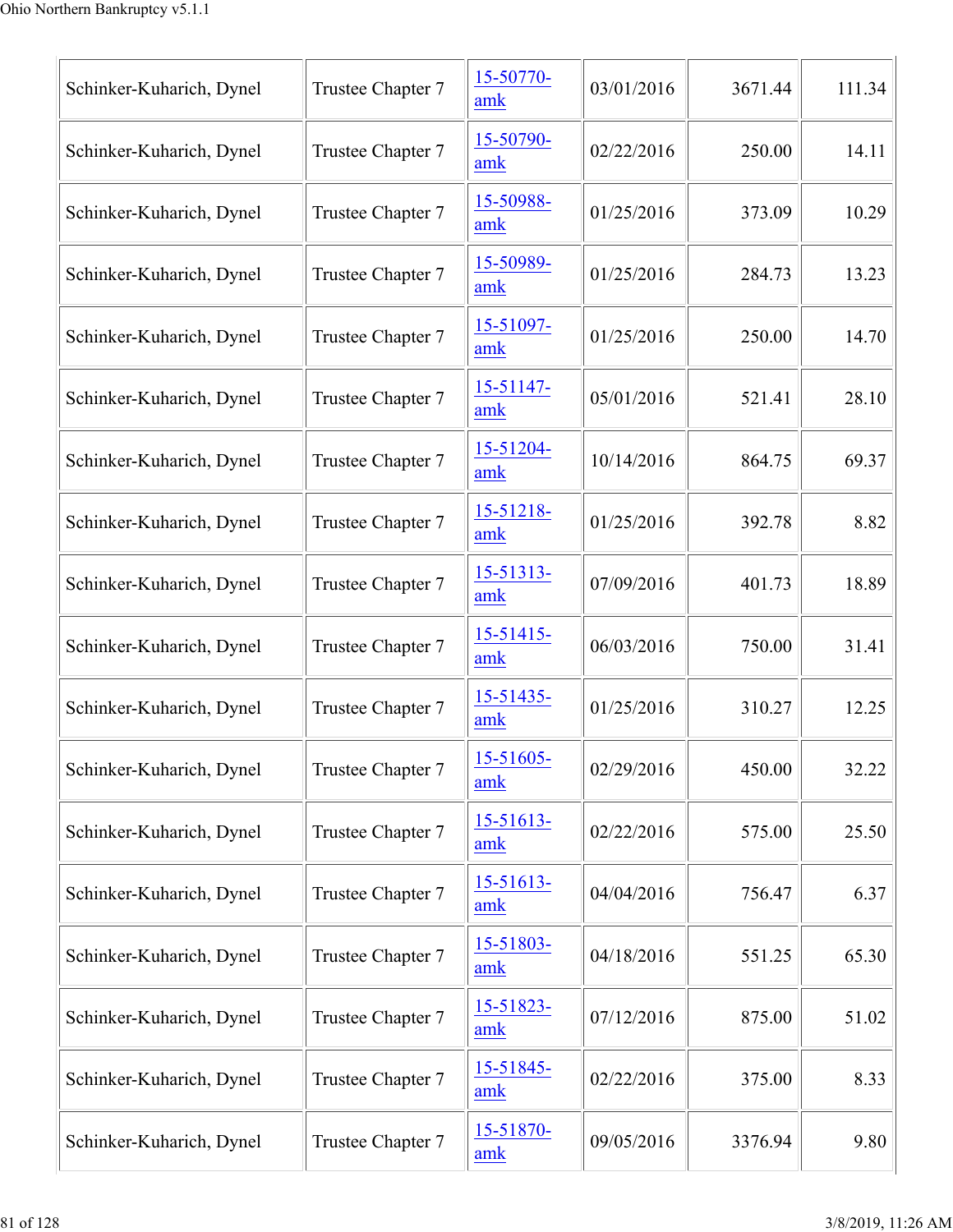| | | | | | |
|---|---|---|---|---|---|
| Schinker-Kuharich, Dynel | Trustee Chapter 7 | 15-50770-amk | 03/01/2016 | 3671.44 | 111.34 |
| Schinker-Kuharich, Dynel | Trustee Chapter 7 | 15-50790-amk | 02/22/2016 | 250.00 | 14.11 |
| Schinker-Kuharich, Dynel | Trustee Chapter 7 | 15-50988-amk | 01/25/2016 | 373.09 | 10.29 |
| Schinker-Kuharich, Dynel | Trustee Chapter 7 | 15-50989-amk | 01/25/2016 | 284.73 | 13.23 |
| Schinker-Kuharich, Dynel | Trustee Chapter 7 | 15-51097-amk | 01/25/2016 | 250.00 | 14.70 |
| Schinker-Kuharich, Dynel | Trustee Chapter 7 | 15-51147-amk | 05/01/2016 | 521.41 | 28.10 |
| Schinker-Kuharich, Dynel | Trustee Chapter 7 | 15-51204-amk | 10/14/2016 | 864.75 | 69.37 |
| Schinker-Kuharich, Dynel | Trustee Chapter 7 | 15-51218-amk | 01/25/2016 | 392.78 | 8.82 |
| Schinker-Kuharich, Dynel | Trustee Chapter 7 | 15-51313-amk | 07/09/2016 | 401.73 | 18.89 |
| Schinker-Kuharich, Dynel | Trustee Chapter 7 | 15-51415-amk | 06/03/2016 | 750.00 | 31.41 |
| Schinker-Kuharich, Dynel | Trustee Chapter 7 | 15-51435-amk | 01/25/2016 | 310.27 | 12.25 |
| Schinker-Kuharich, Dynel | Trustee Chapter 7 | 15-51605-amk | 02/29/2016 | 450.00 | 32.22 |
| Schinker-Kuharich, Dynel | Trustee Chapter 7 | 15-51613-amk | 02/22/2016 | 575.00 | 25.50 |
| Schinker-Kuharich, Dynel | Trustee Chapter 7 | 15-51613-amk | 04/04/2016 | 756.47 | 6.37 |
| Schinker-Kuharich, Dynel | Trustee Chapter 7 | 15-51803-amk | 04/18/2016 | 551.25 | 65.30 |
| Schinker-Kuharich, Dynel | Trustee Chapter 7 | 15-51823-amk | 07/12/2016 | 875.00 | 51.02 |
| Schinker-Kuharich, Dynel | Trustee Chapter 7 | 15-51845-amk | 02/22/2016 | 375.00 | 8.33 |
| Schinker-Kuharich, Dynel | Trustee Chapter 7 | 15-51870-amk | 09/05/2016 | 3376.94 | 9.80 |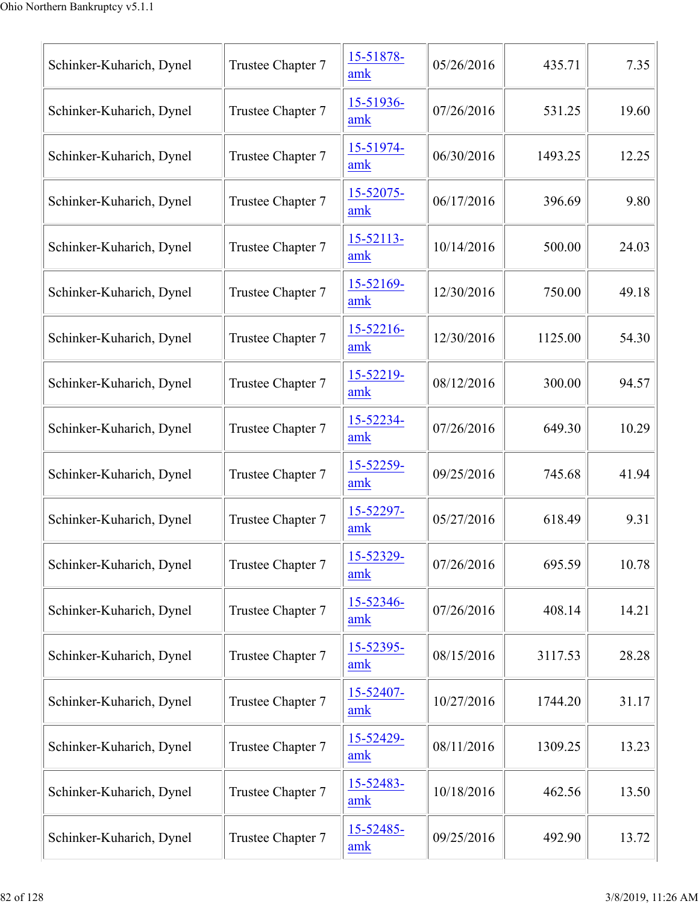| | | | | | |
|---|---|---|---|---|---|
| Schinker-Kuharich, Dynel | Trustee Chapter 7 | 15-51878-amk | 05/26/2016 | 435.71 | 7.35 |
| Schinker-Kuharich, Dynel | Trustee Chapter 7 | 15-51936-amk | 07/26/2016 | 531.25 | 19.60 |
| Schinker-Kuharich, Dynel | Trustee Chapter 7 | 15-51974-amk | 06/30/2016 | 1493.25 | 12.25 |
| Schinker-Kuharich, Dynel | Trustee Chapter 7 | 15-52075-amk | 06/17/2016 | 396.69 | 9.80 |
| Schinker-Kuharich, Dynel | Trustee Chapter 7 | 15-52113-amk | 10/14/2016 | 500.00 | 24.03 |
| Schinker-Kuharich, Dynel | Trustee Chapter 7 | 15-52169-amk | 12/30/2016 | 750.00 | 49.18 |
| Schinker-Kuharich, Dynel | Trustee Chapter 7 | 15-52216-amk | 12/30/2016 | 1125.00 | 54.30 |
| Schinker-Kuharich, Dynel | Trustee Chapter 7 | 15-52219-amk | 08/12/2016 | 300.00 | 94.57 |
| Schinker-Kuharich, Dynel | Trustee Chapter 7 | 15-52234-amk | 07/26/2016 | 649.30 | 10.29 |
| Schinker-Kuharich, Dynel | Trustee Chapter 7 | 15-52259-amk | 09/25/2016 | 745.68 | 41.94 |
| Schinker-Kuharich, Dynel | Trustee Chapter 7 | 15-52297-amk | 05/27/2016 | 618.49 | 9.31 |
| Schinker-Kuharich, Dynel | Trustee Chapter 7 | 15-52329-amk | 07/26/2016 | 695.59 | 10.78 |
| Schinker-Kuharich, Dynel | Trustee Chapter 7 | 15-52346-amk | 07/26/2016 | 408.14 | 14.21 |
| Schinker-Kuharich, Dynel | Trustee Chapter 7 | 15-52395-amk | 08/15/2016 | 3117.53 | 28.28 |
| Schinker-Kuharich, Dynel | Trustee Chapter 7 | 15-52407-amk | 10/27/2016 | 1744.20 | 31.17 |
| Schinker-Kuharich, Dynel | Trustee Chapter 7 | 15-52429-amk | 08/11/2016 | 1309.25 | 13.23 |
| Schinker-Kuharich, Dynel | Trustee Chapter 7 | 15-52483-amk | 10/18/2016 | 462.56 | 13.50 |
| Schinker-Kuharich, Dynel | Trustee Chapter 7 | 15-52485-amk | 09/25/2016 | 492.90 | 13.72 |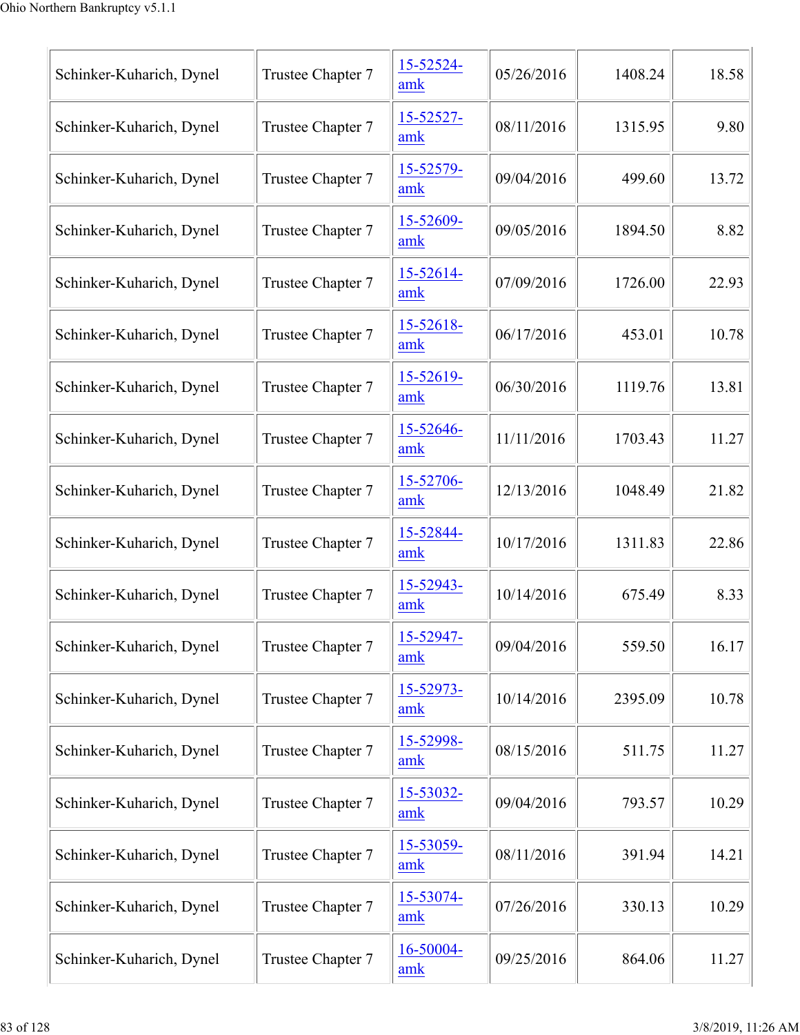| | | | | | |
|---|---|---|---|---|---|
| Schinker-Kuharich, Dynel | Trustee Chapter 7 | 15-52524-amk | 05/26/2016 | 1408.24 | 18.58 |
| Schinker-Kuharich, Dynel | Trustee Chapter 7 | 15-52527-amk | 08/11/2016 | 1315.95 | 9.80 |
| Schinker-Kuharich, Dynel | Trustee Chapter 7 | 15-52579-amk | 09/04/2016 | 499.60 | 13.72 |
| Schinker-Kuharich, Dynel | Trustee Chapter 7 | 15-52609-amk | 09/05/2016 | 1894.50 | 8.82 |
| Schinker-Kuharich, Dynel | Trustee Chapter 7 | 15-52614-amk | 07/09/2016 | 1726.00 | 22.93 |
| Schinker-Kuharich, Dynel | Trustee Chapter 7 | 15-52618-amk | 06/17/2016 | 453.01 | 10.78 |
| Schinker-Kuharich, Dynel | Trustee Chapter 7 | 15-52619-amk | 06/30/2016 | 1119.76 | 13.81 |
| Schinker-Kuharich, Dynel | Trustee Chapter 7 | 15-52646-amk | 11/11/2016 | 1703.43 | 11.27 |
| Schinker-Kuharich, Dynel | Trustee Chapter 7 | 15-52706-amk | 12/13/2016 | 1048.49 | 21.82 |
| Schinker-Kuharich, Dynel | Trustee Chapter 7 | 15-52844-amk | 10/17/2016 | 1311.83 | 22.86 |
| Schinker-Kuharich, Dynel | Trustee Chapter 7 | 15-52943-amk | 10/14/2016 | 675.49 | 8.33 |
| Schinker-Kuharich, Dynel | Trustee Chapter 7 | 15-52947-amk | 09/04/2016 | 559.50 | 16.17 |
| Schinker-Kuharich, Dynel | Trustee Chapter 7 | 15-52973-amk | 10/14/2016 | 2395.09 | 10.78 |
| Schinker-Kuharich, Dynel | Trustee Chapter 7 | 15-52998-amk | 08/15/2016 | 511.75 | 11.27 |
| Schinker-Kuharich, Dynel | Trustee Chapter 7 | 15-53032-amk | 09/04/2016 | 793.57 | 10.29 |
| Schinker-Kuharich, Dynel | Trustee Chapter 7 | 15-53059-amk | 08/11/2016 | 391.94 | 14.21 |
| Schinker-Kuharich, Dynel | Trustee Chapter 7 | 15-53074-amk | 07/26/2016 | 330.13 | 10.29 |
| Schinker-Kuharich, Dynel | Trustee Chapter 7 | 16-50004-amk | 09/25/2016 | 864.06 | 11.27 |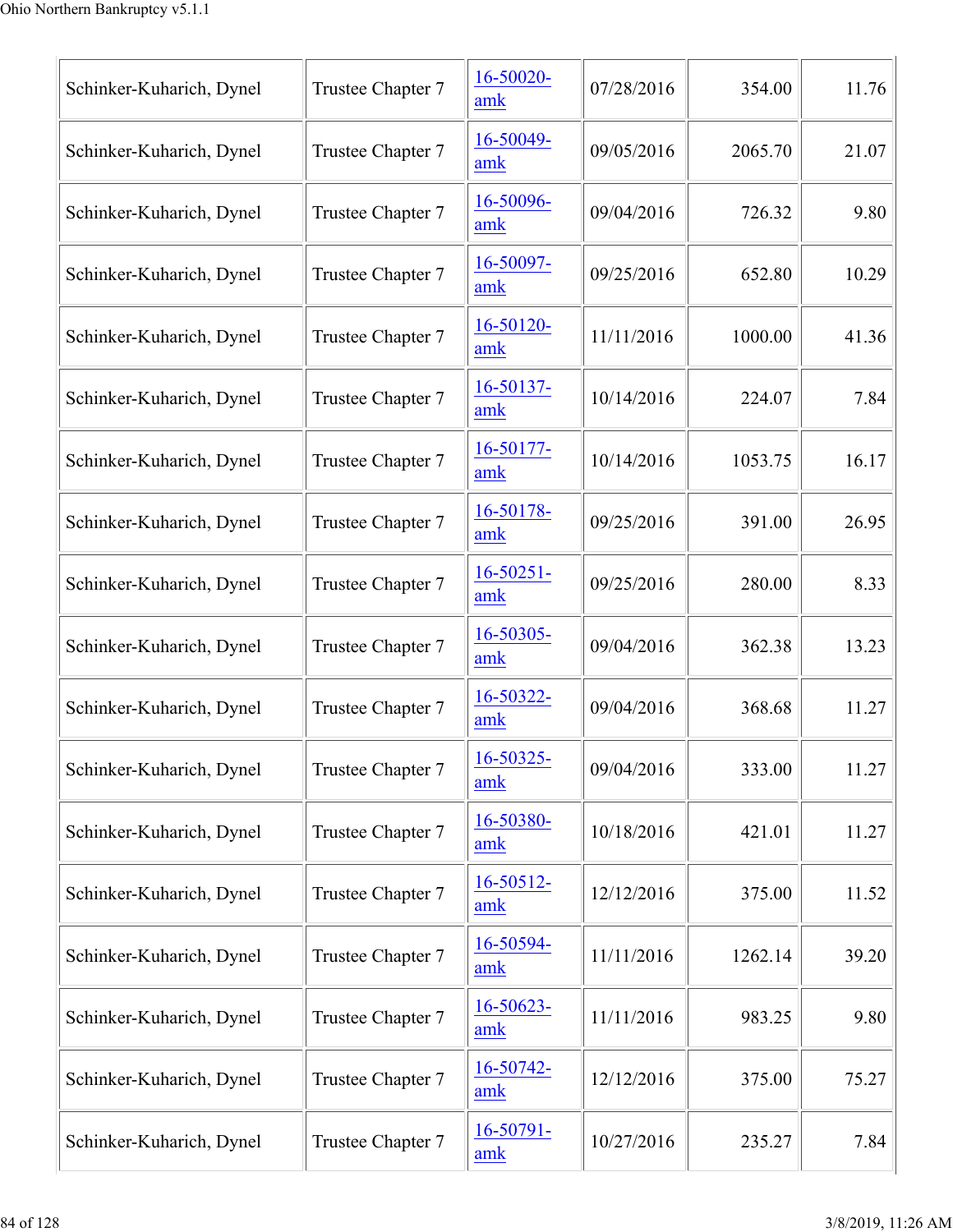| | | | | | |
|---|---|---|---|---|---|
| Schinker-Kuharich, Dynel | Trustee Chapter 7 | 16-50020-amk | 07/28/2016 | 354.00 | 11.76 |
| Schinker-Kuharich, Dynel | Trustee Chapter 7 | 16-50049-amk | 09/05/2016 | 2065.70 | 21.07 |
| Schinker-Kuharich, Dynel | Trustee Chapter 7 | 16-50096-amk | 09/04/2016 | 726.32 | 9.80 |
| Schinker-Kuharich, Dynel | Trustee Chapter 7 | 16-50097-amk | 09/25/2016 | 652.80 | 10.29 |
| Schinker-Kuharich, Dynel | Trustee Chapter 7 | 16-50120-amk | 11/11/2016 | 1000.00 | 41.36 |
| Schinker-Kuharich, Dynel | Trustee Chapter 7 | 16-50137-amk | 10/14/2016 | 224.07 | 7.84 |
| Schinker-Kuharich, Dynel | Trustee Chapter 7 | 16-50177-amk | 10/14/2016 | 1053.75 | 16.17 |
| Schinker-Kuharich, Dynel | Trustee Chapter 7 | 16-50178-amk | 09/25/2016 | 391.00 | 26.95 |
| Schinker-Kuharich, Dynel | Trustee Chapter 7 | 16-50251-amk | 09/25/2016 | 280.00 | 8.33 |
| Schinker-Kuharich, Dynel | Trustee Chapter 7 | 16-50305-amk | 09/04/2016 | 362.38 | 13.23 |
| Schinker-Kuharich, Dynel | Trustee Chapter 7 | 16-50322-amk | 09/04/2016 | 368.68 | 11.27 |
| Schinker-Kuharich, Dynel | Trustee Chapter 7 | 16-50325-amk | 09/04/2016 | 333.00 | 11.27 |
| Schinker-Kuharich, Dynel | Trustee Chapter 7 | 16-50380-amk | 10/18/2016 | 421.01 | 11.27 |
| Schinker-Kuharich, Dynel | Trustee Chapter 7 | 16-50512-amk | 12/12/2016 | 375.00 | 11.52 |
| Schinker-Kuharich, Dynel | Trustee Chapter 7 | 16-50594-amk | 11/11/2016 | 1262.14 | 39.20 |
| Schinker-Kuharich, Dynel | Trustee Chapter 7 | 16-50623-amk | 11/11/2016 | 983.25 | 9.80 |
| Schinker-Kuharich, Dynel | Trustee Chapter 7 | 16-50742-amk | 12/12/2016 | 375.00 | 75.27 |
| Schinker-Kuharich, Dynel | Trustee Chapter 7 | 16-50791-amk | 10/27/2016 | 235.27 | 7.84 |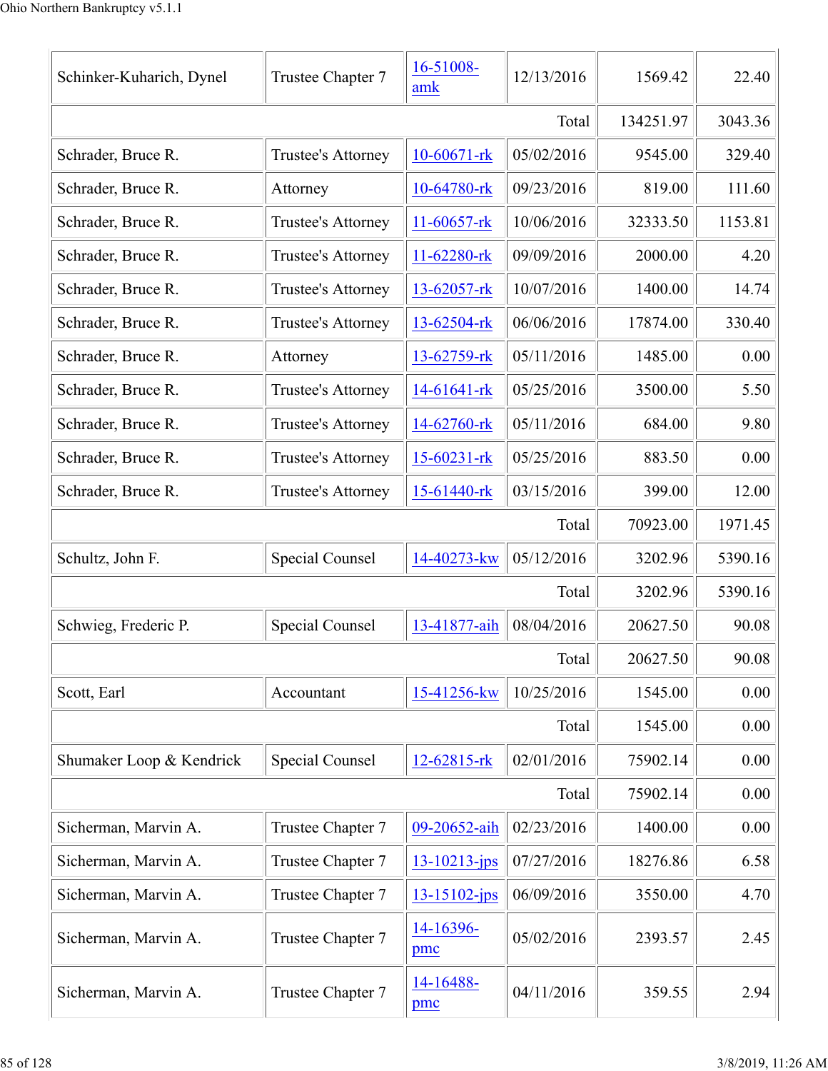| | | | | | |
|---|---|---|---|---|---|
| Schinker-Kuharich, Dynel | Trustee Chapter 7 | 16-51008-amk | 12/13/2016 | 1569.42 | 22.40 |
| | | | Total | 134251.97 | 3043.36 |
| Schrader, Bruce R. | Trustee's Attorney | 10-60671-rk | 05/02/2016 | 9545.00 | 329.40 |
| Schrader, Bruce R. | Attorney | 10-64780-rk | 09/23/2016 | 819.00 | 111.60 |
| Schrader, Bruce R. | Trustee's Attorney | 11-60657-rk | 10/06/2016 | 32333.50 | 1153.81 |
| Schrader, Bruce R. | Trustee's Attorney | 11-62280-rk | 09/09/2016 | 2000.00 | 4.20 |
| Schrader, Bruce R. | Trustee's Attorney | 13-62057-rk | 10/07/2016 | 1400.00 | 14.74 |
| Schrader, Bruce R. | Trustee's Attorney | 13-62504-rk | 06/06/2016 | 17874.00 | 330.40 |
| Schrader, Bruce R. | Attorney | 13-62759-rk | 05/11/2016 | 1485.00 | 0.00 |
| Schrader, Bruce R. | Trustee's Attorney | 14-61641-rk | 05/25/2016 | 3500.00 | 5.50 |
| Schrader, Bruce R. | Trustee's Attorney | 14-62760-rk | 05/11/2016 | 684.00 | 9.80 |
| Schrader, Bruce R. | Trustee's Attorney | 15-60231-rk | 05/25/2016 | 883.50 | 0.00 |
| Schrader, Bruce R. | Trustee's Attorney | 15-61440-rk | 03/15/2016 | 399.00 | 12.00 |
| | | | Total | 70923.00 | 1971.45 |
| Schultz, John F. | Special Counsel | 14-40273-kw | 05/12/2016 | 3202.96 | 5390.16 |
| | | | Total | 3202.96 | 5390.16 |
| Schwieg, Frederic P. | Special Counsel | 13-41877-aih | 08/04/2016 | 20627.50 | 90.08 |
| | | | Total | 20627.50 | 90.08 |
| Scott, Earl | Accountant | 15-41256-kw | 10/25/2016 | 1545.00 | 0.00 |
| | | | Total | 1545.00 | 0.00 |
| Shumaker Loop & Kendrick | Special Counsel | 12-62815-rk | 02/01/2016 | 75902.14 | 0.00 |
| | | | Total | 75902.14 | 0.00 |
| Sicherman, Marvin A. | Trustee Chapter 7 | 09-20652-aih | 02/23/2016 | 1400.00 | 0.00 |
| Sicherman, Marvin A. | Trustee Chapter 7 | 13-10213-jps | 07/27/2016 | 18276.86 | 6.58 |
| Sicherman, Marvin A. | Trustee Chapter 7 | 13-15102-jps | 06/09/2016 | 3550.00 | 4.70 |
| Sicherman, Marvin A. | Trustee Chapter 7 | 14-16396-pmc | 05/02/2016 | 2393.57 | 2.45 |
| Sicherman, Marvin A. | Trustee Chapter 7 | 14-16488-pmc | 04/11/2016 | 359.55 | 2.94 |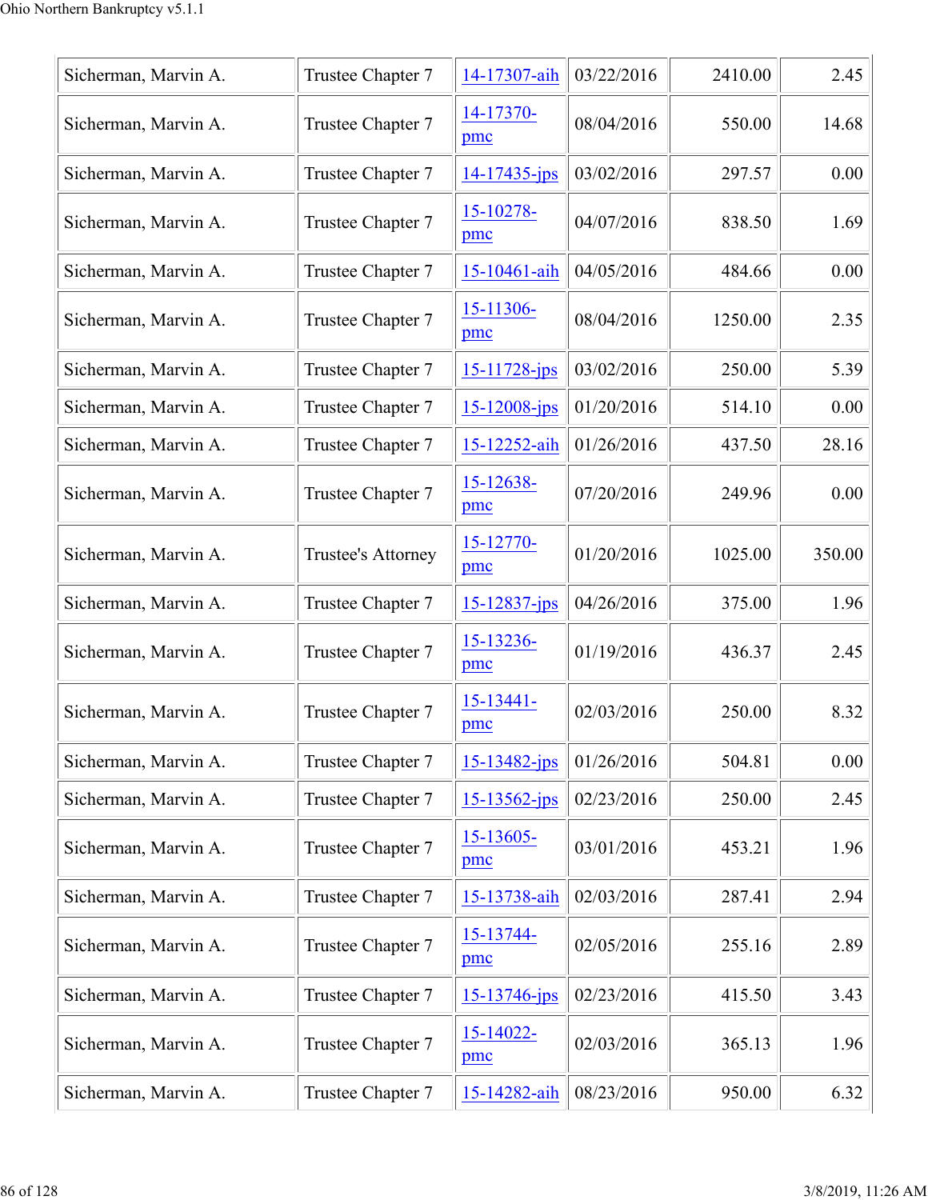| | | | | | |
|---|---|---|---|---|---|
| Sicherman, Marvin A. | Trustee Chapter 7 | 14-17307-aih | 03/22/2016 | 2410.00 | 2.45 |
| Sicherman, Marvin A. | Trustee Chapter 7 | 14-17370-pmc | 08/04/2016 | 550.00 | 14.68 |
| Sicherman, Marvin A. | Trustee Chapter 7 | 14-17435-jps | 03/02/2016 | 297.57 | 0.00 |
| Sicherman, Marvin A. | Trustee Chapter 7 | 15-10278-pmc | 04/07/2016 | 838.50 | 1.69 |
| Sicherman, Marvin A. | Trustee Chapter 7 | 15-10461-aih | 04/05/2016 | 484.66 | 0.00 |
| Sicherman, Marvin A. | Trustee Chapter 7 | 15-11306-pmc | 08/04/2016 | 1250.00 | 2.35 |
| Sicherman, Marvin A. | Trustee Chapter 7 | 15-11728-jps | 03/02/2016 | 250.00 | 5.39 |
| Sicherman, Marvin A. | Trustee Chapter 7 | 15-12008-jps | 01/20/2016 | 514.10 | 0.00 |
| Sicherman, Marvin A. | Trustee Chapter 7 | 15-12252-aih | 01/26/2016 | 437.50 | 28.16 |
| Sicherman, Marvin A. | Trustee Chapter 7 | 15-12638-pmc | 07/20/2016 | 249.96 | 0.00 |
| Sicherman, Marvin A. | Trustee's Attorney | 15-12770-pmc | 01/20/2016 | 1025.00 | 350.00 |
| Sicherman, Marvin A. | Trustee Chapter 7 | 15-12837-jps | 04/26/2016 | 375.00 | 1.96 |
| Sicherman, Marvin A. | Trustee Chapter 7 | 15-13236-pmc | 01/19/2016 | 436.37 | 2.45 |
| Sicherman, Marvin A. | Trustee Chapter 7 | 15-13441-pmc | 02/03/2016 | 250.00 | 8.32 |
| Sicherman, Marvin A. | Trustee Chapter 7 | 15-13482-jps | 01/26/2016 | 504.81 | 0.00 |
| Sicherman, Marvin A. | Trustee Chapter 7 | 15-13562-jps | 02/23/2016 | 250.00 | 2.45 |
| Sicherman, Marvin A. | Trustee Chapter 7 | 15-13605-pmc | 03/01/2016 | 453.21 | 1.96 |
| Sicherman, Marvin A. | Trustee Chapter 7 | 15-13738-aih | 02/03/2016 | 287.41 | 2.94 |
| Sicherman, Marvin A. | Trustee Chapter 7 | 15-13744-pmc | 02/05/2016 | 255.16 | 2.89 |
| Sicherman, Marvin A. | Trustee Chapter 7 | 15-13746-jps | 02/23/2016 | 415.50 | 3.43 |
| Sicherman, Marvin A. | Trustee Chapter 7 | 15-14022-pmc | 02/03/2016 | 365.13 | 1.96 |
| Sicherman, Marvin A. | Trustee Chapter 7 | 15-14282-aih | 08/23/2016 | 950.00 | 6.32 |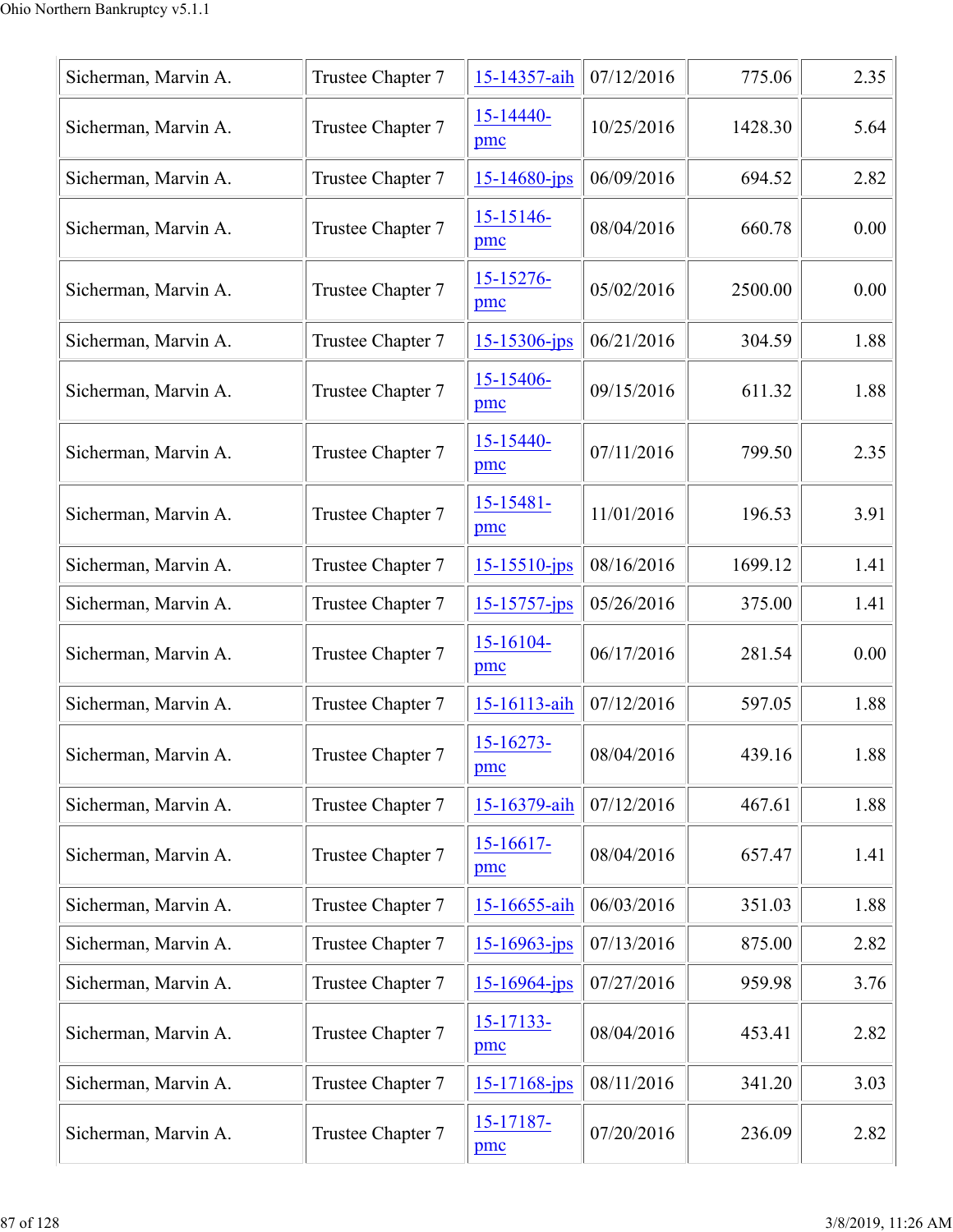| | | | | | |
|---|---|---|---|---|---|
| Sicherman, Marvin A. | Trustee Chapter 7 | 15-14357-aih | 07/12/2016 | 775.06 | 2.35 |
| Sicherman, Marvin A. | Trustee Chapter 7 | 15-14440-pmc | 10/25/2016 | 1428.30 | 5.64 |
| Sicherman, Marvin A. | Trustee Chapter 7 | 15-14680-jps | 06/09/2016 | 694.52 | 2.82 |
| Sicherman, Marvin A. | Trustee Chapter 7 | 15-15146-pmc | 08/04/2016 | 660.78 | 0.00 |
| Sicherman, Marvin A. | Trustee Chapter 7 | 15-15276-pmc | 05/02/2016 | 2500.00 | 0.00 |
| Sicherman, Marvin A. | Trustee Chapter 7 | 15-15306-jps | 06/21/2016 | 304.59 | 1.88 |
| Sicherman, Marvin A. | Trustee Chapter 7 | 15-15406-pmc | 09/15/2016 | 611.32 | 1.88 |
| Sicherman, Marvin A. | Trustee Chapter 7 | 15-15440-pmc | 07/11/2016 | 799.50 | 2.35 |
| Sicherman, Marvin A. | Trustee Chapter 7 | 15-15481-pmc | 11/01/2016 | 196.53 | 3.91 |
| Sicherman, Marvin A. | Trustee Chapter 7 | 15-15510-jps | 08/16/2016 | 1699.12 | 1.41 |
| Sicherman, Marvin A. | Trustee Chapter 7 | 15-15757-jps | 05/26/2016 | 375.00 | 1.41 |
| Sicherman, Marvin A. | Trustee Chapter 7 | 15-16104-pmc | 06/17/2016 | 281.54 | 0.00 |
| Sicherman, Marvin A. | Trustee Chapter 7 | 15-16113-aih | 07/12/2016 | 597.05 | 1.88 |
| Sicherman, Marvin A. | Trustee Chapter 7 | 15-16273-pmc | 08/04/2016 | 439.16 | 1.88 |
| Sicherman, Marvin A. | Trustee Chapter 7 | 15-16379-aih | 07/12/2016 | 467.61 | 1.88 |
| Sicherman, Marvin A. | Trustee Chapter 7 | 15-16617-pmc | 08/04/2016 | 657.47 | 1.41 |
| Sicherman, Marvin A. | Trustee Chapter 7 | 15-16655-aih | 06/03/2016 | 351.03 | 1.88 |
| Sicherman, Marvin A. | Trustee Chapter 7 | 15-16963-jps | 07/13/2016 | 875.00 | 2.82 |
| Sicherman, Marvin A. | Trustee Chapter 7 | 15-16964-jps | 07/27/2016 | 959.98 | 3.76 |
| Sicherman, Marvin A. | Trustee Chapter 7 | 15-17133-pmc | 08/04/2016 | 453.41 | 2.82 |
| Sicherman, Marvin A. | Trustee Chapter 7 | 15-17168-jps | 08/11/2016 | 341.20 | 3.03 |
| Sicherman, Marvin A. | Trustee Chapter 7 | 15-17187-pmc | 07/20/2016 | 236.09 | 2.82 |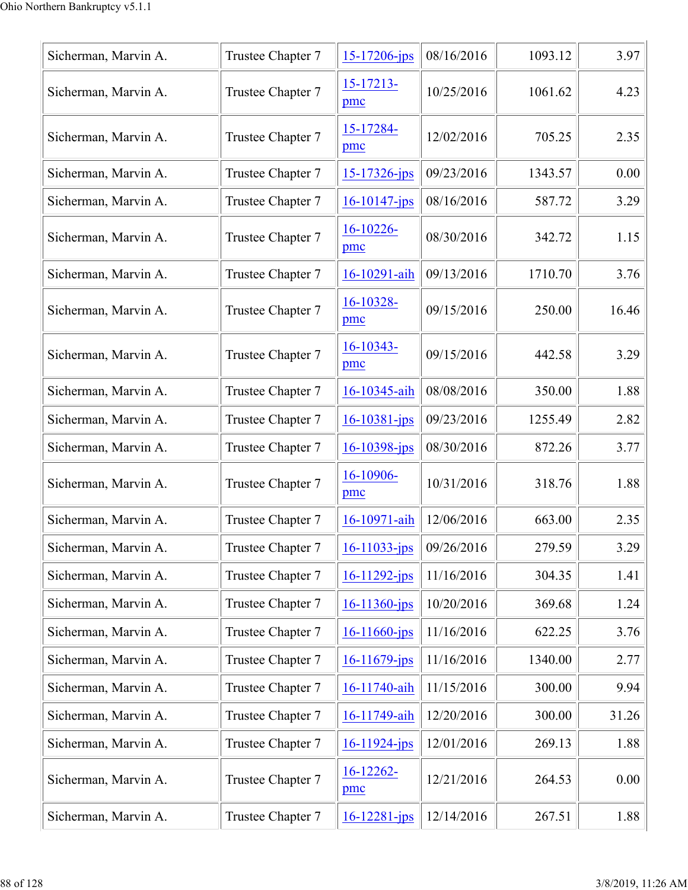| | | | | | |
|---|---|---|---|---|---|
| Sicherman, Marvin A. | Trustee Chapter 7 | 15-17206-jps | 08/16/2016 | 1093.12 | 3.97 |
| Sicherman, Marvin A. | Trustee Chapter 7 | 15-17213-pmc | 10/25/2016 | 1061.62 | 4.23 |
| Sicherman, Marvin A. | Trustee Chapter 7 | 15-17284-pmc | 12/02/2016 | 705.25 | 2.35 |
| Sicherman, Marvin A. | Trustee Chapter 7 | 15-17326-jps | 09/23/2016 | 1343.57 | 0.00 |
| Sicherman, Marvin A. | Trustee Chapter 7 | 16-10147-jps | 08/16/2016 | 587.72 | 3.29 |
| Sicherman, Marvin A. | Trustee Chapter 7 | 16-10226-pmc | 08/30/2016 | 342.72 | 1.15 |
| Sicherman, Marvin A. | Trustee Chapter 7 | 16-10291-aih | 09/13/2016 | 1710.70 | 3.76 |
| Sicherman, Marvin A. | Trustee Chapter 7 | 16-10328-pmc | 09/15/2016 | 250.00 | 16.46 |
| Sicherman, Marvin A. | Trustee Chapter 7 | 16-10343-pmc | 09/15/2016 | 442.58 | 3.29 |
| Sicherman, Marvin A. | Trustee Chapter 7 | 16-10345-aih | 08/08/2016 | 350.00 | 1.88 |
| Sicherman, Marvin A. | Trustee Chapter 7 | 16-10381-jps | 09/23/2016 | 1255.49 | 2.82 |
| Sicherman, Marvin A. | Trustee Chapter 7 | 16-10398-jps | 08/30/2016 | 872.26 | 3.77 |
| Sicherman, Marvin A. | Trustee Chapter 7 | 16-10906-pmc | 10/31/2016 | 318.76 | 1.88 |
| Sicherman, Marvin A. | Trustee Chapter 7 | 16-10971-aih | 12/06/2016 | 663.00 | 2.35 |
| Sicherman, Marvin A. | Trustee Chapter 7 | 16-11033-jps | 09/26/2016 | 279.59 | 3.29 |
| Sicherman, Marvin A. | Trustee Chapter 7 | 16-11292-jps | 11/16/2016 | 304.35 | 1.41 |
| Sicherman, Marvin A. | Trustee Chapter 7 | 16-11360-jps | 10/20/2016 | 369.68 | 1.24 |
| Sicherman, Marvin A. | Trustee Chapter 7 | 16-11660-jps | 11/16/2016 | 622.25 | 3.76 |
| Sicherman, Marvin A. | Trustee Chapter 7 | 16-11679-jps | 11/16/2016 | 1340.00 | 2.77 |
| Sicherman, Marvin A. | Trustee Chapter 7 | 16-11740-aih | 11/15/2016 | 300.00 | 9.94 |
| Sicherman, Marvin A. | Trustee Chapter 7 | 16-11749-aih | 12/20/2016 | 300.00 | 31.26 |
| Sicherman, Marvin A. | Trustee Chapter 7 | 16-11924-jps | 12/01/2016 | 269.13 | 1.88 |
| Sicherman, Marvin A. | Trustee Chapter 7 | 16-12262-pmc | 12/21/2016 | 264.53 | 0.00 |
| Sicherman, Marvin A. | Trustee Chapter 7 | 16-12281-jps | 12/14/2016 | 267.51 | 1.88 |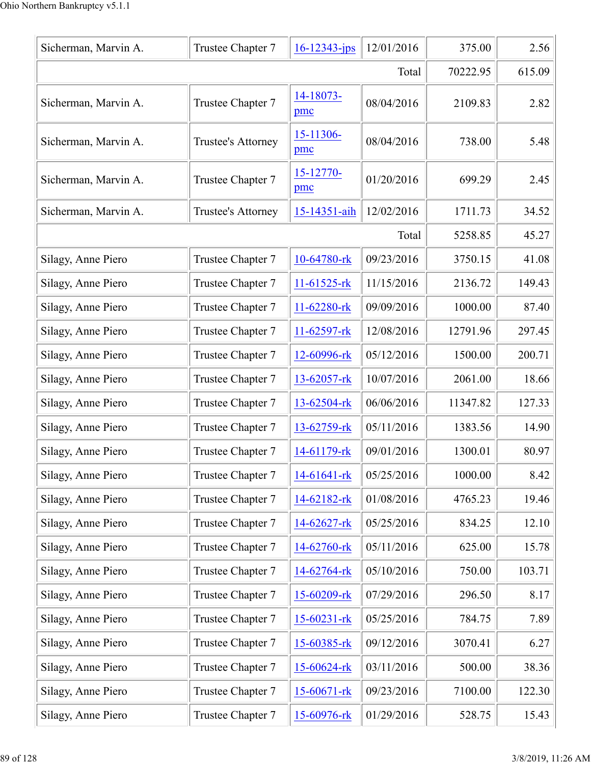| | | | | | |
|---|---|---|---|---|---|
| Sicherman, Marvin A. | Trustee Chapter 7 | 16-12343-jps | 12/01/2016 | 375.00 | 2.56 |
| | | | Total | 70222.95 | 615.09 |
| Sicherman, Marvin A. | Trustee Chapter 7 | 14-18073-pmc | 08/04/2016 | 2109.83 | 2.82 |
| Sicherman, Marvin A. | Trustee's Attorney | 15-11306-pmc | 08/04/2016 | 738.00 | 5.48 |
| Sicherman, Marvin A. | Trustee Chapter 7 | 15-12770-pmc | 01/20/2016 | 699.29 | 2.45 |
| Sicherman, Marvin A. | Trustee's Attorney | 15-14351-aih | 12/02/2016 | 1711.73 | 34.52 |
| | | | Total | 5258.85 | 45.27 |
| Silagy, Anne Piero | Trustee Chapter 7 | 10-64780-rk | 09/23/2016 | 3750.15 | 41.08 |
| Silagy, Anne Piero | Trustee Chapter 7 | 11-61525-rk | 11/15/2016 | 2136.72 | 149.43 |
| Silagy, Anne Piero | Trustee Chapter 7 | 11-62280-rk | 09/09/2016 | 1000.00 | 87.40 |
| Silagy, Anne Piero | Trustee Chapter 7 | 11-62597-rk | 12/08/2016 | 12791.96 | 297.45 |
| Silagy, Anne Piero | Trustee Chapter 7 | 12-60996-rk | 05/12/2016 | 1500.00 | 200.71 |
| Silagy, Anne Piero | Trustee Chapter 7 | 13-62057-rk | 10/07/2016 | 2061.00 | 18.66 |
| Silagy, Anne Piero | Trustee Chapter 7 | 13-62504-rk | 06/06/2016 | 11347.82 | 127.33 |
| Silagy, Anne Piero | Trustee Chapter 7 | 13-62759-rk | 05/11/2016 | 1383.56 | 14.90 |
| Silagy, Anne Piero | Trustee Chapter 7 | 14-61179-rk | 09/01/2016 | 1300.01 | 80.97 |
| Silagy, Anne Piero | Trustee Chapter 7 | 14-61641-rk | 05/25/2016 | 1000.00 | 8.42 |
| Silagy, Anne Piero | Trustee Chapter 7 | 14-62182-rk | 01/08/2016 | 4765.23 | 19.46 |
| Silagy, Anne Piero | Trustee Chapter 7 | 14-62627-rk | 05/25/2016 | 834.25 | 12.10 |
| Silagy, Anne Piero | Trustee Chapter 7 | 14-62760-rk | 05/11/2016 | 625.00 | 15.78 |
| Silagy, Anne Piero | Trustee Chapter 7 | 14-62764-rk | 05/10/2016 | 750.00 | 103.71 |
| Silagy, Anne Piero | Trustee Chapter 7 | 15-60209-rk | 07/29/2016 | 296.50 | 8.17 |
| Silagy, Anne Piero | Trustee Chapter 7 | 15-60231-rk | 05/25/2016 | 784.75 | 7.89 |
| Silagy, Anne Piero | Trustee Chapter 7 | 15-60385-rk | 09/12/2016 | 3070.41 | 6.27 |
| Silagy, Anne Piero | Trustee Chapter 7 | 15-60624-rk | 03/11/2016 | 500.00 | 38.36 |
| Silagy, Anne Piero | Trustee Chapter 7 | 15-60671-rk | 09/23/2016 | 7100.00 | 122.30 |
| Silagy, Anne Piero | Trustee Chapter 7 | 15-60976-rk | 01/29/2016 | 528.75 | 15.43 |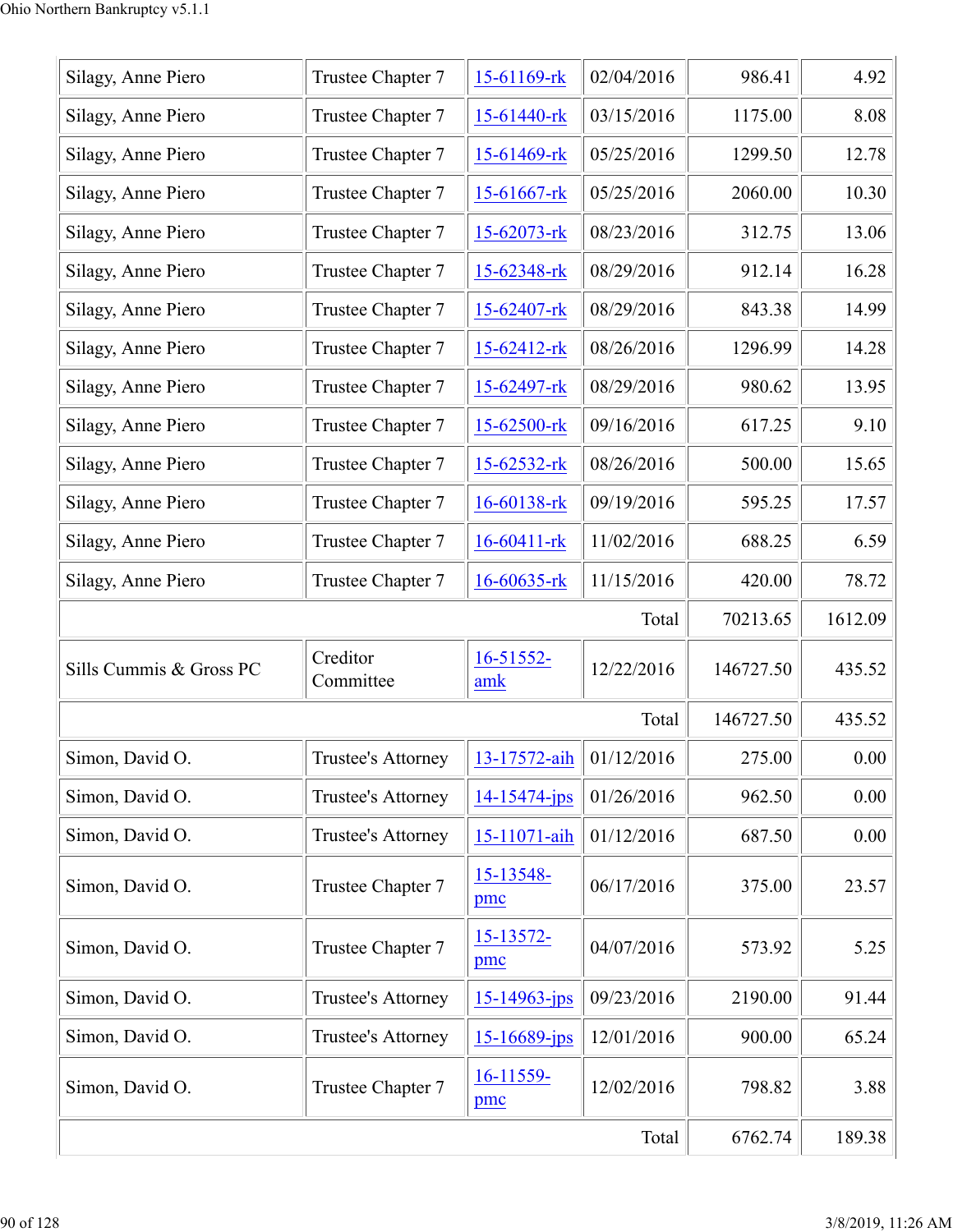| | | | | | |
|---|---|---|---|---|---|
| Silagy, Anne Piero | Trustee Chapter 7 | 15-61169-rk | 02/04/2016 | 986.41 | 4.92 |
| Silagy, Anne Piero | Trustee Chapter 7 | 15-61440-rk | 03/15/2016 | 1175.00 | 8.08 |
| Silagy, Anne Piero | Trustee Chapter 7 | 15-61469-rk | 05/25/2016 | 1299.50 | 12.78 |
| Silagy, Anne Piero | Trustee Chapter 7 | 15-61667-rk | 05/25/2016 | 2060.00 | 10.30 |
| Silagy, Anne Piero | Trustee Chapter 7 | 15-62073-rk | 08/23/2016 | 312.75 | 13.06 |
| Silagy, Anne Piero | Trustee Chapter 7 | 15-62348-rk | 08/29/2016 | 912.14 | 16.28 |
| Silagy, Anne Piero | Trustee Chapter 7 | 15-62407-rk | 08/29/2016 | 843.38 | 14.99 |
| Silagy, Anne Piero | Trustee Chapter 7 | 15-62412-rk | 08/26/2016 | 1296.99 | 14.28 |
| Silagy, Anne Piero | Trustee Chapter 7 | 15-62497-rk | 08/29/2016 | 980.62 | 13.95 |
| Silagy, Anne Piero | Trustee Chapter 7 | 15-62500-rk | 09/16/2016 | 617.25 | 9.10 |
| Silagy, Anne Piero | Trustee Chapter 7 | 15-62532-rk | 08/26/2016 | 500.00 | 15.65 |
| Silagy, Anne Piero | Trustee Chapter 7 | 16-60138-rk | 09/19/2016 | 595.25 | 17.57 |
| Silagy, Anne Piero | Trustee Chapter 7 | 16-60411-rk | 11/02/2016 | 688.25 | 6.59 |
| Silagy, Anne Piero | Trustee Chapter 7 | 16-60635-rk | 11/15/2016 | 420.00 | 78.72 |
| | | | Total | 70213.65 | 1612.09 |
| Sills Cummis & Gross PC | Creditor Committee | 16-51552-amk | 12/22/2016 | 146727.50 | 435.52 |
| | | | Total | 146727.50 | 435.52 |
| Simon, David O. | Trustee's Attorney | 13-17572-aih | 01/12/2016 | 275.00 | 0.00 |
| Simon, David O. | Trustee's Attorney | 14-15474-jps | 01/26/2016 | 962.50 | 0.00 |
| Simon, David O. | Trustee's Attorney | 15-11071-aih | 01/12/2016 | 687.50 | 0.00 |
| Simon, David O. | Trustee Chapter 7 | 15-13548-pmc | 06/17/2016 | 375.00 | 23.57 |
| Simon, David O. | Trustee Chapter 7 | 15-13572-pmc | 04/07/2016 | 573.92 | 5.25 |
| Simon, David O. | Trustee's Attorney | 15-14963-jps | 09/23/2016 | 2190.00 | 91.44 |
| Simon, David O. | Trustee's Attorney | 15-16689-jps | 12/01/2016 | 900.00 | 65.24 |
| Simon, David O. | Trustee Chapter 7 | 16-11559-pmc | 12/02/2016 | 798.82 | 3.88 |
| | | | Total | 6762.74 | 189.38 |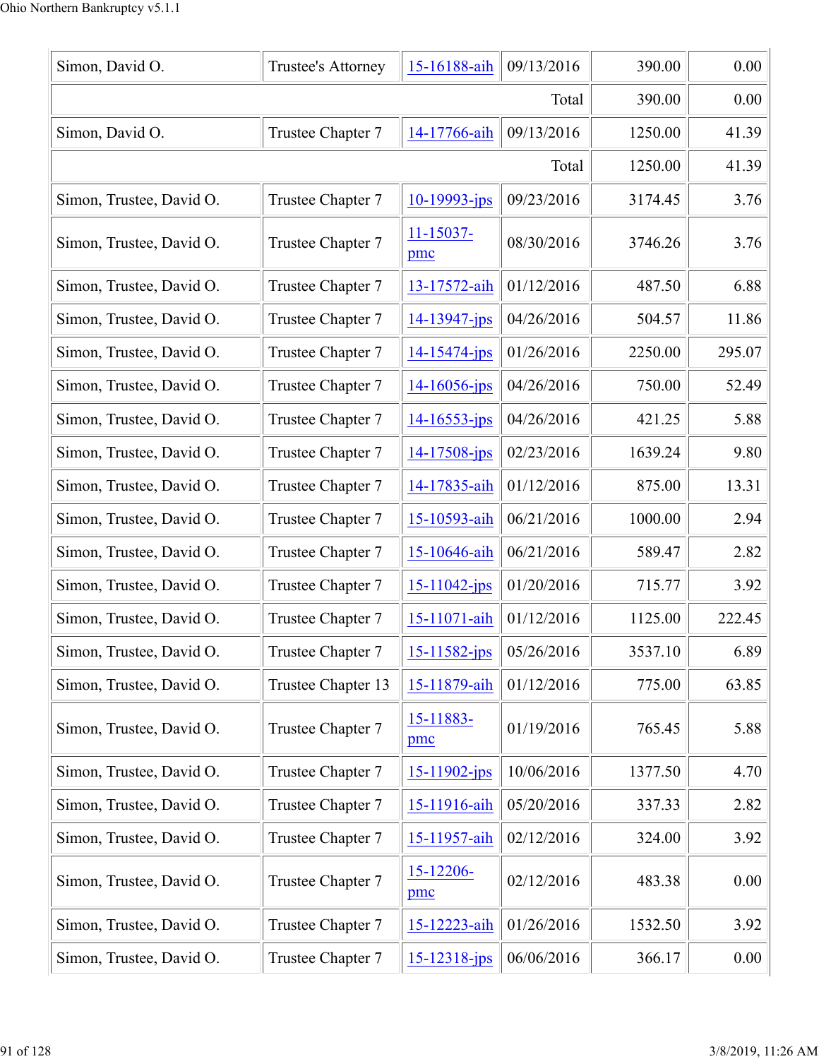| | | | | | |
|---|---|---|---|---|---|
| Simon, David O. | Trustee's Attorney | 15-16188-aih | 09/13/2016 | 390.00 | 0.00 |
| | | | Total | 390.00 | 0.00 |
| Simon, David O. | Trustee Chapter 7 | 14-17766-aih | 09/13/2016 | 1250.00 | 41.39 |
| | | | Total | 1250.00 | 41.39 |
| Simon, Trustee, David O. | Trustee Chapter 7 | 10-19993-jps | 09/23/2016 | 3174.45 | 3.76 |
| Simon, Trustee, David O. | Trustee Chapter 7 | 11-15037-pmc | 08/30/2016 | 3746.26 | 3.76 |
| Simon, Trustee, David O. | Trustee Chapter 7 | 13-17572-aih | 01/12/2016 | 487.50 | 6.88 |
| Simon, Trustee, David O. | Trustee Chapter 7 | 14-13947-jps | 04/26/2016 | 504.57 | 11.86 |
| Simon, Trustee, David O. | Trustee Chapter 7 | 14-15474-jps | 01/26/2016 | 2250.00 | 295.07 |
| Simon, Trustee, David O. | Trustee Chapter 7 | 14-16056-jps | 04/26/2016 | 750.00 | 52.49 |
| Simon, Trustee, David O. | Trustee Chapter 7 | 14-16553-jps | 04/26/2016 | 421.25 | 5.88 |
| Simon, Trustee, David O. | Trustee Chapter 7 | 14-17508-jps | 02/23/2016 | 1639.24 | 9.80 |
| Simon, Trustee, David O. | Trustee Chapter 7 | 14-17835-aih | 01/12/2016 | 875.00 | 13.31 |
| Simon, Trustee, David O. | Trustee Chapter 7 | 15-10593-aih | 06/21/2016 | 1000.00 | 2.94 |
| Simon, Trustee, David O. | Trustee Chapter 7 | 15-10646-aih | 06/21/2016 | 589.47 | 2.82 |
| Simon, Trustee, David O. | Trustee Chapter 7 | 15-11042-jps | 01/20/2016 | 715.77 | 3.92 |
| Simon, Trustee, David O. | Trustee Chapter 7 | 15-11071-aih | 01/12/2016 | 1125.00 | 222.45 |
| Simon, Trustee, David O. | Trustee Chapter 7 | 15-11582-jps | 05/26/2016 | 3537.10 | 6.89 |
| Simon, Trustee, David O. | Trustee Chapter 13 | 15-11879-aih | 01/12/2016 | 775.00 | 63.85 |
| Simon, Trustee, David O. | Trustee Chapter 7 | 15-11883-pmc | 01/19/2016 | 765.45 | 5.88 |
| Simon, Trustee, David O. | Trustee Chapter 7 | 15-11902-jps | 10/06/2016 | 1377.50 | 4.70 |
| Simon, Trustee, David O. | Trustee Chapter 7 | 15-11916-aih | 05/20/2016 | 337.33 | 2.82 |
| Simon, Trustee, David O. | Trustee Chapter 7 | 15-11957-aih | 02/12/2016 | 324.00 | 3.92 |
| Simon, Trustee, David O. | Trustee Chapter 7 | 15-12206-pmc | 02/12/2016 | 483.38 | 0.00 |
| Simon, Trustee, David O. | Trustee Chapter 7 | 15-12223-aih | 01/26/2016 | 1532.50 | 3.92 |
| Simon, Trustee, David O. | Trustee Chapter 7 | 15-12318-jps | 06/06/2016 | 366.17 | 0.00 |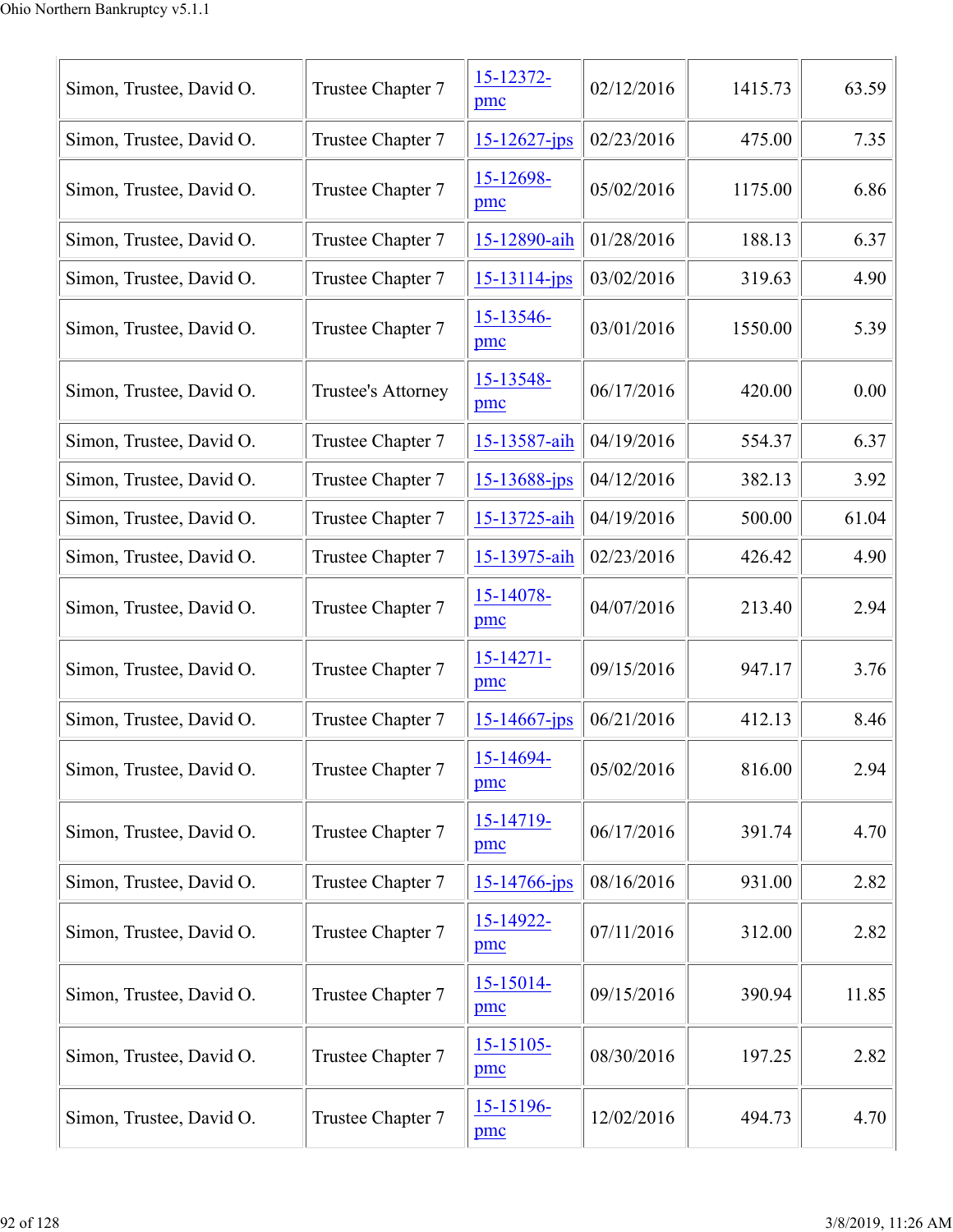| Simon, Trustee, David O. | Trustee Chapter 7 | 15-12372-pmc | 02/12/2016 | 1415.73 | 63.59 |
|---|---|---|---|---|---|
| Simon, Trustee, David O. | Trustee Chapter 7 | 15-12627-jps | 02/23/2016 | 475.00 | 7.35 |
| Simon, Trustee, David O. | Trustee Chapter 7 | 15-12698-pmc | 05/02/2016 | 1175.00 | 6.86 |
| Simon, Trustee, David O. | Trustee Chapter 7 | 15-12890-aih | 01/28/2016 | 188.13 | 6.37 |
| Simon, Trustee, David O. | Trustee Chapter 7 | 15-13114-jps | 03/02/2016 | 319.63 | 4.90 |
| Simon, Trustee, David O. | Trustee Chapter 7 | 15-13546-pmc | 03/01/2016 | 1550.00 | 5.39 |
| Simon, Trustee, David O. | Trustee's Attorney | 15-13548-pmc | 06/17/2016 | 420.00 | 0.00 |
| Simon, Trustee, David O. | Trustee Chapter 7 | 15-13587-aih | 04/19/2016 | 554.37 | 6.37 |
| Simon, Trustee, David O. | Trustee Chapter 7 | 15-13688-jps | 04/12/2016 | 382.13 | 3.92 |
| Simon, Trustee, David O. | Trustee Chapter 7 | 15-13725-aih | 04/19/2016 | 500.00 | 61.04 |
| Simon, Trustee, David O. | Trustee Chapter 7 | 15-13975-aih | 02/23/2016 | 426.42 | 4.90 |
| Simon, Trustee, David O. | Trustee Chapter 7 | 15-14078-pmc | 04/07/2016 | 213.40 | 2.94 |
| Simon, Trustee, David O. | Trustee Chapter 7 | 15-14271-pmc | 09/15/2016 | 947.17 | 3.76 |
| Simon, Trustee, David O. | Trustee Chapter 7 | 15-14667-jps | 06/21/2016 | 412.13 | 8.46 |
| Simon, Trustee, David O. | Trustee Chapter 7 | 15-14694-pmc | 05/02/2016 | 816.00 | 2.94 |
| Simon, Trustee, David O. | Trustee Chapter 7 | 15-14719-pmc | 06/17/2016 | 391.74 | 4.70 |
| Simon, Trustee, David O. | Trustee Chapter 7 | 15-14766-jps | 08/16/2016 | 931.00 | 2.82 |
| Simon, Trustee, David O. | Trustee Chapter 7 | 15-14922-pmc | 07/11/2016 | 312.00 | 2.82 |
| Simon, Trustee, David O. | Trustee Chapter 7 | 15-15014-pmc | 09/15/2016 | 390.94 | 11.85 |
| Simon, Trustee, David O. | Trustee Chapter 7 | 15-15105-pmc | 08/30/2016 | 197.25 | 2.82 |
| Simon, Trustee, David O. | Trustee Chapter 7 | 15-15196-pmc | 12/02/2016 | 494.73 | 4.70 |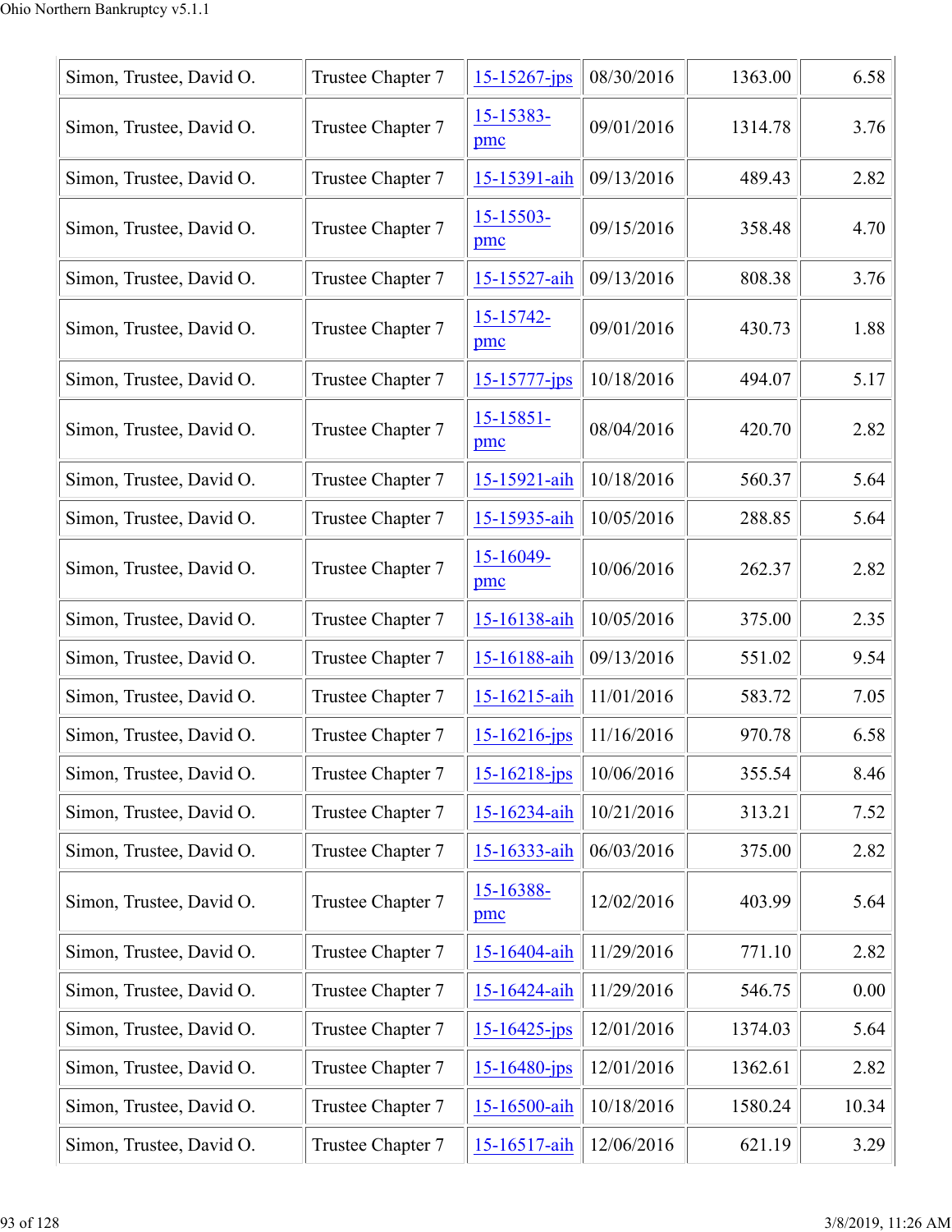| | | | | | |
|---|---|---|---|---|---|
| Simon, Trustee, David O. | Trustee Chapter 7 | 15-15267-jps | 08/30/2016 | 1363.00 | 6.58 |
| Simon, Trustee, David O. | Trustee Chapter 7 | 15-15383-pmc | 09/01/2016 | 1314.78 | 3.76 |
| Simon, Trustee, David O. | Trustee Chapter 7 | 15-15391-aih | 09/13/2016 | 489.43 | 2.82 |
| Simon, Trustee, David O. | Trustee Chapter 7 | 15-15503-pmc | 09/15/2016 | 358.48 | 4.70 |
| Simon, Trustee, David O. | Trustee Chapter 7 | 15-15527-aih | 09/13/2016 | 808.38 | 3.76 |
| Simon, Trustee, David O. | Trustee Chapter 7 | 15-15742-pmc | 09/01/2016 | 430.73 | 1.88 |
| Simon, Trustee, David O. | Trustee Chapter 7 | 15-15777-jps | 10/18/2016 | 494.07 | 5.17 |
| Simon, Trustee, David O. | Trustee Chapter 7 | 15-15851-pmc | 08/04/2016 | 420.70 | 2.82 |
| Simon, Trustee, David O. | Trustee Chapter 7 | 15-15921-aih | 10/18/2016 | 560.37 | 5.64 |
| Simon, Trustee, David O. | Trustee Chapter 7 | 15-15935-aih | 10/05/2016 | 288.85 | 5.64 |
| Simon, Trustee, David O. | Trustee Chapter 7 | 15-16049-pmc | 10/06/2016 | 262.37 | 2.82 |
| Simon, Trustee, David O. | Trustee Chapter 7 | 15-16138-aih | 10/05/2016 | 375.00 | 2.35 |
| Simon, Trustee, David O. | Trustee Chapter 7 | 15-16188-aih | 09/13/2016 | 551.02 | 9.54 |
| Simon, Trustee, David O. | Trustee Chapter 7 | 15-16215-aih | 11/01/2016 | 583.72 | 7.05 |
| Simon, Trustee, David O. | Trustee Chapter 7 | 15-16216-jps | 11/16/2016 | 970.78 | 6.58 |
| Simon, Trustee, David O. | Trustee Chapter 7 | 15-16218-jps | 10/06/2016 | 355.54 | 8.46 |
| Simon, Trustee, David O. | Trustee Chapter 7 | 15-16234-aih | 10/21/2016 | 313.21 | 7.52 |
| Simon, Trustee, David O. | Trustee Chapter 7 | 15-16333-aih | 06/03/2016 | 375.00 | 2.82 |
| Simon, Trustee, David O. | Trustee Chapter 7 | 15-16388-pmc | 12/02/2016 | 403.99 | 5.64 |
| Simon, Trustee, David O. | Trustee Chapter 7 | 15-16404-aih | 11/29/2016 | 771.10 | 2.82 |
| Simon, Trustee, David O. | Trustee Chapter 7 | 15-16424-aih | 11/29/2016 | 546.75 | 0.00 |
| Simon, Trustee, David O. | Trustee Chapter 7 | 15-16425-jps | 12/01/2016 | 1374.03 | 5.64 |
| Simon, Trustee, David O. | Trustee Chapter 7 | 15-16480-jps | 12/01/2016 | 1362.61 | 2.82 |
| Simon, Trustee, David O. | Trustee Chapter 7 | 15-16500-aih | 10/18/2016 | 1580.24 | 10.34 |
| Simon, Trustee, David O. | Trustee Chapter 7 | 15-16517-aih | 12/06/2016 | 621.19 | 3.29 |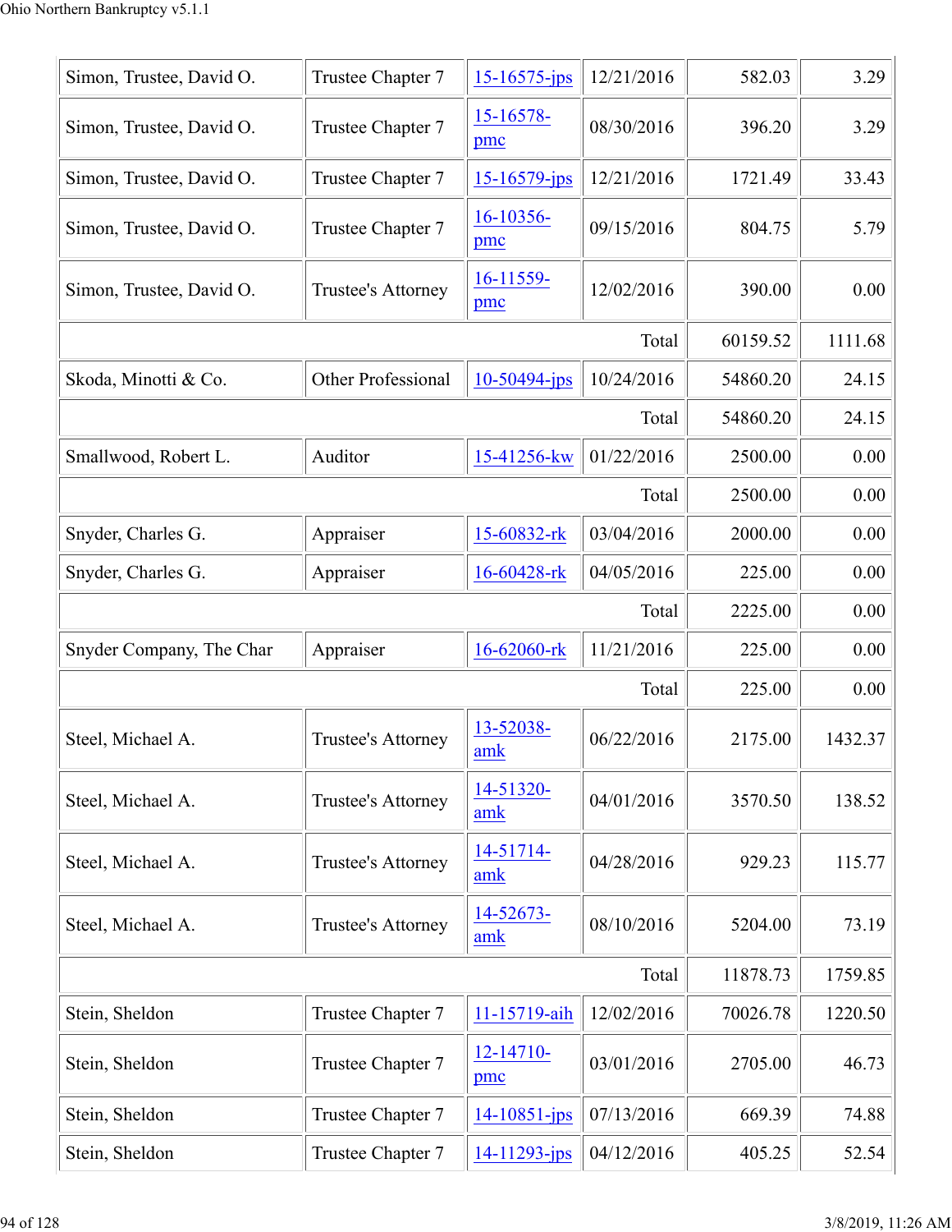| | | | | | |
|---|---|---|---|---|---|
| Simon, Trustee, David O. | Trustee Chapter 7 | 15-16575-jps | 12/21/2016 | 582.03 | 3.29 |
| Simon, Trustee, David O. | Trustee Chapter 7 | 15-16578-pmc | 08/30/2016 | 396.20 | 3.29 |
| Simon, Trustee, David O. | Trustee Chapter 7 | 15-16579-jps | 12/21/2016 | 1721.49 | 33.43 |
| Simon, Trustee, David O. | Trustee Chapter 7 | 16-10356-pmc | 09/15/2016 | 804.75 | 5.79 |
| Simon, Trustee, David O. | Trustee's Attorney | 16-11559-pmc | 12/02/2016 | 390.00 | 0.00 |
| | | | Total | 60159.52 | 1111.68 |
| Skoda, Minotti & Co. | Other Professional | 10-50494-jps | 10/24/2016 | 54860.20 | 24.15 |
| | | | Total | 54860.20 | 24.15 |
| Smallwood, Robert L. | Auditor | 15-41256-kw | 01/22/2016 | 2500.00 | 0.00 |
| | | | Total | 2500.00 | 0.00 |
| Snyder, Charles G. | Appraiser | 15-60832-rk | 03/04/2016 | 2000.00 | 0.00 |
| Snyder, Charles G. | Appraiser | 16-60428-rk | 04/05/2016 | 225.00 | 0.00 |
| | | | Total | 2225.00 | 0.00 |
| Snyder Company, The Char | Appraiser | 16-62060-rk | 11/21/2016 | 225.00 | 0.00 |
| | | | Total | 225.00 | 0.00 |
| Steel, Michael A. | Trustee's Attorney | 13-52038-amk | 06/22/2016 | 2175.00 | 1432.37 |
| Steel, Michael A. | Trustee's Attorney | 14-51320-amk | 04/01/2016 | 3570.50 | 138.52 |
| Steel, Michael A. | Trustee's Attorney | 14-51714-amk | 04/28/2016 | 929.23 | 115.77 |
| Steel, Michael A. | Trustee's Attorney | 14-52673-amk | 08/10/2016 | 5204.00 | 73.19 |
| | | | Total | 11878.73 | 1759.85 |
| Stein, Sheldon | Trustee Chapter 7 | 11-15719-aih | 12/02/2016 | 70026.78 | 1220.50 |
| Stein, Sheldon | Trustee Chapter 7 | 12-14710-pmc | 03/01/2016 | 2705.00 | 46.73 |
| Stein, Sheldon | Trustee Chapter 7 | 14-10851-jps | 07/13/2016 | 669.39 | 74.88 |
| Stein, Sheldon | Trustee Chapter 7 | 14-11293-jps | 04/12/2016 | 405.25 | 52.54 |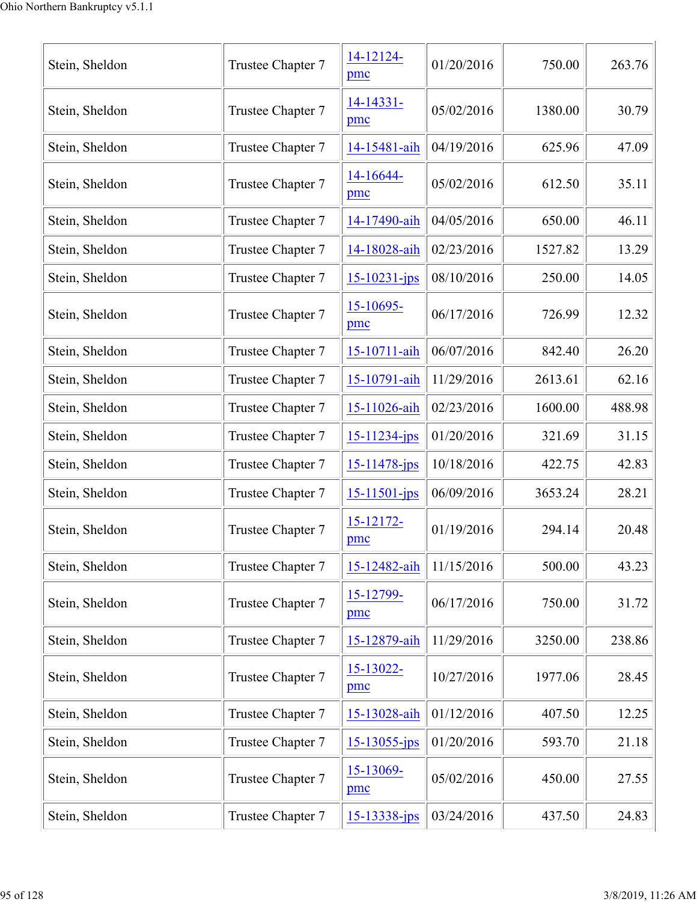| Stein, Sheldon | Trustee Chapter 7 | 14-12124-pmc | 01/20/2016 | 750.00 | 263.76 |
|---|---|---|---|---|---|
| Stein, Sheldon | Trustee Chapter 7 | 14-14331-pmc | 05/02/2016 | 1380.00 | 30.79 |
| Stein, Sheldon | Trustee Chapter 7 | 14-15481-aih | 04/19/2016 | 625.96 | 47.09 |
| Stein, Sheldon | Trustee Chapter 7 | 14-16644-pmc | 05/02/2016 | 612.50 | 35.11 |
| Stein, Sheldon | Trustee Chapter 7 | 14-17490-aih | 04/05/2016 | 650.00 | 46.11 |
| Stein, Sheldon | Trustee Chapter 7 | 14-18028-aih | 02/23/2016 | 1527.82 | 13.29 |
| Stein, Sheldon | Trustee Chapter 7 | 15-10231-jps | 08/10/2016 | 250.00 | 14.05 |
| Stein, Sheldon | Trustee Chapter 7 | 15-10695-pmc | 06/17/2016 | 726.99 | 12.32 |
| Stein, Sheldon | Trustee Chapter 7 | 15-10711-aih | 06/07/2016 | 842.40 | 26.20 |
| Stein, Sheldon | Trustee Chapter 7 | 15-10791-aih | 11/29/2016 | 2613.61 | 62.16 |
| Stein, Sheldon | Trustee Chapter 7 | 15-11026-aih | 02/23/2016 | 1600.00 | 488.98 |
| Stein, Sheldon | Trustee Chapter 7 | 15-11234-jps | 01/20/2016 | 321.69 | 31.15 |
| Stein, Sheldon | Trustee Chapter 7 | 15-11478-jps | 10/18/2016 | 422.75 | 42.83 |
| Stein, Sheldon | Trustee Chapter 7 | 15-11501-jps | 06/09/2016 | 3653.24 | 28.21 |
| Stein, Sheldon | Trustee Chapter 7 | 15-12172-pmc | 01/19/2016 | 294.14 | 20.48 |
| Stein, Sheldon | Trustee Chapter 7 | 15-12482-aih | 11/15/2016 | 500.00 | 43.23 |
| Stein, Sheldon | Trustee Chapter 7 | 15-12799-pmc | 06/17/2016 | 750.00 | 31.72 |
| Stein, Sheldon | Trustee Chapter 7 | 15-12879-aih | 11/29/2016 | 3250.00 | 238.86 |
| Stein, Sheldon | Trustee Chapter 7 | 15-13022-pmc | 10/27/2016 | 1977.06 | 28.45 |
| Stein, Sheldon | Trustee Chapter 7 | 15-13028-aih | 01/12/2016 | 407.50 | 12.25 |
| Stein, Sheldon | Trustee Chapter 7 | 15-13055-jps | 01/20/2016 | 593.70 | 21.18 |
| Stein, Sheldon | Trustee Chapter 7 | 15-13069-pmc | 05/02/2016 | 450.00 | 27.55 |
| Stein, Sheldon | Trustee Chapter 7 | 15-13338-jps | 03/24/2016 | 437.50 | 24.83 |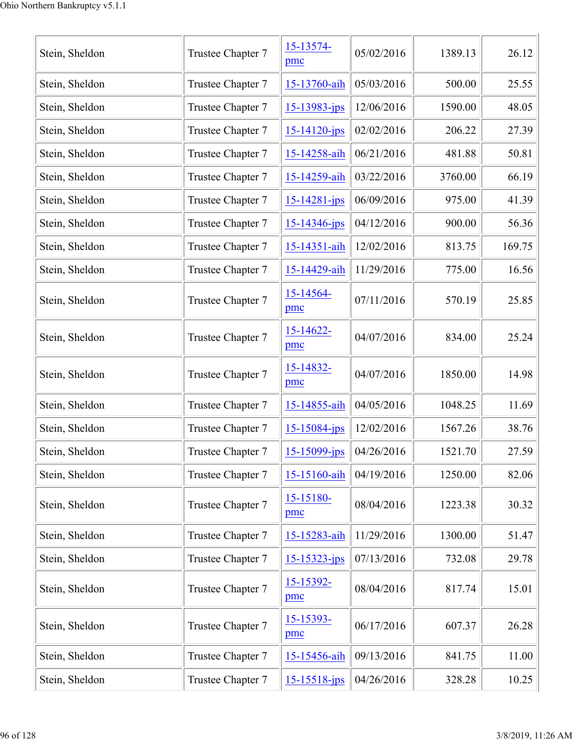| | | | | | |
|---|---|---|---|---|---|
| Stein, Sheldon | Trustee Chapter 7 | 15-13574-pmc | 05/02/2016 | 1389.13 | 26.12 |
| Stein, Sheldon | Trustee Chapter 7 | 15-13760-aih | 05/03/2016 | 500.00 | 25.55 |
| Stein, Sheldon | Trustee Chapter 7 | 15-13983-jps | 12/06/2016 | 1590.00 | 48.05 |
| Stein, Sheldon | Trustee Chapter 7 | 15-14120-jps | 02/02/2016 | 206.22 | 27.39 |
| Stein, Sheldon | Trustee Chapter 7 | 15-14258-aih | 06/21/2016 | 481.88 | 50.81 |
| Stein, Sheldon | Trustee Chapter 7 | 15-14259-aih | 03/22/2016 | 3760.00 | 66.19 |
| Stein, Sheldon | Trustee Chapter 7 | 15-14281-jps | 06/09/2016 | 975.00 | 41.39 |
| Stein, Sheldon | Trustee Chapter 7 | 15-14346-jps | 04/12/2016 | 900.00 | 56.36 |
| Stein, Sheldon | Trustee Chapter 7 | 15-14351-aih | 12/02/2016 | 813.75 | 169.75 |
| Stein, Sheldon | Trustee Chapter 7 | 15-14429-aih | 11/29/2016 | 775.00 | 16.56 |
| Stein, Sheldon | Trustee Chapter 7 | 15-14564-pmc | 07/11/2016 | 570.19 | 25.85 |
| Stein, Sheldon | Trustee Chapter 7 | 15-14622-pmc | 04/07/2016 | 834.00 | 25.24 |
| Stein, Sheldon | Trustee Chapter 7 | 15-14832-pmc | 04/07/2016 | 1850.00 | 14.98 |
| Stein, Sheldon | Trustee Chapter 7 | 15-14855-aih | 04/05/2016 | 1048.25 | 11.69 |
| Stein, Sheldon | Trustee Chapter 7 | 15-15084-jps | 12/02/2016 | 1567.26 | 38.76 |
| Stein, Sheldon | Trustee Chapter 7 | 15-15099-jps | 04/26/2016 | 1521.70 | 27.59 |
| Stein, Sheldon | Trustee Chapter 7 | 15-15160-aih | 04/19/2016 | 1250.00 | 82.06 |
| Stein, Sheldon | Trustee Chapter 7 | 15-15180-pmc | 08/04/2016 | 1223.38 | 30.32 |
| Stein, Sheldon | Trustee Chapter 7 | 15-15283-aih | 11/29/2016 | 1300.00 | 51.47 |
| Stein, Sheldon | Trustee Chapter 7 | 15-15323-jps | 07/13/2016 | 732.08 | 29.78 |
| Stein, Sheldon | Trustee Chapter 7 | 15-15392-pmc | 08/04/2016 | 817.74 | 15.01 |
| Stein, Sheldon | Trustee Chapter 7 | 15-15393-pmc | 06/17/2016 | 607.37 | 26.28 |
| Stein, Sheldon | Trustee Chapter 7 | 15-15456-aih | 09/13/2016 | 841.75 | 11.00 |
| Stein, Sheldon | Trustee Chapter 7 | 15-15518-jps | 04/26/2016 | 328.28 | 10.25 |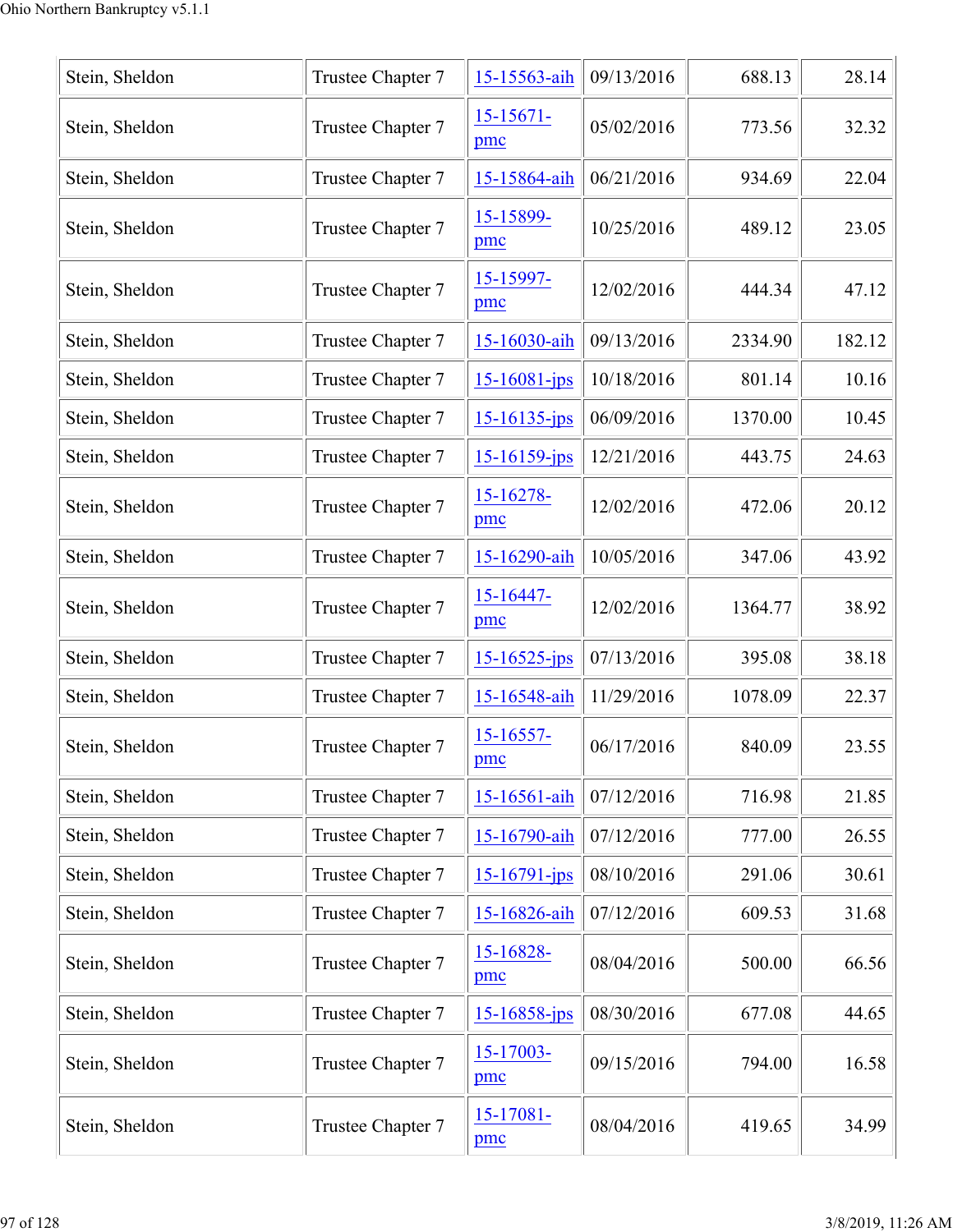| Stein, Sheldon | Trustee Chapter 7 | 15-15563-aih | 09/13/2016 | 688.13 | 28.14 |
|---|---|---|---|---|---|
| Stein, Sheldon | Trustee Chapter 7 | 15-15671-pmc | 05/02/2016 | 773.56 | 32.32 |
| Stein, Sheldon | Trustee Chapter 7 | 15-15864-aih | 06/21/2016 | 934.69 | 22.04 |
| Stein, Sheldon | Trustee Chapter 7 | 15-15899-pmc | 10/25/2016 | 489.12 | 23.05 |
| Stein, Sheldon | Trustee Chapter 7 | 15-15997-pmc | 12/02/2016 | 444.34 | 47.12 |
| Stein, Sheldon | Trustee Chapter 7 | 15-16030-aih | 09/13/2016 | 2334.90 | 182.12 |
| Stein, Sheldon | Trustee Chapter 7 | 15-16081-jps | 10/18/2016 | 801.14 | 10.16 |
| Stein, Sheldon | Trustee Chapter 7 | 15-16135-jps | 06/09/2016 | 1370.00 | 10.45 |
| Stein, Sheldon | Trustee Chapter 7 | 15-16159-jps | 12/21/2016 | 443.75 | 24.63 |
| Stein, Sheldon | Trustee Chapter 7 | 15-16278-pmc | 12/02/2016 | 472.06 | 20.12 |
| Stein, Sheldon | Trustee Chapter 7 | 15-16290-aih | 10/05/2016 | 347.06 | 43.92 |
| Stein, Sheldon | Trustee Chapter 7 | 15-16447-pmc | 12/02/2016 | 1364.77 | 38.92 |
| Stein, Sheldon | Trustee Chapter 7 | 15-16525-jps | 07/13/2016 | 395.08 | 38.18 |
| Stein, Sheldon | Trustee Chapter 7 | 15-16548-aih | 11/29/2016 | 1078.09 | 22.37 |
| Stein, Sheldon | Trustee Chapter 7 | 15-16557-pmc | 06/17/2016 | 840.09 | 23.55 |
| Stein, Sheldon | Trustee Chapter 7 | 15-16561-aih | 07/12/2016 | 716.98 | 21.85 |
| Stein, Sheldon | Trustee Chapter 7 | 15-16790-aih | 07/12/2016 | 777.00 | 26.55 |
| Stein, Sheldon | Trustee Chapter 7 | 15-16791-jps | 08/10/2016 | 291.06 | 30.61 |
| Stein, Sheldon | Trustee Chapter 7 | 15-16826-aih | 07/12/2016 | 609.53 | 31.68 |
| Stein, Sheldon | Trustee Chapter 7 | 15-16828-pmc | 08/04/2016 | 500.00 | 66.56 |
| Stein, Sheldon | Trustee Chapter 7 | 15-16858-jps | 08/30/2016 | 677.08 | 44.65 |
| Stein, Sheldon | Trustee Chapter 7 | 15-17003-pmc | 09/15/2016 | 794.00 | 16.58 |
| Stein, Sheldon | Trustee Chapter 7 | 15-17081-pmc | 08/04/2016 | 419.65 | 34.99 |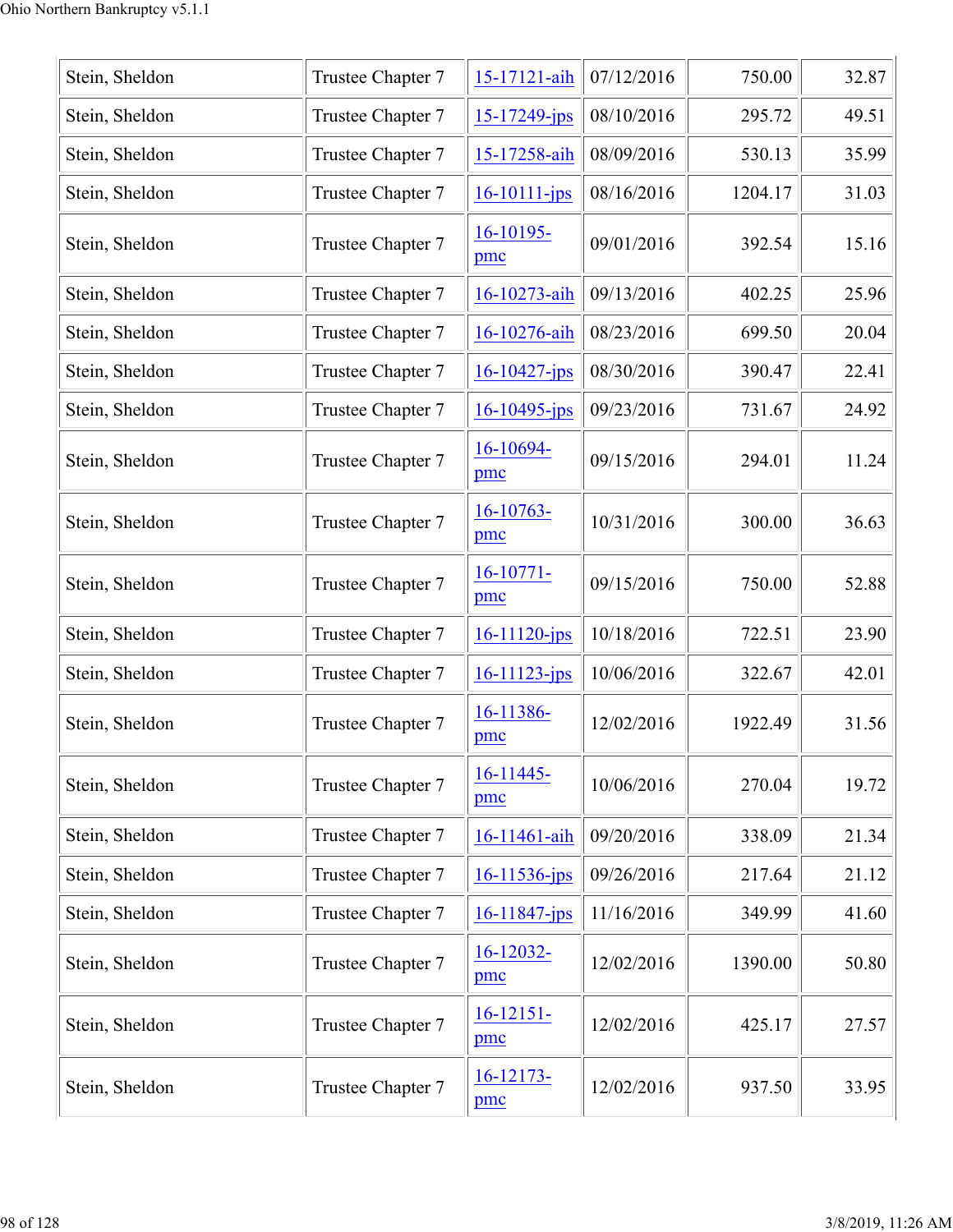| | | | | | |
|---|---|---|---|---|---|
| Stein, Sheldon | Trustee Chapter 7 | 15-17121-aih | 07/12/2016 | 750.00 | 32.87 |
| Stein, Sheldon | Trustee Chapter 7 | 15-17249-jps | 08/10/2016 | 295.72 | 49.51 |
| Stein, Sheldon | Trustee Chapter 7 | 15-17258-aih | 08/09/2016 | 530.13 | 35.99 |
| Stein, Sheldon | Trustee Chapter 7 | 16-10111-jps | 08/16/2016 | 1204.17 | 31.03 |
| Stein, Sheldon | Trustee Chapter 7 | 16-10195-pmc | 09/01/2016 | 392.54 | 15.16 |
| Stein, Sheldon | Trustee Chapter 7 | 16-10273-aih | 09/13/2016 | 402.25 | 25.96 |
| Stein, Sheldon | Trustee Chapter 7 | 16-10276-aih | 08/23/2016 | 699.50 | 20.04 |
| Stein, Sheldon | Trustee Chapter 7 | 16-10427-jps | 08/30/2016 | 390.47 | 22.41 |
| Stein, Sheldon | Trustee Chapter 7 | 16-10495-jps | 09/23/2016 | 731.67 | 24.92 |
| Stein, Sheldon | Trustee Chapter 7 | 16-10694-pmc | 09/15/2016 | 294.01 | 11.24 |
| Stein, Sheldon | Trustee Chapter 7 | 16-10763-pmc | 10/31/2016 | 300.00 | 36.63 |
| Stein, Sheldon | Trustee Chapter 7 | 16-10771-pmc | 09/15/2016 | 750.00 | 52.88 |
| Stein, Sheldon | Trustee Chapter 7 | 16-11120-jps | 10/18/2016 | 722.51 | 23.90 |
| Stein, Sheldon | Trustee Chapter 7 | 16-11123-jps | 10/06/2016 | 322.67 | 42.01 |
| Stein, Sheldon | Trustee Chapter 7 | 16-11386-pmc | 12/02/2016 | 1922.49 | 31.56 |
| Stein, Sheldon | Trustee Chapter 7 | 16-11445-pmc | 10/06/2016 | 270.04 | 19.72 |
| Stein, Sheldon | Trustee Chapter 7 | 16-11461-aih | 09/20/2016 | 338.09 | 21.34 |
| Stein, Sheldon | Trustee Chapter 7 | 16-11536-jps | 09/26/2016 | 217.64 | 21.12 |
| Stein, Sheldon | Trustee Chapter 7 | 16-11847-jps | 11/16/2016 | 349.99 | 41.60 |
| Stein, Sheldon | Trustee Chapter 7 | 16-12032-pmc | 12/02/2016 | 1390.00 | 50.80 |
| Stein, Sheldon | Trustee Chapter 7 | 16-12151-pmc | 12/02/2016 | 425.17 | 27.57 |
| Stein, Sheldon | Trustee Chapter 7 | 16-12173-pmc | 12/02/2016 | 937.50 | 33.95 |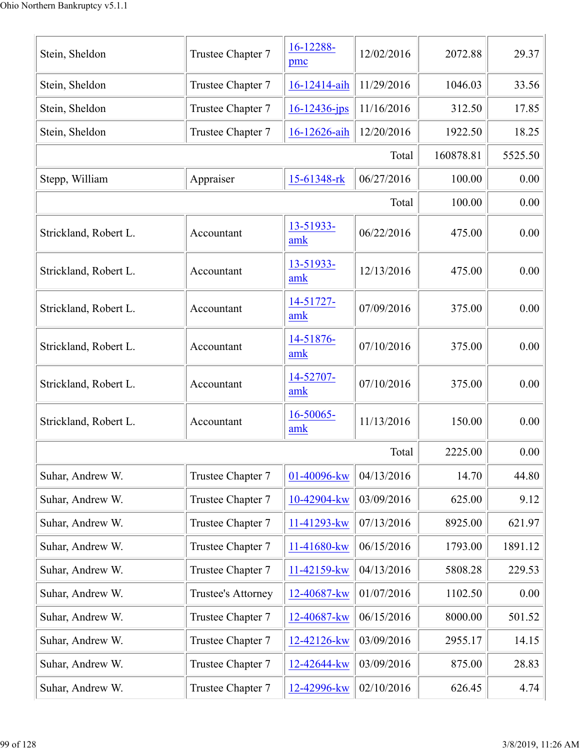| | | | | | |
|---|---|---|---|---|---|
| Stein, Sheldon | Trustee Chapter 7 | 16-12288-pmc | 12/02/2016 | 2072.88 | 29.37 |
| Stein, Sheldon | Trustee Chapter 7 | 16-12414-aih | 11/29/2016 | 1046.03 | 33.56 |
| Stein, Sheldon | Trustee Chapter 7 | 16-12436-jps | 11/16/2016 | 312.50 | 17.85 |
| Stein, Sheldon | Trustee Chapter 7 | 16-12626-aih | 12/20/2016 | 1922.50 | 18.25 |
| | | | Total | 160878.81 | 5525.50 |
| Stepp, William | Appraiser | 15-61348-rk | 06/27/2016 | 100.00 | 0.00 |
| | | | Total | 100.00 | 0.00 |
| Strickland, Robert L. | Accountant | 13-51933-amk | 06/22/2016 | 475.00 | 0.00 |
| Strickland, Robert L. | Accountant | 13-51933-amk | 12/13/2016 | 475.00 | 0.00 |
| Strickland, Robert L. | Accountant | 14-51727-amk | 07/09/2016 | 375.00 | 0.00 |
| Strickland, Robert L. | Accountant | 14-51876-amk | 07/10/2016 | 375.00 | 0.00 |
| Strickland, Robert L. | Accountant | 14-52707-amk | 07/10/2016 | 375.00 | 0.00 |
| Strickland, Robert L. | Accountant | 16-50065-amk | 11/13/2016 | 150.00 | 0.00 |
| | | | Total | 2225.00 | 0.00 |
| Suhar, Andrew W. | Trustee Chapter 7 | 01-40096-kw | 04/13/2016 | 14.70 | 44.80 |
| Suhar, Andrew W. | Trustee Chapter 7 | 10-42904-kw | 03/09/2016 | 625.00 | 9.12 |
| Suhar, Andrew W. | Trustee Chapter 7 | 11-41293-kw | 07/13/2016 | 8925.00 | 621.97 |
| Suhar, Andrew W. | Trustee Chapter 7 | 11-41680-kw | 06/15/2016 | 1793.00 | 1891.12 |
| Suhar, Andrew W. | Trustee Chapter 7 | 11-42159-kw | 04/13/2016 | 5808.28 | 229.53 |
| Suhar, Andrew W. | Trustee's Attorney | 12-40687-kw | 01/07/2016 | 1102.50 | 0.00 |
| Suhar, Andrew W. | Trustee Chapter 7 | 12-40687-kw | 06/15/2016 | 8000.00 | 501.52 |
| Suhar, Andrew W. | Trustee Chapter 7 | 12-42126-kw | 03/09/2016 | 2955.17 | 14.15 |
| Suhar, Andrew W. | Trustee Chapter 7 | 12-42644-kw | 03/09/2016 | 875.00 | 28.83 |
| Suhar, Andrew W. | Trustee Chapter 7 | 12-42996-kw | 02/10/2016 | 626.45 | 4.74 |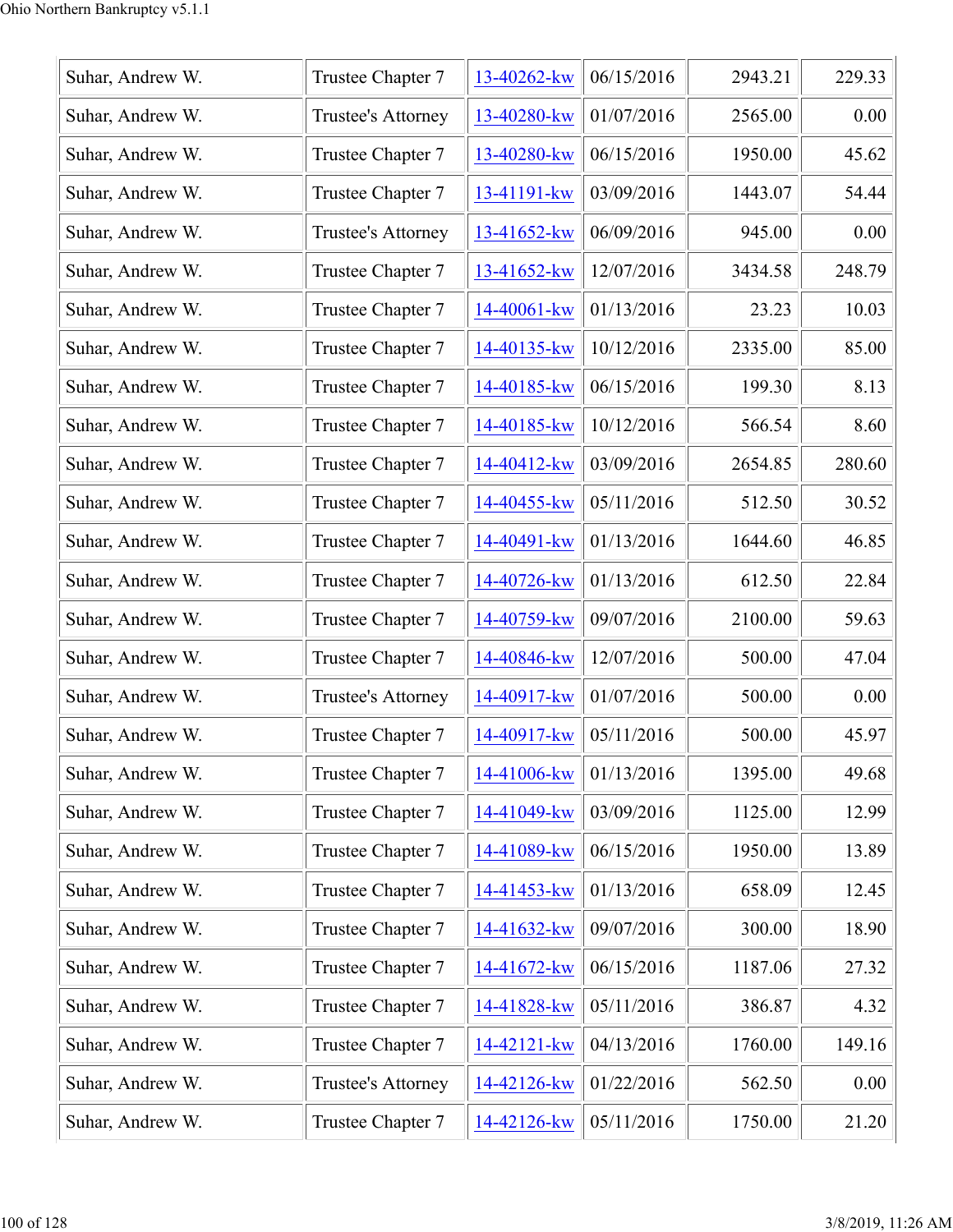| Suhar, Andrew W. | Trustee Chapter 7 | 13-40262-kw | 06/15/2016 | 2943.21 | 229.33 |
|---|---|---|---|---|---|
| Suhar, Andrew W. | Trustee's Attorney | 13-40280-kw | 01/07/2016 | 2565.00 | 0.00 |
| Suhar, Andrew W. | Trustee Chapter 7 | 13-40280-kw | 06/15/2016 | 1950.00 | 45.62 |
| Suhar, Andrew W. | Trustee Chapter 7 | 13-41191-kw | 03/09/2016 | 1443.07 | 54.44 |
| Suhar, Andrew W. | Trustee's Attorney | 13-41652-kw | 06/09/2016 | 945.00 | 0.00 |
| Suhar, Andrew W. | Trustee Chapter 7 | 13-41652-kw | 12/07/2016 | 3434.58 | 248.79 |
| Suhar, Andrew W. | Trustee Chapter 7 | 14-40061-kw | 01/13/2016 | 23.23 | 10.03 |
| Suhar, Andrew W. | Trustee Chapter 7 | 14-40135-kw | 10/12/2016 | 2335.00 | 85.00 |
| Suhar, Andrew W. | Trustee Chapter 7 | 14-40185-kw | 06/15/2016 | 199.30 | 8.13 |
| Suhar, Andrew W. | Trustee Chapter 7 | 14-40185-kw | 10/12/2016 | 566.54 | 8.60 |
| Suhar, Andrew W. | Trustee Chapter 7 | 14-40412-kw | 03/09/2016 | 2654.85 | 280.60 |
| Suhar, Andrew W. | Trustee Chapter 7 | 14-40455-kw | 05/11/2016 | 512.50 | 30.52 |
| Suhar, Andrew W. | Trustee Chapter 7 | 14-40491-kw | 01/13/2016 | 1644.60 | 46.85 |
| Suhar, Andrew W. | Trustee Chapter 7 | 14-40726-kw | 01/13/2016 | 612.50 | 22.84 |
| Suhar, Andrew W. | Trustee Chapter 7 | 14-40759-kw | 09/07/2016 | 2100.00 | 59.63 |
| Suhar, Andrew W. | Trustee Chapter 7 | 14-40846-kw | 12/07/2016 | 500.00 | 47.04 |
| Suhar, Andrew W. | Trustee's Attorney | 14-40917-kw | 01/07/2016 | 500.00 | 0.00 |
| Suhar, Andrew W. | Trustee Chapter 7 | 14-40917-kw | 05/11/2016 | 500.00 | 45.97 |
| Suhar, Andrew W. | Trustee Chapter 7 | 14-41006-kw | 01/13/2016 | 1395.00 | 49.68 |
| Suhar, Andrew W. | Trustee Chapter 7 | 14-41049-kw | 03/09/2016 | 1125.00 | 12.99 |
| Suhar, Andrew W. | Trustee Chapter 7 | 14-41089-kw | 06/15/2016 | 1950.00 | 13.89 |
| Suhar, Andrew W. | Trustee Chapter 7 | 14-41453-kw | 01/13/2016 | 658.09 | 12.45 |
| Suhar, Andrew W. | Trustee Chapter 7 | 14-41632-kw | 09/07/2016 | 300.00 | 18.90 |
| Suhar, Andrew W. | Trustee Chapter 7 | 14-41672-kw | 06/15/2016 | 1187.06 | 27.32 |
| Suhar, Andrew W. | Trustee Chapter 7 | 14-41828-kw | 05/11/2016 | 386.87 | 4.32 |
| Suhar, Andrew W. | Trustee Chapter 7 | 14-42121-kw | 04/13/2016 | 1760.00 | 149.16 |
| Suhar, Andrew W. | Trustee's Attorney | 14-42126-kw | 01/22/2016 | 562.50 | 0.00 |
| Suhar, Andrew W. | Trustee Chapter 7 | 14-42126-kw | 05/11/2016 | 1750.00 | 21.20 |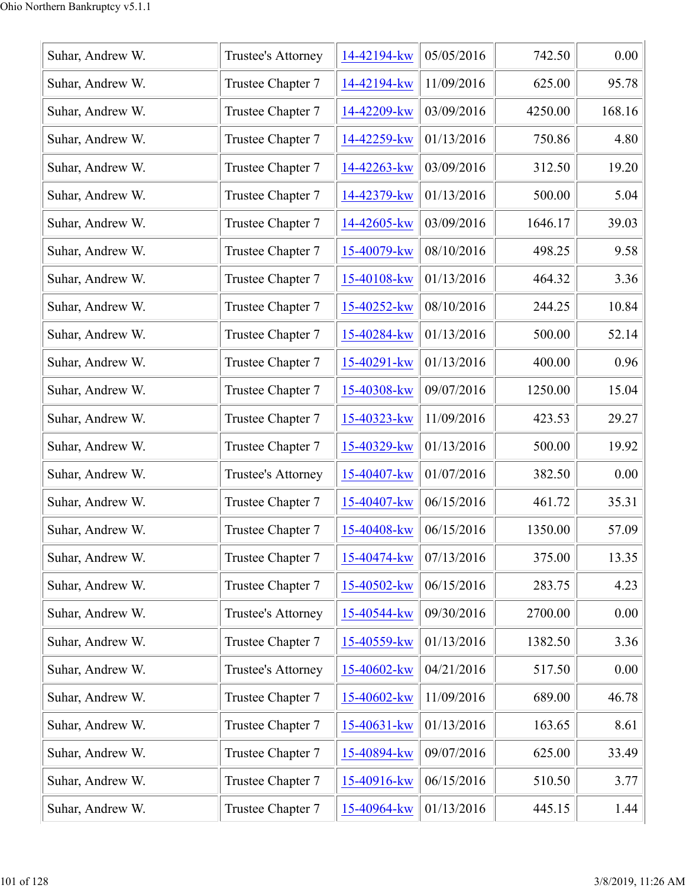| Suhar, Andrew W. | Trustee's Attorney | 14-42194-kw | 05/05/2016 | 742.50 | 0.00 |
|---|---|---|---|---|---|
| Suhar, Andrew W. | Trustee Chapter 7 | 14-42194-kw | 11/09/2016 | 625.00 | 95.78 |
| Suhar, Andrew W. | Trustee Chapter 7 | 14-42209-kw | 03/09/2016 | 4250.00 | 168.16 |
| Suhar, Andrew W. | Trustee Chapter 7 | 14-42259-kw | 01/13/2016 | 750.86 | 4.80 |
| Suhar, Andrew W. | Trustee Chapter 7 | 14-42263-kw | 03/09/2016 | 312.50 | 19.20 |
| Suhar, Andrew W. | Trustee Chapter 7 | 14-42379-kw | 01/13/2016 | 500.00 | 5.04 |
| Suhar, Andrew W. | Trustee Chapter 7 | 14-42605-kw | 03/09/2016 | 1646.17 | 39.03 |
| Suhar, Andrew W. | Trustee Chapter 7 | 15-40079-kw | 08/10/2016 | 498.25 | 9.58 |
| Suhar, Andrew W. | Trustee Chapter 7 | 15-40108-kw | 01/13/2016 | 464.32 | 3.36 |
| Suhar, Andrew W. | Trustee Chapter 7 | 15-40252-kw | 08/10/2016 | 244.25 | 10.84 |
| Suhar, Andrew W. | Trustee Chapter 7 | 15-40284-kw | 01/13/2016 | 500.00 | 52.14 |
| Suhar, Andrew W. | Trustee Chapter 7 | 15-40291-kw | 01/13/2016 | 400.00 | 0.96 |
| Suhar, Andrew W. | Trustee Chapter 7 | 15-40308-kw | 09/07/2016 | 1250.00 | 15.04 |
| Suhar, Andrew W. | Trustee Chapter 7 | 15-40323-kw | 11/09/2016 | 423.53 | 29.27 |
| Suhar, Andrew W. | Trustee Chapter 7 | 15-40329-kw | 01/13/2016 | 500.00 | 19.92 |
| Suhar, Andrew W. | Trustee's Attorney | 15-40407-kw | 01/07/2016 | 382.50 | 0.00 |
| Suhar, Andrew W. | Trustee Chapter 7 | 15-40407-kw | 06/15/2016 | 461.72 | 35.31 |
| Suhar, Andrew W. | Trustee Chapter 7 | 15-40408-kw | 06/15/2016 | 1350.00 | 57.09 |
| Suhar, Andrew W. | Trustee Chapter 7 | 15-40474-kw | 07/13/2016 | 375.00 | 13.35 |
| Suhar, Andrew W. | Trustee Chapter 7 | 15-40502-kw | 06/15/2016 | 283.75 | 4.23 |
| Suhar, Andrew W. | Trustee's Attorney | 15-40544-kw | 09/30/2016 | 2700.00 | 0.00 |
| Suhar, Andrew W. | Trustee Chapter 7 | 15-40559-kw | 01/13/2016 | 1382.50 | 3.36 |
| Suhar, Andrew W. | Trustee's Attorney | 15-40602-kw | 04/21/2016 | 517.50 | 0.00 |
| Suhar, Andrew W. | Trustee Chapter 7 | 15-40602-kw | 11/09/2016 | 689.00 | 46.78 |
| Suhar, Andrew W. | Trustee Chapter 7 | 15-40631-kw | 01/13/2016 | 163.65 | 8.61 |
| Suhar, Andrew W. | Trustee Chapter 7 | 15-40894-kw | 09/07/2016 | 625.00 | 33.49 |
| Suhar, Andrew W. | Trustee Chapter 7 | 15-40916-kw | 06/15/2016 | 510.50 | 3.77 |
| Suhar, Andrew W. | Trustee Chapter 7 | 15-40964-kw | 01/13/2016 | 445.15 | 1.44 |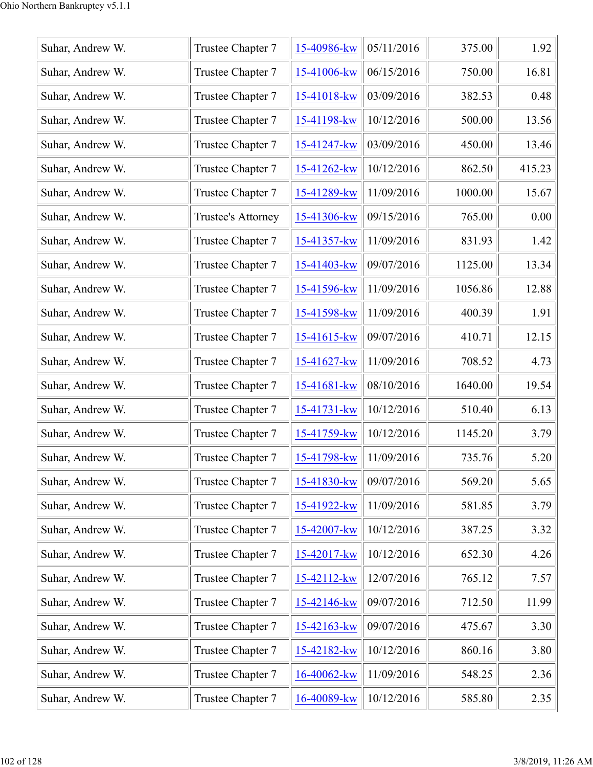| Suhar, Andrew W. | Trustee Chapter 7 | 15-40986-kw | 05/11/2016 | 375.00 | 1.92 |
|---|---|---|---|---|---|
| Suhar, Andrew W. | Trustee Chapter 7 | 15-41006-kw | 06/15/2016 | 750.00 | 16.81 |
| Suhar, Andrew W. | Trustee Chapter 7 | 15-41018-kw | 03/09/2016 | 382.53 | 0.48 |
| Suhar, Andrew W. | Trustee Chapter 7 | 15-41198-kw | 10/12/2016 | 500.00 | 13.56 |
| Suhar, Andrew W. | Trustee Chapter 7 | 15-41247-kw | 03/09/2016 | 450.00 | 13.46 |
| Suhar, Andrew W. | Trustee Chapter 7 | 15-41262-kw | 10/12/2016 | 862.50 | 415.23 |
| Suhar, Andrew W. | Trustee Chapter 7 | 15-41289-kw | 11/09/2016 | 1000.00 | 15.67 |
| Suhar, Andrew W. | Trustee's Attorney | 15-41306-kw | 09/15/2016 | 765.00 | 0.00 |
| Suhar, Andrew W. | Trustee Chapter 7 | 15-41357-kw | 11/09/2016 | 831.93 | 1.42 |
| Suhar, Andrew W. | Trustee Chapter 7 | 15-41403-kw | 09/07/2016 | 1125.00 | 13.34 |
| Suhar, Andrew W. | Trustee Chapter 7 | 15-41596-kw | 11/09/2016 | 1056.86 | 12.88 |
| Suhar, Andrew W. | Trustee Chapter 7 | 15-41598-kw | 11/09/2016 | 400.39 | 1.91 |
| Suhar, Andrew W. | Trustee Chapter 7 | 15-41615-kw | 09/07/2016 | 410.71 | 12.15 |
| Suhar, Andrew W. | Trustee Chapter 7 | 15-41627-kw | 11/09/2016 | 708.52 | 4.73 |
| Suhar, Andrew W. | Trustee Chapter 7 | 15-41681-kw | 08/10/2016 | 1640.00 | 19.54 |
| Suhar, Andrew W. | Trustee Chapter 7 | 15-41731-kw | 10/12/2016 | 510.40 | 6.13 |
| Suhar, Andrew W. | Trustee Chapter 7 | 15-41759-kw | 10/12/2016 | 1145.20 | 3.79 |
| Suhar, Andrew W. | Trustee Chapter 7 | 15-41798-kw | 11/09/2016 | 735.76 | 5.20 |
| Suhar, Andrew W. | Trustee Chapter 7 | 15-41830-kw | 09/07/2016 | 569.20 | 5.65 |
| Suhar, Andrew W. | Trustee Chapter 7 | 15-41922-kw | 11/09/2016 | 581.85 | 3.79 |
| Suhar, Andrew W. | Trustee Chapter 7 | 15-42007-kw | 10/12/2016 | 387.25 | 3.32 |
| Suhar, Andrew W. | Trustee Chapter 7 | 15-42017-kw | 10/12/2016 | 652.30 | 4.26 |
| Suhar, Andrew W. | Trustee Chapter 7 | 15-42112-kw | 12/07/2016 | 765.12 | 7.57 |
| Suhar, Andrew W. | Trustee Chapter 7 | 15-42146-kw | 09/07/2016 | 712.50 | 11.99 |
| Suhar, Andrew W. | Trustee Chapter 7 | 15-42163-kw | 09/07/2016 | 475.67 | 3.30 |
| Suhar, Andrew W. | Trustee Chapter 7 | 15-42182-kw | 10/12/2016 | 860.16 | 3.80 |
| Suhar, Andrew W. | Trustee Chapter 7 | 16-40062-kw | 11/09/2016 | 548.25 | 2.36 |
| Suhar, Andrew W. | Trustee Chapter 7 | 16-40089-kw | 10/12/2016 | 585.80 | 2.35 |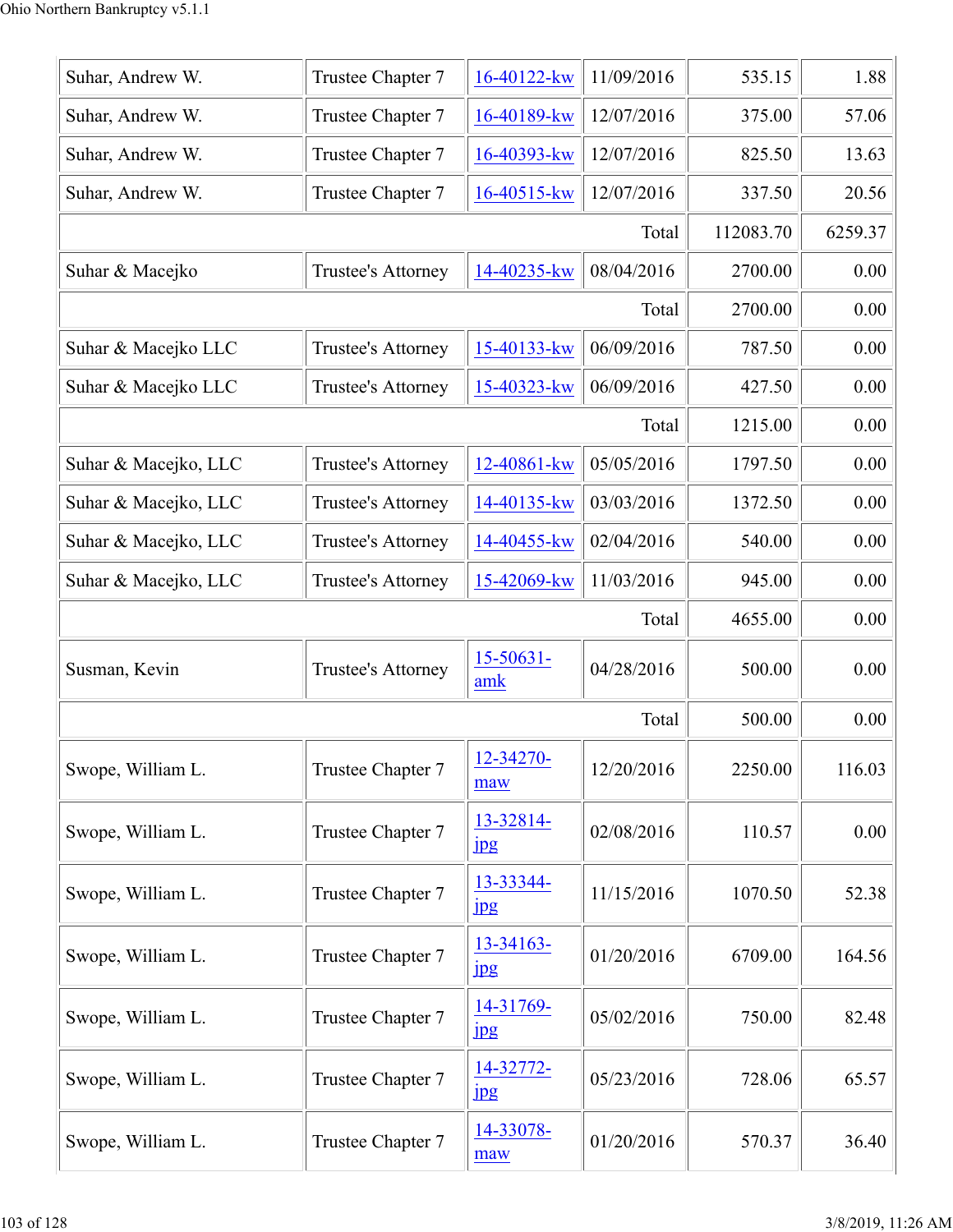| Suhar, Andrew W. | Trustee Chapter 7 | 16-40122-kw | 11/09/2016 | 535.15 | 1.88 |
|---|---|---|---|---|---|
| Suhar, Andrew W. | Trustee Chapter 7 | 16-40189-kw | 12/07/2016 | 375.00 | 57.06 |
| Suhar, Andrew W. | Trustee Chapter 7 | 16-40393-kw | 12/07/2016 | 825.50 | 13.63 |
| Suhar, Andrew W. | Trustee Chapter 7 | 16-40515-kw | 12/07/2016 | 337.50 | 20.56 |
| | | | Total | 112083.70 | 6259.37 |
| Suhar & Macejko | Trustee's Attorney | 14-40235-kw | 08/04/2016 | 2700.00 | 0.00 |
| | | | Total | 2700.00 | 0.00 |
| Suhar & Macejko LLC | Trustee's Attorney | 15-40133-kw | 06/09/2016 | 787.50 | 0.00 |
| Suhar & Macejko LLC | Trustee's Attorney | 15-40323-kw | 06/09/2016 | 427.50 | 0.00 |
| | | | Total | 1215.00 | 0.00 |
| Suhar & Macejko, LLC | Trustee's Attorney | 12-40861-kw | 05/05/2016 | 1797.50 | 0.00 |
| Suhar & Macejko, LLC | Trustee's Attorney | 14-40135-kw | 03/03/2016 | 1372.50 | 0.00 |
| Suhar & Macejko, LLC | Trustee's Attorney | 14-40455-kw | 02/04/2016 | 540.00 | 0.00 |
| Suhar & Macejko, LLC | Trustee's Attorney | 15-42069-kw | 11/03/2016 | 945.00 | 0.00 |
| | | | Total | 4655.00 | 0.00 |
| Susman, Kevin | Trustee's Attorney | 15-50631-amk | 04/28/2016 | 500.00 | 0.00 |
| | | | Total | 500.00 | 0.00 |
| Swope, William L. | Trustee Chapter 7 | 12-34270-maw | 12/20/2016 | 2250.00 | 116.03 |
| Swope, William L. | Trustee Chapter 7 | 13-32814-jpg | 02/08/2016 | 110.57 | 0.00 |
| Swope, William L. | Trustee Chapter 7 | 13-33344-jpg | 11/15/2016 | 1070.50 | 52.38 |
| Swope, William L. | Trustee Chapter 7 | 13-34163-jpg | 01/20/2016 | 6709.00 | 164.56 |
| Swope, William L. | Trustee Chapter 7 | 14-31769-jpg | 05/02/2016 | 750.00 | 82.48 |
| Swope, William L. | Trustee Chapter 7 | 14-32772-jpg | 05/23/2016 | 728.06 | 65.57 |
| Swope, William L. | Trustee Chapter 7 | 14-33078-maw | 01/20/2016 | 570.37 | 36.40 |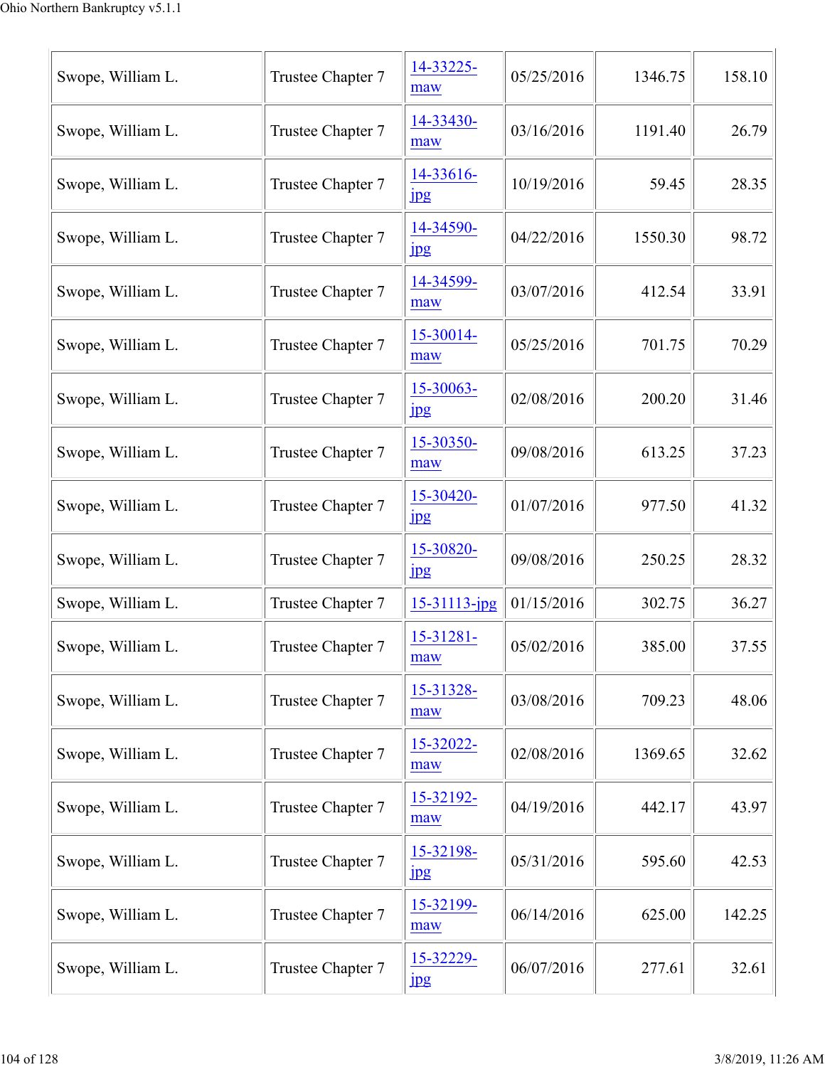| | | | | | |
|---|---|---|---|---|---|
| Swope, William L. | Trustee Chapter 7 | 14-33225-maw | 05/25/2016 | 1346.75 | 158.10 |
| Swope, William L. | Trustee Chapter 7 | 14-33430-maw | 03/16/2016 | 1191.40 | 26.79 |
| Swope, William L. | Trustee Chapter 7 | 14-33616-jpg | 10/19/2016 | 59.45 | 28.35 |
| Swope, William L. | Trustee Chapter 7 | 14-34590-jpg | 04/22/2016 | 1550.30 | 98.72 |
| Swope, William L. | Trustee Chapter 7 | 14-34599-maw | 03/07/2016 | 412.54 | 33.91 |
| Swope, William L. | Trustee Chapter 7 | 15-30014-maw | 05/25/2016 | 701.75 | 70.29 |
| Swope, William L. | Trustee Chapter 7 | 15-30063-jpg | 02/08/2016 | 200.20 | 31.46 |
| Swope, William L. | Trustee Chapter 7 | 15-30350-maw | 09/08/2016 | 613.25 | 37.23 |
| Swope, William L. | Trustee Chapter 7 | 15-30420-jpg | 01/07/2016 | 977.50 | 41.32 |
| Swope, William L. | Trustee Chapter 7 | 15-30820-jpg | 09/08/2016 | 250.25 | 28.32 |
| Swope, William L. | Trustee Chapter 7 | 15-31113-jpg | 01/15/2016 | 302.75 | 36.27 |
| Swope, William L. | Trustee Chapter 7 | 15-31281-maw | 05/02/2016 | 385.00 | 37.55 |
| Swope, William L. | Trustee Chapter 7 | 15-31328-maw | 03/08/2016 | 709.23 | 48.06 |
| Swope, William L. | Trustee Chapter 7 | 15-32022-maw | 02/08/2016 | 1369.65 | 32.62 |
| Swope, William L. | Trustee Chapter 7 | 15-32192-maw | 04/19/2016 | 442.17 | 43.97 |
| Swope, William L. | Trustee Chapter 7 | 15-32198-jpg | 05/31/2016 | 595.60 | 42.53 |
| Swope, William L. | Trustee Chapter 7 | 15-32199-maw | 06/14/2016 | 625.00 | 142.25 |
| Swope, William L. | Trustee Chapter 7 | 15-32229-jpg | 06/07/2016 | 277.61 | 32.61 |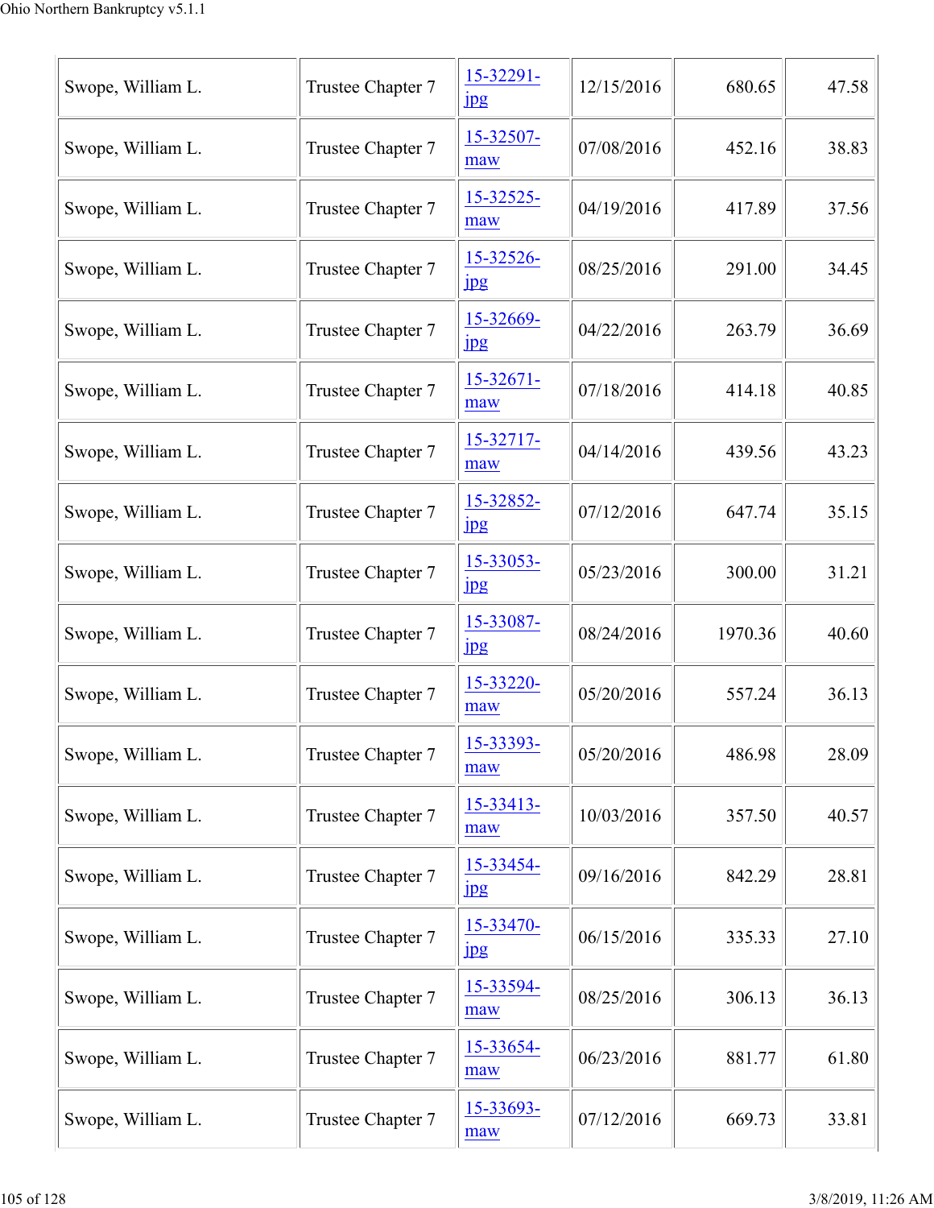| | | | | | |
|---|---|---|---|---|---|
| Swope, William L. | Trustee Chapter 7 | 15-32291-jpg | 12/15/2016 | 680.65 | 47.58 |
| Swope, William L. | Trustee Chapter 7 | 15-32507-maw | 07/08/2016 | 452.16 | 38.83 |
| Swope, William L. | Trustee Chapter 7 | 15-32525-maw | 04/19/2016 | 417.89 | 37.56 |
| Swope, William L. | Trustee Chapter 7 | 15-32526-jpg | 08/25/2016 | 291.00 | 34.45 |
| Swope, William L. | Trustee Chapter 7 | 15-32669-jpg | 04/22/2016 | 263.79 | 36.69 |
| Swope, William L. | Trustee Chapter 7 | 15-32671-maw | 07/18/2016 | 414.18 | 40.85 |
| Swope, William L. | Trustee Chapter 7 | 15-32717-maw | 04/14/2016 | 439.56 | 43.23 |
| Swope, William L. | Trustee Chapter 7 | 15-32852-jpg | 07/12/2016 | 647.74 | 35.15 |
| Swope, William L. | Trustee Chapter 7 | 15-33053-jpg | 05/23/2016 | 300.00 | 31.21 |
| Swope, William L. | Trustee Chapter 7 | 15-33087-jpg | 08/24/2016 | 1970.36 | 40.60 |
| Swope, William L. | Trustee Chapter 7 | 15-33220-maw | 05/20/2016 | 557.24 | 36.13 |
| Swope, William L. | Trustee Chapter 7 | 15-33393-maw | 05/20/2016 | 486.98 | 28.09 |
| Swope, William L. | Trustee Chapter 7 | 15-33413-maw | 10/03/2016 | 357.50 | 40.57 |
| Swope, William L. | Trustee Chapter 7 | 15-33454-jpg | 09/16/2016 | 842.29 | 28.81 |
| Swope, William L. | Trustee Chapter 7 | 15-33470-jpg | 06/15/2016 | 335.33 | 27.10 |
| Swope, William L. | Trustee Chapter 7 | 15-33594-maw | 08/25/2016 | 306.13 | 36.13 |
| Swope, William L. | Trustee Chapter 7 | 15-33654-maw | 06/23/2016 | 881.77 | 61.80 |
| Swope, William L. | Trustee Chapter 7 | 15-33693-maw | 07/12/2016 | 669.73 | 33.81 |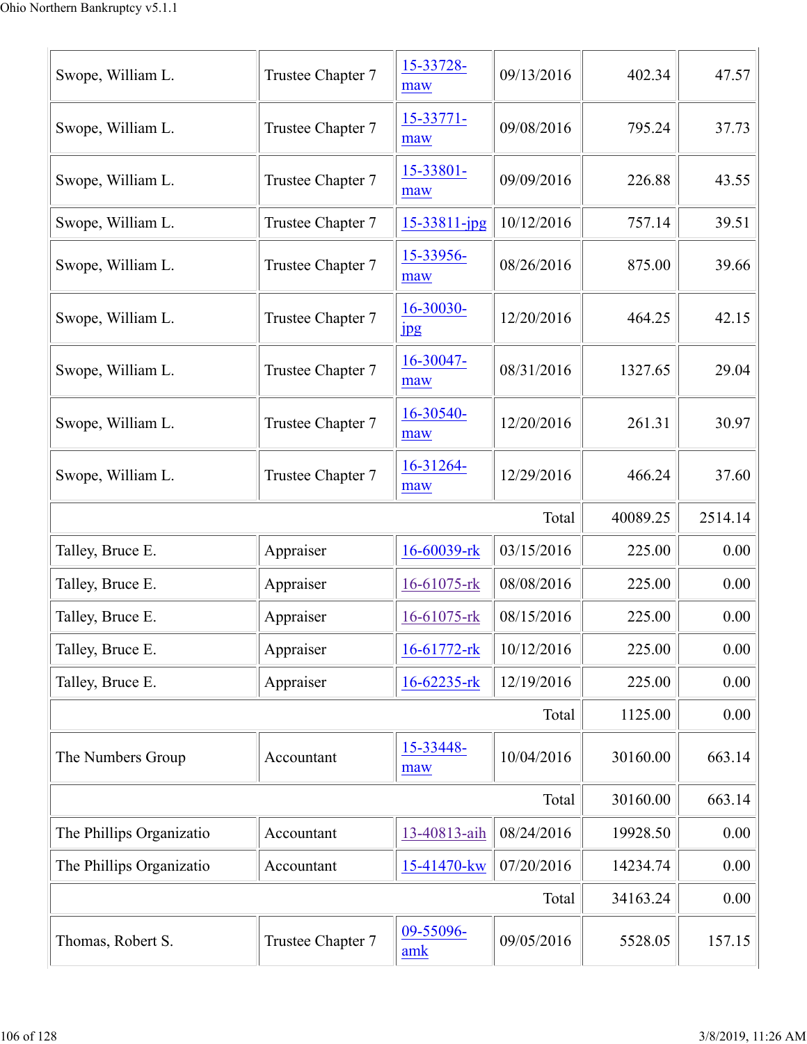| Swope, William L. | Trustee Chapter 7 | 15-33728-maw | 09/13/2016 | 402.34 | 47.57 |
|---|---|---|---|---|---|
| Swope, William L. | Trustee Chapter 7 | 15-33771-maw | 09/08/2016 | 795.24 | 37.73 |
| Swope, William L. | Trustee Chapter 7 | 15-33801-maw | 09/09/2016 | 226.88 | 43.55 |
| Swope, William L. | Trustee Chapter 7 | 15-33811-jpg | 10/12/2016 | 757.14 | 39.51 |
| Swope, William L. | Trustee Chapter 7 | 15-33956-maw | 08/26/2016 | 875.00 | 39.66 |
| Swope, William L. | Trustee Chapter 7 | 16-30030-jpg | 12/20/2016 | 464.25 | 42.15 |
| Swope, William L. | Trustee Chapter 7 | 16-30047-maw | 08/31/2016 | 1327.65 | 29.04 |
| Swope, William L. | Trustee Chapter 7 | 16-30540-maw | 12/20/2016 | 261.31 | 30.97 |
| Swope, William L. | Trustee Chapter 7 | 16-31264-maw | 12/29/2016 | 466.24 | 37.60 |
| | | | Total | 40089.25 | 2514.14 |
| Talley, Bruce E. | Appraiser | 16-60039-rk | 03/15/2016 | 225.00 | 0.00 |
| Talley, Bruce E. | Appraiser | 16-61075-rk | 08/08/2016 | 225.00 | 0.00 |
| Talley, Bruce E. | Appraiser | 16-61075-rk | 08/15/2016 | 225.00 | 0.00 |
| Talley, Bruce E. | Appraiser | 16-61772-rk | 10/12/2016 | 225.00 | 0.00 |
| Talley, Bruce E. | Appraiser | 16-62235-rk | 12/19/2016 | 225.00 | 0.00 |
| | | | Total | 1125.00 | 0.00 |
| The Numbers Group | Accountant | 15-33448-maw | 10/04/2016 | 30160.00 | 663.14 |
| | | | Total | 30160.00 | 663.14 |
| The Phillips Organizatio | Accountant | 13-40813-aih | 08/24/2016 | 19928.50 | 0.00 |
| The Phillips Organizatio | Accountant | 15-41470-kw | 07/20/2016 | 14234.74 | 0.00 |
| | | | Total | 34163.24 | 0.00 |
| Thomas, Robert S. | Trustee Chapter 7 | 09-55096-amk | 09/05/2016 | 5528.05 | 157.15 |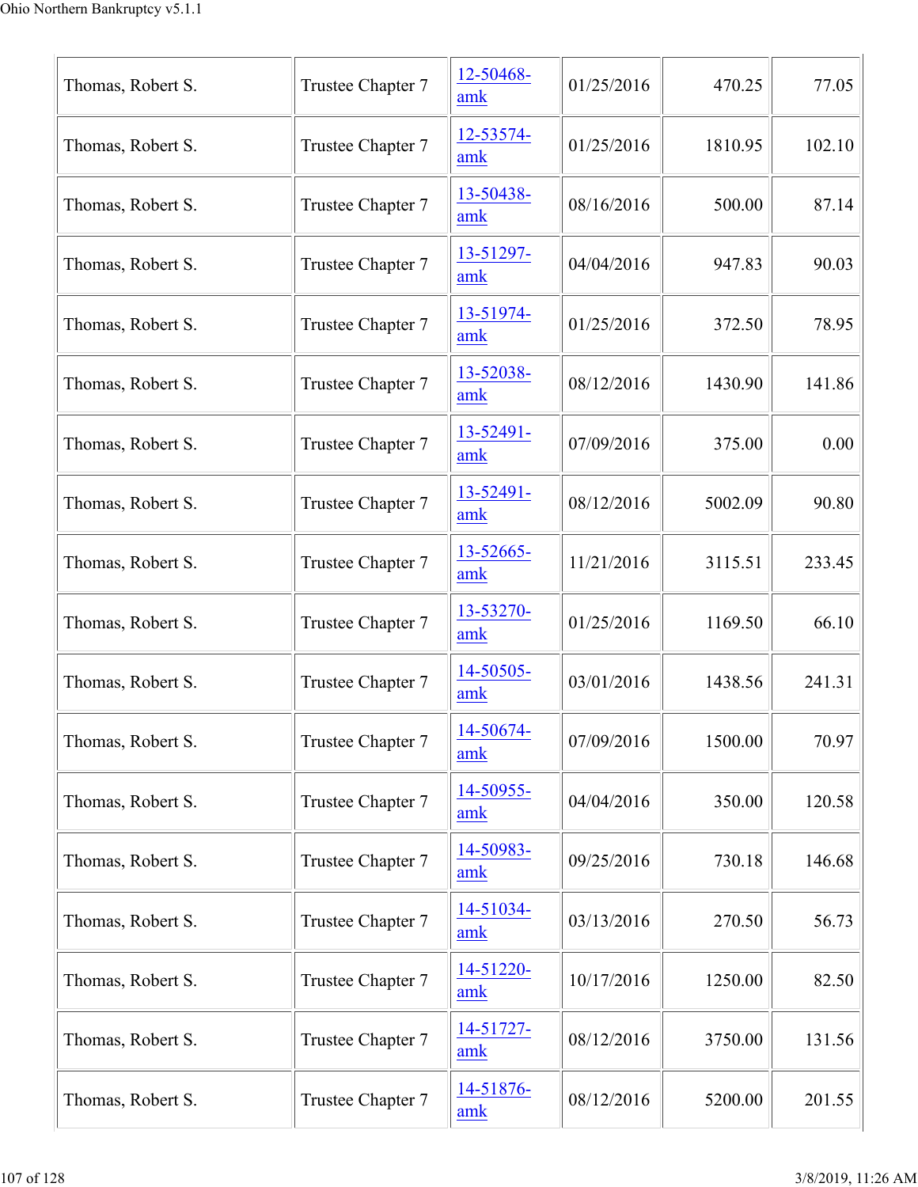| Thomas, Robert S. | Trustee Chapter 7 | 12-50468-amk | 01/25/2016 | 470.25 | 77.05 |
|---|---|---|---|---|---|
| Thomas, Robert S. | Trustee Chapter 7 | 12-53574-amk | 01/25/2016 | 1810.95 | 102.10 |
| Thomas, Robert S. | Trustee Chapter 7 | 13-50438-amk | 08/16/2016 | 500.00 | 87.14 |
| Thomas, Robert S. | Trustee Chapter 7 | 13-51297-amk | 04/04/2016 | 947.83 | 90.03 |
| Thomas, Robert S. | Trustee Chapter 7 | 13-51974-amk | 01/25/2016 | 372.50 | 78.95 |
| Thomas, Robert S. | Trustee Chapter 7 | 13-52038-amk | 08/12/2016 | 1430.90 | 141.86 |
| Thomas, Robert S. | Trustee Chapter 7 | 13-52491-amk | 07/09/2016 | 375.00 | 0.00 |
| Thomas, Robert S. | Trustee Chapter 7 | 13-52491-amk | 08/12/2016 | 5002.09 | 90.80 |
| Thomas, Robert S. | Trustee Chapter 7 | 13-52665-amk | 11/21/2016 | 3115.51 | 233.45 |
| Thomas, Robert S. | Trustee Chapter 7 | 13-53270-amk | 01/25/2016 | 1169.50 | 66.10 |
| Thomas, Robert S. | Trustee Chapter 7 | 14-50505-amk | 03/01/2016 | 1438.56 | 241.31 |
| Thomas, Robert S. | Trustee Chapter 7 | 14-50674-amk | 07/09/2016 | 1500.00 | 70.97 |
| Thomas, Robert S. | Trustee Chapter 7 | 14-50955-amk | 04/04/2016 | 350.00 | 120.58 |
| Thomas, Robert S. | Trustee Chapter 7 | 14-50983-amk | 09/25/2016 | 730.18 | 146.68 |
| Thomas, Robert S. | Trustee Chapter 7 | 14-51034-amk | 03/13/2016 | 270.50 | 56.73 |
| Thomas, Robert S. | Trustee Chapter 7 | 14-51220-amk | 10/17/2016 | 1250.00 | 82.50 |
| Thomas, Robert S. | Trustee Chapter 7 | 14-51727-amk | 08/12/2016 | 3750.00 | 131.56 |
| Thomas, Robert S. | Trustee Chapter 7 | 14-51876-amk | 08/12/2016 | 5200.00 | 201.55 |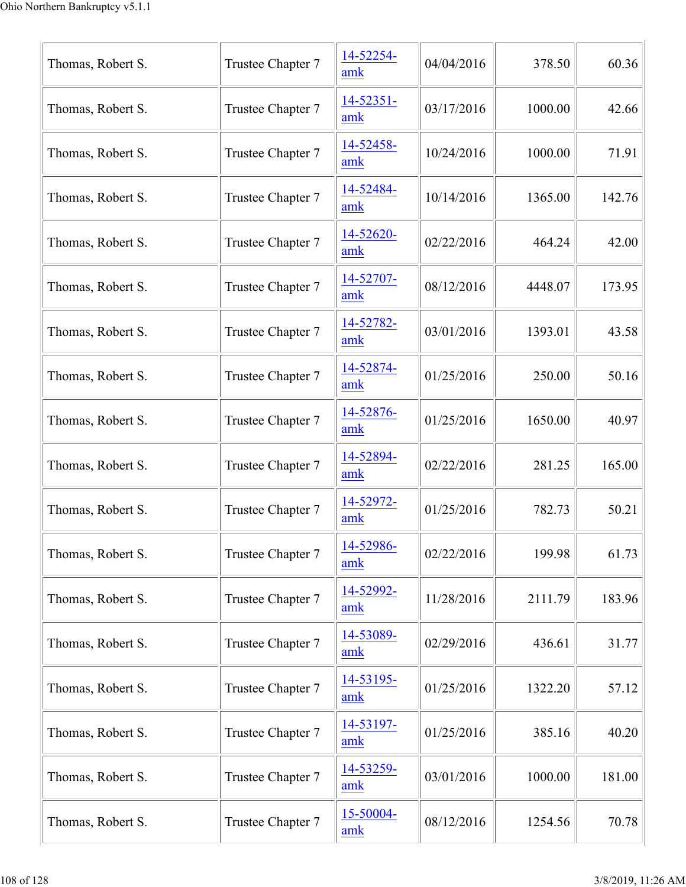| | | | | | |
|---|---|---|---|---|---|
| Thomas, Robert S. | Trustee Chapter 7 | 14-52254-amk | 04/04/2016 | 378.50 | 60.36 |
| Thomas, Robert S. | Trustee Chapter 7 | 14-52351-amk | 03/17/2016 | 1000.00 | 42.66 |
| Thomas, Robert S. | Trustee Chapter 7 | 14-52458-amk | 10/24/2016 | 1000.00 | 71.91 |
| Thomas, Robert S. | Trustee Chapter 7 | 14-52484-amk | 10/14/2016 | 1365.00 | 142.76 |
| Thomas, Robert S. | Trustee Chapter 7 | 14-52620-amk | 02/22/2016 | 464.24 | 42.00 |
| Thomas, Robert S. | Trustee Chapter 7 | 14-52707-amk | 08/12/2016 | 4448.07 | 173.95 |
| Thomas, Robert S. | Trustee Chapter 7 | 14-52782-amk | 03/01/2016 | 1393.01 | 43.58 |
| Thomas, Robert S. | Trustee Chapter 7 | 14-52874-amk | 01/25/2016 | 250.00 | 50.16 |
| Thomas, Robert S. | Trustee Chapter 7 | 14-52876-amk | 01/25/2016 | 1650.00 | 40.97 |
| Thomas, Robert S. | Trustee Chapter 7 | 14-52894-amk | 02/22/2016 | 281.25 | 165.00 |
| Thomas, Robert S. | Trustee Chapter 7 | 14-52972-amk | 01/25/2016 | 782.73 | 50.21 |
| Thomas, Robert S. | Trustee Chapter 7 | 14-52986-amk | 02/22/2016 | 199.98 | 61.73 |
| Thomas, Robert S. | Trustee Chapter 7 | 14-52992-amk | 11/28/2016 | 2111.79 | 183.96 |
| Thomas, Robert S. | Trustee Chapter 7 | 14-53089-amk | 02/29/2016 | 436.61 | 31.77 |
| Thomas, Robert S. | Trustee Chapter 7 | 14-53195-amk | 01/25/2016 | 1322.20 | 57.12 |
| Thomas, Robert S. | Trustee Chapter 7 | 14-53197-amk | 01/25/2016 | 385.16 | 40.20 |
| Thomas, Robert S. | Trustee Chapter 7 | 14-53259-amk | 03/01/2016 | 1000.00 | 181.00 |
| Thomas, Robert S. | Trustee Chapter 7 | 15-50004-amk | 08/12/2016 | 1254.56 | 70.78 |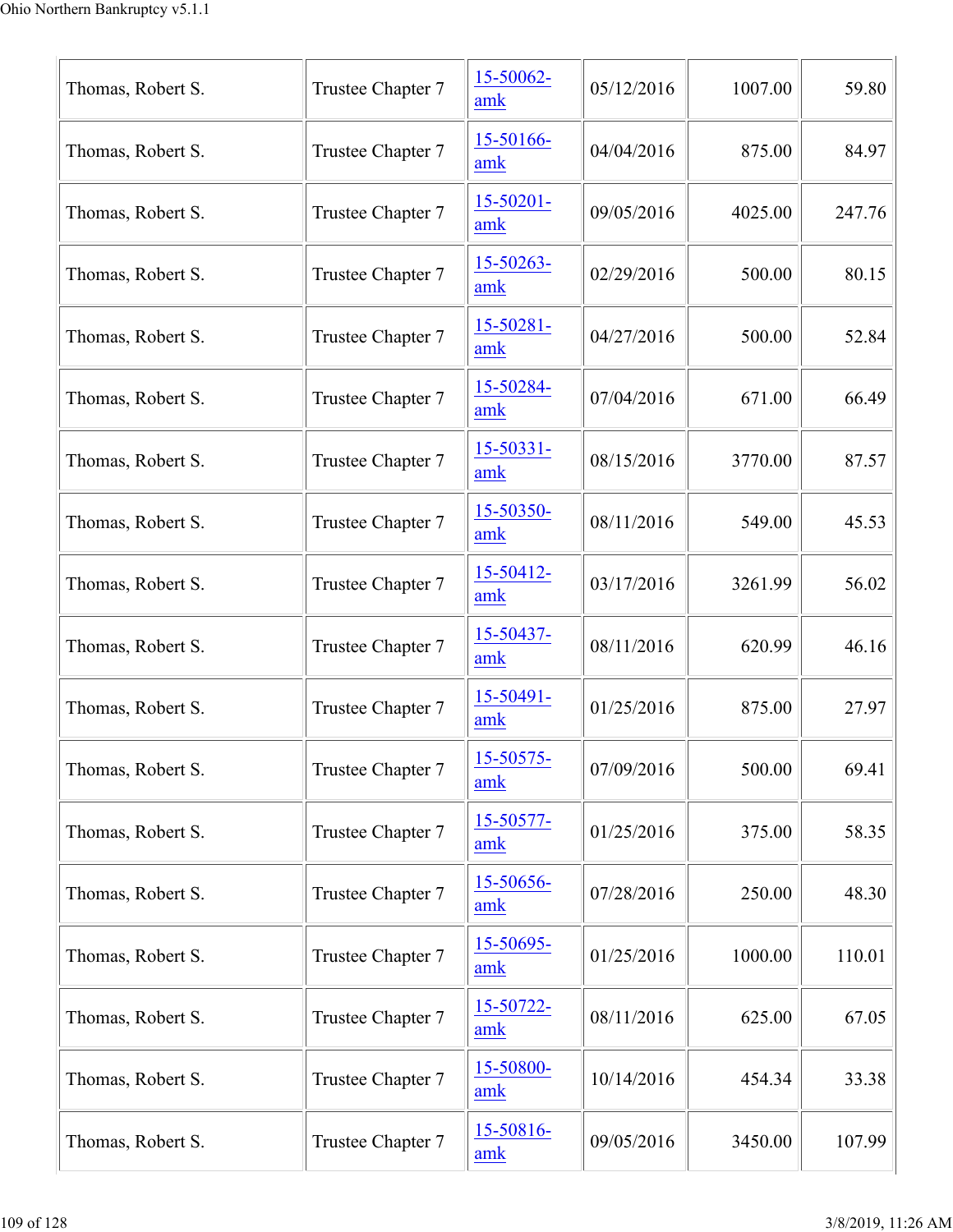| | | | | | |
|---|---|---|---|---|---|
| Thomas, Robert S. | Trustee Chapter 7 | 15-50062-amk | 05/12/2016 | 1007.00 | 59.80 |
| Thomas, Robert S. | Trustee Chapter 7 | 15-50166-amk | 04/04/2016 | 875.00 | 84.97 |
| Thomas, Robert S. | Trustee Chapter 7 | 15-50201-amk | 09/05/2016 | 4025.00 | 247.76 |
| Thomas, Robert S. | Trustee Chapter 7 | 15-50263-amk | 02/29/2016 | 500.00 | 80.15 |
| Thomas, Robert S. | Trustee Chapter 7 | 15-50281-amk | 04/27/2016 | 500.00 | 52.84 |
| Thomas, Robert S. | Trustee Chapter 7 | 15-50284-amk | 07/04/2016 | 671.00 | 66.49 |
| Thomas, Robert S. | Trustee Chapter 7 | 15-50331-amk | 08/15/2016 | 3770.00 | 87.57 |
| Thomas, Robert S. | Trustee Chapter 7 | 15-50350-amk | 08/11/2016 | 549.00 | 45.53 |
| Thomas, Robert S. | Trustee Chapter 7 | 15-50412-amk | 03/17/2016 | 3261.99 | 56.02 |
| Thomas, Robert S. | Trustee Chapter 7 | 15-50437-amk | 08/11/2016 | 620.99 | 46.16 |
| Thomas, Robert S. | Trustee Chapter 7 | 15-50491-amk | 01/25/2016 | 875.00 | 27.97 |
| Thomas, Robert S. | Trustee Chapter 7 | 15-50575-amk | 07/09/2016 | 500.00 | 69.41 |
| Thomas, Robert S. | Trustee Chapter 7 | 15-50577-amk | 01/25/2016 | 375.00 | 58.35 |
| Thomas, Robert S. | Trustee Chapter 7 | 15-50656-amk | 07/28/2016 | 250.00 | 48.30 |
| Thomas, Robert S. | Trustee Chapter 7 | 15-50695-amk | 01/25/2016 | 1000.00 | 110.01 |
| Thomas, Robert S. | Trustee Chapter 7 | 15-50722-amk | 08/11/2016 | 625.00 | 67.05 |
| Thomas, Robert S. | Trustee Chapter 7 | 15-50800-amk | 10/14/2016 | 454.34 | 33.38 |
| Thomas, Robert S. | Trustee Chapter 7 | 15-50816-amk | 09/05/2016 | 3450.00 | 107.99 |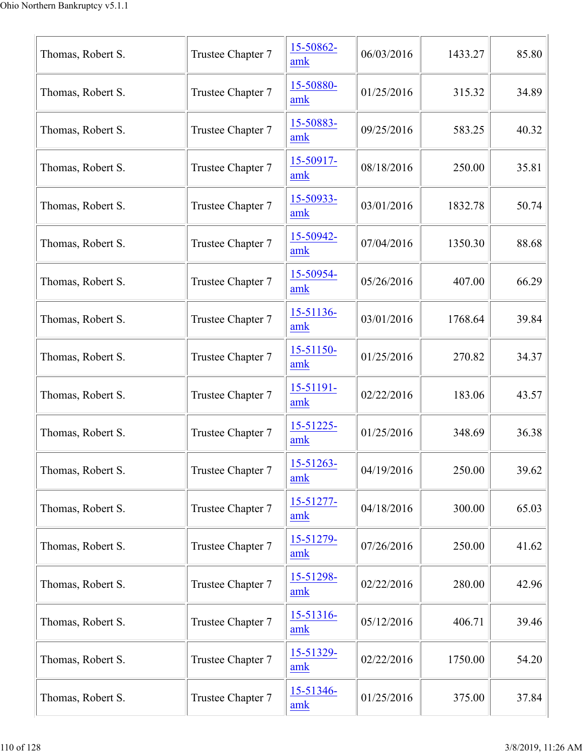| | | | | | |
|---|---|---|---|---|---|
| Thomas, Robert S. | Trustee Chapter 7 | 15-50862-amk | 06/03/2016 | 1433.27 | 85.80 |
| Thomas, Robert S. | Trustee Chapter 7 | 15-50880-amk | 01/25/2016 | 315.32 | 34.89 |
| Thomas, Robert S. | Trustee Chapter 7 | 15-50883-amk | 09/25/2016 | 583.25 | 40.32 |
| Thomas, Robert S. | Trustee Chapter 7 | 15-50917-amk | 08/18/2016 | 250.00 | 35.81 |
| Thomas, Robert S. | Trustee Chapter 7 | 15-50933-amk | 03/01/2016 | 1832.78 | 50.74 |
| Thomas, Robert S. | Trustee Chapter 7 | 15-50942-amk | 07/04/2016 | 1350.30 | 88.68 |
| Thomas, Robert S. | Trustee Chapter 7 | 15-50954-amk | 05/26/2016 | 407.00 | 66.29 |
| Thomas, Robert S. | Trustee Chapter 7 | 15-51136-amk | 03/01/2016 | 1768.64 | 39.84 |
| Thomas, Robert S. | Trustee Chapter 7 | 15-51150-amk | 01/25/2016 | 270.82 | 34.37 |
| Thomas, Robert S. | Trustee Chapter 7 | 15-51191-amk | 02/22/2016 | 183.06 | 43.57 |
| Thomas, Robert S. | Trustee Chapter 7 | 15-51225-amk | 01/25/2016 | 348.69 | 36.38 |
| Thomas, Robert S. | Trustee Chapter 7 | 15-51263-amk | 04/19/2016 | 250.00 | 39.62 |
| Thomas, Robert S. | Trustee Chapter 7 | 15-51277-amk | 04/18/2016 | 300.00 | 65.03 |
| Thomas, Robert S. | Trustee Chapter 7 | 15-51279-amk | 07/26/2016 | 250.00 | 41.62 |
| Thomas, Robert S. | Trustee Chapter 7 | 15-51298-amk | 02/22/2016 | 280.00 | 42.96 |
| Thomas, Robert S. | Trustee Chapter 7 | 15-51316-amk | 05/12/2016 | 406.71 | 39.46 |
| Thomas, Robert S. | Trustee Chapter 7 | 15-51329-amk | 02/22/2016 | 1750.00 | 54.20 |
| Thomas, Robert S. | Trustee Chapter 7 | 15-51346-amk | 01/25/2016 | 375.00 | 37.84 |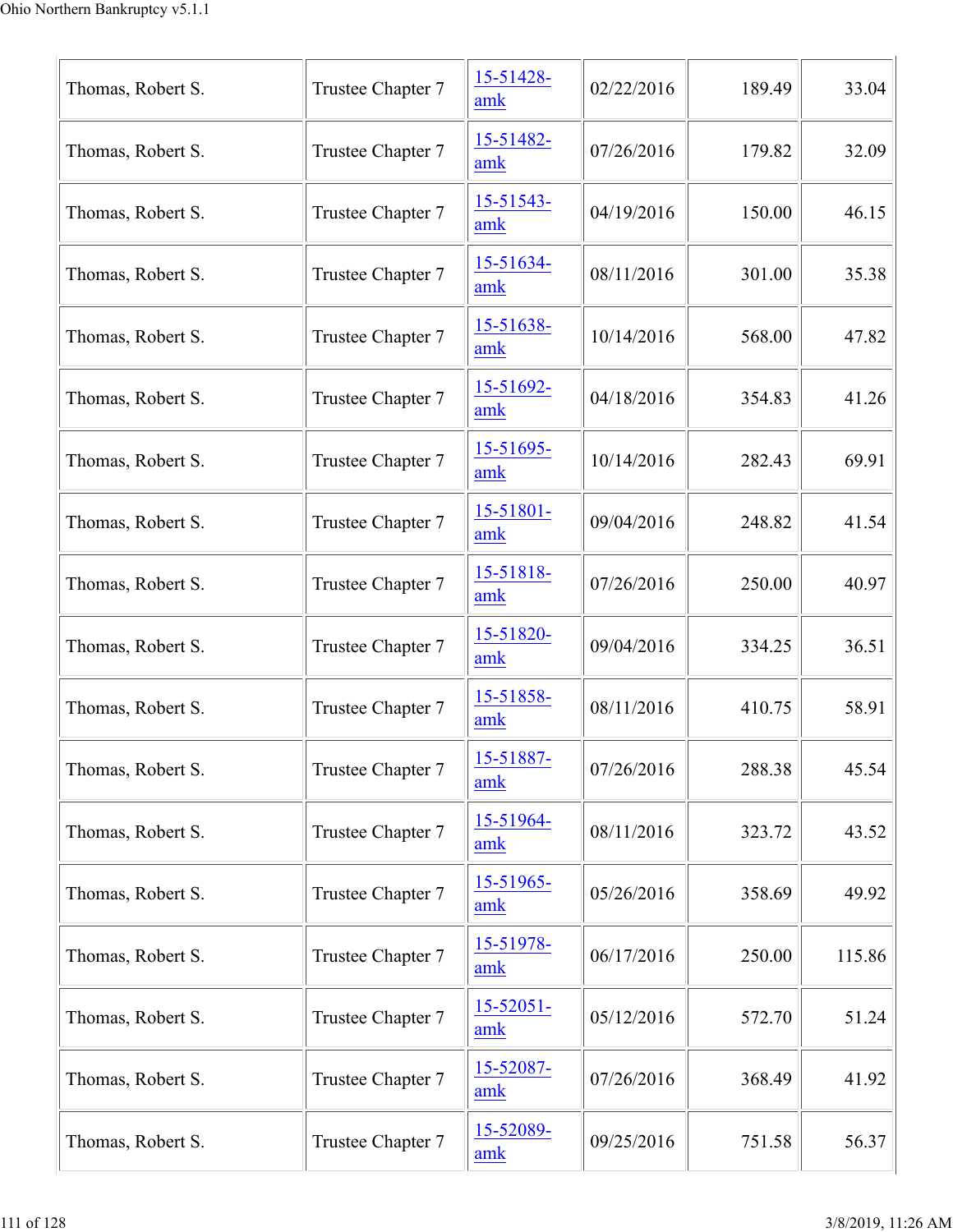| | | | | | |
|---|---|---|---|---|---|
| Thomas, Robert S. | Trustee Chapter 7 | 15-51428-amk | 02/22/2016 | 189.49 | 33.04 |
| Thomas, Robert S. | Trustee Chapter 7 | 15-51482-amk | 07/26/2016 | 179.82 | 32.09 |
| Thomas, Robert S. | Trustee Chapter 7 | 15-51543-amk | 04/19/2016 | 150.00 | 46.15 |
| Thomas, Robert S. | Trustee Chapter 7 | 15-51634-amk | 08/11/2016 | 301.00 | 35.38 |
| Thomas, Robert S. | Trustee Chapter 7 | 15-51638-amk | 10/14/2016 | 568.00 | 47.82 |
| Thomas, Robert S. | Trustee Chapter 7 | 15-51692-amk | 04/18/2016 | 354.83 | 41.26 |
| Thomas, Robert S. | Trustee Chapter 7 | 15-51695-amk | 10/14/2016 | 282.43 | 69.91 |
| Thomas, Robert S. | Trustee Chapter 7 | 15-51801-amk | 09/04/2016 | 248.82 | 41.54 |
| Thomas, Robert S. | Trustee Chapter 7 | 15-51818-amk | 07/26/2016 | 250.00 | 40.97 |
| Thomas, Robert S. | Trustee Chapter 7 | 15-51820-amk | 09/04/2016 | 334.25 | 36.51 |
| Thomas, Robert S. | Trustee Chapter 7 | 15-51858-amk | 08/11/2016 | 410.75 | 58.91 |
| Thomas, Robert S. | Trustee Chapter 7 | 15-51887-amk | 07/26/2016 | 288.38 | 45.54 |
| Thomas, Robert S. | Trustee Chapter 7 | 15-51964-amk | 08/11/2016 | 323.72 | 43.52 |
| Thomas, Robert S. | Trustee Chapter 7 | 15-51965-amk | 05/26/2016 | 358.69 | 49.92 |
| Thomas, Robert S. | Trustee Chapter 7 | 15-51978-amk | 06/17/2016 | 250.00 | 115.86 |
| Thomas, Robert S. | Trustee Chapter 7 | 15-52051-amk | 05/12/2016 | 572.70 | 51.24 |
| Thomas, Robert S. | Trustee Chapter 7 | 15-52087-amk | 07/26/2016 | 368.49 | 41.92 |
| Thomas, Robert S. | Trustee Chapter 7 | 15-52089-amk | 09/25/2016 | 751.58 | 56.37 |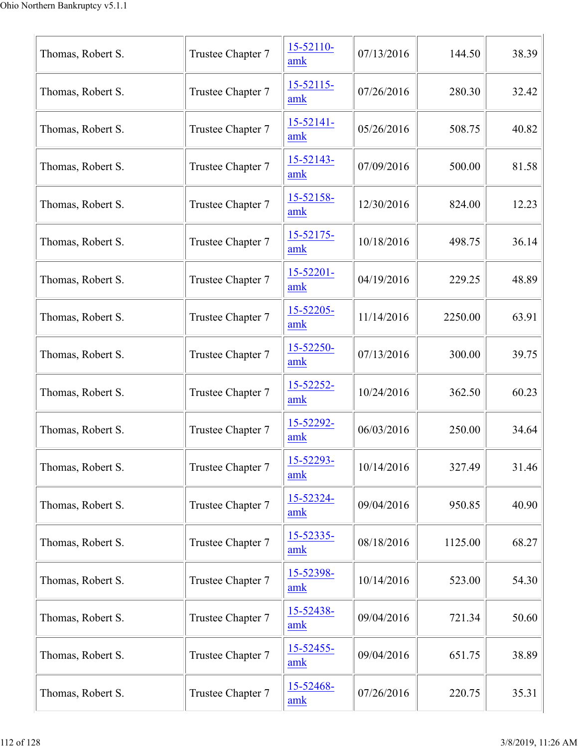| | | | | | |
|---|---|---|---|---|---|
| Thomas, Robert S. | Trustee Chapter 7 | 15-52110-amk | 07/13/2016 | 144.50 | 38.39 |
| Thomas, Robert S. | Trustee Chapter 7 | 15-52115-amk | 07/26/2016 | 280.30 | 32.42 |
| Thomas, Robert S. | Trustee Chapter 7 | 15-52141-amk | 05/26/2016 | 508.75 | 40.82 |
| Thomas, Robert S. | Trustee Chapter 7 | 15-52143-amk | 07/09/2016 | 500.00 | 81.58 |
| Thomas, Robert S. | Trustee Chapter 7 | 15-52158-amk | 12/30/2016 | 824.00 | 12.23 |
| Thomas, Robert S. | Trustee Chapter 7 | 15-52175-amk | 10/18/2016 | 498.75 | 36.14 |
| Thomas, Robert S. | Trustee Chapter 7 | 15-52201-amk | 04/19/2016 | 229.25 | 48.89 |
| Thomas, Robert S. | Trustee Chapter 7 | 15-52205-amk | 11/14/2016 | 2250.00 | 63.91 |
| Thomas, Robert S. | Trustee Chapter 7 | 15-52250-amk | 07/13/2016 | 300.00 | 39.75 |
| Thomas, Robert S. | Trustee Chapter 7 | 15-52252-amk | 10/24/2016 | 362.50 | 60.23 |
| Thomas, Robert S. | Trustee Chapter 7 | 15-52292-amk | 06/03/2016 | 250.00 | 34.64 |
| Thomas, Robert S. | Trustee Chapter 7 | 15-52293-amk | 10/14/2016 | 327.49 | 31.46 |
| Thomas, Robert S. | Trustee Chapter 7 | 15-52324-amk | 09/04/2016 | 950.85 | 40.90 |
| Thomas, Robert S. | Trustee Chapter 7 | 15-52335-amk | 08/18/2016 | 1125.00 | 68.27 |
| Thomas, Robert S. | Trustee Chapter 7 | 15-52398-amk | 10/14/2016 | 523.00 | 54.30 |
| Thomas, Robert S. | Trustee Chapter 7 | 15-52438-amk | 09/04/2016 | 721.34 | 50.60 |
| Thomas, Robert S. | Trustee Chapter 7 | 15-52455-amk | 09/04/2016 | 651.75 | 38.89 |
| Thomas, Robert S. | Trustee Chapter 7 | 15-52468-amk | 07/26/2016 | 220.75 | 35.31 |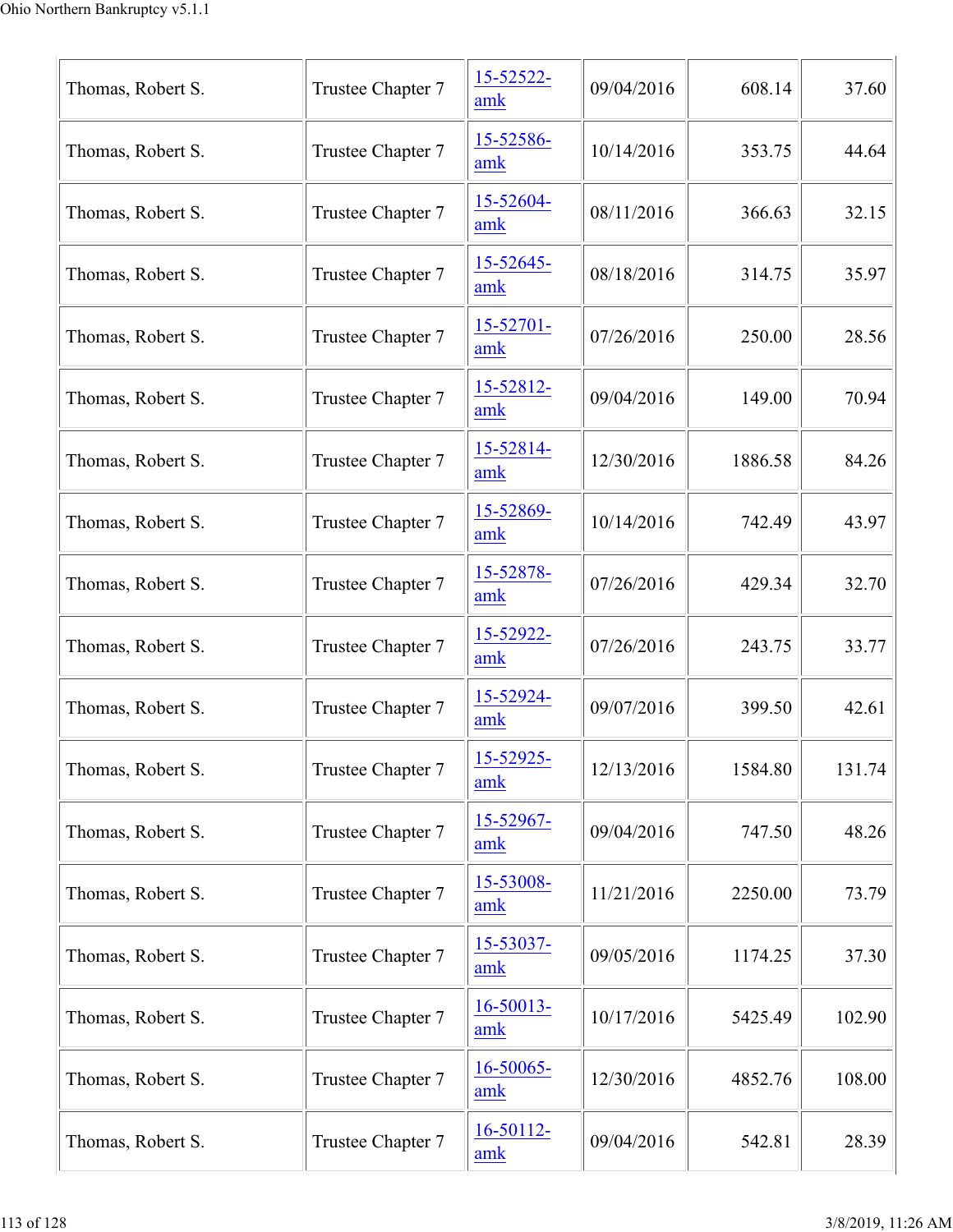| | | | | | |
|---|---|---|---|---|---|
| Thomas, Robert S. | Trustee Chapter 7 | 15-52522-amk | 09/04/2016 | 608.14 | 37.60 |
| Thomas, Robert S. | Trustee Chapter 7 | 15-52586-amk | 10/14/2016 | 353.75 | 44.64 |
| Thomas, Robert S. | Trustee Chapter 7 | 15-52604-amk | 08/11/2016 | 366.63 | 32.15 |
| Thomas, Robert S. | Trustee Chapter 7 | 15-52645-amk | 08/18/2016 | 314.75 | 35.97 |
| Thomas, Robert S. | Trustee Chapter 7 | 15-52701-amk | 07/26/2016 | 250.00 | 28.56 |
| Thomas, Robert S. | Trustee Chapter 7 | 15-52812-amk | 09/04/2016 | 149.00 | 70.94 |
| Thomas, Robert S. | Trustee Chapter 7 | 15-52814-amk | 12/30/2016 | 1886.58 | 84.26 |
| Thomas, Robert S. | Trustee Chapter 7 | 15-52869-amk | 10/14/2016 | 742.49 | 43.97 |
| Thomas, Robert S. | Trustee Chapter 7 | 15-52878-amk | 07/26/2016 | 429.34 | 32.70 |
| Thomas, Robert S. | Trustee Chapter 7 | 15-52922-amk | 07/26/2016 | 243.75 | 33.77 |
| Thomas, Robert S. | Trustee Chapter 7 | 15-52924-amk | 09/07/2016 | 399.50 | 42.61 |
| Thomas, Robert S. | Trustee Chapter 7 | 15-52925-amk | 12/13/2016 | 1584.80 | 131.74 |
| Thomas, Robert S. | Trustee Chapter 7 | 15-52967-amk | 09/04/2016 | 747.50 | 48.26 |
| Thomas, Robert S. | Trustee Chapter 7 | 15-53008-amk | 11/21/2016 | 2250.00 | 73.79 |
| Thomas, Robert S. | Trustee Chapter 7 | 15-53037-amk | 09/05/2016 | 1174.25 | 37.30 |
| Thomas, Robert S. | Trustee Chapter 7 | 16-50013-amk | 10/17/2016 | 5425.49 | 102.90 |
| Thomas, Robert S. | Trustee Chapter 7 | 16-50065-amk | 12/30/2016 | 4852.76 | 108.00 |
| Thomas, Robert S. | Trustee Chapter 7 | 16-50112-amk | 09/04/2016 | 542.81 | 28.39 |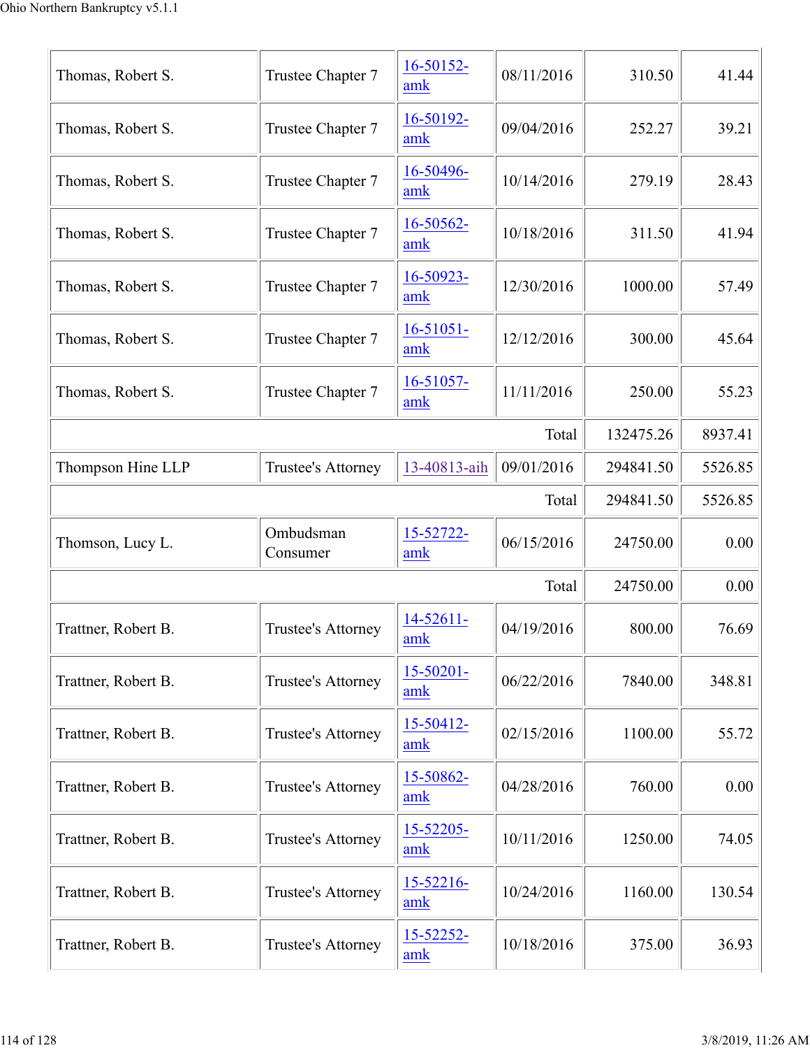| | | | | | |
|---|---|---|---|---|---|
| Thomas, Robert S. | Trustee Chapter 7 | 16-50152-amk | 08/11/2016 | 310.50 | 41.44 |
| Thomas, Robert S. | Trustee Chapter 7 | 16-50192-amk | 09/04/2016 | 252.27 | 39.21 |
| Thomas, Robert S. | Trustee Chapter 7 | 16-50496-amk | 10/14/2016 | 279.19 | 28.43 |
| Thomas, Robert S. | Trustee Chapter 7 | 16-50562-amk | 10/18/2016 | 311.50 | 41.94 |
| Thomas, Robert S. | Trustee Chapter 7 | 16-50923-amk | 12/30/2016 | 1000.00 | 57.49 |
| Thomas, Robert S. | Trustee Chapter 7 | 16-51051-amk | 12/12/2016 | 300.00 | 45.64 |
| Thomas, Robert S. | Trustee Chapter 7 | 16-51057-amk | 11/11/2016 | 250.00 | 55.23 |
| | | | Total | 132475.26 | 8937.41 |
| Thompson Hine LLP | Trustee's Attorney | 13-40813-aih | 09/01/2016 | 294841.50 | 5526.85 |
| | | | Total | 294841.50 | 5526.85 |
| Thomson, Lucy L. | Ombudsman Consumer | 15-52722-amk | 06/15/2016 | 24750.00 | 0.00 |
| | | | Total | 24750.00 | 0.00 |
| Trattner, Robert B. | Trustee's Attorney | 14-52611-amk | 04/19/2016 | 800.00 | 76.69 |
| Trattner, Robert B. | Trustee's Attorney | 15-50201-amk | 06/22/2016 | 7840.00 | 348.81 |
| Trattner, Robert B. | Trustee's Attorney | 15-50412-amk | 02/15/2016 | 1100.00 | 55.72 |
| Trattner, Robert B. | Trustee's Attorney | 15-50862-amk | 04/28/2016 | 760.00 | 0.00 |
| Trattner, Robert B. | Trustee's Attorney | 15-52205-amk | 10/11/2016 | 1250.00 | 74.05 |
| Trattner, Robert B. | Trustee's Attorney | 15-52216-amk | 10/24/2016 | 1160.00 | 130.54 |
| Trattner, Robert B. | Trustee's Attorney | 15-52252-amk | 10/18/2016 | 375.00 | 36.93 |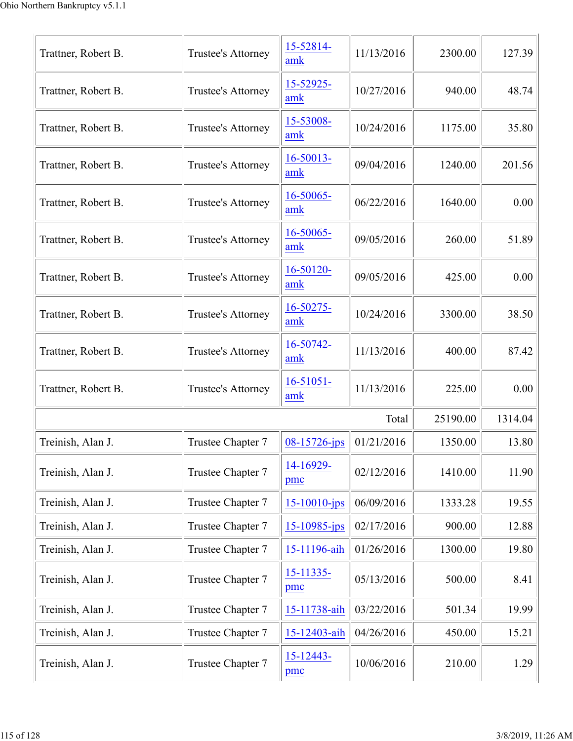| | | | | | |
|---|---|---|---|---|---|
| Trattner, Robert B. | Trustee's Attorney | 15-52814-amk | 11/13/2016 | 2300.00 | 127.39 |
| Trattner, Robert B. | Trustee's Attorney | 15-52925-amk | 10/27/2016 | 940.00 | 48.74 |
| Trattner, Robert B. | Trustee's Attorney | 15-53008-amk | 10/24/2016 | 1175.00 | 35.80 |
| Trattner, Robert B. | Trustee's Attorney | 16-50013-amk | 09/04/2016 | 1240.00 | 201.56 |
| Trattner, Robert B. | Trustee's Attorney | 16-50065-amk | 06/22/2016 | 1640.00 | 0.00 |
| Trattner, Robert B. | Trustee's Attorney | 16-50065-amk | 09/05/2016 | 260.00 | 51.89 |
| Trattner, Robert B. | Trustee's Attorney | 16-50120-amk | 09/05/2016 | 425.00 | 0.00 |
| Trattner, Robert B. | Trustee's Attorney | 16-50275-amk | 10/24/2016 | 3300.00 | 38.50 |
| Trattner, Robert B. | Trustee's Attorney | 16-50742-amk | 11/13/2016 | 400.00 | 87.42 |
| Trattner, Robert B. | Trustee's Attorney | 16-51051-amk | 11/13/2016 | 225.00 | 0.00 |
| | | | Total | 25190.00 | 1314.04 |
| Treinish, Alan J. | Trustee Chapter 7 | 08-15726-jps | 01/21/2016 | 1350.00 | 13.80 |
| Treinish, Alan J. | Trustee Chapter 7 | 14-16929-pmc | 02/12/2016 | 1410.00 | 11.90 |
| Treinish, Alan J. | Trustee Chapter 7 | 15-10010-jps | 06/09/2016 | 1333.28 | 19.55 |
| Treinish, Alan J. | Trustee Chapter 7 | 15-10985-jps | 02/17/2016 | 900.00 | 12.88 |
| Treinish, Alan J. | Trustee Chapter 7 | 15-11196-aih | 01/26/2016 | 1300.00 | 19.80 |
| Treinish, Alan J. | Trustee Chapter 7 | 15-11335-pmc | 05/13/2016 | 500.00 | 8.41 |
| Treinish, Alan J. | Trustee Chapter 7 | 15-11738-aih | 03/22/2016 | 501.34 | 19.99 |
| Treinish, Alan J. | Trustee Chapter 7 | 15-12403-aih | 04/26/2016 | 450.00 | 15.21 |
| Treinish, Alan J. | Trustee Chapter 7 | 15-12443-pmc | 10/06/2016 | 210.00 | 1.29 |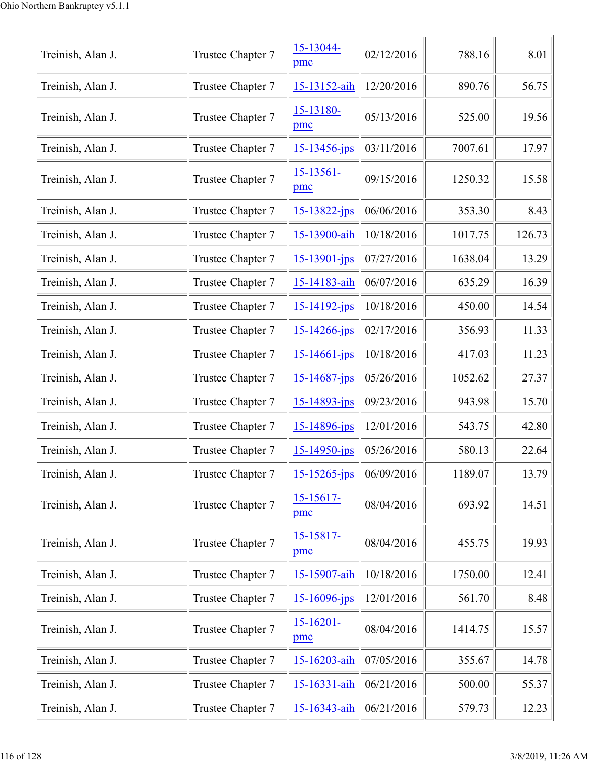| Treinish, Alan J. | Trustee Chapter 7 | 15-13044-pmc | 02/12/2016 | 788.16 | 8.01 |
|---|---|---|---|---|---|
| Treinish, Alan J. | Trustee Chapter 7 | 15-13152-aih | 12/20/2016 | 890.76 | 56.75 |
| Treinish, Alan J. | Trustee Chapter 7 | 15-13180-pmc | 05/13/2016 | 525.00 | 19.56 |
| Treinish, Alan J. | Trustee Chapter 7 | 15-13456-jps | 03/11/2016 | 7007.61 | 17.97 |
| Treinish, Alan J. | Trustee Chapter 7 | 15-13561-pmc | 09/15/2016 | 1250.32 | 15.58 |
| Treinish, Alan J. | Trustee Chapter 7 | 15-13822-jps | 06/06/2016 | 353.30 | 8.43 |
| Treinish, Alan J. | Trustee Chapter 7 | 15-13900-aih | 10/18/2016 | 1017.75 | 126.73 |
| Treinish, Alan J. | Trustee Chapter 7 | 15-13901-jps | 07/27/2016 | 1638.04 | 13.29 |
| Treinish, Alan J. | Trustee Chapter 7 | 15-14183-aih | 06/07/2016 | 635.29 | 16.39 |
| Treinish, Alan J. | Trustee Chapter 7 | 15-14192-jps | 10/18/2016 | 450.00 | 14.54 |
| Treinish, Alan J. | Trustee Chapter 7 | 15-14266-jps | 02/17/2016 | 356.93 | 11.33 |
| Treinish, Alan J. | Trustee Chapter 7 | 15-14661-jps | 10/18/2016 | 417.03 | 11.23 |
| Treinish, Alan J. | Trustee Chapter 7 | 15-14687-jps | 05/26/2016 | 1052.62 | 27.37 |
| Treinish, Alan J. | Trustee Chapter 7 | 15-14893-jps | 09/23/2016 | 943.98 | 15.70 |
| Treinish, Alan J. | Trustee Chapter 7 | 15-14896-jps | 12/01/2016 | 543.75 | 42.80 |
| Treinish, Alan J. | Trustee Chapter 7 | 15-14950-jps | 05/26/2016 | 580.13 | 22.64 |
| Treinish, Alan J. | Trustee Chapter 7 | 15-15265-jps | 06/09/2016 | 1189.07 | 13.79 |
| Treinish, Alan J. | Trustee Chapter 7 | 15-15617-pmc | 08/04/2016 | 693.92 | 14.51 |
| Treinish, Alan J. | Trustee Chapter 7 | 15-15817-pmc | 08/04/2016 | 455.75 | 19.93 |
| Treinish, Alan J. | Trustee Chapter 7 | 15-15907-aih | 10/18/2016 | 1750.00 | 12.41 |
| Treinish, Alan J. | Trustee Chapter 7 | 15-16096-jps | 12/01/2016 | 561.70 | 8.48 |
| Treinish, Alan J. | Trustee Chapter 7 | 15-16201-pmc | 08/04/2016 | 1414.75 | 15.57 |
| Treinish, Alan J. | Trustee Chapter 7 | 15-16203-aih | 07/05/2016 | 355.67 | 14.78 |
| Treinish, Alan J. | Trustee Chapter 7 | 15-16331-aih | 06/21/2016 | 500.00 | 55.37 |
| Treinish, Alan J. | Trustee Chapter 7 | 15-16343-aih | 06/21/2016 | 579.73 | 12.23 |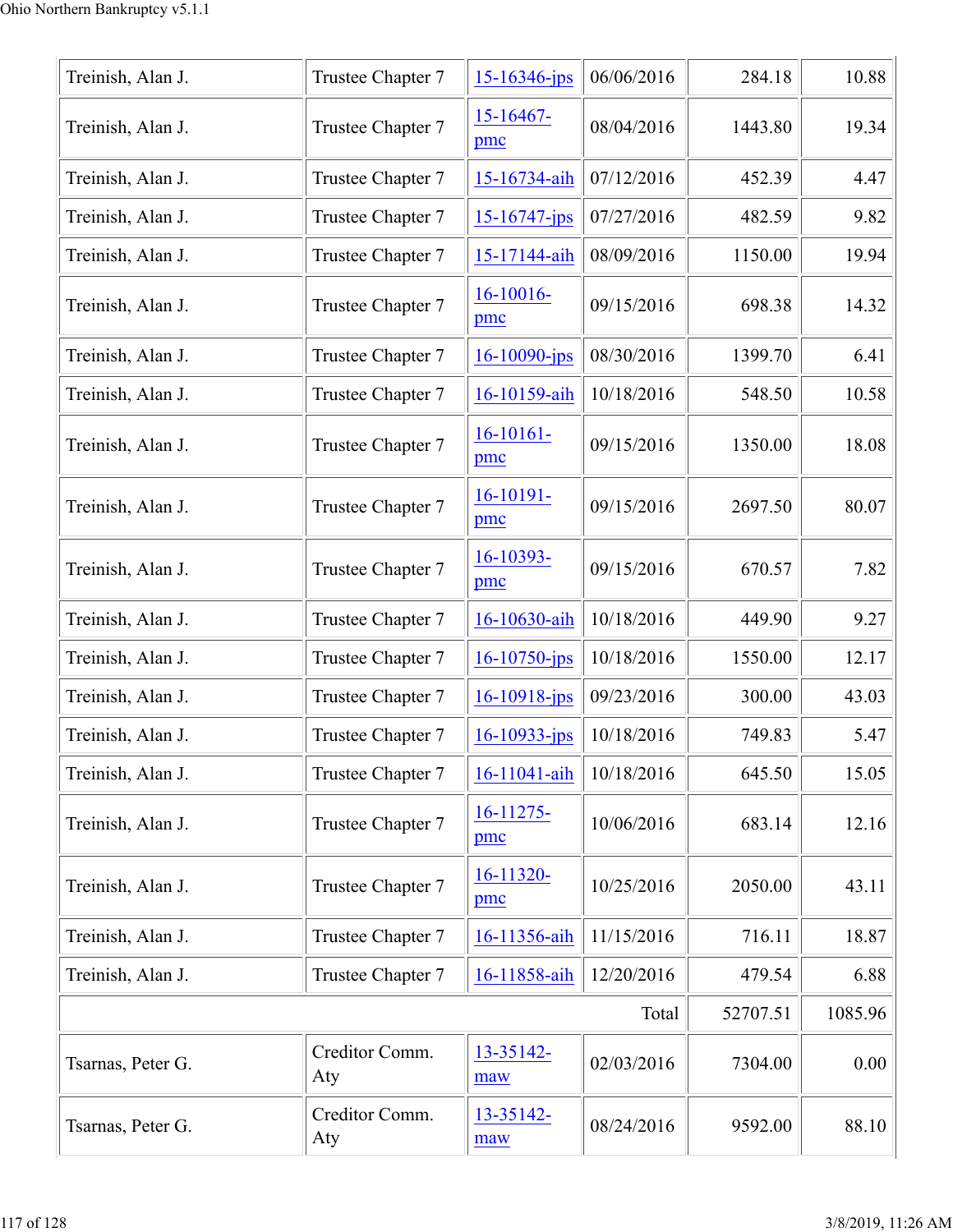| Treinish, Alan J. | Trustee Chapter 7 | 15-16346-jps | 06/06/2016 | 284.18 | 10.88 |
|---|---|---|---|---|---|
| Treinish, Alan J. | Trustee Chapter 7 | 15-16467-pmc | 08/04/2016 | 1443.80 | 19.34 |
| Treinish, Alan J. | Trustee Chapter 7 | 15-16734-aih | 07/12/2016 | 452.39 | 4.47 |
| Treinish, Alan J. | Trustee Chapter 7 | 15-16747-jps | 07/27/2016 | 482.59 | 9.82 |
| Treinish, Alan J. | Trustee Chapter 7 | 15-17144-aih | 08/09/2016 | 1150.00 | 19.94 |
| Treinish, Alan J. | Trustee Chapter 7 | 16-10016-pmc | 09/15/2016 | 698.38 | 14.32 |
| Treinish, Alan J. | Trustee Chapter 7 | 16-10090-jps | 08/30/2016 | 1399.70 | 6.41 |
| Treinish, Alan J. | Trustee Chapter 7 | 16-10159-aih | 10/18/2016 | 548.50 | 10.58 |
| Treinish, Alan J. | Trustee Chapter 7 | 16-10161-pmc | 09/15/2016 | 1350.00 | 18.08 |
| Treinish, Alan J. | Trustee Chapter 7 | 16-10191-pmc | 09/15/2016 | 2697.50 | 80.07 |
| Treinish, Alan J. | Trustee Chapter 7 | 16-10393-pmc | 09/15/2016 | 670.57 | 7.82 |
| Treinish, Alan J. | Trustee Chapter 7 | 16-10630-aih | 10/18/2016 | 449.90 | 9.27 |
| Treinish, Alan J. | Trustee Chapter 7 | 16-10750-jps | 10/18/2016 | 1550.00 | 12.17 |
| Treinish, Alan J. | Trustee Chapter 7 | 16-10918-jps | 09/23/2016 | 300.00 | 43.03 |
| Treinish, Alan J. | Trustee Chapter 7 | 16-10933-jps | 10/18/2016 | 749.83 | 5.47 |
| Treinish, Alan J. | Trustee Chapter 7 | 16-11041-aih | 10/18/2016 | 645.50 | 15.05 |
| Treinish, Alan J. | Trustee Chapter 7 | 16-11275-pmc | 10/06/2016 | 683.14 | 12.16 |
| Treinish, Alan J. | Trustee Chapter 7 | 16-11320-pmc | 10/25/2016 | 2050.00 | 43.11 |
| Treinish, Alan J. | Trustee Chapter 7 | 16-11356-aih | 11/15/2016 | 716.11 | 18.87 |
| Treinish, Alan J. | Trustee Chapter 7 | 16-11858-aih | 12/20/2016 | 479.54 | 6.88 |
| | | | Total | 52707.51 | 1085.96 |
| Tsarnas, Peter G. | Creditor Comm. Aty | 13-35142-maw | 02/03/2016 | 7304.00 | 0.00 |
| Tsarnas, Peter G. | Creditor Comm. Aty | 13-35142-maw | 08/24/2016 | 9592.00 | 88.10 |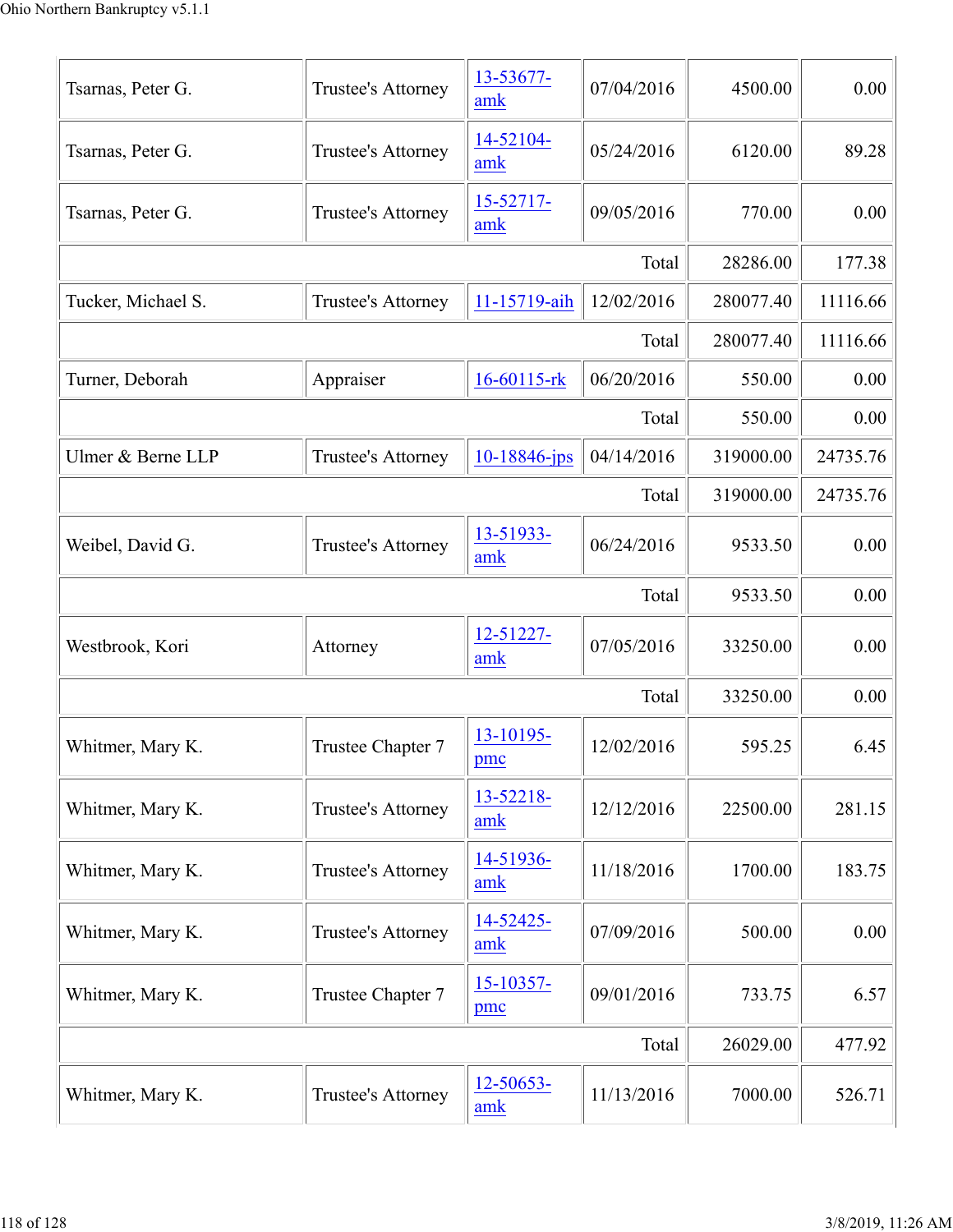| Tsarnas, Peter G. | Trustee's Attorney | 13-53677-amk | 07/04/2016 | 4500.00 | 0.00 |
|---|---|---|---|---|---|
| Tsarnas, Peter G. | Trustee's Attorney | 14-52104-amk | 05/24/2016 | 6120.00 | 89.28 |
| Tsarnas, Peter G. | Trustee's Attorney | 15-52717-amk | 09/05/2016 | 770.00 | 0.00 |
| | | | Total | 28286.00 | 177.38 |
| Tucker, Michael S. | Trustee's Attorney | 11-15719-aih | 12/02/2016 | 280077.40 | 11116.66 |
| | | | Total | 280077.40 | 11116.66 |
| Turner, Deborah | Appraiser | 16-60115-rk | 06/20/2016 | 550.00 | 0.00 |
| | | | Total | 550.00 | 0.00 |
| Ulmer & Berne LLP | Trustee's Attorney | 10-18846-jps | 04/14/2016 | 319000.00 | 24735.76 |
| | | | Total | 319000.00 | 24735.76 |
| Weibel, David G. | Trustee's Attorney | 13-51933-amk | 06/24/2016 | 9533.50 | 0.00 |
| | | | Total | 9533.50 | 0.00 |
| Westbrook, Kori | Attorney | 12-51227-amk | 07/05/2016 | 33250.00 | 0.00 |
| | | | Total | 33250.00 | 0.00 |
| Whitmer, Mary K. | Trustee Chapter 7 | 13-10195-pmc | 12/02/2016 | 595.25 | 6.45 |
| Whitmer, Mary K. | Trustee's Attorney | 13-52218-amk | 12/12/2016 | 22500.00 | 281.15 |
| Whitmer, Mary K. | Trustee's Attorney | 14-51936-amk | 11/18/2016 | 1700.00 | 183.75 |
| Whitmer, Mary K. | Trustee's Attorney | 14-52425-amk | 07/09/2016 | 500.00 | 0.00 |
| Whitmer, Mary K. | Trustee Chapter 7 | 15-10357-pmc | 09/01/2016 | 733.75 | 6.57 |
| | | | Total | 26029.00 | 477.92 |
| Whitmer, Mary K. | Trustee's Attorney | 12-50653-amk | 11/13/2016 | 7000.00 | 526.71 |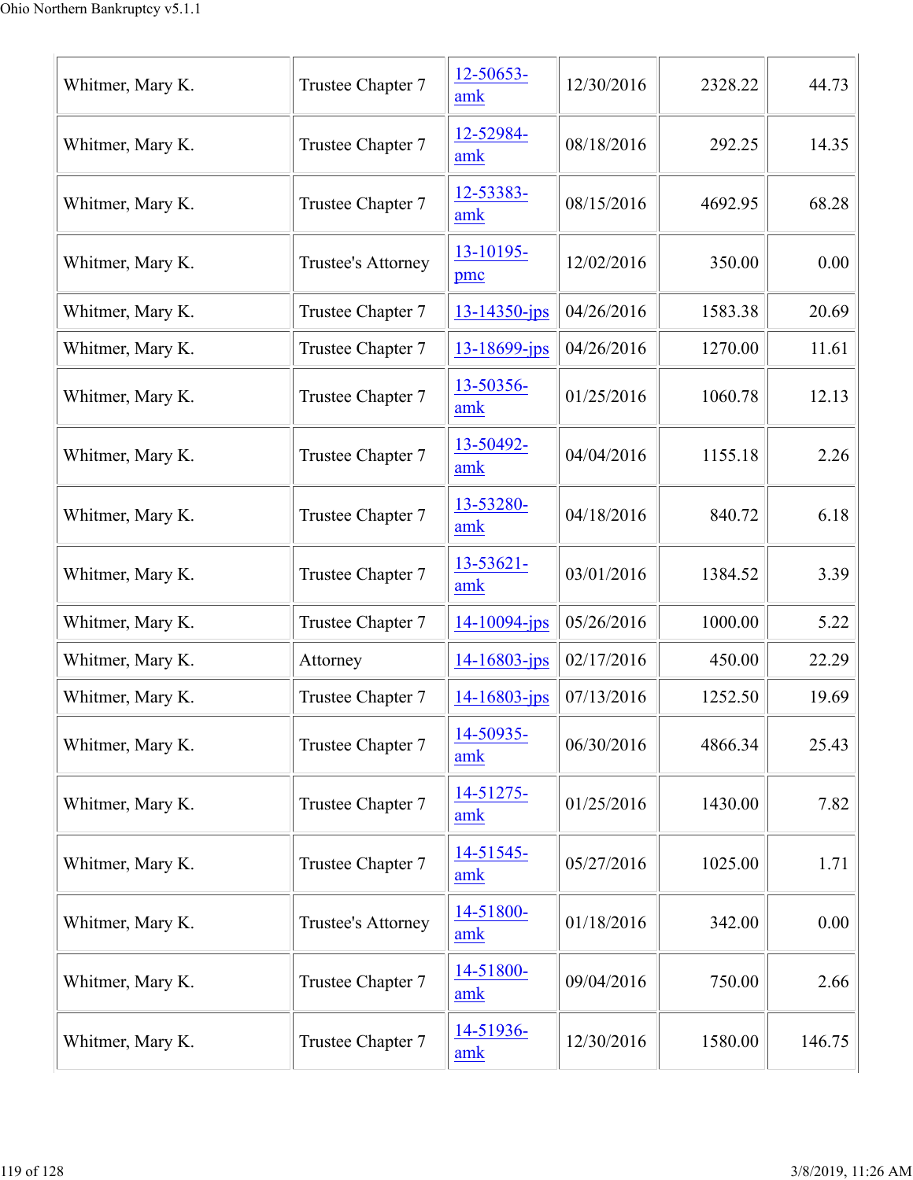| | | | | | |
|---|---|---|---|---|---|
| Whitmer, Mary K. | Trustee Chapter 7 | 12-50653-amk | 12/30/2016 | 2328.22 | 44.73 |
| Whitmer, Mary K. | Trustee Chapter 7 | 12-52984-amk | 08/18/2016 | 292.25 | 14.35 |
| Whitmer, Mary K. | Trustee Chapter 7 | 12-53383-amk | 08/15/2016 | 4692.95 | 68.28 |
| Whitmer, Mary K. | Trustee's Attorney | 13-10195-pmc | 12/02/2016 | 350.00 | 0.00 |
| Whitmer, Mary K. | Trustee Chapter 7 | 13-14350-jps | 04/26/2016 | 1583.38 | 20.69 |
| Whitmer, Mary K. | Trustee Chapter 7 | 13-18699-jps | 04/26/2016 | 1270.00 | 11.61 |
| Whitmer, Mary K. | Trustee Chapter 7 | 13-50356-amk | 01/25/2016 | 1060.78 | 12.13 |
| Whitmer, Mary K. | Trustee Chapter 7 | 13-50492-amk | 04/04/2016 | 1155.18 | 2.26 |
| Whitmer, Mary K. | Trustee Chapter 7 | 13-53280-amk | 04/18/2016 | 840.72 | 6.18 |
| Whitmer, Mary K. | Trustee Chapter 7 | 13-53621-amk | 03/01/2016 | 1384.52 | 3.39 |
| Whitmer, Mary K. | Trustee Chapter 7 | 14-10094-jps | 05/26/2016 | 1000.00 | 5.22 |
| Whitmer, Mary K. | Attorney | 14-16803-jps | 02/17/2016 | 450.00 | 22.29 |
| Whitmer, Mary K. | Trustee Chapter 7 | 14-16803-jps | 07/13/2016 | 1252.50 | 19.69 |
| Whitmer, Mary K. | Trustee Chapter 7 | 14-50935-amk | 06/30/2016 | 4866.34 | 25.43 |
| Whitmer, Mary K. | Trustee Chapter 7 | 14-51275-amk | 01/25/2016 | 1430.00 | 7.82 |
| Whitmer, Mary K. | Trustee Chapter 7 | 14-51545-amk | 05/27/2016 | 1025.00 | 1.71 |
| Whitmer, Mary K. | Trustee's Attorney | 14-51800-amk | 01/18/2016 | 342.00 | 0.00 |
| Whitmer, Mary K. | Trustee Chapter 7 | 14-51800-amk | 09/04/2016 | 750.00 | 2.66 |
| Whitmer, Mary K. | Trustee Chapter 7 | 14-51936-amk | 12/30/2016 | 1580.00 | 146.75 |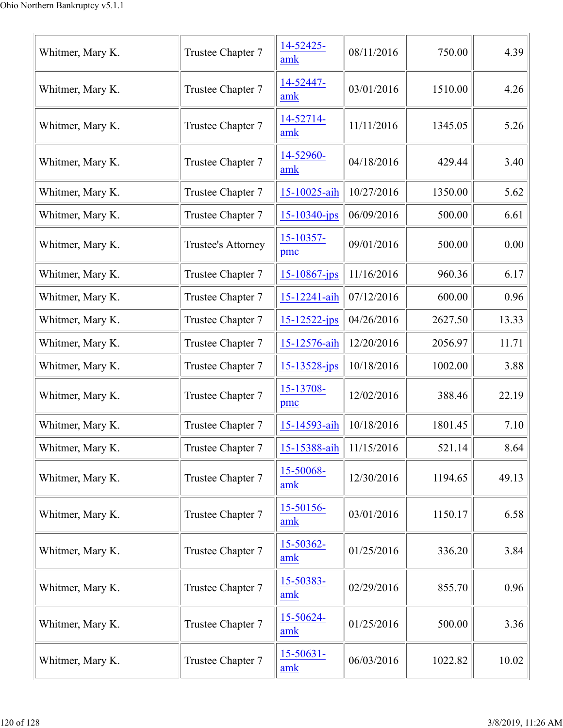| | | | | | |
|---|---|---|---|---|---|
| Whitmer, Mary K. | Trustee Chapter 7 | 14-52425-amk | 08/11/2016 | 750.00 | 4.39 |
| Whitmer, Mary K. | Trustee Chapter 7 | 14-52447-amk | 03/01/2016 | 1510.00 | 4.26 |
| Whitmer, Mary K. | Trustee Chapter 7 | 14-52714-amk | 11/11/2016 | 1345.05 | 5.26 |
| Whitmer, Mary K. | Trustee Chapter 7 | 14-52960-amk | 04/18/2016 | 429.44 | 3.40 |
| Whitmer, Mary K. | Trustee Chapter 7 | 15-10025-aih | 10/27/2016 | 1350.00 | 5.62 |
| Whitmer, Mary K. | Trustee Chapter 7 | 15-10340-jps | 06/09/2016 | 500.00 | 6.61 |
| Whitmer, Mary K. | Trustee's Attorney | 15-10357-pmc | 09/01/2016 | 500.00 | 0.00 |
| Whitmer, Mary K. | Trustee Chapter 7 | 15-10867-jps | 11/16/2016 | 960.36 | 6.17 |
| Whitmer, Mary K. | Trustee Chapter 7 | 15-12241-aih | 07/12/2016 | 600.00 | 0.96 |
| Whitmer, Mary K. | Trustee Chapter 7 | 15-12522-jps | 04/26/2016 | 2627.50 | 13.33 |
| Whitmer, Mary K. | Trustee Chapter 7 | 15-12576-aih | 12/20/2016 | 2056.97 | 11.71 |
| Whitmer, Mary K. | Trustee Chapter 7 | 15-13528-jps | 10/18/2016 | 1002.00 | 3.88 |
| Whitmer, Mary K. | Trustee Chapter 7 | 15-13708-pmc | 12/02/2016 | 388.46 | 22.19 |
| Whitmer, Mary K. | Trustee Chapter 7 | 15-14593-aih | 10/18/2016 | 1801.45 | 7.10 |
| Whitmer, Mary K. | Trustee Chapter 7 | 15-15388-aih | 11/15/2016 | 521.14 | 8.64 |
| Whitmer, Mary K. | Trustee Chapter 7 | 15-50068-amk | 12/30/2016 | 1194.65 | 49.13 |
| Whitmer, Mary K. | Trustee Chapter 7 | 15-50156-amk | 03/01/2016 | 1150.17 | 6.58 |
| Whitmer, Mary K. | Trustee Chapter 7 | 15-50362-amk | 01/25/2016 | 336.20 | 3.84 |
| Whitmer, Mary K. | Trustee Chapter 7 | 15-50383-amk | 02/29/2016 | 855.70 | 0.96 |
| Whitmer, Mary K. | Trustee Chapter 7 | 15-50624-amk | 01/25/2016 | 500.00 | 3.36 |
| Whitmer, Mary K. | Trustee Chapter 7 | 15-50631-amk | 06/03/2016 | 1022.82 | 10.02 |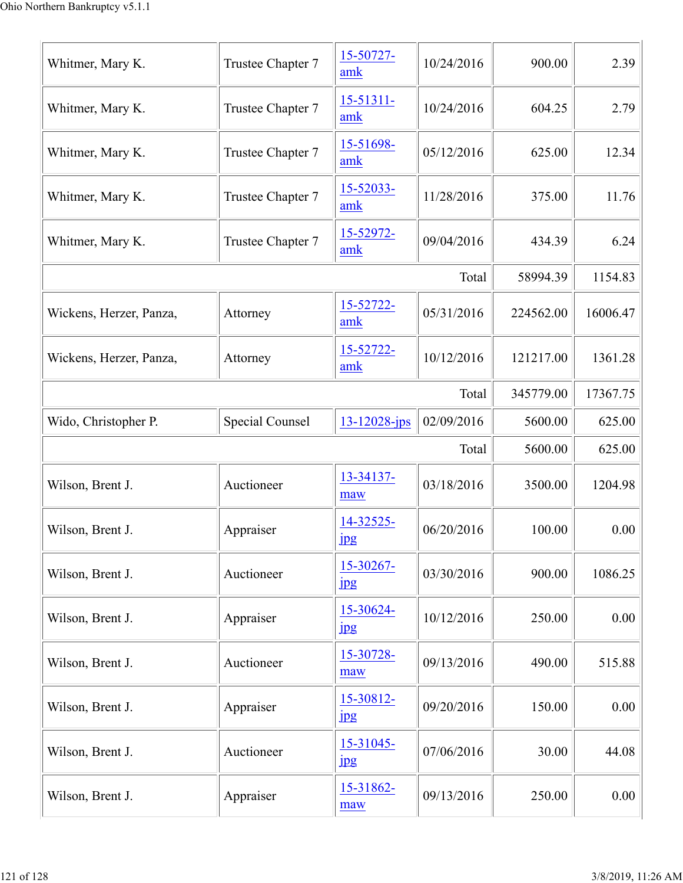| | | | | | |
|---|---|---|---|---|---|
| Whitmer, Mary K. | Trustee Chapter 7 | 15-50727-amk | 10/24/2016 | 900.00 | 2.39 |
| Whitmer, Mary K. | Trustee Chapter 7 | 15-51311-amk | 10/24/2016 | 604.25 | 2.79 |
| Whitmer, Mary K. | Trustee Chapter 7 | 15-51698-amk | 05/12/2016 | 625.00 | 12.34 |
| Whitmer, Mary K. | Trustee Chapter 7 | 15-52033-amk | 11/28/2016 | 375.00 | 11.76 |
| Whitmer, Mary K. | Trustee Chapter 7 | 15-52972-amk | 09/04/2016 | 434.39 | 6.24 |
| | | | Total | 58994.39 | 1154.83 |
| Wickens, Herzer, Panza, | Attorney | 15-52722-amk | 05/31/2016 | 224562.00 | 16006.47 |
| Wickens, Herzer, Panza, | Attorney | 15-52722-amk | 10/12/2016 | 121217.00 | 1361.28 |
| | | | Total | 345779.00 | 17367.75 |
| Wido, Christopher P. | Special Counsel | 13-12028-jps | 02/09/2016 | 5600.00 | 625.00 |
| | | | Total | 5600.00 | 625.00 |
| Wilson, Brent J. | Auctioneer | 13-34137-maw | 03/18/2016 | 3500.00 | 1204.98 |
| Wilson, Brent J. | Appraiser | 14-32525-jpg | 06/20/2016 | 100.00 | 0.00 |
| Wilson, Brent J. | Auctioneer | 15-30267-jpg | 03/30/2016 | 900.00 | 1086.25 |
| Wilson, Brent J. | Appraiser | 15-30624-jpg | 10/12/2016 | 250.00 | 0.00 |
| Wilson, Brent J. | Auctioneer | 15-30728-maw | 09/13/2016 | 490.00 | 515.88 |
| Wilson, Brent J. | Appraiser | 15-30812-jpg | 09/20/2016 | 150.00 | 0.00 |
| Wilson, Brent J. | Auctioneer | 15-31045-jpg | 07/06/2016 | 30.00 | 44.08 |
| Wilson, Brent J. | Appraiser | 15-31862-maw | 09/13/2016 | 250.00 | 0.00 |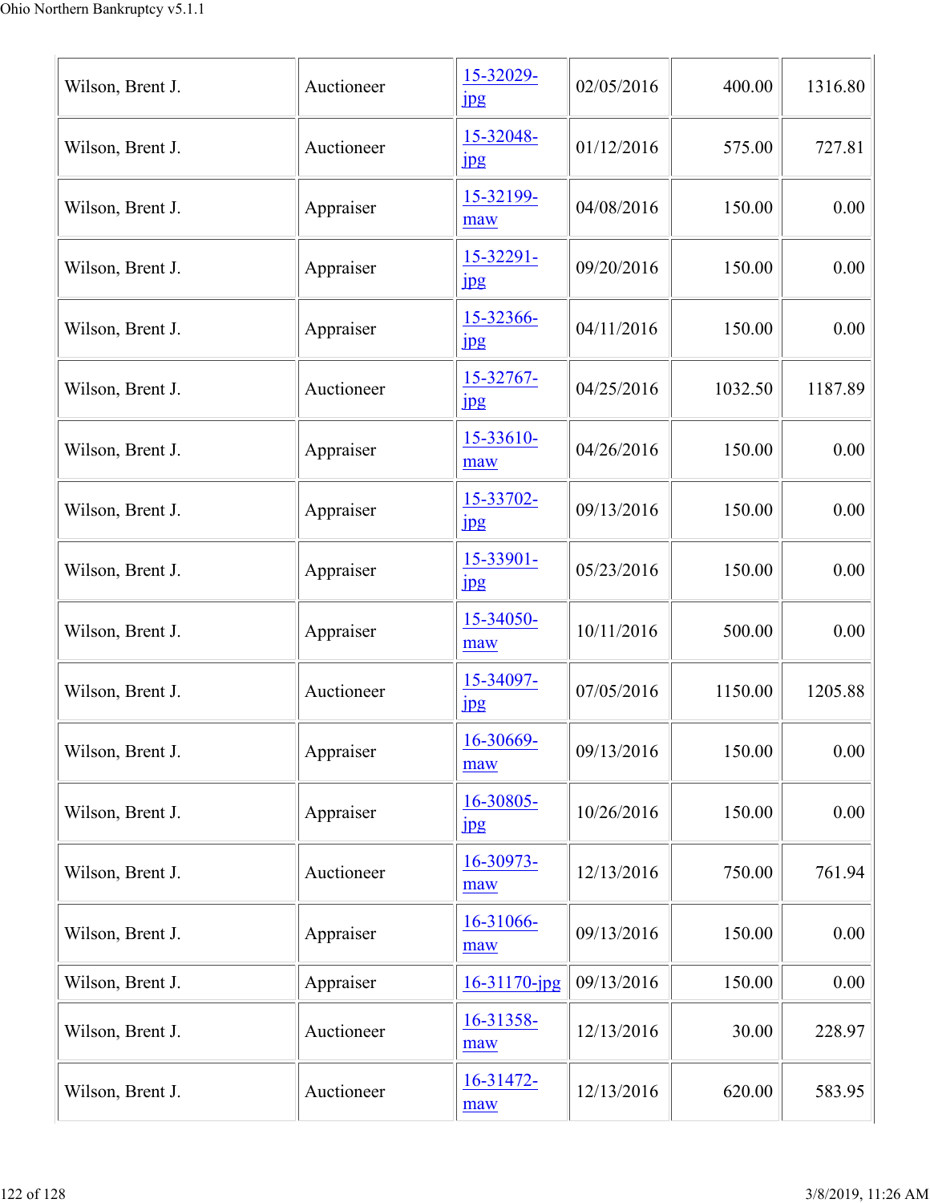| | | | | | |
|---|---|---|---|---|---|
| Wilson, Brent J. | Auctioneer | 15-32029-jpg | 02/05/2016 | 400.00 | 1316.80 |
| Wilson, Brent J. | Auctioneer | 15-32048-jpg | 01/12/2016 | 575.00 | 727.81 |
| Wilson, Brent J. | Appraiser | 15-32199-maw | 04/08/2016 | 150.00 | 0.00 |
| Wilson, Brent J. | Appraiser | 15-32291-jpg | 09/20/2016 | 150.00 | 0.00 |
| Wilson, Brent J. | Appraiser | 15-32366-jpg | 04/11/2016 | 150.00 | 0.00 |
| Wilson, Brent J. | Auctioneer | 15-32767-jpg | 04/25/2016 | 1032.50 | 1187.89 |
| Wilson, Brent J. | Appraiser | 15-33610-maw | 04/26/2016 | 150.00 | 0.00 |
| Wilson, Brent J. | Appraiser | 15-33702-jpg | 09/13/2016 | 150.00 | 0.00 |
| Wilson, Brent J. | Appraiser | 15-33901-jpg | 05/23/2016 | 150.00 | 0.00 |
| Wilson, Brent J. | Appraiser | 15-34050-maw | 10/11/2016 | 500.00 | 0.00 |
| Wilson, Brent J. | Auctioneer | 15-34097-jpg | 07/05/2016 | 1150.00 | 1205.88 |
| Wilson, Brent J. | Appraiser | 16-30669-maw | 09/13/2016 | 150.00 | 0.00 |
| Wilson, Brent J. | Appraiser | 16-30805-jpg | 10/26/2016 | 150.00 | 0.00 |
| Wilson, Brent J. | Auctioneer | 16-30973-maw | 12/13/2016 | 750.00 | 761.94 |
| Wilson, Brent J. | Appraiser | 16-31066-maw | 09/13/2016 | 150.00 | 0.00 |
| Wilson, Brent J. | Appraiser | 16-31170-jpg | 09/13/2016 | 150.00 | 0.00 |
| Wilson, Brent J. | Auctioneer | 16-31358-maw | 12/13/2016 | 30.00 | 228.97 |
| Wilson, Brent J. | Auctioneer | 16-31472-maw | 12/13/2016 | 620.00 | 583.95 |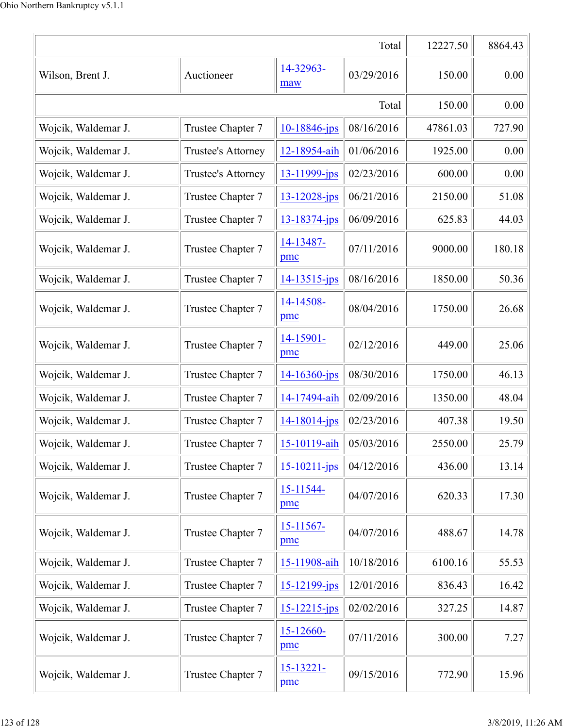| | | | | | |
|---|---|---|---|---|---|
| | | | Total | 12227.50 | 8864.43 |
| Wilson, Brent J. | Auctioneer | 14-32963-maw | 03/29/2016 | 150.00 | 0.00 |
| | | | Total | 150.00 | 0.00 |
| Wojcik, Waldemar J. | Trustee Chapter 7 | 10-18846-jps | 08/16/2016 | 47861.03 | 727.90 |
| Wojcik, Waldemar J. | Trustee's Attorney | 12-18954-aih | 01/06/2016 | 1925.00 | 0.00 |
| Wojcik, Waldemar J. | Trustee's Attorney | 13-11999-jps | 02/23/2016 | 600.00 | 0.00 |
| Wojcik, Waldemar J. | Trustee Chapter 7 | 13-12028-jps | 06/21/2016 | 2150.00 | 51.08 |
| Wojcik, Waldemar J. | Trustee Chapter 7 | 13-18374-jps | 06/09/2016 | 625.83 | 44.03 |
| Wojcik, Waldemar J. | Trustee Chapter 7 | 14-13487-pmc | 07/11/2016 | 9000.00 | 180.18 |
| Wojcik, Waldemar J. | Trustee Chapter 7 | 14-13515-jps | 08/16/2016 | 1850.00 | 50.36 |
| Wojcik, Waldemar J. | Trustee Chapter 7 | 14-14508-pmc | 08/04/2016 | 1750.00 | 26.68 |
| Wojcik, Waldemar J. | Trustee Chapter 7 | 14-15901-pmc | 02/12/2016 | 449.00 | 25.06 |
| Wojcik, Waldemar J. | Trustee Chapter 7 | 14-16360-jps | 08/30/2016 | 1750.00 | 46.13 |
| Wojcik, Waldemar J. | Trustee Chapter 7 | 14-17494-aih | 02/09/2016 | 1350.00 | 48.04 |
| Wojcik, Waldemar J. | Trustee Chapter 7 | 14-18014-jps | 02/23/2016 | 407.38 | 19.50 |
| Wojcik, Waldemar J. | Trustee Chapter 7 | 15-10119-aih | 05/03/2016 | 2550.00 | 25.79 |
| Wojcik, Waldemar J. | Trustee Chapter 7 | 15-10211-jps | 04/12/2016 | 436.00 | 13.14 |
| Wojcik, Waldemar J. | Trustee Chapter 7 | 15-11544-pmc | 04/07/2016 | 620.33 | 17.30 |
| Wojcik, Waldemar J. | Trustee Chapter 7 | 15-11567-pmc | 04/07/2016 | 488.67 | 14.78 |
| Wojcik, Waldemar J. | Trustee Chapter 7 | 15-11908-aih | 10/18/2016 | 6100.16 | 55.53 |
| Wojcik, Waldemar J. | Trustee Chapter 7 | 15-12199-jps | 12/01/2016 | 836.43 | 16.42 |
| Wojcik, Waldemar J. | Trustee Chapter 7 | 15-12215-jps | 02/02/2016 | 327.25 | 14.87 |
| Wojcik, Waldemar J. | Trustee Chapter 7 | 15-12660-pmc | 07/11/2016 | 300.00 | 7.27 |
| Wojcik, Waldemar J. | Trustee Chapter 7 | 15-13221-pmc | 09/15/2016 | 772.90 | 15.96 |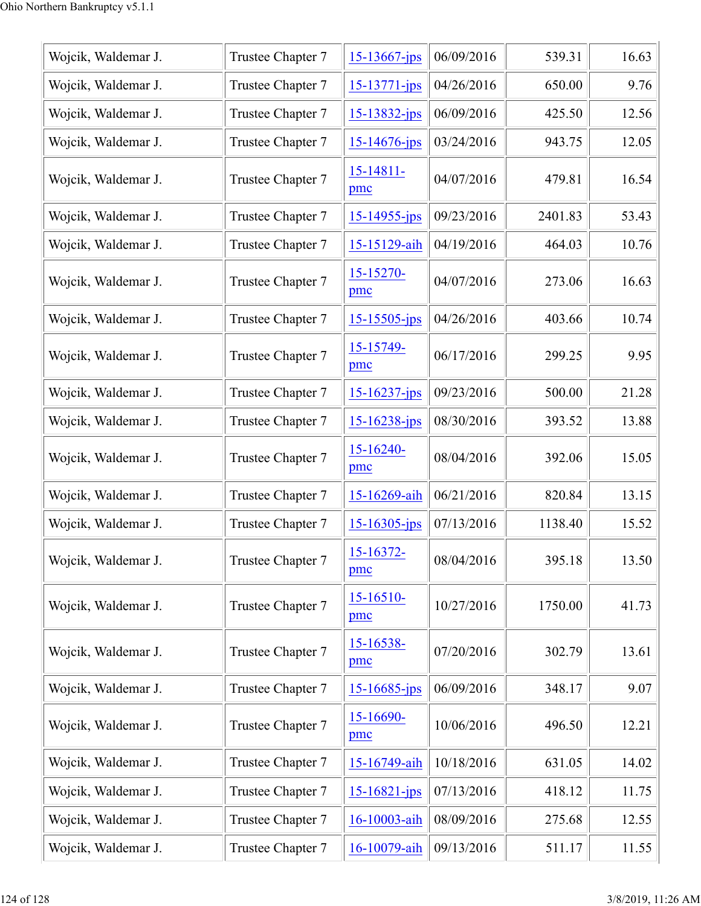| | | | | | |
|---|---|---|---|---|---|
| Wojcik, Waldemar J. | Trustee Chapter 7 | 15-13667-jps | 06/09/2016 | 539.31 | 16.63 |
| Wojcik, Waldemar J. | Trustee Chapter 7 | 15-13771-jps | 04/26/2016 | 650.00 | 9.76 |
| Wojcik, Waldemar J. | Trustee Chapter 7 | 15-13832-jps | 06/09/2016 | 425.50 | 12.56 |
| Wojcik, Waldemar J. | Trustee Chapter 7 | 15-14676-jps | 03/24/2016 | 943.75 | 12.05 |
| Wojcik, Waldemar J. | Trustee Chapter 7 | 15-14811-pmc | 04/07/2016 | 479.81 | 16.54 |
| Wojcik, Waldemar J. | Trustee Chapter 7 | 15-14955-jps | 09/23/2016 | 2401.83 | 53.43 |
| Wojcik, Waldemar J. | Trustee Chapter 7 | 15-15129-aih | 04/19/2016 | 464.03 | 10.76 |
| Wojcik, Waldemar J. | Trustee Chapter 7 | 15-15270-pmc | 04/07/2016 | 273.06 | 16.63 |
| Wojcik, Waldemar J. | Trustee Chapter 7 | 15-15505-jps | 04/26/2016 | 403.66 | 10.74 |
| Wojcik, Waldemar J. | Trustee Chapter 7 | 15-15749-pmc | 06/17/2016 | 299.25 | 9.95 |
| Wojcik, Waldemar J. | Trustee Chapter 7 | 15-16237-jps | 09/23/2016 | 500.00 | 21.28 |
| Wojcik, Waldemar J. | Trustee Chapter 7 | 15-16238-jps | 08/30/2016 | 393.52 | 13.88 |
| Wojcik, Waldemar J. | Trustee Chapter 7 | 15-16240-pmc | 08/04/2016 | 392.06 | 15.05 |
| Wojcik, Waldemar J. | Trustee Chapter 7 | 15-16269-aih | 06/21/2016 | 820.84 | 13.15 |
| Wojcik, Waldemar J. | Trustee Chapter 7 | 15-16305-jps | 07/13/2016 | 1138.40 | 15.52 |
| Wojcik, Waldemar J. | Trustee Chapter 7 | 15-16372-pmc | 08/04/2016 | 395.18 | 13.50 |
| Wojcik, Waldemar J. | Trustee Chapter 7 | 15-16510-pmc | 10/27/2016 | 1750.00 | 41.73 |
| Wojcik, Waldemar J. | Trustee Chapter 7 | 15-16538-pmc | 07/20/2016 | 302.79 | 13.61 |
| Wojcik, Waldemar J. | Trustee Chapter 7 | 15-16685-jps | 06/09/2016 | 348.17 | 9.07 |
| Wojcik, Waldemar J. | Trustee Chapter 7 | 15-16690-pmc | 10/06/2016 | 496.50 | 12.21 |
| Wojcik, Waldemar J. | Trustee Chapter 7 | 15-16749-aih | 10/18/2016 | 631.05 | 14.02 |
| Wojcik, Waldemar J. | Trustee Chapter 7 | 15-16821-jps | 07/13/2016 | 418.12 | 11.75 |
| Wojcik, Waldemar J. | Trustee Chapter 7 | 16-10003-aih | 08/09/2016 | 275.68 | 12.55 |
| Wojcik, Waldemar J. | Trustee Chapter 7 | 16-10079-aih | 09/13/2016 | 511.17 | 11.55 |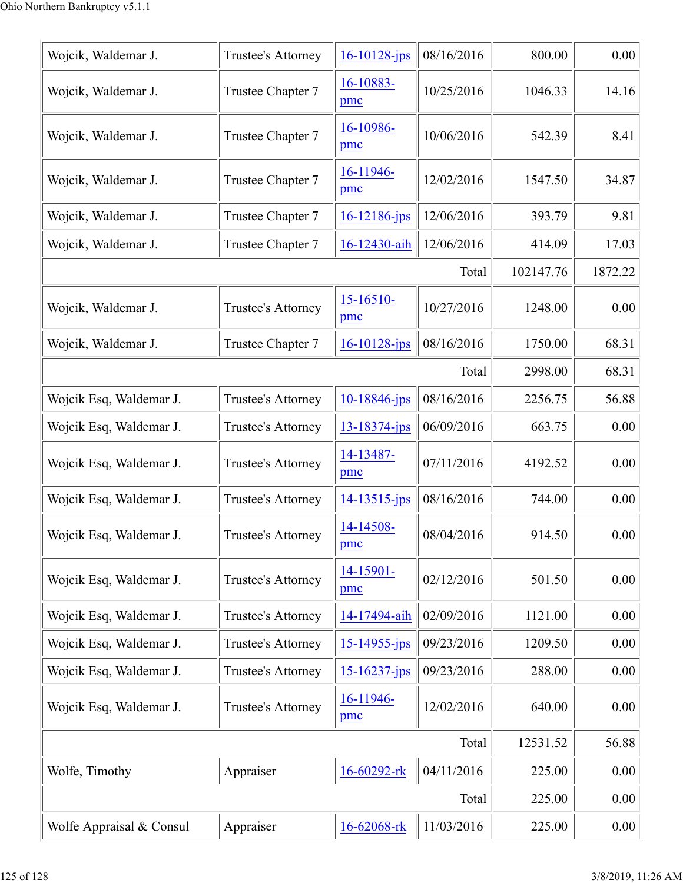| Wojcik, Waldemar J. | Trustee's Attorney | 16-10128-jps | 08/16/2016 | 800.00 | 0.00 |
|---|---|---|---|---|---|
| Wojcik, Waldemar J. | Trustee Chapter 7 | 16-10883-pmc | 10/25/2016 | 1046.33 | 14.16 |
| Wojcik, Waldemar J. | Trustee Chapter 7 | 16-10986-pmc | 10/06/2016 | 542.39 | 8.41 |
| Wojcik, Waldemar J. | Trustee Chapter 7 | 16-11946-pmc | 12/02/2016 | 1547.50 | 34.87 |
| Wojcik, Waldemar J. | Trustee Chapter 7 | 16-12186-jps | 12/06/2016 | 393.79 | 9.81 |
| Wojcik, Waldemar J. | Trustee Chapter 7 | 16-12430-aih | 12/06/2016 | 414.09 | 17.03 |
| | | | Total | 102147.76 | 1872.22 |
| Wojcik, Waldemar J. | Trustee's Attorney | 15-16510-pmc | 10/27/2016 | 1248.00 | 0.00 |
| Wojcik, Waldemar J. | Trustee Chapter 7 | 16-10128-jps | 08/16/2016 | 1750.00 | 68.31 |
| | | | Total | 2998.00 | 68.31 |
| Wojcik Esq, Waldemar J. | Trustee's Attorney | 10-18846-jps | 08/16/2016 | 2256.75 | 56.88 |
| Wojcik Esq, Waldemar J. | Trustee's Attorney | 13-18374-jps | 06/09/2016 | 663.75 | 0.00 |
| Wojcik Esq, Waldemar J. | Trustee's Attorney | 14-13487-pmc | 07/11/2016 | 4192.52 | 0.00 |
| Wojcik Esq, Waldemar J. | Trustee's Attorney | 14-13515-jps | 08/16/2016 | 744.00 | 0.00 |
| Wojcik Esq, Waldemar J. | Trustee's Attorney | 14-14508-pmc | 08/04/2016 | 914.50 | 0.00 |
| Wojcik Esq, Waldemar J. | Trustee's Attorney | 14-15901-pmc | 02/12/2016 | 501.50 | 0.00 |
| Wojcik Esq, Waldemar J. | Trustee's Attorney | 14-17494-aih | 02/09/2016 | 1121.00 | 0.00 |
| Wojcik Esq, Waldemar J. | Trustee's Attorney | 15-14955-jps | 09/23/2016 | 1209.50 | 0.00 |
| Wojcik Esq, Waldemar J. | Trustee's Attorney | 15-16237-jps | 09/23/2016 | 288.00 | 0.00 |
| Wojcik Esq, Waldemar J. | Trustee's Attorney | 16-11946-pmc | 12/02/2016 | 640.00 | 0.00 |
| | | | Total | 12531.52 | 56.88 |
| Wolfe, Timothy | Appraiser | 16-60292-rk | 04/11/2016 | 225.00 | 0.00 |
| | | | Total | 225.00 | 0.00 |
| Wolfe Appraisal & Consul | Appraiser | 16-62068-rk | 11/03/2016 | 225.00 | 0.00 |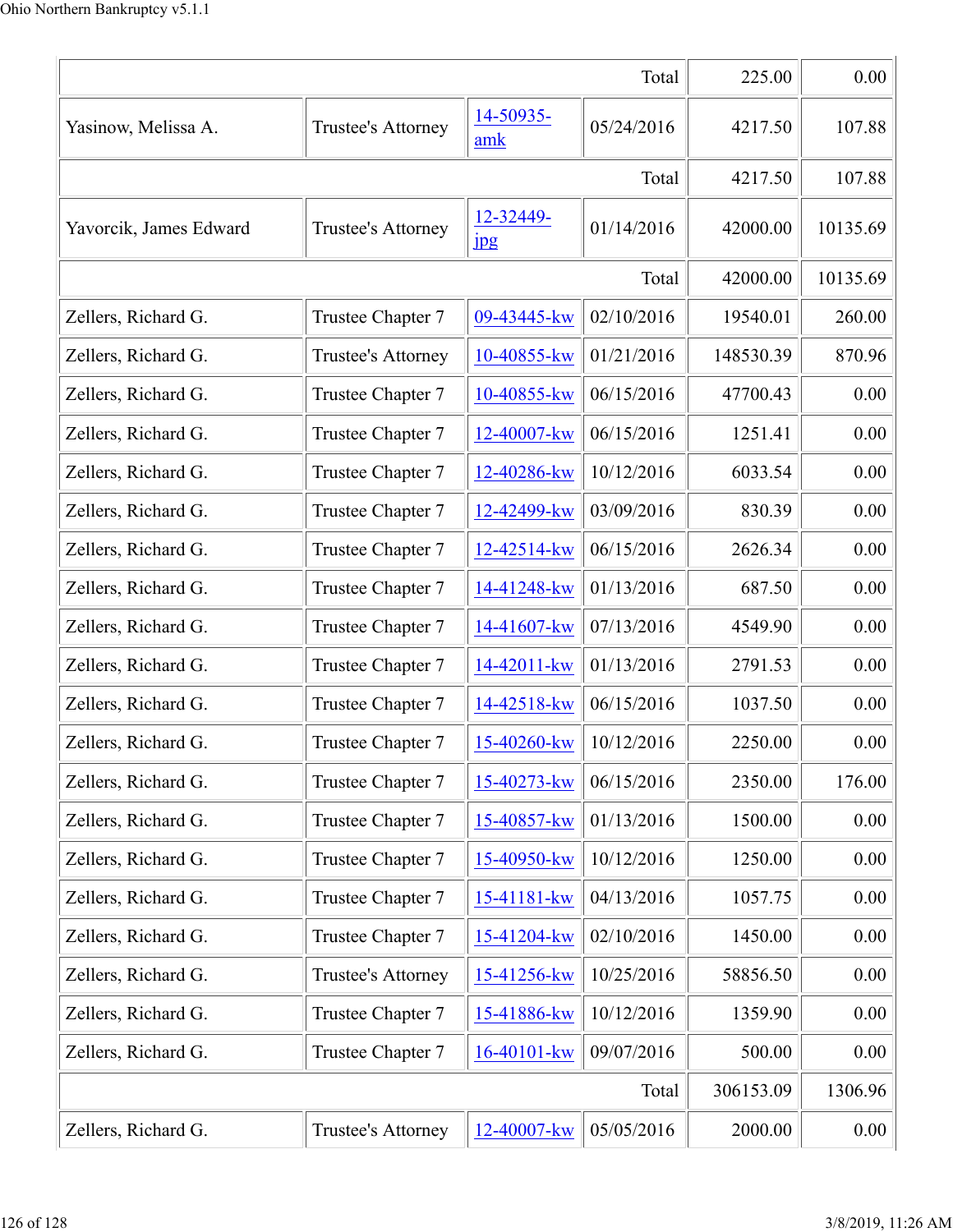| | | | | | |
|---|---|---|---|---|---|
| | | | Total | 225.00 | 0.00 |
| Yasinow, Melissa A. | Trustee's Attorney | 14-50935-amk | 05/24/2016 | 4217.50 | 107.88 |
| | | | Total | 4217.50 | 107.88 |
| Yavorcik, James Edward | Trustee's Attorney | 12-32449-jpg | 01/14/2016 | 42000.00 | 10135.69 |
| | | | Total | 42000.00 | 10135.69 |
| Zellers, Richard G. | Trustee Chapter 7 | 09-43445-kw | 02/10/2016 | 19540.01 | 260.00 |
| Zellers, Richard G. | Trustee's Attorney | 10-40855-kw | 01/21/2016 | 148530.39 | 870.96 |
| Zellers, Richard G. | Trustee Chapter 7 | 10-40855-kw | 06/15/2016 | 47700.43 | 0.00 |
| Zellers, Richard G. | Trustee Chapter 7 | 12-40007-kw | 06/15/2016 | 1251.41 | 0.00 |
| Zellers, Richard G. | Trustee Chapter 7 | 12-40286-kw | 10/12/2016 | 6033.54 | 0.00 |
| Zellers, Richard G. | Trustee Chapter 7 | 12-42499-kw | 03/09/2016 | 830.39 | 0.00 |
| Zellers, Richard G. | Trustee Chapter 7 | 12-42514-kw | 06/15/2016 | 2626.34 | 0.00 |
| Zellers, Richard G. | Trustee Chapter 7 | 14-41248-kw | 01/13/2016 | 687.50 | 0.00 |
| Zellers, Richard G. | Trustee Chapter 7 | 14-41607-kw | 07/13/2016 | 4549.90 | 0.00 |
| Zellers, Richard G. | Trustee Chapter 7 | 14-42011-kw | 01/13/2016 | 2791.53 | 0.00 |
| Zellers, Richard G. | Trustee Chapter 7 | 14-42518-kw | 06/15/2016 | 1037.50 | 0.00 |
| Zellers, Richard G. | Trustee Chapter 7 | 15-40260-kw | 10/12/2016 | 2250.00 | 0.00 |
| Zellers, Richard G. | Trustee Chapter 7 | 15-40273-kw | 06/15/2016 | 2350.00 | 176.00 |
| Zellers, Richard G. | Trustee Chapter 7 | 15-40857-kw | 01/13/2016 | 1500.00 | 0.00 |
| Zellers, Richard G. | Trustee Chapter 7 | 15-40950-kw | 10/12/2016 | 1250.00 | 0.00 |
| Zellers, Richard G. | Trustee Chapter 7 | 15-41181-kw | 04/13/2016 | 1057.75 | 0.00 |
| Zellers, Richard G. | Trustee Chapter 7 | 15-41204-kw | 02/10/2016 | 1450.00 | 0.00 |
| Zellers, Richard G. | Trustee's Attorney | 15-41256-kw | 10/25/2016 | 58856.50 | 0.00 |
| Zellers, Richard G. | Trustee Chapter 7 | 15-41886-kw | 10/12/2016 | 1359.90 | 0.00 |
| Zellers, Richard G. | Trustee Chapter 7 | 16-40101-kw | 09/07/2016 | 500.00 | 0.00 |
| | | | Total | 306153.09 | 1306.96 |
| Zellers, Richard G. | Trustee's Attorney | 12-40007-kw | 05/05/2016 | 2000.00 | 0.00 |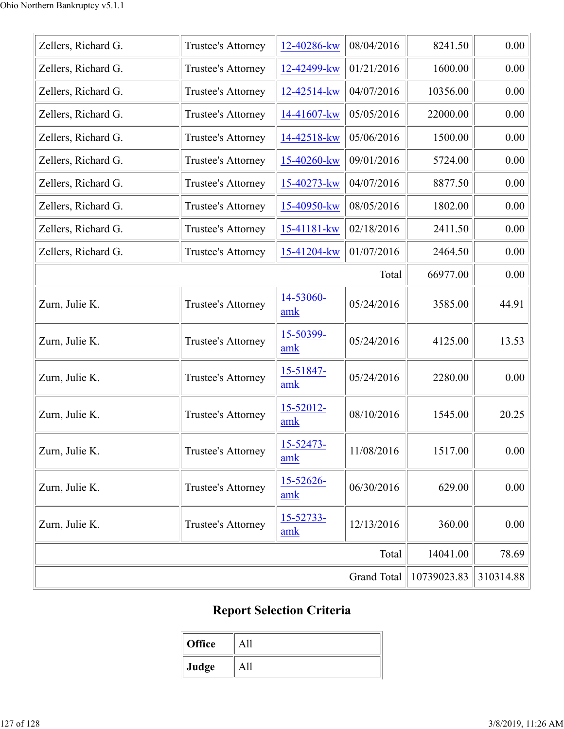| | | | | | |
|---|---|---|---|---|---|
| Zellers, Richard G. | Trustee's Attorney | 12-40286-kw | 08/04/2016 | 8241.50 | 0.00 |
| Zellers, Richard G. | Trustee's Attorney | 12-42499-kw | 01/21/2016 | 1600.00 | 0.00 |
| Zellers, Richard G. | Trustee's Attorney | 12-42514-kw | 04/07/2016 | 10356.00 | 0.00 |
| Zellers, Richard G. | Trustee's Attorney | 14-41607-kw | 05/05/2016 | 22000.00 | 0.00 |
| Zellers, Richard G. | Trustee's Attorney | 14-42518-kw | 05/06/2016 | 1500.00 | 0.00 |
| Zellers, Richard G. | Trustee's Attorney | 15-40260-kw | 09/01/2016 | 5724.00 | 0.00 |
| Zellers, Richard G. | Trustee's Attorney | 15-40273-kw | 04/07/2016 | 8877.50 | 0.00 |
| Zellers, Richard G. | Trustee's Attorney | 15-40950-kw | 08/05/2016 | 1802.00 | 0.00 |
| Zellers, Richard G. | Trustee's Attorney | 15-41181-kw | 02/18/2016 | 2411.50 | 0.00 |
| Zellers, Richard G. | Trustee's Attorney | 15-41204-kw | 01/07/2016 | 2464.50 | 0.00 |
| | | | Total | 66977.00 | 0.00 |
| Zurn, Julie K. | Trustee's Attorney | 14-53060-amk | 05/24/2016 | 3585.00 | 44.91 |
| Zurn, Julie K. | Trustee's Attorney | 15-50399-amk | 05/24/2016 | 4125.00 | 13.53 |
| Zurn, Julie K. | Trustee's Attorney | 15-51847-amk | 05/24/2016 | 2280.00 | 0.00 |
| Zurn, Julie K. | Trustee's Attorney | 15-52012-amk | 08/10/2016 | 1545.00 | 20.25 |
| Zurn, Julie K. | Trustee's Attorney | 15-52473-amk | 11/08/2016 | 1517.00 | 0.00 |
| Zurn, Julie K. | Trustee's Attorney | 15-52626-amk | 06/30/2016 | 629.00 | 0.00 |
| Zurn, Julie K. | Trustee's Attorney | 15-52733-amk | 12/13/2016 | 360.00 | 0.00 |
| | | | Total | 14041.00 | 78.69 |
| | | | Grand Total | 10739023.83 | 310314.88 |

## Report Selection Criteria

| | |
|---|---|
| **Office** | All |
| **Judge** | All |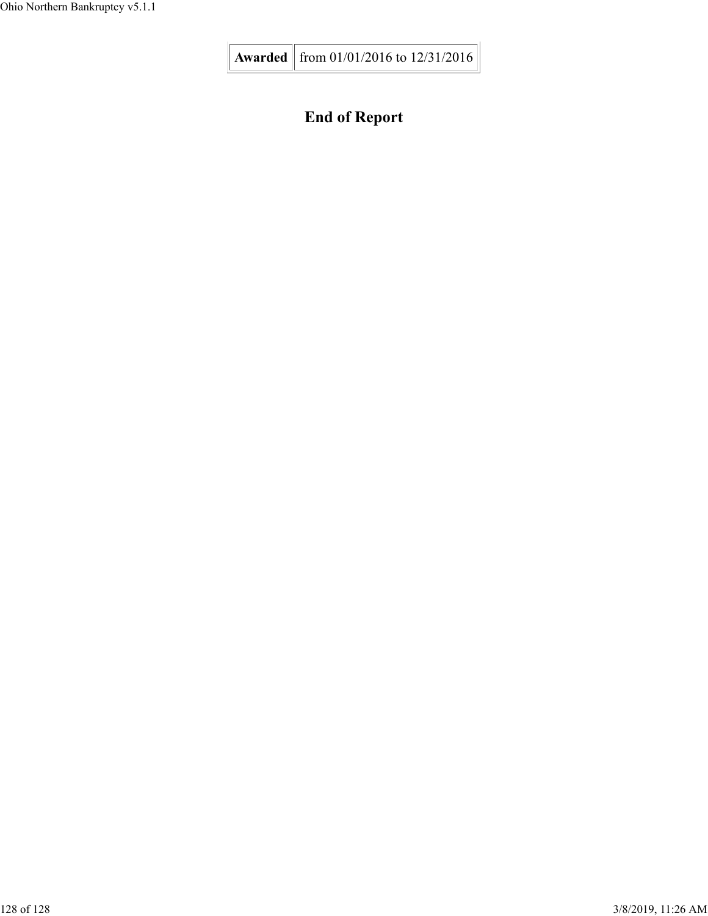| | |
|---|---|
| **Awarded** | from 01/01/2016 to 12/31/2016 |

## End of Report